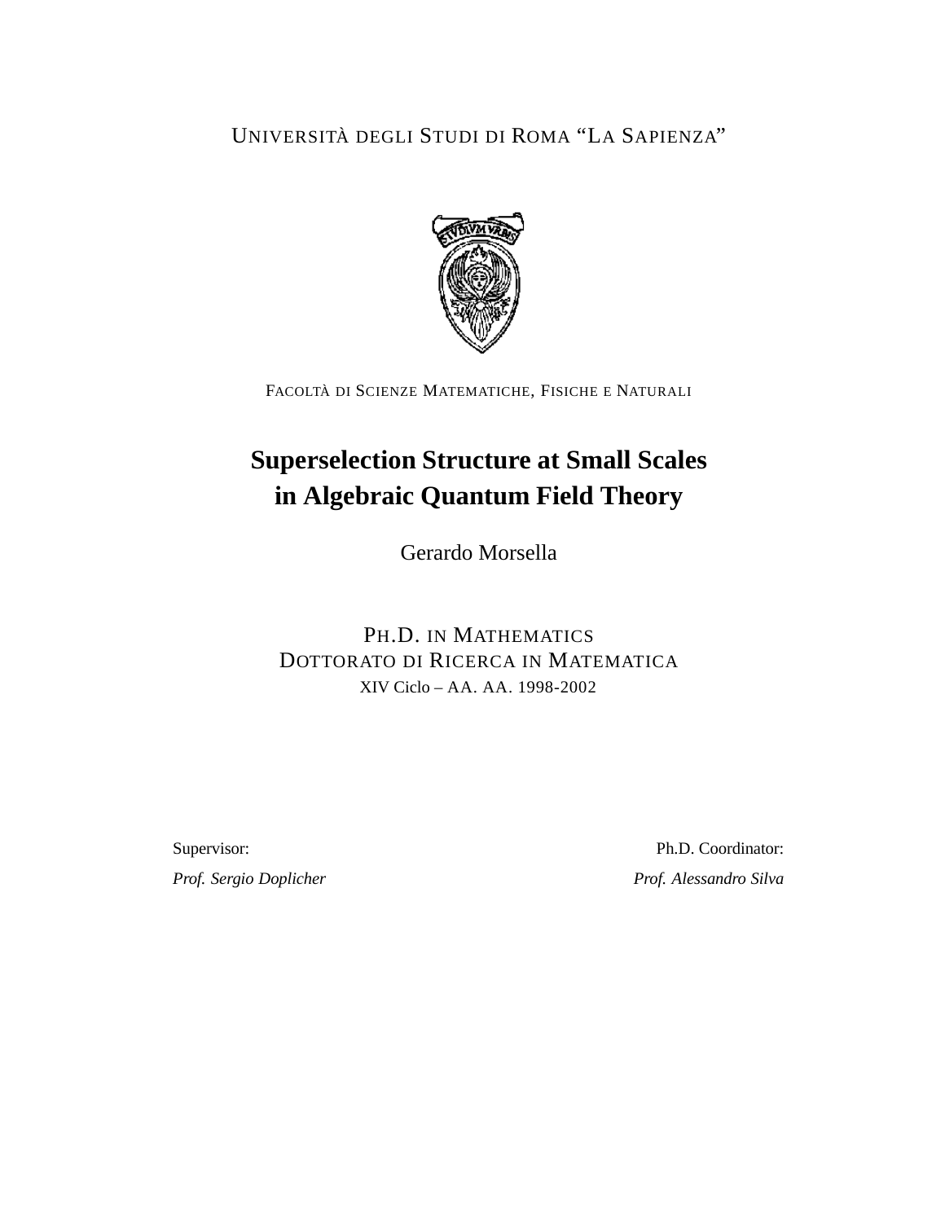UNIVERSITÀ DEGLI STUDI DI ROMA "LA SAPIENZA"

FACOLTÀ DI SCIENZE MATEMATICHE, FISICHE E NATURALI

# Superselection Structure at Small Scales in Algebraic Quantum Field Theory

Gerardo Morsella

PH.D. IN MATHEMATICS
DOTTORATO DI RICERCA IN MATEMATICA
XIV Ciclo – AA. AA. 1998-2002

Supervisor:
*Prof. Sergio Doplicher*

Ph.D. Coordinator:
*Prof. Alessandro Silva*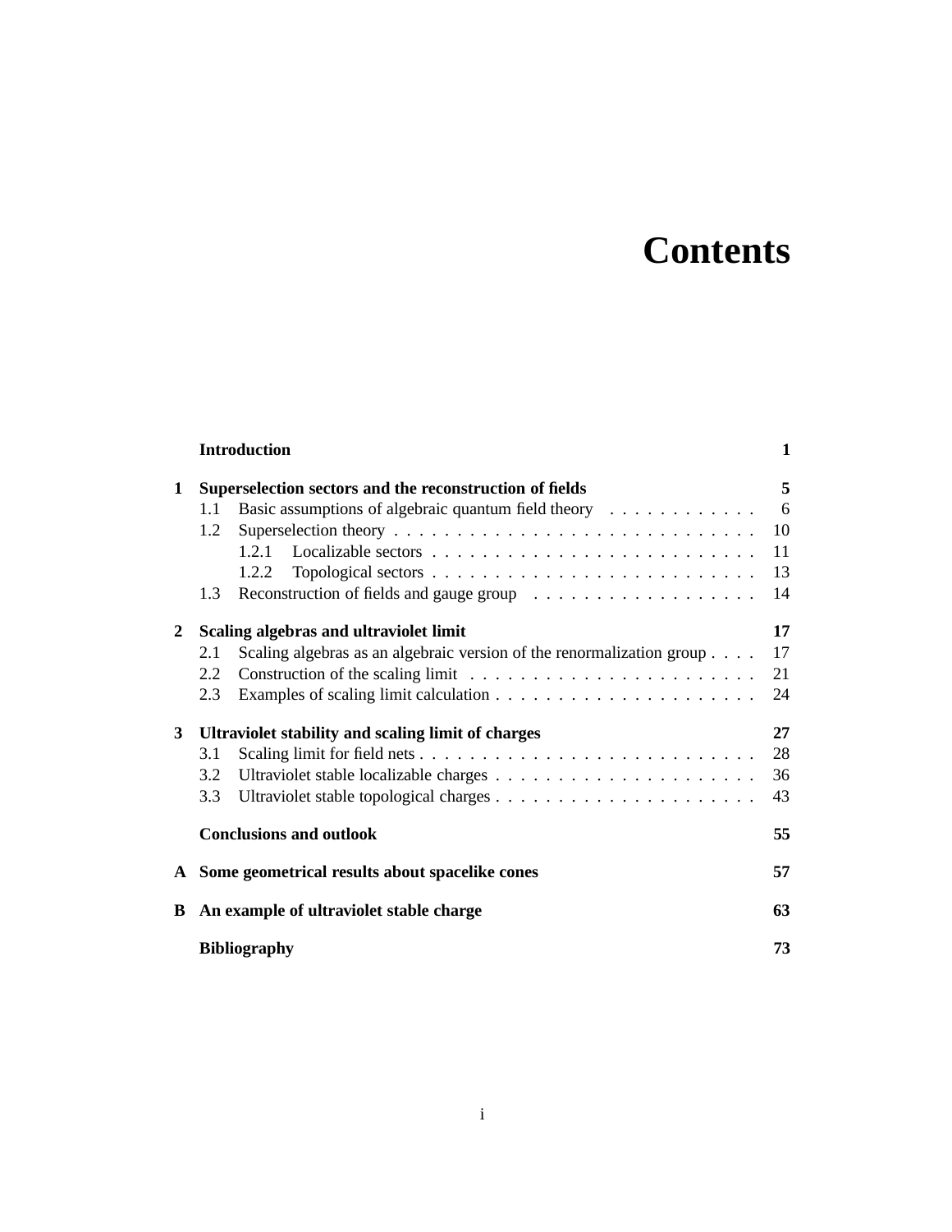# Contents

| | | |
|---|---|---|
| | **Introduction** | **1** |
| **1** | **Superselection sectors and the reconstruction of fields** | **5** |
| | 1.1 Basic assumptions of algebraic quantum field theory | 6 |
| | 1.2 Superselection theory | 10 |
| | 1.2.1 Localizable sectors | 11 |
| | 1.2.2 Topological sectors | 13 |
| | 1.3 Reconstruction of fields and gauge group | 14 |
| **2** | **Scaling algebras and ultraviolet limit** | **17** |
| | 2.1 Scaling algebras as an algebraic version of the renormalization group | 17 |
| | 2.2 Construction of the scaling limit | 21 |
| | 2.3 Examples of scaling limit calculation | 24 |
| **3** | **Ultraviolet stability and scaling limit of charges** | **27** |
| | 3.1 Scaling limit for field nets | 28 |
| | 3.2 Ultraviolet stable localizable charges | 36 |
| | 3.3 Ultraviolet stable topological charges | 43 |
| | **Conclusions and outlook** | **55** |
| **A** | **Some geometrical results about spacelike cones** | **57** |
| **B** | **An example of ultraviolet stable charge** | **63** |
| | **Bibliography** | **73** |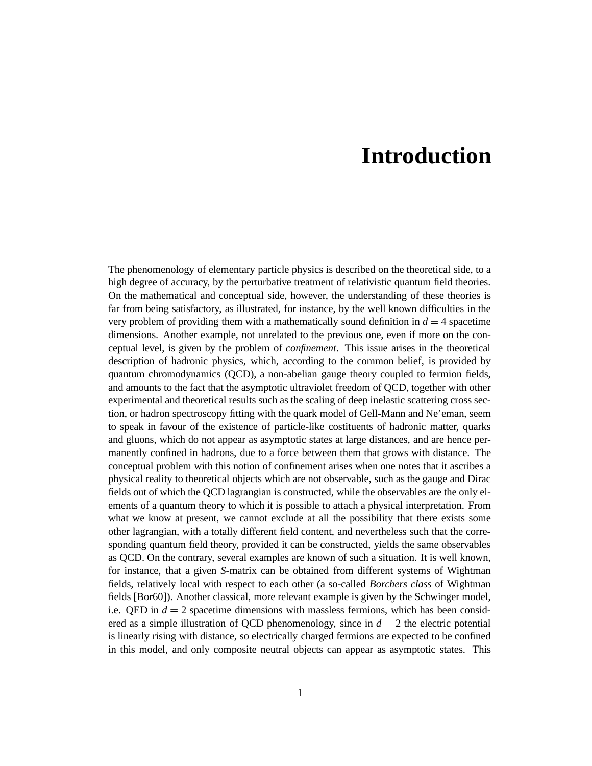# Introduction

The phenomenology of elementary particle physics is described on the theoretical side, to a high degree of accuracy, by the perturbative treatment of relativistic quantum field theories. On the mathematical and conceptual side, however, the understanding of these theories is far from being satisfactory, as illustrated, for instance, by the well known difficulties in the very problem of providing them with a mathematically sound definition in $d = 4$ spacetime dimensions. Another example, not unrelated to the previous one, even if more on the conceptual level, is given by the problem of *confinement*. This issue arises in the theoretical description of hadronic physics, which, according to the common belief, is provided by quantum chromodynamics (QCD), a non-abelian gauge theory coupled to fermion fields, and amounts to the fact that the asymptotic ultraviolet freedom of QCD, together with other experimental and theoretical results such as the scaling of deep inelastic scattering cross section, or hadron spectroscopy fitting with the quark model of Gell-Mann and Ne'eman, seem to speak in favour of the existence of particle-like costituents of hadronic matter, quarks and gluons, which do not appear as asymptotic states at large distances, and are hence permanently confined in hadrons, due to a force between them that grows with distance. The conceptual problem with this notion of confinement arises when one notes that it ascribes a physical reality to theoretical objects which are not observable, such as the gauge and Dirac fields out of which the QCD lagrangian is constructed, while the observables are the only elements of a quantum theory to which it is possible to attach a physical interpretation. From what we know at present, we cannot exclude at all the possibility that there exists some other lagrangian, with a totally different field content, and nevertheless such that the corresponding quantum field theory, provided it can be constructed, yields the same observables as QCD. On the contrary, several examples are known of such a situation. It is well known, for instance, that a given $S$-matrix can be obtained from different systems of Wightman fields, relatively local with respect to each other (a so-called *Borchers class* of Wightman fields [Bor60]). Another classical, more relevant example is given by the Schwinger model, i.e. QED in $d = 2$ spacetime dimensions with massless fermions, which has been considered as a simple illustration of QCD phenomenology, since in $d = 2$ the electric potential is linearly rising with distance, so electrically charged fermions are expected to be confined in this model, and only composite neutral objects can appear as asymptotic states. This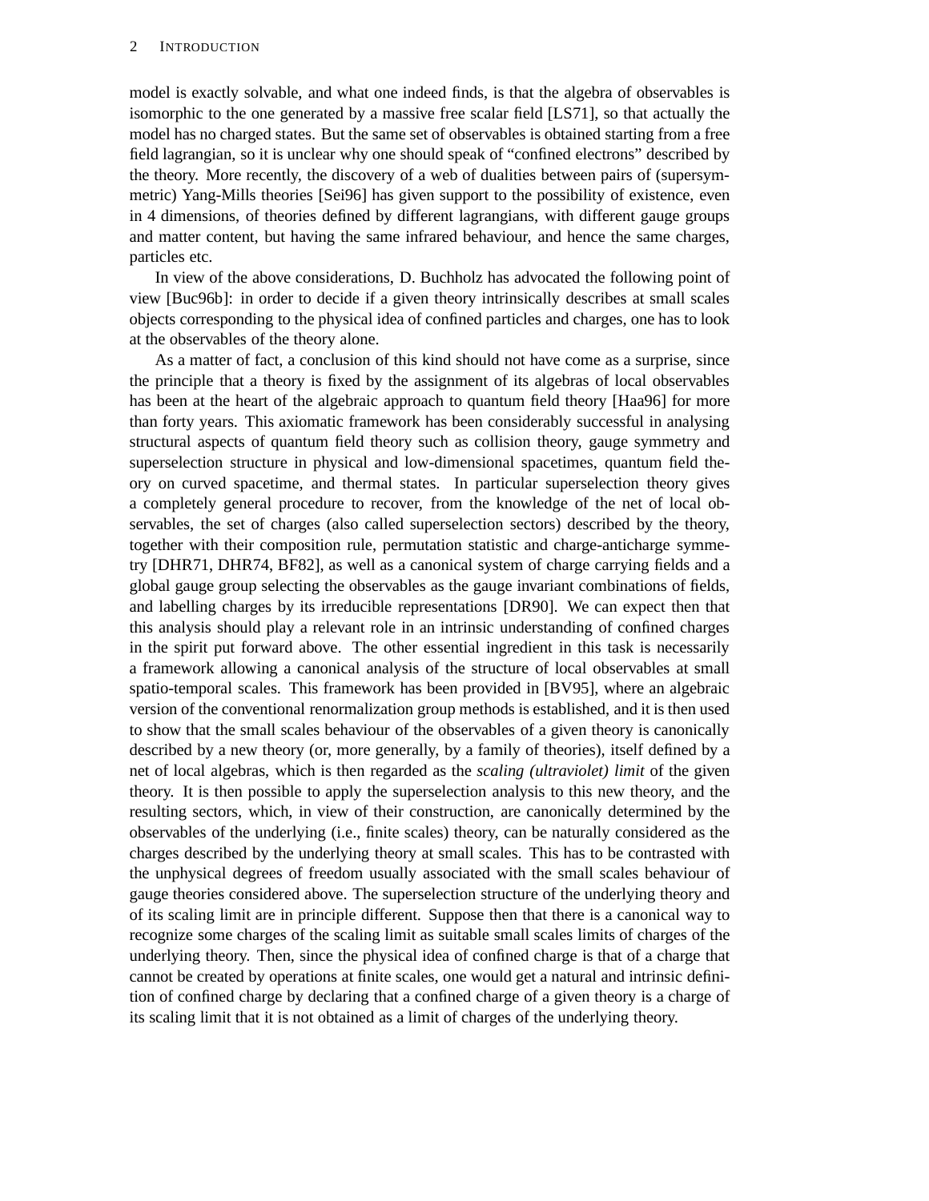model is exactly solvable, and what one indeed finds, is that the algebra of observables is isomorphic to the one generated by a massive free scalar field [LS71], so that actually the model has no charged states. But the same set of observables is obtained starting from a free field lagrangian, so it is unclear why one should speak of "confined electrons" described by the theory. More recently, the discovery of a web of dualities between pairs of (supersymmetric) Yang-Mills theories [Sei96] has given support to the possibility of existence, even in 4 dimensions, of theories defined by different lagrangians, with different gauge groups and matter content, but having the same infrared behaviour, and hence the same charges, particles etc.

In view of the above considerations, D. Buchholz has advocated the following point of view [Buc96b]: in order to decide if a given theory intrinsically describes at small scales objects corresponding to the physical idea of confined particles and charges, one has to look at the observables of the theory alone.

As a matter of fact, a conclusion of this kind should not have come as a surprise, since the principle that a theory is fixed by the assignment of its algebras of local observables has been at the heart of the algebraic approach to quantum field theory [Haa96] for more than forty years. This axiomatic framework has been considerably successful in analysing structural aspects of quantum field theory such as collision theory, gauge symmetry and superselection structure in physical and low-dimensional spacetimes, quantum field theory on curved spacetime, and thermal states. In particular superselection theory gives a completely general procedure to recover, from the knowledge of the net of local observables, the set of charges (also called superselection sectors) described by the theory, together with their composition rule, permutation statistic and charge-anticharge symmetry [DHR71, DHR74, BF82], as well as a canonical system of charge carrying fields and a global gauge group selecting the observables as the gauge invariant combinations of fields, and labelling charges by its irreducible representations [DR90]. We can expect then that this analysis should play a relevant role in an intrinsic understanding of confined charges in the spirit put forward above. The other essential ingredient in this task is necessarily a framework allowing a canonical analysis of the structure of local observables at small spatio-temporal scales. This framework has been provided in [BV95], where an algebraic version of the conventional renormalization group methods is established, and it is then used to show that the small scales behaviour of the observables of a given theory is canonically described by a new theory (or, more generally, by a family of theories), itself defined by a net of local algebras, which is then regarded as the *scaling (ultraviolet) limit* of the given theory. It is then possible to apply the superselection analysis to this new theory, and the resulting sectors, which, in view of their construction, are canonically determined by the observables of the underlying (i.e., finite scales) theory, can be naturally considered as the charges described by the underlying theory at small scales. This has to be contrasted with the unphysical degrees of freedom usually associated with the small scales behaviour of gauge theories considered above. The superselection structure of the underlying theory and of its scaling limit are in principle different. Suppose then that there is a canonical way to recognize some charges of the scaling limit as suitable small scales limits of charges of the underlying theory. Then, since the physical idea of confined charge is that of a charge that cannot be created by operations at finite scales, one would get a natural and intrinsic definition of confined charge by declaring that a confined charge of a given theory is a charge of its scaling limit that it is not obtained as a limit of charges of the underlying theory.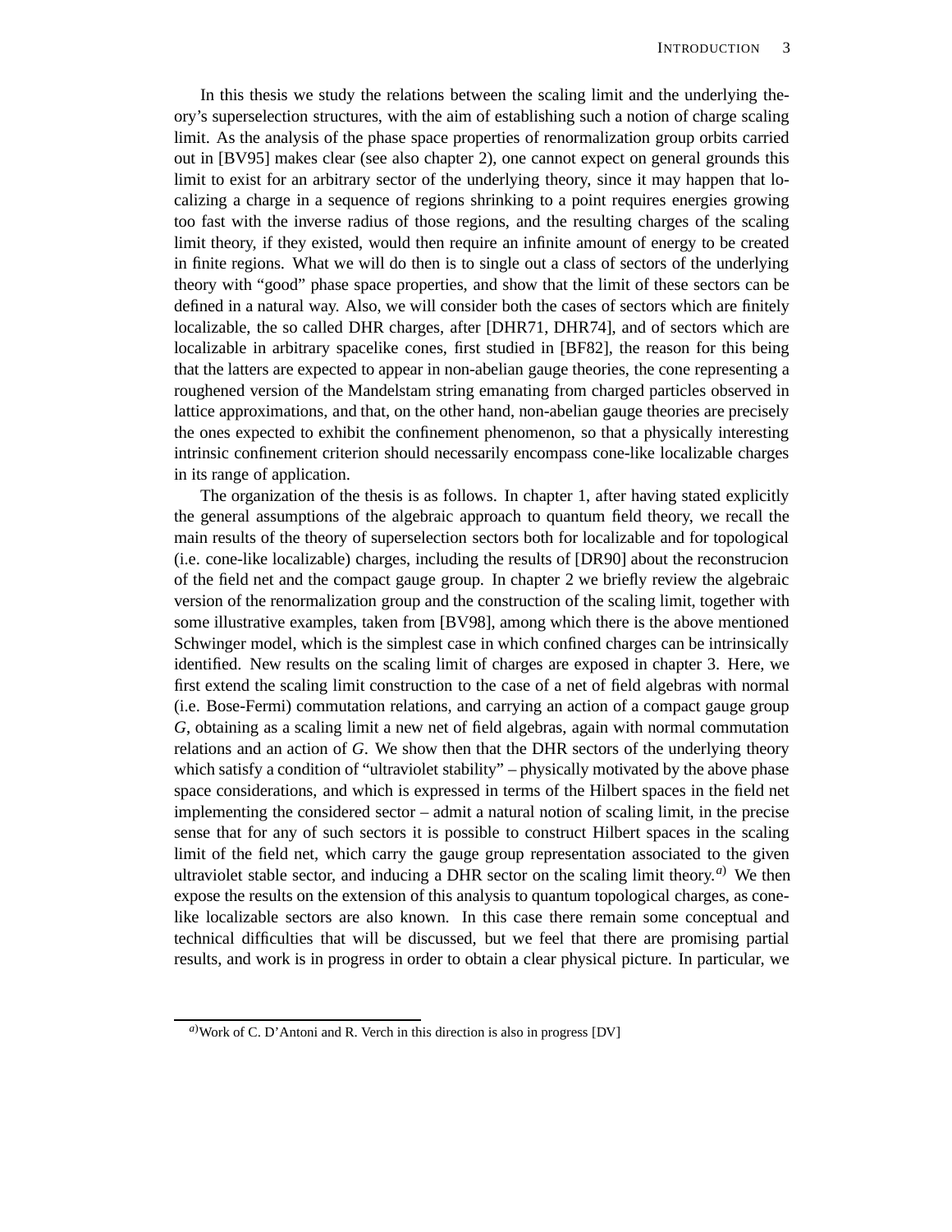In this thesis we study the relations between the scaling limit and the underlying theory's superselection structures, with the aim of establishing such a notion of charge scaling limit. As the analysis of the phase space properties of renormalization group orbits carried out in [BV95] makes clear (see also chapter 2), one cannot expect on general grounds this limit to exist for an arbitrary sector of the underlying theory, since it may happen that localizing a charge in a sequence of regions shrinking to a point requires energies growing too fast with the inverse radius of those regions, and the resulting charges of the scaling limit theory, if they existed, would then require an infinite amount of energy to be created in finite regions. What we will do then is to single out a class of sectors of the underlying theory with "good" phase space properties, and show that the limit of these sectors can be defined in a natural way. Also, we will consider both the cases of sectors which are finitely localizable, the so called DHR charges, after [DHR71, DHR74], and of sectors which are localizable in arbitrary spacelike cones, first studied in [BF82], the reason for this being that the latters are expected to appear in non-abelian gauge theories, the cone representing a roughened version of the Mandelstam string emanating from charged particles observed in lattice approximations, and that, on the other hand, non-abelian gauge theories are precisely the ones expected to exhibit the confinement phenomenon, so that a physically interesting intrinsic confinement criterion should necessarily encompass cone-like localizable charges in its range of application.

The organization of the thesis is as follows. In chapter 1, after having stated explicitly the general assumptions of the algebraic approach to quantum field theory, we recall the main results of the theory of superselection sectors both for localizable and for topological (i.e. cone-like localizable) charges, including the results of [DR90] about the reconstrucion of the field net and the compact gauge group. In chapter 2 we briefly review the algebraic version of the renormalization group and the construction of the scaling limit, together with some illustrative examples, taken from [BV98], among which there is the above mentioned Schwinger model, which is the simplest case in which confined charges can be intrinsically identified. New results on the scaling limit of charges are exposed in chapter 3. Here, we first extend the scaling limit construction to the case of a net of field algebras with normal (i.e. Bose-Fermi) commutation relations, and carrying an action of a compact gauge group $G$, obtaining as a scaling limit a new net of field algebras, again with normal commutation relations and an action of $G$. We show then that the DHR sectors of the underlying theory which satisfy a condition of "ultraviolet stability" – physically motivated by the above phase space considerations, and which is expressed in terms of the Hilbert spaces in the field net implementing the considered sector – admit a natural notion of scaling limit, in the precise sense that for any of such sectors it is possible to construct Hilbert spaces in the scaling limit of the field net, which carry the gauge group representation associated to the given ultraviolet stable sector, and inducing a DHR sector on the scaling limit theory.[a] We then expose the results on the extension of this analysis to quantum topological charges, as cone-like localizable sectors are also known. In this case there remain some conceptual and technical difficulties that will be discussed, but we feel that there are promising partial results, and work is in progress in order to obtain a clear physical picture. In particular, we

[a] Work of C. D'Antoni and R. Verch in this direction is also in progress [DV]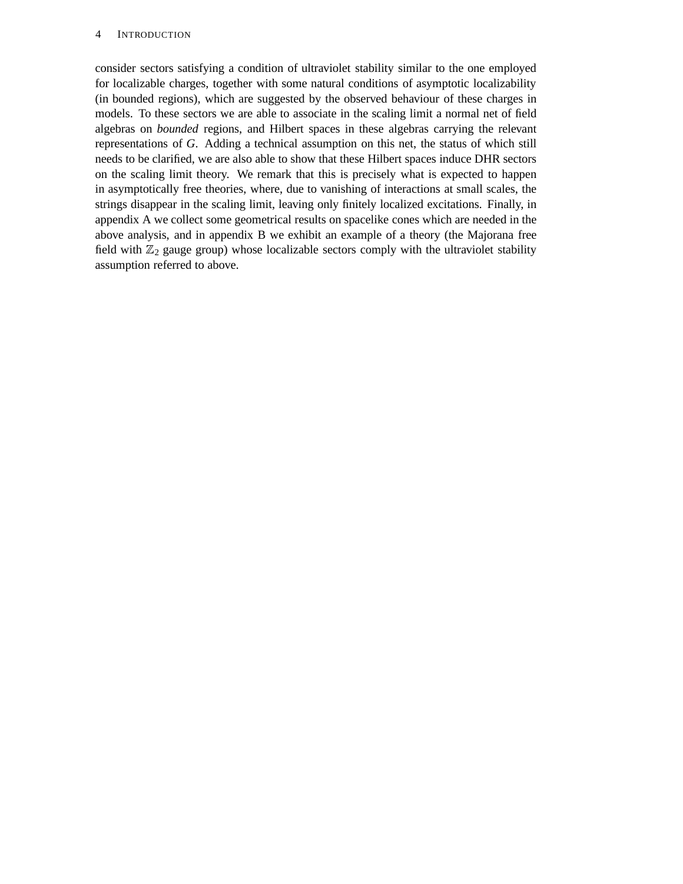consider sectors satisfying a condition of ultraviolet stability similar to the one employed for localizable charges, together with some natural conditions of asymptotic localizability (in bounded regions), which are suggested by the observed behaviour of these charges in models. To these sectors we are able to associate in the scaling limit a normal net of field algebras on *bounded* regions, and Hilbert spaces in these algebras carrying the relevant representations of $G$. Adding a technical assumption on this net, the status of which still needs to be clarified, we are also able to show that these Hilbert spaces induce DHR sectors on the scaling limit theory. We remark that this is precisely what is expected to happen in asymptotically free theories, where, due to vanishing of interactions at small scales, the strings disappear in the scaling limit, leaving only finitely localized excitations. Finally, in appendix A we collect some geometrical results on spacelike cones which are needed in the above analysis, and in appendix B we exhibit an example of a theory (the Majorana free field with $\mathbb{Z}_2$ gauge group) whose localizable sectors comply with the ultraviolet stability assumption referred to above.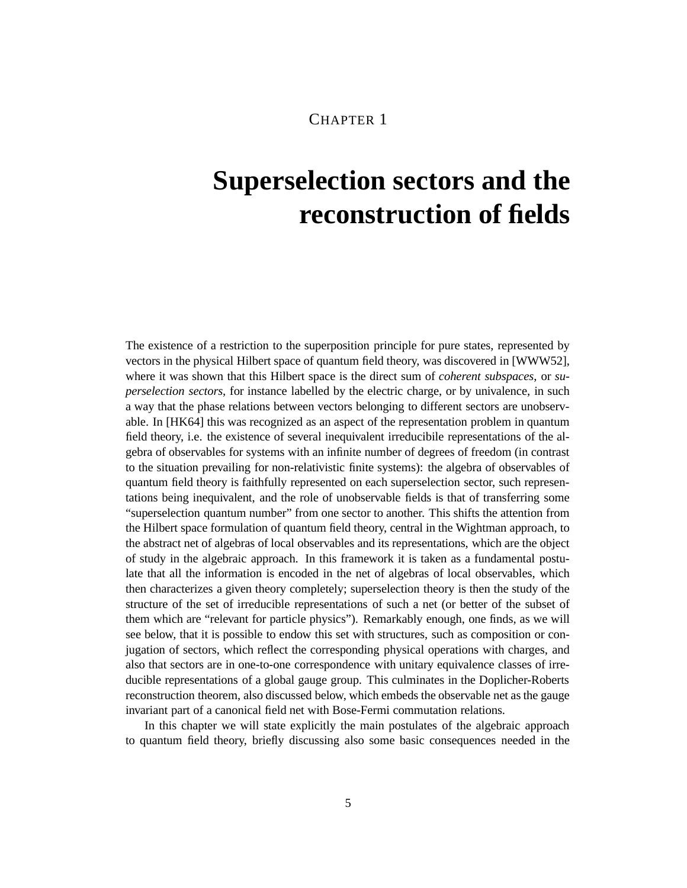# CHAPTER 1

# Superselection sectors and the reconstruction of fields

The existence of a restriction to the superposition principle for pure states, represented by vectors in the physical Hilbert space of quantum field theory, was discovered in [WWW52], where it was shown that this Hilbert space is the direct sum of *coherent subspaces*, or *superselection sectors*, for instance labelled by the electric charge, or by univalence, in such a way that the phase relations between vectors belonging to different sectors are unobservable. In [HK64] this was recognized as an aspect of the representation problem in quantum field theory, i.e. the existence of several inequivalent irreducibile representations of the algebra of observables for systems with an infinite number of degrees of freedom (in contrast to the situation prevailing for non-relativistic finite systems): the algebra of observables of quantum field theory is faithfully represented on each superselection sector, such representations being inequivalent, and the role of unobservable fields is that of transferring some "superselection quantum number" from one sector to another. This shifts the attention from the Hilbert space formulation of quantum field theory, central in the Wightman approach, to the abstract net of algebras of local observables and its representations, which are the object of study in the algebraic approach. In this framework it is taken as a fundamental postulate that all the information is encoded in the net of algebras of local observables, which then characterizes a given theory completely; superselection theory is then the study of the structure of the set of irreducible representations of such a net (or better of the subset of them which are "relevant for particle physics"). Remarkably enough, one finds, as we will see below, that it is possible to endow this set with structures, such as composition or conjugation of sectors, which reflect the corresponding physical operations with charges, and also that sectors are in one-to-one correspondence with unitary equivalence classes of irreducible representations of a global gauge group. This culminates in the Doplicher-Roberts reconstruction theorem, also discussed below, which embeds the observable net as the gauge invariant part of a canonical field net with Bose-Fermi commutation relations.

In this chapter we will state explicitly the main postulates of the algebraic approach to quantum field theory, briefly discussing also some basic consequences needed in the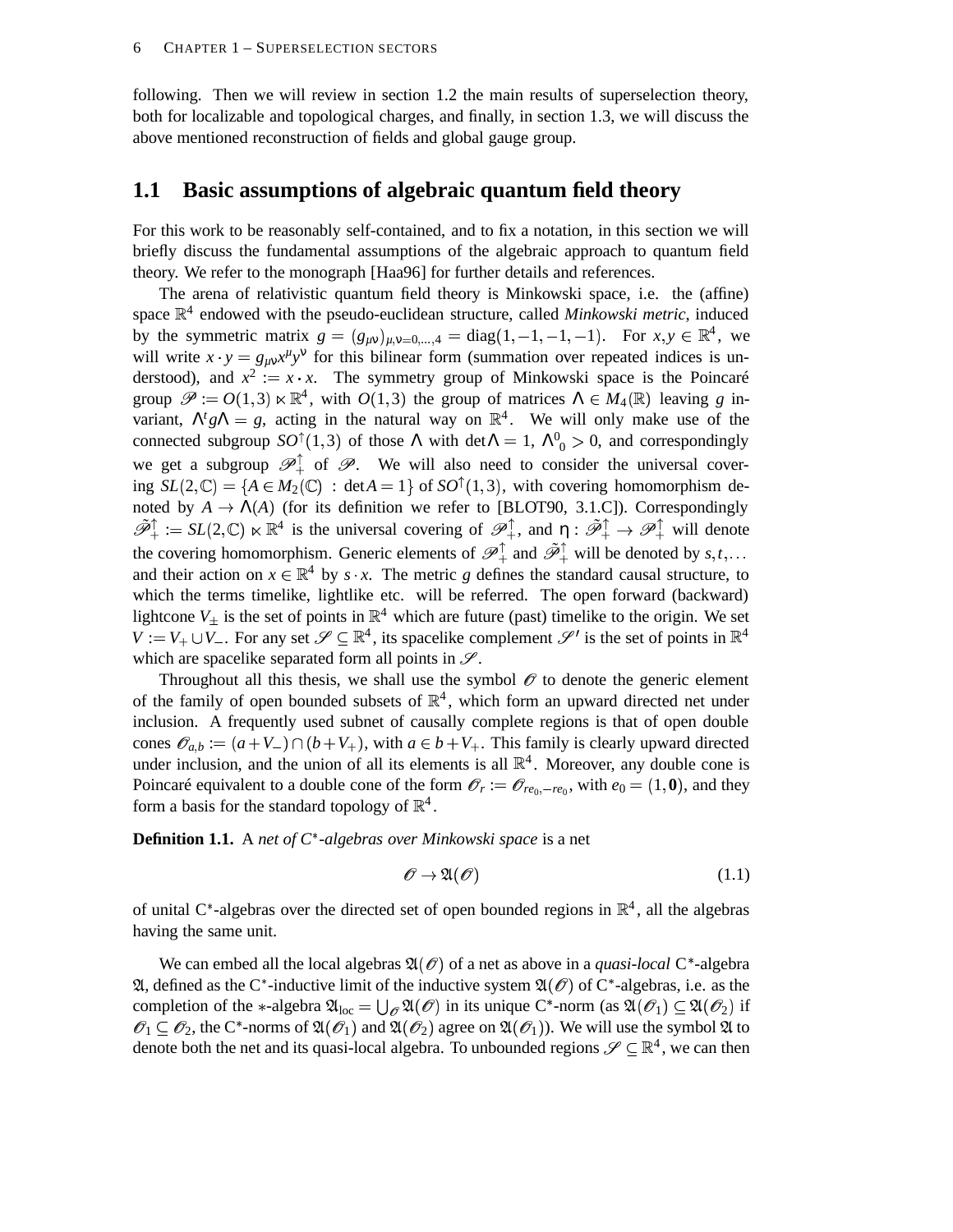following. Then we will review in section 1.2 the main results of superselection theory, both for localizable and topological charges, and finally, in section 1.3, we will discuss the above mentioned reconstruction of fields and global gauge group.

## 1.1 Basic assumptions of algebraic quantum field theory

For this work to be reasonably self-contained, and to fix a notation, in this section we will briefly discuss the fundamental assumptions of the algebraic approach to quantum field theory. We refer to the monograph [Haa96] for further details and references.

The arena of relativistic quantum field theory is Minkowski space, i.e. the (affine) space $\mathbb{R}^4$ endowed with the pseudo-euclidean structure, called *Minkowski metric*, induced by the symmetric matrix $g = (g_{\mu\nu})_{\mu,\nu=0,\dots,4} = \mathrm{diag}(1,-1,-1,-1)$. For $x, y \in \mathbb{R}^4$, we will write $x \cdot y = g_{\mu\nu}x^\mu y^\nu$ for this bilinear form (summation over repeated indices is understood), and $x^2 := x \cdot x$. The symmetry group of Minkowski space is the Poincaré group $\mathscr{P} := O(1,3) \ltimes \mathbb{R}^4$, with $O(1,3)$ the group of matrices $\Lambda \in M_4(\mathbb{R})$ leaving $g$ invariant, $\Lambda^t g \Lambda = g$, acting in the natural way on $\mathbb{R}^4$. We will only make use of the connected subgroup $SO^\uparrow(1,3)$ of those $\Lambda$ with $\det \Lambda = 1$, ${\Lambda^0}_0 > 0$, and correspondingly we get a subgroup $\mathscr{P}_+^\uparrow$ of $\mathscr{P}$. We will also need to consider the universal covering $SL(2,\mathbb{C}) = \{A \in M_2(\mathbb{C}) \,:\, \det A = 1\}$ of $SO^\uparrow(1,3)$, with covering homomorphism denoted by $A \to \Lambda(A)$ (for its definition we refer to [BLOT90, 3.1.C]). Correspondingly $\tilde{\mathscr{P}}_+^\uparrow := SL(2,\mathbb{C}) \ltimes \mathbb{R}^4$ is the universal covering of $\mathscr{P}_+^\uparrow$, and $\eta : \tilde{\mathscr{P}}_+^\uparrow \to \mathscr{P}_+^\uparrow$ will denote the covering homomorphism. Generic elements of $\mathscr{P}_+^\uparrow$ and $\tilde{\mathscr{P}}_+^\uparrow$ will be denoted by $s, t, \dots$ and their action on $x \in \mathbb{R}^4$ by $s \cdot x$. The metric $g$ defines the standard causal structure, to which the terms timelike, lightlike etc. will be referred. The open forward (backward) lightcone $V_\pm$ is the set of points in $\mathbb{R}^4$ which are future (past) timelike to the origin. We set $V := V_+ \cup V_-$. For any set $\mathscr{S} \subseteq \mathbb{R}^4$, its spacelike complement $\mathscr{S}'$ is the set of points in $\mathbb{R}^4$ which are spacelike separated form all points in $\mathscr{S}$.

Throughout all this thesis, we shall use the symbol $\mathscr{O}$ to denote the generic element of the family of open bounded subsets of $\mathbb{R}^4$, which form an upward directed net under inclusion. A frequently used subnet of causally complete regions is that of open double cones $\mathscr{O}_{a,b} := (a + V_-) \cap (b + V_+)$, with $a \in b + V_+$. This family is clearly upward directed under inclusion, and the union of all its elements is all $\mathbb{R}^4$. Moreover, any double cone is Poincaré equivalent to a double cone of the form $\mathscr{O}_r := \mathscr{O}_{re_0,-re_0}$, with $e_0 = (1,\mathbf{0})$, and they form a basis for the standard topology of $\mathbb{R}^4$.

**Definition 1.1.** A *net of C\*-algebras over Minkowski space* is a net

$$\mathscr{O} \to \mathfrak{A}(\mathscr{O}) \tag{1.1}$$

of unital C\*-algebras over the directed set of open bounded regions in $\mathbb{R}^4$, all the algebras having the same unit.

We can embed all the local algebras $\mathfrak{A}(\mathscr{O})$ of a net as above in a *quasi-local* C\*-algebra $\mathfrak{A}$, defined as the C\*-inductive limit of the inductive system $\mathfrak{A}(\mathscr{O})$ of C\*-algebras, i.e. as the completion of the $*$-algebra $\mathfrak{A}_{\mathrm{loc}} = \bigcup_{\mathscr{O}} \mathfrak{A}(\mathscr{O})$ in its unique C\*-norm (as $\mathfrak{A}(\mathscr{O}_1) \subseteq \mathfrak{A}(\mathscr{O}_2)$ if $\mathscr{O}_1 \subseteq \mathscr{O}_2$, the C\*-norms of $\mathfrak{A}(\mathscr{O}_1)$ and $\mathfrak{A}(\mathscr{O}_2)$ agree on $\mathfrak{A}(\mathscr{O}_1)$). We will use the symbol $\mathfrak{A}$ to denote both the net and its quasi-local algebra. To unbounded regions $\mathscr{S} \subseteq \mathbb{R}^4$, we can then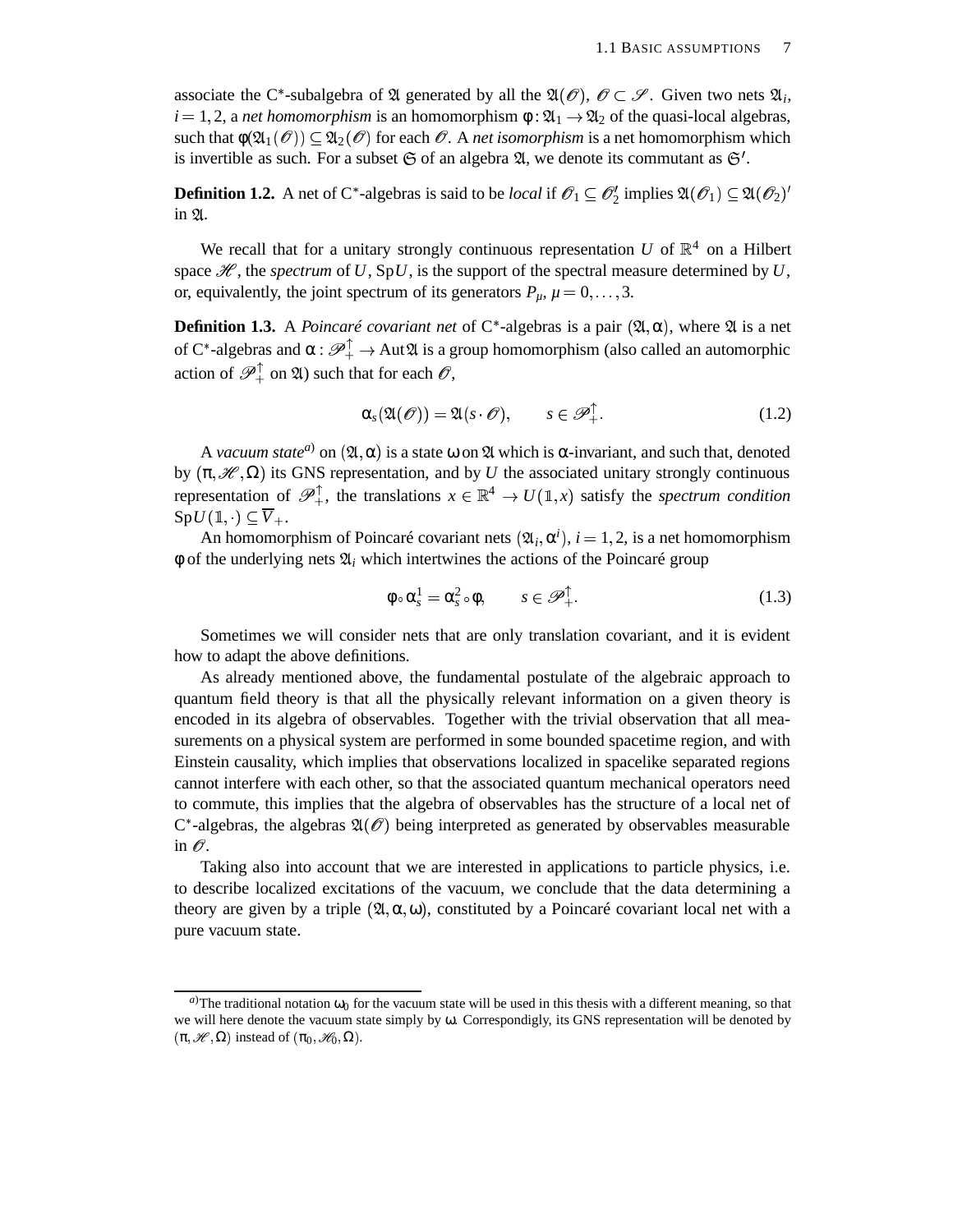associate the C*-subalgebra of $\mathfrak{A}$ generated by all the $\mathfrak{A}(\mathscr{O})$, $\mathscr{O} \subset \mathscr{S}$. Given two nets $\mathfrak{A}_i$, $i = 1,2$, a *net homomorphism* is an homomorphism $\phi : \mathfrak{A}_1 \to \mathfrak{A}_2$ of the quasi-local algebras, such that $\phi(\mathfrak{A}_1(\mathscr{O})) \subseteq \mathfrak{A}_2(\mathscr{O})$ for each $\mathscr{O}$. A *net isomorphism* is a net homomorphism which is invertible as such. For a subset $\mathfrak{S}$ of an algebra $\mathfrak{A}$, we denote its commutant as $\mathfrak{S}'$.

**Definition 1.2.** A net of C*-algebras is said to be *local* if $\mathscr{O}_1 \subseteq \mathscr{O}_2'$ implies $\mathfrak{A}(\mathscr{O}_1) \subseteq \mathfrak{A}(\mathscr{O}_2)'$ in $\mathfrak{A}$.

We recall that for a unitary strongly continuous representation $U$ of $\mathbb{R}^4$ on a Hilbert space $\mathscr{H}$, the *spectrum* of $U$, $\mathrm{Sp}U$, is the support of the spectral measure determined by $U$, or, equivalently, the joint spectrum of its generators $P_\mu$, $\mu = 0,\dots,3$.

**Definition 1.3.** A *Poincaré covariant net* of C*-algebras is a pair $(\mathfrak{A},\alpha)$, where $\mathfrak{A}$ is a net of C*-algebras and $\alpha : \mathscr{P}_+^\uparrow \to \mathrm{Aut}\,\mathfrak{A}$ is a group homomorphism (also called an automorphic action of $\mathscr{P}_+^\uparrow$ on $\mathfrak{A}$) such that for each $\mathscr{O}$,

$$\alpha_s(\mathfrak{A}(\mathscr{O})) = \mathfrak{A}(s\cdot\mathscr{O}), \qquad s \in \mathscr{P}_+^\uparrow. \tag{1.2}$$

A *vacuum state*[a)] on $(\mathfrak{A},\alpha)$ is a state $\omega$ on $\mathfrak{A}$ which is $\alpha$-invariant, and such that, denoted by $(\pi,\mathscr{H},\Omega)$ its GNS representation, and by $U$ the associated unitary strongly continuous representation of $\mathscr{P}_+^\uparrow$, the translations $x \in \mathbb{R}^4 \to U(\mathbb{1},x)$ satisfy the *spectrum condition* $\mathrm{Sp}U(\mathbb{1},\cdot) \subseteq \overline{V}_+$.

An homomorphism of Poincaré covariant nets $(\mathfrak{A}_i,\alpha^i)$, $i = 1,2$, is a net homomorphism $\phi$ of the underlying nets $\mathfrak{A}_i$ which intertwines the actions of the Poincaré group

$$\phi \circ \alpha_s^1 = \alpha_s^2 \circ \phi, \qquad s \in \mathscr{P}_+^\uparrow. \tag{1.3}$$

Sometimes we will consider nets that are only translation covariant, and it is evident how to adapt the above definitions.

As already mentioned above, the fundamental postulate of the algebraic approach to quantum field theory is that all the physically relevant information on a given theory is encoded in its algebra of observables. Together with the trivial observation that all measurements on a physical system are performed in some bounded spacetime region, and with Einstein causality, which implies that observations localized in spacelike separated regions cannot interfere with each other, so that the associated quantum mechanical operators need to commute, this implies that the algebra of observables has the structure of a local net of C*-algebras, the algebras $\mathfrak{A}(\mathscr{O})$ being interpreted as generated by observables measurable in $\mathscr{O}$.

Taking also into account that we are interested in applications to particle physics, i.e. to describe localized excitations of the vacuum, we conclude that the data determining a theory are given by a triple $(\mathfrak{A},\alpha,\omega)$, constituted by a Poincaré covariant local net with a pure vacuum state.

---

[a)] The traditional notation $\omega_0$ for the vacuum state will be used in this thesis with a different meaning, so that we will here denote the vacuum state simply by $\omega$. Correspondigly, its GNS representation will be denoted by $(\pi,\mathscr{H},\Omega)$ instead of $(\pi_0,\mathscr{H}_0,\Omega)$.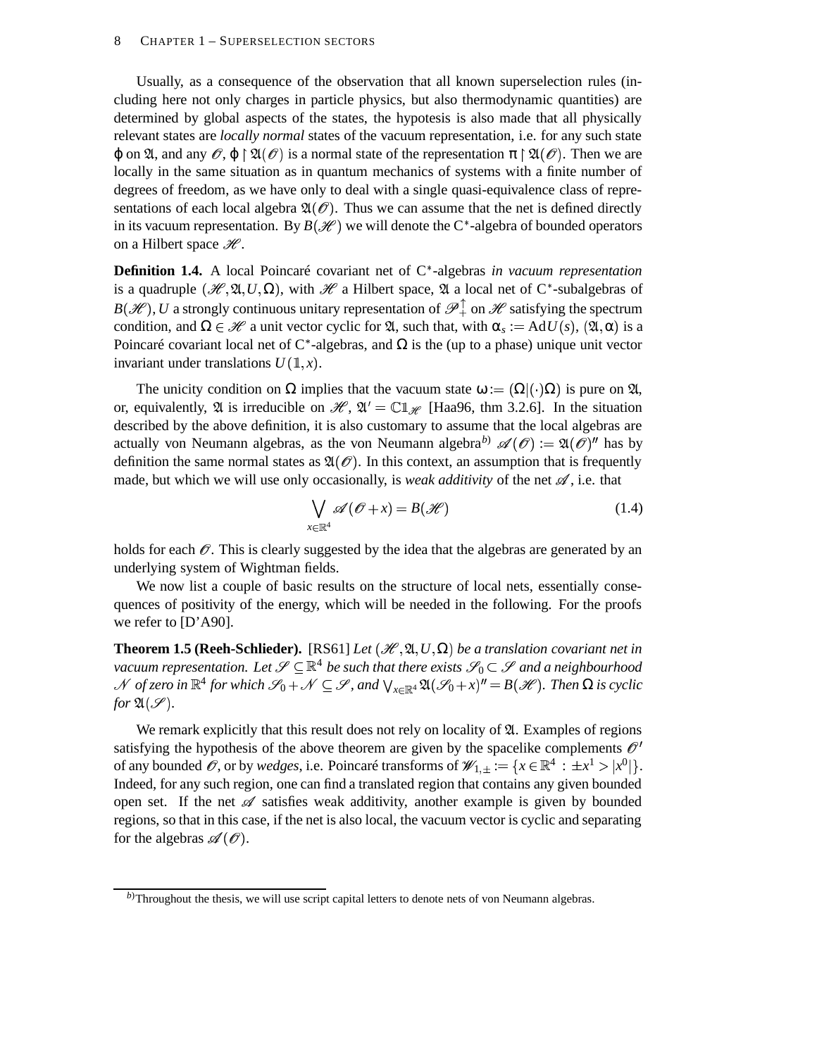Usually, as a consequence of the observation that all known superselection rules (including here not only charges in particle physics, but also thermodynamic quantities) are determined by global aspects of the states, the hypotesis is also made that all physically relevant states are *locally normal* states of the vacuum representation, i.e. for any such state $\varphi$ on $\mathfrak{A}$, and any $\mathscr{O}$, $\varphi \upharpoonright \mathfrak{A}(\mathscr{O})$ is a normal state of the representation $\pi \upharpoonright \mathfrak{A}(\mathscr{O})$. Then we are locally in the same situation as in quantum mechanics of systems with a finite number of degrees of freedom, as we have only to deal with a single quasi-equivalence class of representations of each local algebra $\mathfrak{A}(\mathscr{O})$. Thus we can assume that the net is defined directly in its vacuum representation. By $B(\mathscr{H})$ we will denote the C\*-algebra of bounded operators on a Hilbert space $\mathscr{H}$.

**Definition 1.4.** A local Poincaré covariant net of C\*-algebras *in vacuum representation* is a quadruple $(\mathscr{H}, \mathfrak{A}, U, \Omega)$, with $\mathscr{H}$ a Hilbert space, $\mathfrak{A}$ a local net of C\*-subalgebras of $B(\mathscr{H})$, $U$ a strongly continuous unitary representation of $\mathscr{P}_+^\uparrow$ on $\mathscr{H}$ satisfying the spectrum condition, and $\Omega \in \mathscr{H}$ a unit vector cyclic for $\mathfrak{A}$, such that, with $\alpha_s := \mathrm{Ad}U(s)$, $(\mathfrak{A}, \alpha)$ is a Poincaré covariant local net of C\*-algebras, and $\Omega$ is the (up to a phase) unique unit vector invariant under translations $U(\mathbb{1}, x)$.

The unicity condition on $\Omega$ implies that the vacuum state $\omega := (\Omega|(\cdot)\Omega)$ is pure on $\mathfrak{A}$, or, equivalently, $\mathfrak{A}$ is irreducible on $\mathscr{H}$, $\mathfrak{A}' = \mathbb{C}\mathbb{1}_{\mathscr{H}}$ [Haa96, thm 3.2.6]. In the situation described by the above definition, it is also customary to assume that the local algebras are actually von Neumann algebras, as the von Neumann algebra[b)] $\mathscr{A}(\mathscr{O}) := \mathfrak{A}(\mathscr{O})''$ has by definition the same normal states as $\mathfrak{A}(\mathscr{O})$. In this context, an assumption that is frequently made, but which we will use only occasionally, is *weak additivity* of the net $\mathscr{A}$, i.e. that

$$\bigvee_{x \in \mathbb{R}^4} \mathscr{A}(\mathscr{O} + x) = B(\mathscr{H}) \tag{1.4}$$

holds for each $\mathscr{O}$. This is clearly suggested by the idea that the algebras are generated by an underlying system of Wightman fields.

We now list a couple of basic results on the structure of local nets, essentially consequences of positivity of the energy, which will be needed in the following. For the proofs we refer to [D'A90].

**Theorem 1.5 (Reeh-Schlieder).** [RS61] *Let $(\mathscr{H}, \mathfrak{A}, U, \Omega)$ be a translation covariant net in vacuum representation. Let $\mathscr{S} \subseteq \mathbb{R}^4$ be such that there exists $\mathscr{S}_0 \subset \mathscr{S}$ and a neighbourhood $\mathscr{N}$ of zero in $\mathbb{R}^4$ for which $\mathscr{S}_0 + \mathscr{N} \subseteq \mathscr{S}$, and $\bigvee_{x \in \mathbb{R}^4} \mathfrak{A}(\mathscr{S}_0 + x)'' = B(\mathscr{H})$. Then $\Omega$ is cyclic for $\mathfrak{A}(\mathscr{S})$.*

We remark explicitly that this result does not rely on locality of $\mathfrak{A}$. Examples of regions satisfying the hypothesis of the above theorem are given by the spacelike complements $\mathscr{O}'$ of any bounded $\mathscr{O}$, or by *wedges*, i.e. Poincaré transforms of $\mathscr{W}_{1,\pm} := \{x \in \mathbb{R}^4 : \pm x^1 > |x^0|\}$. Indeed, for any such region, one can find a translated region that contains any given bounded open set. If the net $\mathscr{A}$ satisfies weak additivity, another example is given by bounded regions, so that in this case, if the net is also local, the vacuum vector is cyclic and separating for the algebras $\mathscr{A}(\mathscr{O})$.

---

[b)] Throughout the thesis, we will use script capital letters to denote nets of von Neumann algebras.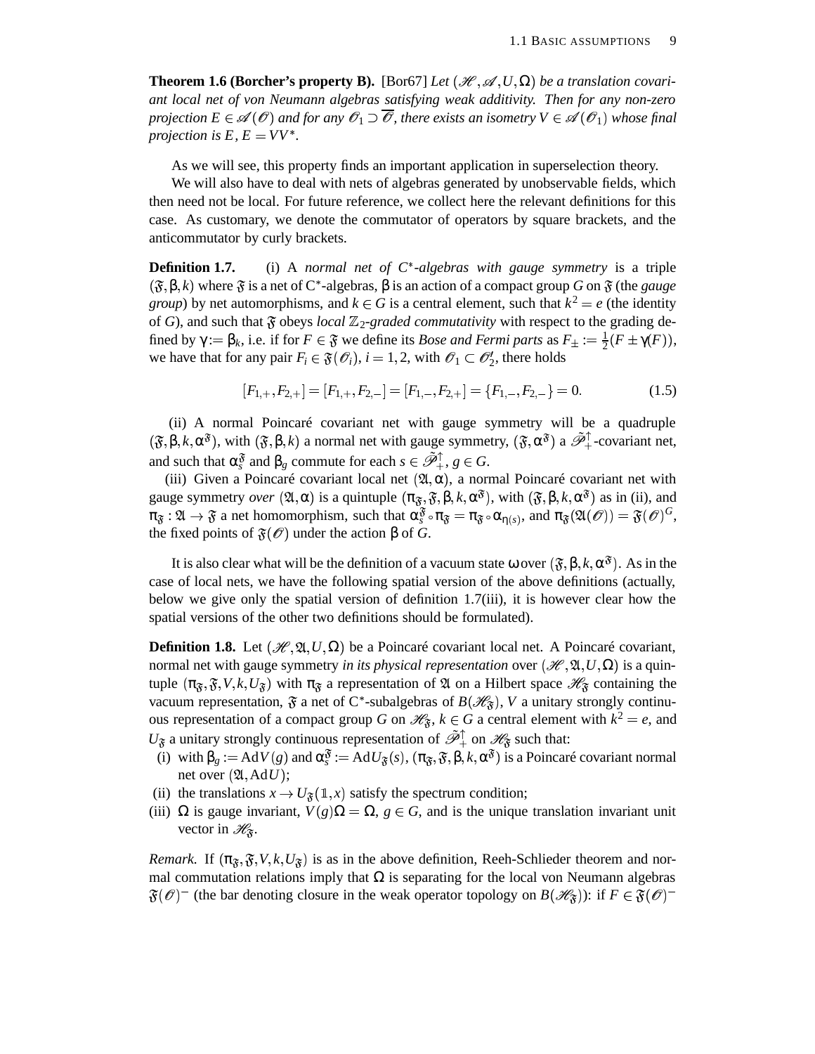**Theorem 1.6 (Borcher's property B).** [Bor67] *Let $(\mathscr{H}, \mathscr{A}, U, \Omega)$ be a translation covariant local net of von Neumann algebras satisfying weak additivity. Then for any non-zero projection $E \in \mathscr{A}(\mathscr{O})$ and for any $\mathscr{O}_1 \supset \overline{\mathscr{O}}$, there exists an isometry $V \in \mathscr{A}(\mathscr{O}_1)$ whose final projection is $E$, $E = VV^*$.*

As we will see, this property finds an important application in superselection theory.

We will also have to deal with nets of algebras generated by unobservable fields, which then need not be local. For future reference, we collect here the relevant definitions for this case. As customary, we denote the commutator of operators by square brackets, and the anticommutator by curly brackets.

**Definition 1.7.** (i) A *normal net of C\*-algebras with gauge symmetry* is a triple $(\mathfrak{F}, \beta, k)$ where $\mathfrak{F}$ is a net of C\*-algebras, $\beta$ is an action of a compact group $G$ on $\mathfrak{F}$ (the *gauge group*) by net automorphisms, and $k \in G$ is a central element, such that $k^2 = e$ (the identity of $G$), and such that $\mathfrak{F}$ obeys *local $\mathbb{Z}_2$-graded commutativity* with respect to the grading defined by $\gamma := \beta_k$, i.e. if for $F \in \mathfrak{F}$ we define its *Bose and Fermi parts* as $F_\pm := \frac{1}{2}(F \pm \gamma(F))$, we have that for any pair $F_i \in \mathfrak{F}(\mathscr{O}_i)$, $i = 1, 2$, with $\mathscr{O}_1 \subset \mathscr{O}_2'$, there holds

$$[F_{1,+}, F_{2,+}] = [F_{1,+}, F_{2,-}] = [F_{1,-}, F_{2,+}] = \{F_{1,-}, F_{2,-}\} = 0. \tag{1.5}$$

(ii) A normal Poincaré covariant net with gauge symmetry will be a quadruple $(\mathfrak{F}, \beta, k, \alpha^{\mathfrak{F}})$, with $(\mathfrak{F}, \beta, k)$ a normal net with gauge symmetry, $(\mathfrak{F}, \alpha^{\mathfrak{F}})$ a $\tilde{\mathscr{P}}_+^\uparrow$-covariant net, and such that $\alpha^{\mathfrak{F}}_s$ and $\beta_g$ commute for each $s \in \tilde{\mathscr{P}}_+^\uparrow$, $g \in G$.

(iii) Given a Poincaré covariant local net $(\mathfrak{A}, \alpha)$, a normal Poincaré covariant net with gauge symmetry *over* $(\mathfrak{A}, \alpha)$ is a quintuple $(\pi_{\mathfrak{F}}, \mathfrak{F}, \beta, k, \alpha^{\mathfrak{F}})$, with $(\mathfrak{F}, \beta, k, \alpha^{\mathfrak{F}})$ as in (ii), and $\pi_{\mathfrak{F}} : \mathfrak{A} \to \mathfrak{F}$ a net homomorphism, such that $\alpha^{\mathfrak{F}}_s \circ \pi_{\mathfrak{F}} = \pi_{\mathfrak{F}} \circ \alpha_{\eta(s)}$, and $\pi_{\mathfrak{F}}(\mathfrak{A}(\mathscr{O})) = \mathfrak{F}(\mathscr{O})^G$, the fixed points of $\mathfrak{F}(\mathscr{O})$ under the action $\beta$ of $G$.

It is also clear what will be the definition of a vacuum state $\omega$ over $(\mathfrak{F}, \beta, k, \alpha^{\mathfrak{F}})$. As in the case of local nets, we have the following spatial version of the above definitions (actually, below we give only the spatial version of definition 1.7(iii), it is however clear how the spatial versions of the other two definitions should be formulated).

**Definition 1.8.** Let $(\mathscr{H}, \mathfrak{A}, U, \Omega)$ be a Poincaré covariant local net. A Poincaré covariant, normal net with gauge symmetry *in its physical representation* over $(\mathscr{H}, \mathfrak{A}, U, \Omega)$ is a quintuple $(\pi_{\mathfrak{F}}, \mathfrak{F}, V, k, U_{\mathfrak{F}})$ with $\pi_{\mathfrak{F}}$ a representation of $\mathfrak{A}$ on a Hilbert space $\mathscr{H}_{\mathfrak{F}}$ containing the vacuum representation, $\mathfrak{F}$ a net of C\*-subalgebras of $B(\mathscr{H}_{\mathfrak{F}})$, $V$ a unitary strongly continuous representation of a compact group $G$ on $\mathscr{H}_{\mathfrak{F}}$, $k \in G$ a central element with $k^2 = e$, and $U_{\mathfrak{F}}$ a unitary strongly continuous representation of $\tilde{\mathscr{P}}_+^\uparrow$ on $\mathscr{H}_{\mathfrak{F}}$ such that:

(i) with $\beta_g := \mathrm{Ad}V(g)$ and $\alpha^{\mathfrak{F}}_s := \mathrm{Ad}U_{\mathfrak{F}}(s)$, $(\pi_{\mathfrak{F}}, \mathfrak{F}, \beta, k, \alpha^{\mathfrak{F}})$ is a Poincaré covariant normal net over $(\mathfrak{A}, \mathrm{Ad}U)$;

(ii) the translations $x \to U_{\mathfrak{F}}(\mathbb{1}, x)$ satisfy the spectrum condition;

(iii) $\Omega$ is gauge invariant, $V(g)\Omega = \Omega$, $g \in G$, and is the unique translation invariant unit vector in $\mathscr{H}_{\mathfrak{F}}$.

*Remark.* If $(\pi_{\mathfrak{F}}, \mathfrak{F}, V, k, U_{\mathfrak{F}})$ is as in the above definition, Reeh-Schlieder theorem and normal commutation relations imply that $\Omega$ is separating for the local von Neumann algebras $\mathfrak{F}(\mathscr{O})^-$ (the bar denoting closure in the weak operator topology on $B(\mathscr{H}_{\mathfrak{F}})$): if $F \in \mathfrak{F}(\mathscr{O})^-$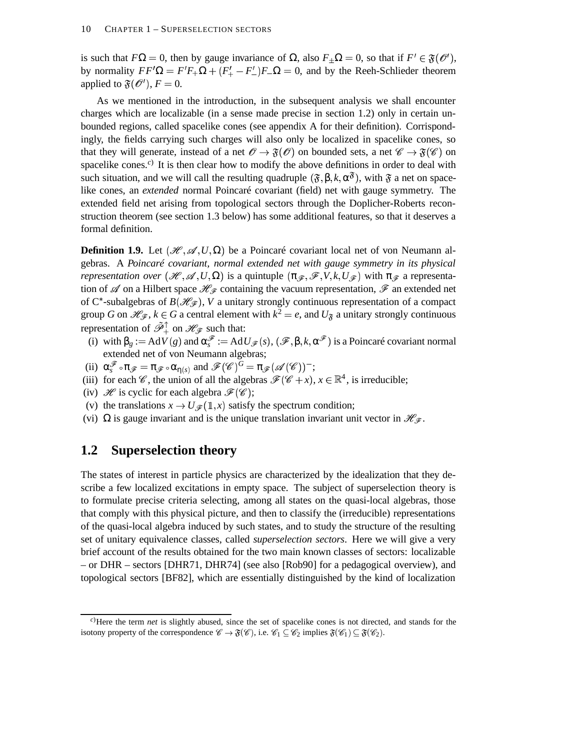is such that $F\Omega = 0$, then by gauge invariance of $\Omega$, also $F_\pm \Omega = 0$, so that if $F' \in \mathfrak{F}(\mathscr{O}')$, by normality $FF'\Omega = F'F_+\Omega + (F'_+ - F'_-)F_-\Omega = 0$, and by the Reeh-Schlieder theorem applied to $\mathfrak{F}(\mathscr{O}')$, $F = 0$.

As we mentioned in the introduction, in the subsequent analysis we shall encounter charges which are localizable (in a sense made precise in section 1.2) only in certain unbounded regions, called spacelike cones (see appendix A for their definition). Corrispondingly, the fields carrying such charges will also only be localized in spacelike cones, so that they will generate, instead of a net $\mathscr{O} \to \mathfrak{F}(\mathscr{O})$ on bounded sets, a net $\mathscr{C} \to \mathfrak{F}(\mathscr{C})$ on spacelike cones.[c)] It is then clear how to modify the above definitions in order to deal with such situation, and we will call the resulting quadruple $(\mathfrak{F}, \beta, k, \alpha^{\mathfrak{F}})$, with $\mathfrak{F}$ a net on spacelike cones, an *extended* normal Poincaré covariant (field) net with gauge symmetry. The extended field net arising from topological sectors through the Doplicher-Roberts reconstruction theorem (see section 1.3 below) has some additional features, so that it deserves a formal definition.

**Definition 1.9.** Let $(\mathscr{H}, \mathscr{A}, U, \Omega)$ be a Poincaré covariant local net of von Neumann algebras. A *Poincaré covariant, normal extended net with gauge symmetry in its physical representation over* $(\mathscr{H}, \mathscr{A}, U, \Omega)$ is a quintuple $(\pi_{\mathscr{F}}, \mathscr{F}, V, k, U_{\mathscr{F}})$ with $\pi_{\mathscr{F}}$ a representation of $\mathscr{A}$ on a Hilbert space $\mathscr{H}_{\mathscr{F}}$ containing the vacuum representation, $\mathscr{F}$ an extended net of C*-subalgebras of $B(\mathscr{H}_{\mathscr{F}})$, $V$ a unitary strongly continuous representation of a compact group $G$ on $\mathscr{H}_{\mathscr{F}}$, $k \in G$ a central element with $k^2 = e$, and $U_{\mathfrak{F}}$ a unitary strongly continuous representation of $\tilde{\mathscr{P}}_+^\uparrow$ on $\mathscr{H}_{\mathscr{F}}$ such that:

(i) with $\beta_g := \mathrm{Ad}V(g)$ and $\alpha_s^{\mathscr{F}} := \mathrm{Ad}U_{\mathscr{F}}(s)$, $(\mathscr{F}, \beta, k, \alpha^{\mathscr{F}})$ is a Poincaré covariant normal extended net of von Neumann algebras;

(ii) $\alpha_s^{\mathscr{F}} \circ \pi_{\mathscr{F}} = \pi_{\mathscr{F}} \circ \alpha_{\eta(s)}$ and $\mathscr{F}(\mathscr{C})^G = \pi_{\mathscr{F}}(\mathscr{A}(\mathscr{C}))^-$;

(iii) for each $\mathscr{C}$, the union of all the algebras $\mathscr{F}(\mathscr{C} + x)$, $x \in \mathbb{R}^4$, is irreducible;

(iv) $\mathscr{H}$ is cyclic for each algebra $\mathscr{F}(\mathscr{C})$;

(v) the translations $x \to U_{\mathscr{F}}(\mathbb{1}, x)$ satisfy the spectrum condition;

(vi) $\Omega$ is gauge invariant and is the unique translation invariant unit vector in $\mathscr{H}_{\mathscr{F}}$.

## 1.2 Superselection theory

The states of interest in particle physics are characterized by the idealization that they describe a few localized excitations in empty space. The subject of superselection theory is to formulate precise criteria selecting, among all states on the quasi-local algebras, those that comply with this physical picture, and then to classify the (irreducible) representations of the quasi-local algebra induced by such states, and to study the structure of the resulting set of unitary equivalence classes, called *superselection sectors*. Here we will give a very brief account of the results obtained for the two main known classes of sectors: localizable – or DHR – sectors [DHR71, DHR74] (see also [Rob90] for a pedagogical overview), and topological sectors [BF82], which are essentially distinguished by the kind of localization

---

[c)] Here the term *net* is slightly abused, since the set of spacelike cones is not directed, and stands for the isotony property of the correspondence $\mathscr{C} \to \mathfrak{F}(\mathscr{C})$, i.e. $\mathscr{C}_1 \subseteq \mathscr{C}_2$ implies $\mathfrak{F}(\mathscr{C}_1) \subseteq \mathfrak{F}(\mathscr{C}_2)$.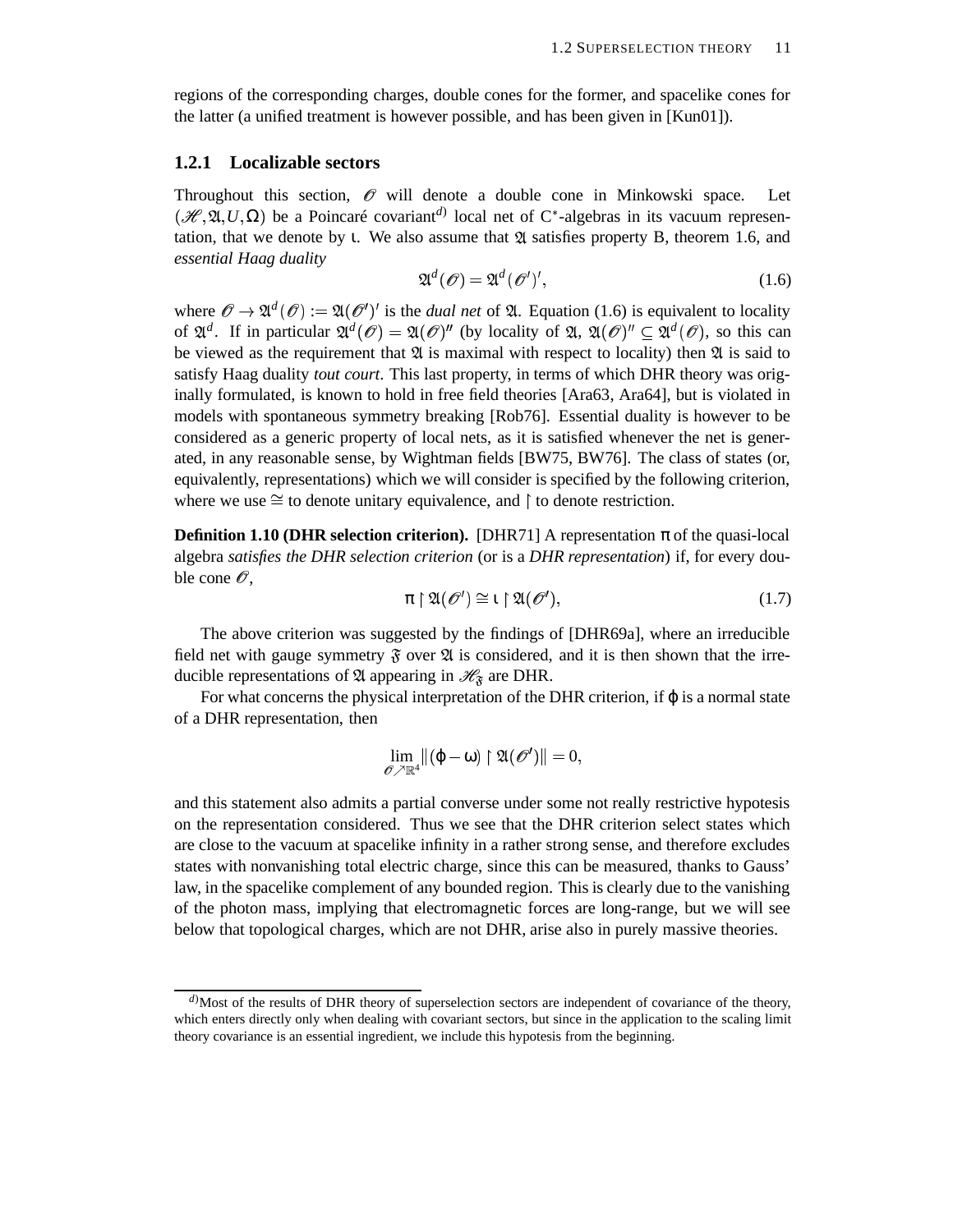regions of the corresponding charges, double cones for the former, and spacelike cones for the latter (a unified treatment is however possible, and has been given in [Kun01]).

### 1.2.1 Localizable sectors

Throughout this section, $\mathscr{O}$ will denote a double cone in Minkowski space. Let $(\mathscr{H}, \mathfrak{A}, U, \Omega)$ be a Poincaré covariant[d)] local net of C$^*$-algebras in its vacuum representation, that we denote by $\iota$. We also assume that $\mathfrak{A}$ satisfies property B, theorem 1.6, and *essential Haag duality*

$$\mathfrak{A}^d(\mathscr{O}) = \mathfrak{A}^d(\mathscr{O}')', \tag{1.6}$$

where $\mathscr{O} \to \mathfrak{A}^d(\mathscr{O}) := \mathfrak{A}(\mathscr{O}')'$ is the *dual net* of $\mathfrak{A}$. Equation (1.6) is equivalent to locality of $\mathfrak{A}^d$. If in particular $\mathfrak{A}^d(\mathscr{O}) = \mathfrak{A}(\mathscr{O})''$ (by locality of $\mathfrak{A}$, $\mathfrak{A}(\mathscr{O})'' \subseteq \mathfrak{A}^d(\mathscr{O})$, so this can be viewed as the requirement that $\mathfrak{A}$ is maximal with respect to locality) then $\mathfrak{A}$ is said to satisfy Haag duality *tout court*. This last property, in terms of which DHR theory was originally formulated, is known to hold in free field theories [Ara63, Ara64], but is violated in models with spontaneous symmetry breaking [Rob76]. Essential duality is however to be considered as a generic property of local nets, as it is satisfied whenever the net is generated, in any reasonable sense, by Wightman fields [BW75, BW76]. The class of states (or, equivalently, representations) which we will consider is specified by the following criterion, where we use $\cong$ to denote unitary equivalence, and $\restriction$ to denote restriction.

**Definition 1.10 (DHR selection criterion).** [DHR71] A representation $\pi$ of the quasi-local algebra *satisfies the DHR selection criterion* (or is a *DHR representation*) if, for every double cone $\mathscr{O}$,

$$\pi \restriction \mathfrak{A}(\mathscr{O}') \cong \iota \restriction \mathfrak{A}(\mathscr{O}'), \tag{1.7}$$

The above criterion was suggested by the findings of [DHR69a], where an irreducible field net with gauge symmetry $\mathfrak{F}$ over $\mathfrak{A}$ is considered, and it is then shown that the irreducible representations of $\mathfrak{A}$ appearing in $\mathscr{H}_{\mathfrak{F}}$ are DHR.

For what concerns the physical interpretation of the DHR criterion, if $\varphi$ is a normal state of a DHR representation, then

$$\lim_{\mathscr{O} \nearrow \mathbb{R}^4} \|(\varphi - \omega) \restriction \mathfrak{A}(\mathscr{O}')\| = 0,$$

and this statement also admits a partial converse under some not really restrictive hypotesis on the representation considered. Thus we see that the DHR criterion select states which are close to the vacuum at spacelike infinity in a rather strong sense, and therefore excludes states with nonvanishing total electric charge, since this can be measured, thanks to Gauss' law, in the spacelike complement of any bounded region. This is clearly due to the vanishing of the photon mass, implying that electromagnetic forces are long-range, but we will see below that topological charges, which are not DHR, arise also in purely massive theories.

---

[d)] Most of the results of DHR theory of superselection sectors are independent of covariance of the theory, which enters directly only when dealing with covariant sectors, but since in the application to the scaling limit theory covariance is an essential ingredient, we include this hypotesis from the beginning.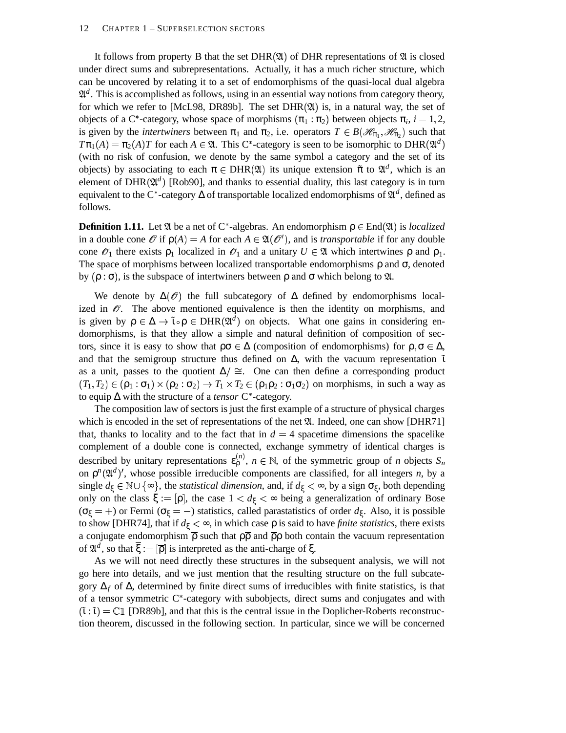It follows from property B that the set $\mathrm{DHR}(\mathfrak{A})$ of DHR representations of $\mathfrak{A}$ is closed under direct sums and subrepresentations. Actually, it has a much richer structure, which can be uncovered by relating it to a set of endomorphisms of the quasi-local dual algebra $\mathfrak{A}^d$. This is accomplished as follows, using in an essential way notions from category theory, for which we refer to [McL98, DR89b]. The set $\mathrm{DHR}(\mathfrak{A})$ is, in a natural way, the set of objects of a C*-category, whose space of morphisms $(\pi_1 : \pi_2)$ between objects $\pi_i$, $i = 1, 2$, is given by the *intertwiners* between $\pi_1$ and $\pi_2$, i.e. operators $T \in B(\mathscr{H}_{\pi_1}, \mathscr{H}_{\pi_2})$ such that $T\pi_1(A) = \pi_2(A)T$ for each $A \in \mathfrak{A}$. This C*-category is seen to be isomorphic to $\mathrm{DHR}(\mathfrak{A}^d)$ (with no risk of confusion, we denote by the same symbol a category and the set of its objects) by associating to each $\pi \in \mathrm{DHR}(\mathfrak{A})$ its unique extension $\tilde{\pi}$ to $\mathfrak{A}^d$, which is an element of $\mathrm{DHR}(\mathfrak{A}^d)$ [Rob90], and thanks to essential duality, this last category is in turn equivalent to the C*-category $\Delta$ of transportable localized endomorphisms of $\mathfrak{A}^d$, defined as follows.

**Definition 1.11.** Let $\mathfrak{A}$ be a net of C*-algebras. An endomorphism $\rho \in \mathrm{End}(\mathfrak{A})$ is *localized* in a double cone $\mathscr{O}$ if $\rho(A) = A$ for each $A \in \mathfrak{A}(\mathscr{O}')$, and is *transportable* if for any double cone $\mathscr{O}_1$ there exists $\rho_1$ localized in $\mathscr{O}_1$ and a unitary $U \in \mathfrak{A}$ which intertwines $\rho$ and $\rho_1$. The space of morphisms between localized transportable endomorphisms $\rho$ and $\sigma$, denoted by $(\rho : \sigma)$, is the subspace of intertwiners between $\rho$ and $\sigma$ which belong to $\mathfrak{A}$.

We denote by $\Delta(\mathscr{O})$ the full subcategory of $\Delta$ defined by endomorphisms localized in $\mathscr{O}$. The above mentioned equivalence is then the identity on morphisms, and is given by $\rho \in \Delta \to \tilde{\iota} \circ \rho \in \mathrm{DHR}(\mathfrak{A}^d)$ on objects. What one gains in considering endomorphisms, is that they allow a simple and natural definition of composition of sectors, since it is easy to show that $\rho\sigma \in \Delta$ (composition of endomorphisms) for $\rho, \sigma \in \Delta$, and that the semigroup structure thus defined on $\Delta$, with the vacuum representation $\tilde{\iota}$ as a unit, passes to the quotient $\Delta/\cong$. One can then define a corresponding product $(T_1, T_2) \in (\rho_1 : \sigma_1) \times (\rho_2 : \sigma_2) \to T_1 \times T_2 \in (\rho_1\rho_2 : \sigma_1\sigma_2)$ on morphisms, in such a way as to equip $\Delta$ with the structure of a *tensor* C*-category.

The composition law of sectors is just the first example of a structure of physical charges which is encoded in the set of representations of the net $\mathfrak{A}$. Indeed, one can show [DHR71] that, thanks to locality and to the fact that in $d = 4$ spacetime dimensions the spacelike complement of a double cone is connected, exchange symmetry of identical charges is described by unitary representations $\varepsilon_\rho^{(n)}$, $n \in \mathbb{N}$, of the symmetric group of $n$ objects $S_n$ on $\rho^n(\mathfrak{A}^d)'$, whose possible irreducible components are classified, for all integers $n$, by a single $d_\xi \in \mathbb{N} \cup \{\infty\}$, the *statistical dimension*, and, if $d_\xi < \infty$, by a sign $\sigma_\xi$, both depending only on the class $\xi := [\rho]$, the case $1 < d_\xi < \infty$ being a generalization of ordinary Bose ($\sigma_\xi = +$) or Fermi ($\sigma_\xi = -$) statistics, called parastatistics of order $d_\xi$. Also, it is possible to show [DHR74], that if $d_\xi < \infty$, in which case $\rho$ is said to have *finite statistics*, there exists a conjugate endomorphism $\overline{\rho}$ such that $\rho\overline{\rho}$ and $\overline{\rho}\rho$ both contain the vacuum representation of $\mathfrak{A}^d$, so that $\overline{\xi} := [\overline{\rho}]$ is interpreted as the anti-charge of $\xi$.

As we will not need directly these structures in the subsequent analysis, we will not go here into details, and we just mention that the resulting structure on the full subcategory $\Delta_f$ of $\Delta$, determined by finite direct sums of irreducibles with finite statistics, is that of a tensor symmetric C*-category with subobjects, direct sums and conjugates and with $(\tilde{\iota} : \tilde{\iota}) = \mathbb{C}\mathbb{1}$ [DR89b], and that this is the central issue in the Doplicher-Roberts reconstruction theorem, discussed in the following section. In particular, since we will be concerned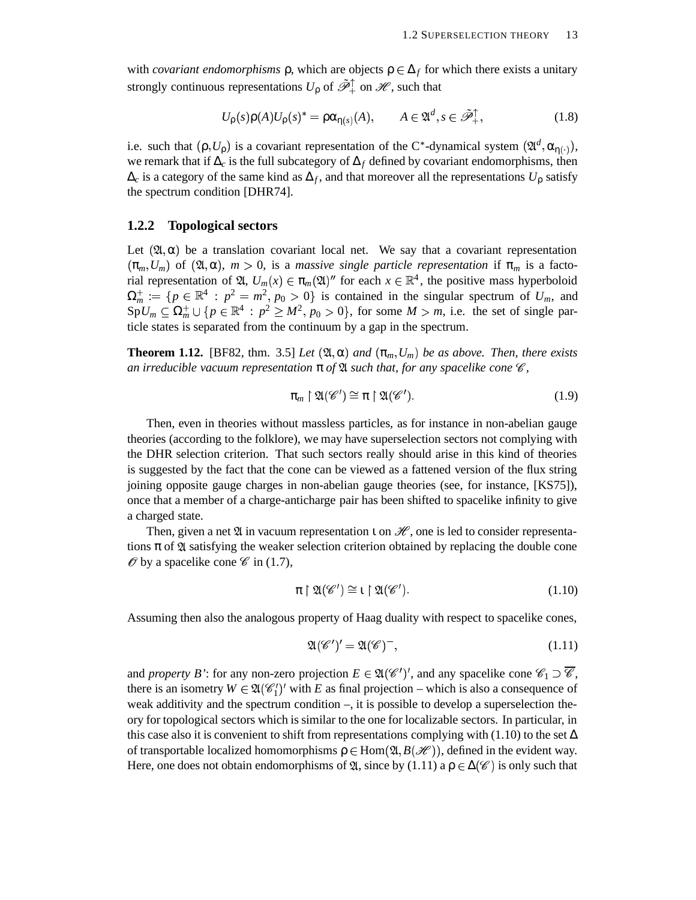with *covariant endomorphisms* $\rho$, which are objects $\rho \in \Delta_f$ for which there exists a unitary strongly continuous representations $U_\rho$ of $\tilde{\mathscr{P}}_+^\uparrow$ on $\mathscr{H}$, such that

$$U_\rho(s)\rho(A)U_\rho(s)^* = \rho\alpha_{\eta(s)}(A), \qquad A \in \mathfrak{A}^d, s \in \tilde{\mathscr{P}}_+^\uparrow, \tag{1.8}$$

i.e. such that $(\rho, U_\rho)$ is a covariant representation of the C*-dynamical system $(\mathfrak{A}^d, \alpha_{\eta(\cdot)})$, we remark that if $\Delta_c$ is the full subcategory of $\Delta_f$ defined by covariant endomorphisms, then $\Delta_c$ is a category of the same kind as $\Delta_f$, and that moreover all the representations $U_\rho$ satisfy the spectrum condition [DHR74].

### 1.2.2 Topological sectors

Let $(\mathfrak{A}, \alpha)$ be a translation covariant local net. We say that a covariant representation $(\pi_m, U_m)$ of $(\mathfrak{A}, \alpha)$, $m > 0$, is a *massive single particle representation* if $\pi_m$ is a factorial representation of $\mathfrak{A}$, $U_m(x) \in \pi_m(\mathfrak{A})''$ for each $x \in \mathbb{R}^4$, the positive mass hyperboloid $\Omega_m^+ := \{p \in \mathbb{R}^4 \, : \, p^2 = m^2, p_0 > 0\}$ is contained in the singular spectrum of $U_m$, and $\mathrm{Sp}U_m \subseteq \Omega_m^+ \cup \{p \in \mathbb{R}^4 \, : \, p^2 \geq M^2, p_0 > 0\}$, for some $M > m$, i.e. the set of single particle states is separated from the continuum by a gap in the spectrum.

**Theorem 1.12.** [BF82, thm. 3.5] *Let $(\mathfrak{A}, \alpha)$ and $(\pi_m, U_m)$ be as above. Then, there exists an irreducible vacuum representation $\pi$ of $\mathfrak{A}$ such that, for any spacelike cone $\mathscr{C}$,*

$$\pi_m \restriction \mathfrak{A}(\mathscr{C}') \cong \pi \restriction \mathfrak{A}(\mathscr{C}'). \tag{1.9}$$

Then, even in theories without massless particles, as for instance in non-abelian gauge theories (according to the folklore), we may have superselection sectors not complying with the DHR selection criterion. That such sectors really should arise in this kind of theories is suggested by the fact that the cone can be viewed as a fattened version of the flux string joining opposite gauge charges in non-abelian gauge theories (see, for instance, [KS75]), once that a member of a charge-anticharge pair has been shifted to spacelike infinity to give a charged state.

Then, given a net $\mathfrak{A}$ in vacuum representation $\iota$ on $\mathscr{H}$, one is led to consider representations $\pi$ of $\mathfrak{A}$ satisfying the weaker selection criterion obtained by replacing the double cone $\mathscr{O}$ by a spacelike cone $\mathscr{C}$ in (1.7),

$$\pi \restriction \mathfrak{A}(\mathscr{C}') \cong \iota \restriction \mathfrak{A}(\mathscr{C}'). \tag{1.10}$$

Assuming then also the analogous property of Haag duality with respect to spacelike cones,

$$\mathfrak{A}(\mathscr{C}')' = \mathfrak{A}(\mathscr{C})^-, \tag{1.11}$$

and *property B'*: for any non-zero projection $E \in \mathfrak{A}(\mathscr{C}')'$, and any spacelike cone $\mathscr{C}_1 \supset \overline{\mathscr{C}}$, there is an isometry $W \in \mathfrak{A}(\mathscr{C}_1')'$ with $E$ as final projection – which is also a consequence of weak additivity and the spectrum condition –, it is possible to develop a superselection theory for topological sectors which is similar to the one for localizable sectors. In particular, in this case also it is convenient to shift from representations complying with (1.10) to the set $\Delta$ of transportable localized homomorphisms $\rho \in \mathrm{Hom}(\mathfrak{A}, B(\mathscr{H}))$, defined in the evident way. Here, one does not obtain endomorphisms of $\mathfrak{A}$, since by (1.11) a $\rho \in \Delta(\mathscr{C})$ is only such that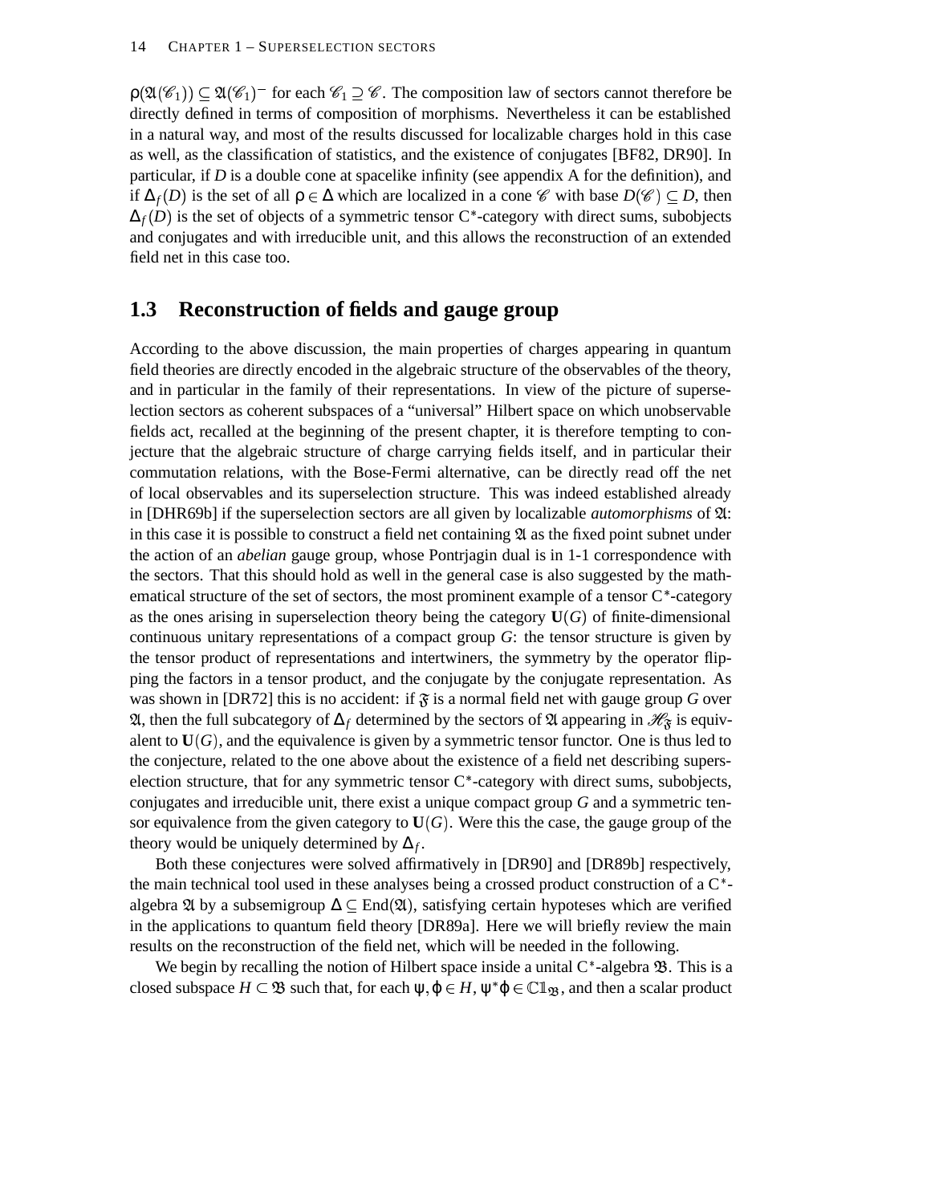$\rho(\mathfrak{A}(\mathscr{C}_1)) \subseteq \mathfrak{A}(\mathscr{C}_1)^-$ for each $\mathscr{C}_1 \supseteq \mathscr{C}$. The composition law of sectors cannot therefore be directly defined in terms of composition of morphisms. Nevertheless it can be established in a natural way, and most of the results discussed for localizable charges hold in this case as well, as the classification of statistics, and the existence of conjugates [BF82, DR90]. In particular, if $D$ is a double cone at spacelike infinity (see appendix A for the definition), and if $\Delta_f(D)$ is the set of all $\rho \in \Delta$ which are localized in a cone $\mathscr{C}$ with base $D(\mathscr{C}) \subseteq D$, then $\Delta_f(D)$ is the set of objects of a symmetric tensor C$^*$-category with direct sums, subobjects and conjugates and with irreducible unit, and this allows the reconstruction of an extended field net in this case too.

## 1.3 Reconstruction of fields and gauge group

According to the above discussion, the main properties of charges appearing in quantum field theories are directly encoded in the algebraic structure of the observables of the theory, and in particular in the family of their representations. In view of the picture of superselection sectors as coherent subspaces of a "universal" Hilbert space on which unobservable fields act, recalled at the beginning of the present chapter, it is therefore tempting to conjecture that the algebraic structure of charge carrying fields itself, and in particular their commutation relations, with the Bose-Fermi alternative, can be directly read off the net of local observables and its superselection structure. This was indeed established already in [DHR69b] if the superselection sectors are all given by localizable *automorphisms* of $\mathfrak{A}$: in this case it is possible to construct a field net containing $\mathfrak{A}$ as the fixed point subnet under the action of an *abelian* gauge group, whose Pontrjagin dual is in 1-1 correspondence with the sectors. That this should hold as well in the general case is also suggested by the mathematical structure of the set of sectors, the most prominent example of a tensor C$^*$-category as the ones arising in superselection theory being the category $\mathbf{U}(G)$ of finite-dimensional continuous unitary representations of a compact group $G$: the tensor structure is given by the tensor product of representations and intertwiners, the symmetry by the operator flipping the factors in a tensor product, and the conjugate by the conjugate representation. As was shown in [DR72] this is no accident: if $\mathfrak{F}$ is a normal field net with gauge group $G$ over $\mathfrak{A}$, then the full subcategory of $\Delta_f$ determined by the sectors of $\mathfrak{A}$ appearing in $\mathscr{H}_{\mathfrak{F}}$ is equivalent to $\mathbf{U}(G)$, and the equivalence is given by a symmetric tensor functor. One is thus led to the conjecture, related to the one above about the existence of a field net describing superselection structure, that for any symmetric tensor C$^*$-category with direct sums, subobjects, conjugates and irreducible unit, there exist a unique compact group $G$ and a symmetric tensor equivalence from the given category to $\mathbf{U}(G)$. Were this the case, the gauge group of the theory would be uniquely determined by $\Delta_f$.

Both these conjectures were solved affirmatively in [DR90] and [DR89b] respectively, the main technical tool used in these analyses being a crossed product construction of a C$^*$-algebra $\mathfrak{A}$ by a subsemigroup $\Delta \subseteq \mathrm{End}(\mathfrak{A})$, satisfying certain hypoteses which are verified in the applications to quantum field theory [DR89a]. Here we will briefly review the main results on the reconstruction of the field net, which will be needed in the following.

We begin by recalling the notion of Hilbert space inside a unital C$^*$-algebra $\mathfrak{B}$. This is a closed subspace $H \subset \mathfrak{B}$ such that, for each $\psi, \varphi \in H$, $\psi^*\varphi \in \mathbb{C}1_{\mathfrak{B}}$, and then a scalar product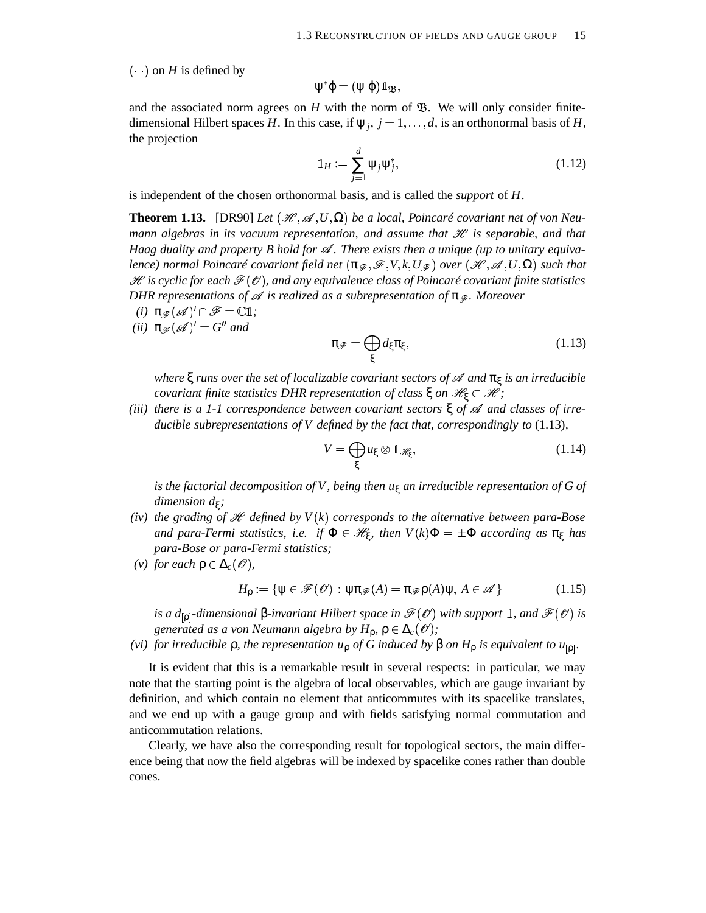$(\cdot|\cdot)$ on $H$ is defined by

$$\psi^*\varphi = (\psi|\varphi)\mathbb{1}_{\mathfrak{B}},$$

and the associated norm agrees on $H$ with the norm of $\mathfrak{B}$. We will only consider finite-dimensional Hilbert spaces $H$. In this case, if $\psi_j$, $j = 1,\dots,d$, is an orthonormal basis of $H$, the projection

$$\mathbb{1}_H := \sum_{j=1}^{d} \psi_j \psi_j^*, \tag{1.12}$$

is independent of the chosen orthonormal basis, and is called the *support* of $H$.

**Theorem 1.13.** [DR90] *Let $(\mathscr{H},\mathscr{A},U,\Omega)$ be a local, Poincaré covariant net of von Neumann algebras in its vacuum representation, and assume that $\mathscr{H}$ is separable, and that Haag duality and property B hold for $\mathscr{A}$. There exists then a unique (up to unitary equivalence) normal Poincaré covariant field net $(\pi_{\mathscr{F}},\mathscr{F},V,k,U_{\mathscr{F}})$ over $(\mathscr{H},\mathscr{A},U,\Omega)$ such that $\mathscr{H}$ is cyclic for each $\mathscr{F}(\mathscr{O})$, and any equivalence class of Poincaré covariant finite statistics DHR representations of $\mathscr{A}$ is realized as a subrepresentation of $\pi_{\mathscr{F}}$. Moreover*

*(i)* $\pi_{\mathscr{F}}(\mathscr{A})' \cap \mathscr{F} = \mathbb{C}\mathbb{1}$*;*

*(ii)* $\pi_{\mathscr{F}}(\mathscr{A})' = G''$ *and*

$$\pi_{\mathscr{F}} = \bigoplus_{\xi} d_\xi \pi_\xi, \tag{1.13}$$

*where $\xi$ runs over the set of localizable covariant sectors of $\mathscr{A}$ and $\pi_\xi$ is an irreducible covariant finite statistics DHR representation of class $\xi$ on $\mathscr{H}_\xi \subset \mathscr{H}$;*

*(iii) there is a 1-1 correspondence between covariant sectors $\xi$ of $\mathscr{A}$ and classes of irreducible subrepresentations of $V$ defined by the fact that, correspondingly to* (1.13)*,*

$$V = \bigoplus_{\xi} u_\xi \otimes \mathbb{1}_{\mathscr{H}_\xi}, \tag{1.14}$$

*is the factorial decomposition of $V$, being then $u_\xi$ an irreducible representation of $G$ of dimension $d_\xi$;*

*(iv) the grading of $\mathscr{H}$ defined by $V(k)$ corresponds to the alternative between para-Bose and para-Fermi statistics, i.e. if $\Phi \in \mathscr{H}_\xi$, then $V(k)\Phi = \pm\Phi$ according as $\pi_\xi$ has para-Bose or para-Fermi statistics;*

*(v) for each $\rho \in \Delta_c(\mathscr{O})$,*

$$H_\rho := \{\psi \in \mathscr{F}(\mathscr{O}) \,:\, \psi\pi_{\mathscr{F}}(A) = \pi_{\mathscr{F}}\rho(A)\psi,\ A \in \mathscr{A}\} \tag{1.15}$$

*is a $d_{[\rho]}$-dimensional $\beta$-invariant Hilbert space in $\mathscr{F}(\mathscr{O})$ with support $\mathbb{1}$, and $\mathscr{F}(\mathscr{O})$ is generated as a von Neumann algebra by $H_\rho$, $\rho \in \Delta_c(\mathscr{O})$;*

*(vi) for irreducible $\rho$, the representation $u_\rho$ of $G$ induced by $\beta$ on $H_\rho$ is equivalent to $u_{[\rho]}$.*

It is evident that this is a remarkable result in several respects: in particular, we may note that the starting point is the algebra of local observables, which are gauge invariant by definition, and which contain no element that anticommutes with its spacelike translates, and we end up with a gauge group and with fields satisfying normal commutation and anticommutation relations.

Clearly, we have also the corresponding result for topological sectors, the main difference being that now the field algebras will be indexed by spacelike cones rather than double cones.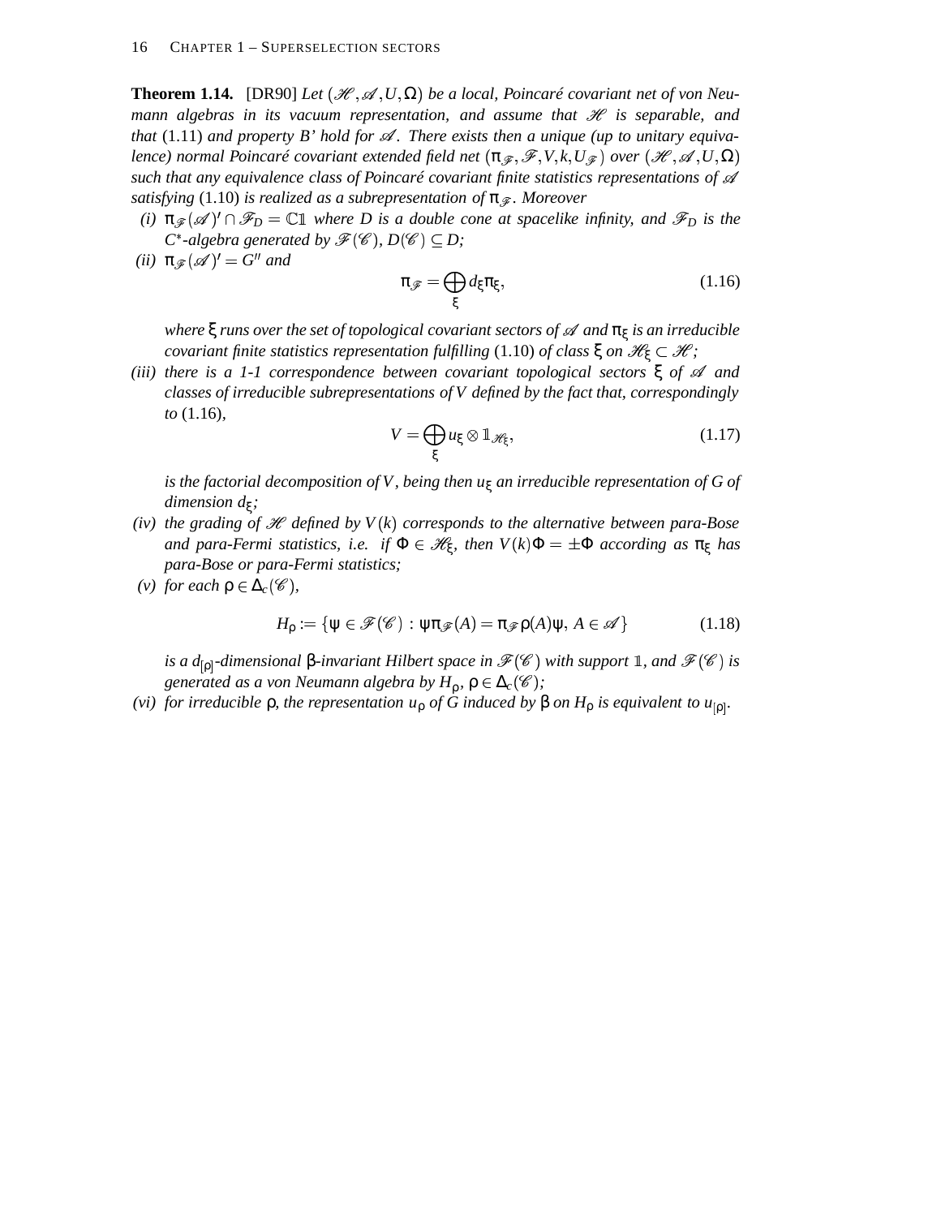**Theorem 1.14.** [DR90] *Let $(\mathscr{H}, \mathscr{A}, U, \Omega)$ be a local, Poincaré covariant net of von Neumann algebras in its vacuum representation, and assume that $\mathscr{H}$ is separable, and that* (1.11) *and property B' hold for $\mathscr{A}$. There exists then a unique (up to unitary equivalence) normal Poincaré covariant extended field net $(\pi_{\mathscr{F}}, \mathscr{F}, V, k, U_{\mathscr{F}})$ over $(\mathscr{H}, \mathscr{A}, U, \Omega)$ such that any equivalence class of Poincaré covariant finite statistics representations of $\mathscr{A}$ satisfying* (1.10) *is realized as a subrepresentation of $\pi_{\mathscr{F}}$. Moreover*

*(i)* $\pi_{\mathscr{F}}(\mathscr{A})' \cap \mathscr{F}_D = \mathbb{C}\mathbb{1}$ *where $D$ is a double cone at spacelike infinity, and $\mathscr{F}_D$ is the $C^*$-algebra generated by $\mathscr{F}(\mathscr{C})$, $D(\mathscr{C}) \subseteq D$;*

*(ii)* $\pi_{\mathscr{F}}(\mathscr{A})' = G''$ *and*

$$\pi_{\mathscr{F}} = \bigoplus_{\xi} d_\xi \pi_\xi, \tag{1.16}$$

*where $\xi$ runs over the set of topological covariant sectors of $\mathscr{A}$ and $\pi_\xi$ is an irreducible covariant finite statistics representation fulfilling* (1.10) *of class $\xi$ on $\mathscr{H}_\xi \subset \mathscr{H}$;*

*(iii) there is a 1-1 correspondence between covariant topological sectors $\xi$ of $\mathscr{A}$ and classes of irreducible subrepresentations of $V$ defined by the fact that, correspondingly to* (1.16),

$$V = \bigoplus_{\xi} u_\xi \otimes \mathbb{1}_{\mathscr{H}_\xi}, \tag{1.17}$$

*is the factorial decomposition of $V$, being then $u_\xi$ an irreducible representation of $G$ of dimension $d_\xi$;*

*(iv) the grading of $\mathscr{H}$ defined by $V(k)$ corresponds to the alternative between para-Bose and para-Fermi statistics, i.e. if $\Phi \in \mathscr{H}_\xi$, then $V(k)\Phi = \pm\Phi$ according as $\pi_\xi$ has para-Bose or para-Fermi statistics;*

*(v) for each $\rho \in \Delta_c(\mathscr{C})$,*

$$H_\rho := \{\psi \in \mathscr{F}(\mathscr{C}) : \psi \pi_{\mathscr{F}}(A) = \pi_{\mathscr{F}} \rho(A) \psi,\, A \in \mathscr{A}\} \tag{1.18}$$

*is a $d_{[\rho]}$-dimensional $\beta$-invariant Hilbert space in $\mathscr{F}(\mathscr{C})$ with support $\mathbb{1}$, and $\mathscr{F}(\mathscr{C})$ is generated as a von Neumann algebra by $H_\rho$, $\rho \in \Delta_c(\mathscr{C})$;*

*(vi) for irreducible $\rho$, the representation $u_\rho$ of $G$ induced by $\beta$ on $H_\rho$ is equivalent to $u_{[\rho]}$.*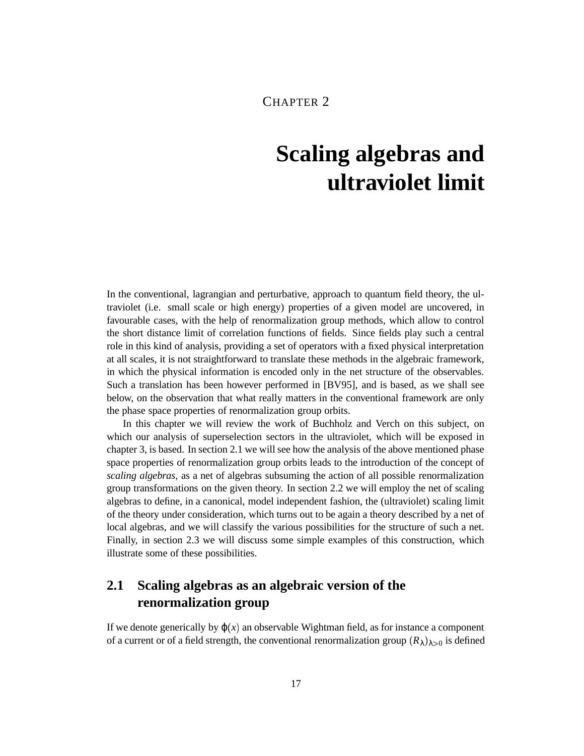CHAPTER 2

# Scaling algebras and ultraviolet limit

In the conventional, lagrangian and perturbative, approach to quantum field theory, the ultraviolet (i.e. small scale or high energy) properties of a given model are uncovered, in favourable cases, with the help of renormalization group methods, which allow to control the short distance limit of correlation functions of fields. Since fields play such a central role in this kind of analysis, providing a set of operators with a fixed physical interpretation at all scales, it is not straightforward to translate these methods in the algebraic framework, in which the physical information is encoded only in the net structure of the observables. Such a translation has been however performed in [BV95], and is based, as we shall see below, on the observation that what really matters in the conventional framework are only the phase space properties of renormalization group orbits.

In this chapter we will review the work of Buchholz and Verch on this subject, on which our analysis of superselection sectors in the ultraviolet, which will be exposed in chapter 3, is based. In section 2.1 we will see how the analysis of the above mentioned phase space properties of renormalization group orbits leads to the introduction of the concept of *scaling algebras*, as a net of algebras subsuming the action of all possible renormalization group transformations on the given theory. In section 2.2 we will employ the net of scaling algebras to define, in a canonical, model independent fashion, the (ultraviolet) scaling limit of the theory under consideration, which turns out to be again a theory described by a net of local algebras, and we will classify the various possibilities for the structure of such a net. Finally, in section 2.3 we will discuss some simple examples of this construction, which illustrate some of these possibilities.

## 2.1 Scaling algebras as an algebraic version of the renormalization group

If we denote generically by $\varphi(x)$ an observable Wightman field, as for instance a component of a current or of a field strength, the conventional renormalization group $(R_\lambda)_{\lambda>0}$ is defined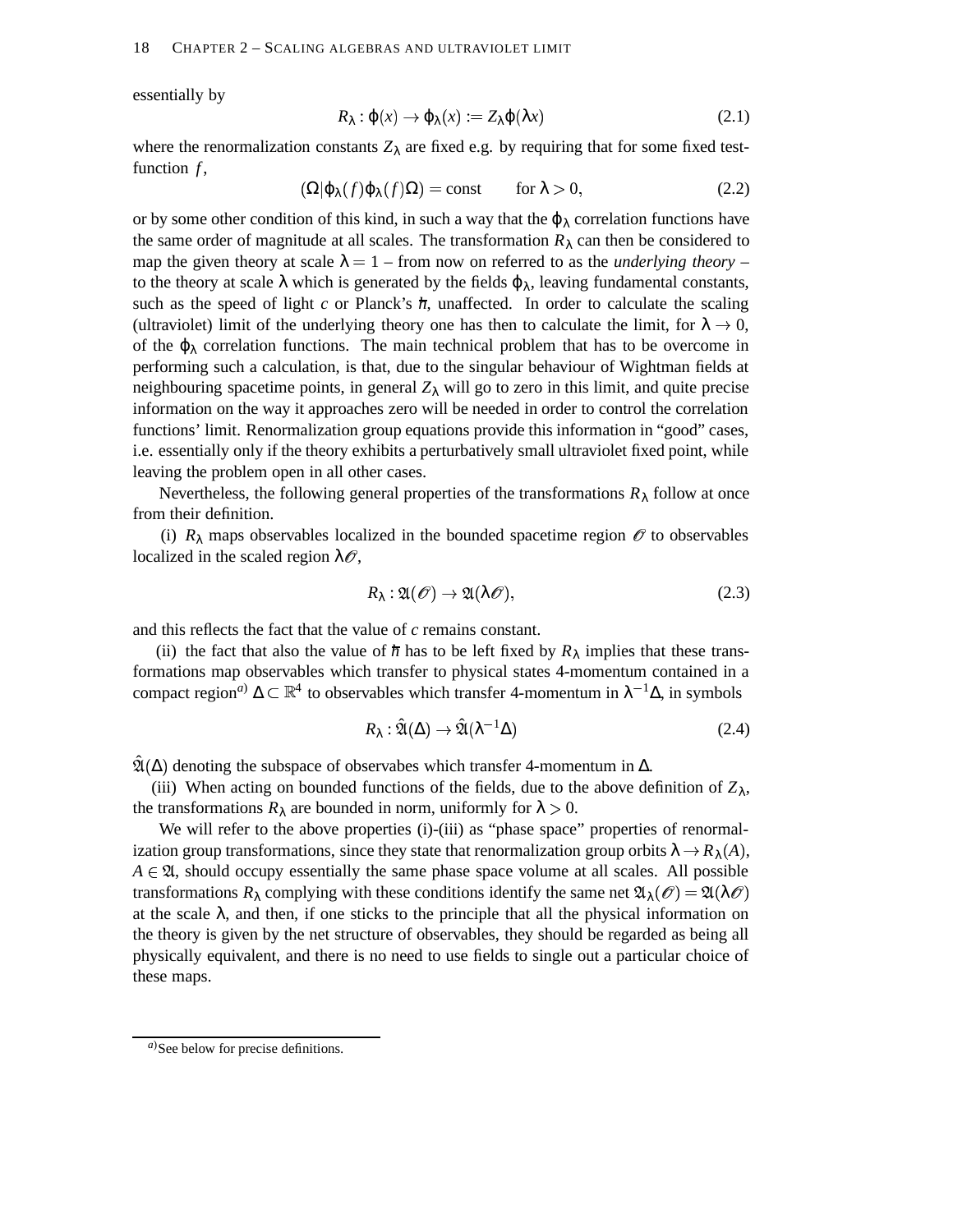essentially by

$$R_\lambda : \varphi(x) \to \varphi_\lambda(x) := Z_\lambda \varphi(\lambda x) \tag{2.1}$$

where the renormalization constants $Z_\lambda$ are fixed e.g. by requiring that for some fixed test-function $f$,

$$(\Omega|\varphi_\lambda(f)\varphi_\lambda(f)\Omega) = \text{const} \qquad \text{for } \lambda > 0, \tag{2.2}$$

or by some other condition of this kind, in such a way that the $\varphi_\lambda$ correlation functions have the same order of magnitude at all scales. The transformation $R_\lambda$ can then be considered to map the given theory at scale $\lambda = 1$ – from now on referred to as the *underlying theory* – to the theory at scale $\lambda$ which is generated by the fields $\varphi_\lambda$, leaving fundamental constants, such as the speed of light $c$ or Planck's $\hbar$, unaffected. In order to calculate the scaling (ultraviolet) limit of the underlying theory one has then to calculate the limit, for $\lambda \to 0$, of the $\varphi_\lambda$ correlation functions. The main technical problem that has to be overcome in performing such a calculation, is that, due to the singular behaviour of Wightman fields at neighbouring spacetime points, in general $Z_\lambda$ will go to zero in this limit, and quite precise information on the way it approaches zero will be needed in order to control the correlation functions' limit. Renormalization group equations provide this information in "good" cases, i.e. essentially only if the theory exhibits a perturbatively small ultraviolet fixed point, while leaving the problem open in all other cases.

Nevertheless, the following general properties of the transformations $R_\lambda$ follow at once from their definition.

(i) $R_\lambda$ maps observables localized in the bounded spacetime region $\mathscr{O}$ to observables localized in the scaled region $\lambda\mathscr{O}$,

$$R_\lambda : \mathfrak{A}(\mathscr{O}) \to \mathfrak{A}(\lambda\mathscr{O}), \tag{2.3}$$

and this reflects the fact that the value of $c$ remains constant.

(ii) the fact that also the value of $\hbar$ has to be left fixed by $R_\lambda$ implies that these transformations map observables which transfer to physical states 4-momentum contained in a compact region[a)] $\Delta \subset \mathbb{R}^4$ to observables which transfer 4-momentum in $\lambda^{-1}\Delta$, in symbols

$$R_\lambda : \hat{\mathfrak{A}}(\Delta) \to \hat{\mathfrak{A}}(\lambda^{-1}\Delta) \tag{2.4}$$

$\hat{\mathfrak{A}}(\Delta)$ denoting the subspace of observabes which transfer 4-momentum in $\Delta$.

(iii) When acting on bounded functions of the fields, due to the above definition of $Z_\lambda$, the transformations $R_\lambda$ are bounded in norm, uniformly for $\lambda > 0$.

We will refer to the above properties (i)-(iii) as "phase space" properties of renormalization group transformations, since they state that renormalization group orbits $\lambda \to R_\lambda(A)$, $A \in \mathfrak{A}$, should occupy essentially the same phase space volume at all scales. All possible transformations $R_\lambda$ complying with these conditions identify the same net $\mathfrak{A}_\lambda(\mathscr{O}) = \mathfrak{A}(\lambda\mathscr{O})$ at the scale $\lambda$, and then, if one sticks to the principle that all the physical information on the theory is given by the net structure of observables, they should be regarded as being all physically equivalent, and there is no need to use fields to single out a particular choice of these maps.

---

[a)] See below for precise definitions.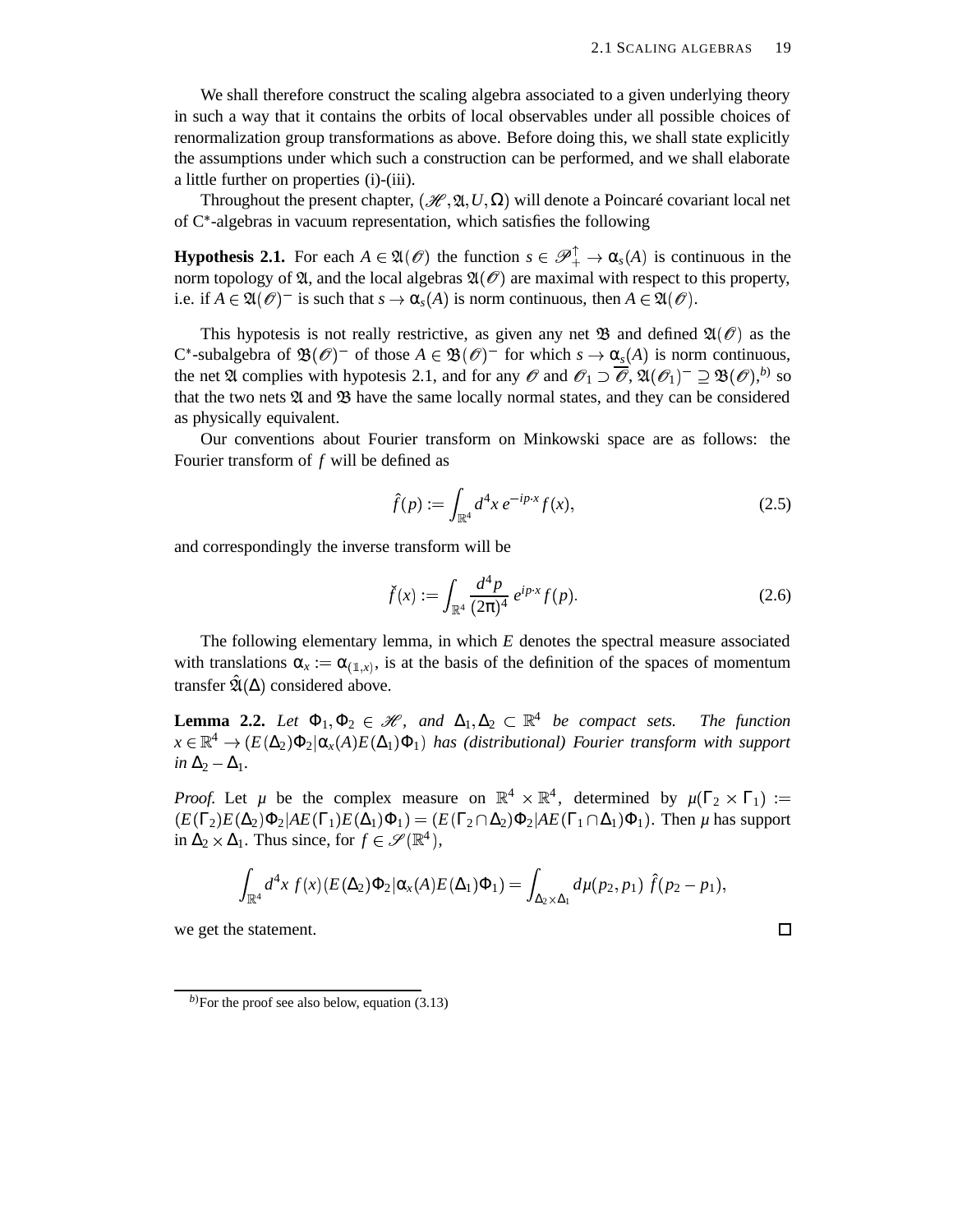We shall therefore construct the scaling algebra associated to a given underlying theory in such a way that it contains the orbits of local observables under all possible choices of renormalization group transformations as above. Before doing this, we shall state explicitly the assumptions under which such a construction can be performed, and we shall elaborate a little further on properties (i)-(iii).

Throughout the present chapter, $(\mathscr{H}, \mathfrak{A}, U, \Omega)$ will denote a Poincaré covariant local net of C*-algebras in vacuum representation, which satisfies the following

**Hypothesis 2.1.** For each $A \in \mathfrak{A}(\mathscr{O})$ the function $s \in \mathscr{P}_+^\uparrow \to \alpha_s(A)$ is continuous in the norm topology of $\mathfrak{A}$, and the local algebras $\mathfrak{A}(\mathscr{O})$ are maximal with respect to this property, i.e. if $A \in \mathfrak{A}(\mathscr{O})^-$ is such that $s \to \alpha_s(A)$ is norm continuous, then $A \in \mathfrak{A}(\mathscr{O})$.

This hypotesis is not really restrictive, as given any net $\mathfrak{B}$ and defined $\mathfrak{A}(\mathscr{O})$ as the C*-subalgebra of $\mathfrak{B}(\mathscr{O})^-$ of those $A \in \mathfrak{B}(\mathscr{O})^-$ for which $s \to \alpha_s(A)$ is norm continuous, the net $\mathfrak{A}$ complies with hypotesis 2.1, and for any $\mathscr{O}$ and $\mathscr{O}_1 \supset \overline{\mathscr{O}}$, $\mathfrak{A}(\mathscr{O}_1)^- \supseteq \mathfrak{B}(\mathscr{O})$,[b] so that the two nets $\mathfrak{A}$ and $\mathfrak{B}$ have the same locally normal states, and they can be considered as physically equivalent.

Our conventions about Fourier transform on Minkowski space are as follows: the Fourier transform of $f$ will be defined as

$$\hat{f}(p) := \int_{\mathbb{R}^4} d^4x \, e^{-ip\cdot x} f(x), \tag{2.5}$$

and correspondingly the inverse transform will be

$$\check{f}(x) := \int_{\mathbb{R}^4} \frac{d^4p}{(2\pi)^4} \, e^{ip\cdot x} f(p). \tag{2.6}$$

The following elementary lemma, in which $E$ denotes the spectral measure associated with translations $\alpha_x := \alpha_{(\mathbb{1},x)}$, is at the basis of the definition of the spaces of momentum transfer $\hat{\mathfrak{A}}(\Delta)$ considered above.

**Lemma 2.2.** *Let $\Phi_1, \Phi_2 \in \mathscr{H}$, and $\Delta_1, \Delta_2 \subset \mathbb{R}^4$ be compact sets. The function $x \in \mathbb{R}^4 \to (E(\Delta_2)\Phi_2 | \alpha_x(A) E(\Delta_1)\Phi_1)$ has (distributional) Fourier transform with support in $\Delta_2 - \Delta_1$.*

*Proof.* Let $\mu$ be the complex measure on $\mathbb{R}^4 \times \mathbb{R}^4$, determined by $\mu(\Gamma_2 \times \Gamma_1) := (E(\Gamma_2)E(\Delta_2)\Phi_2 | AE(\Gamma_1)E(\Delta_1)\Phi_1) = (E(\Gamma_2 \cap \Delta_2)\Phi_2 | AE(\Gamma_1 \cap \Delta_1)\Phi_1)$. Then $\mu$ has support in $\Delta_2 \times \Delta_1$. Thus since, for $f \in \mathscr{S}(\mathbb{R}^4)$,

$$\int_{\mathbb{R}^4} d^4x \, f(x) (E(\Delta_2)\Phi_2 | \alpha_x(A) E(\Delta_1)\Phi_1) = \int_{\Delta_2 \times \Delta_1} d\mu(p_2, p_1) \, \hat{f}(p_2 - p_1),$$

we get the statement. □

---

[b] For the proof see also below, equation (3.13)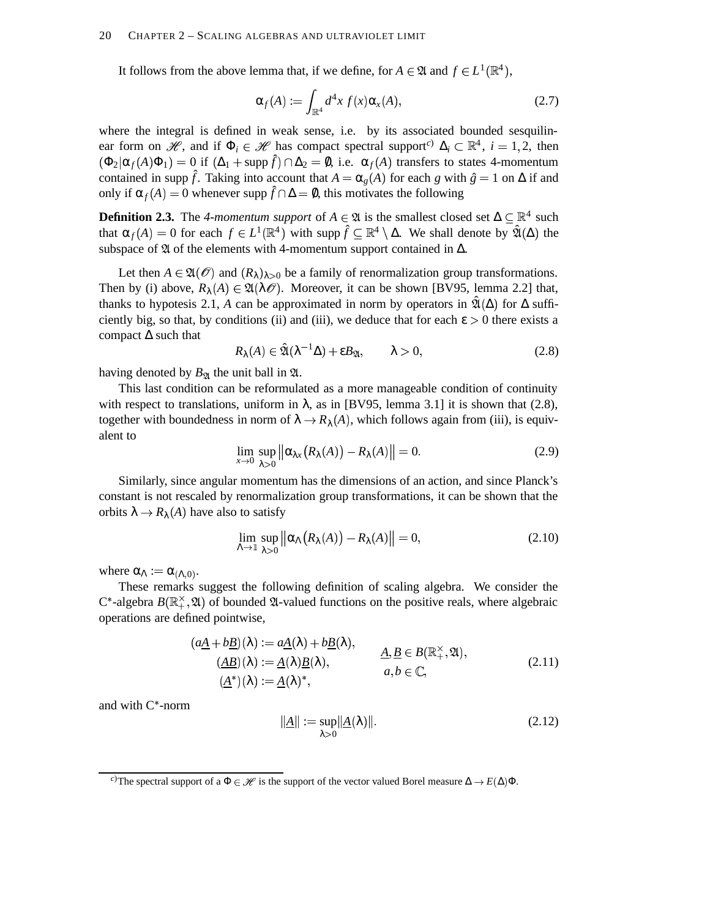It follows from the above lemma that, if we define, for $A \in \mathfrak{A}$ and $f \in L^1(\mathbb{R}^4)$,

$$\alpha_f(A) := \int_{\mathbb{R}^4} d^4x\, f(x)\alpha_x(A), \tag{2.7}$$

where the integral is defined in weak sense, i.e. by its associated bounded sesquilinear form on $\mathscr{H}$, and if $\Phi_i \in \mathscr{H}$ has compact spectral support[c] $\Delta_i \subset \mathbb{R}^4$, $i = 1,2$, then $(\Phi_2|\alpha_f(A)\Phi_1) = 0$ if $(\Delta_1 + \operatorname{supp} \hat{f}) \cap \Delta_2 = \emptyset$, i.e. $\alpha_f(A)$ transfers to states 4-momentum contained in $\operatorname{supp} \hat{f}$. Taking into account that $A = \alpha_g(A)$ for each $g$ with $\hat{g} = 1$ on $\Delta$ if and only if $\alpha_f(A) = 0$ whenever $\operatorname{supp} \hat{f} \cap \Delta = \emptyset$, this motivates the following

**Definition 2.3.** The *4-momentum support* of $A \in \mathfrak{A}$ is the smallest closed set $\Delta \subseteq \mathbb{R}^4$ such that $\alpha_f(A) = 0$ for each $f \in L^1(\mathbb{R}^4)$ with $\operatorname{supp} \hat{f} \subseteq \mathbb{R}^4 \setminus \Delta$. We shall denote by $\hat{\mathfrak{A}}(\Delta)$ the subspace of $\mathfrak{A}$ of the elements with 4-momentum support contained in $\Delta$.

Let then $A \in \mathfrak{A}(\mathscr{O})$ and $(R_\lambda)_{\lambda>0}$ be a family of renormalization group transformations. Then by (i) above, $R_\lambda(A) \in \mathfrak{A}(\lambda\mathscr{O})$. Moreover, it can be shown [BV95, lemma 2.2] that, thanks to hypotesis 2.1, $A$ can be approximated in norm by operators in $\hat{\mathfrak{A}}(\Delta)$ for $\Delta$ sufficiently big, so that, by conditions (ii) and (iii), we deduce that for each $\varepsilon > 0$ there exists a compact $\Delta$ such that

$$R_\lambda(A) \in \hat{\mathfrak{A}}(\lambda^{-1}\Delta) + \varepsilon B_{\mathfrak{A}}, \qquad \lambda > 0, \tag{2.8}$$

having denoted by $B_{\mathfrak{A}}$ the unit ball in $\mathfrak{A}$.

This last condition can be reformulated as a more manageable condition of continuity with respect to translations, uniform in $\lambda$, as in [BV95, lemma 3.1] it is shown that (2.8), together with boundedness in norm of $\lambda \to R_\lambda(A)$, which follows again from (iii), is equivalent to

$$\lim_{x\to 0} \sup_{\lambda>0} \big\| \alpha_{\lambda x}\big(R_\lambda(A)\big) - R_\lambda(A) \big\| = 0. \tag{2.9}$$

Similarly, since angular momentum has the dimensions of an action, and since Planck's constant is not rescaled by renormalization group transformations, it can be shown that the orbits $\lambda \to R_\lambda(A)$ have also to satisfy

$$\lim_{\Lambda\to \mathbb{1}} \sup_{\lambda>0} \big\| \alpha_{\Lambda}\big(R_\lambda(A)\big) - R_\lambda(A) \big\| = 0, \tag{2.10}$$

where $\alpha_\Lambda := \alpha_{(\Lambda,0)}$.

These remarks suggest the following definition of scaling algebra. We consider the C*-algebra $B(\mathbb{R}_+^\times, \mathfrak{A})$ of bounded $\mathfrak{A}$-valued functions on the positive reals, where algebraic operations are defined pointwise,

$$\begin{aligned} (a\underline{A} + b\underline{B})(\lambda) &:= a\underline{A}(\lambda) + b\underline{B}(\lambda), \\ (\underline{A}\underline{B})(\lambda) &:= \underline{A}(\lambda)\underline{B}(\lambda), \\ (\underline{A}^*)(\lambda) &:= \underline{A}(\lambda)^*, \end{aligned} \qquad \begin{aligned} &\underline{A}, \underline{B} \in B(\mathbb{R}_+^\times, \mathfrak{A}), \\ &a, b \in \mathbb{C}, \end{aligned} \tag{2.11}$$

and with C*-norm

$$\|\underline{A}\| := \sup_{\lambda>0} \|\underline{A}(\lambda)\|. \tag{2.12}$$

---

[c] The spectral support of a $\Phi \in \mathscr{H}$ is the support of the vector valued Borel measure $\Delta \to E(\Delta)\Phi$.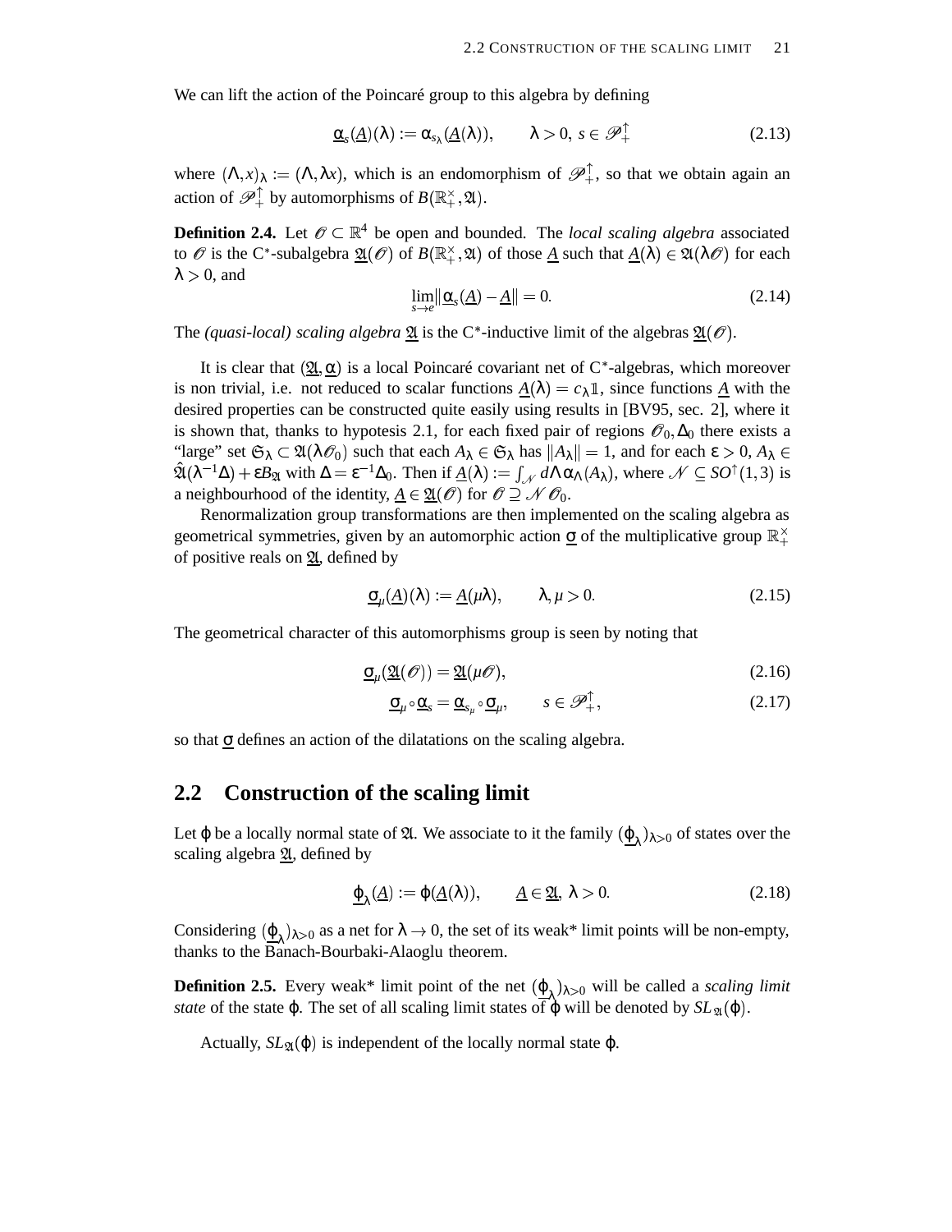We can lift the action of the Poincaré group to this algebra by defining

$$\underline{\alpha}_s(\underline{A})(\lambda) := \alpha_{s_\lambda}(\underline{A}(\lambda)), \qquad \lambda > 0,\ s \in \mathscr{P}_+^\uparrow \tag{2.13}$$

where $(\Lambda, x)_\lambda := (\Lambda, \lambda x)$, which is an endomorphism of $\mathscr{P}_+^\uparrow$, so that we obtain again an action of $\mathscr{P}_+^\uparrow$ by automorphisms of $B(\mathbb{R}_+^\times, \mathfrak{A})$.

**Definition 2.4.** Let $\mathscr{O} \subset \mathbb{R}^4$ be open and bounded. The *local scaling algebra* associated to $\mathscr{O}$ is the C*-subalgebra $\underline{\mathfrak{A}}(\mathscr{O})$ of $B(\mathbb{R}_+^\times, \mathfrak{A})$ of those $\underline{A}$ such that $\underline{A}(\lambda) \in \mathfrak{A}(\lambda\mathscr{O})$ for each $\lambda > 0$, and

$$\lim_{s \to e} \|\underline{\alpha}_s(\underline{A}) - \underline{A}\| = 0. \tag{2.14}$$

The *(quasi-local) scaling algebra* $\underline{\mathfrak{A}}$ is the C*-inductive limit of the algebras $\underline{\mathfrak{A}}(\mathscr{O})$.

It is clear that $(\underline{\mathfrak{A}}, \underline{\alpha})$ is a local Poincaré covariant net of C*-algebras, which moreover is non trivial, i.e. not reduced to scalar functions $\underline{A}(\lambda) = c_\lambda \mathbb{1}$, since functions $\underline{A}$ with the desired properties can be constructed quite easily using results in [BV95, sec. 2], where it is shown that, thanks to hypotesis 2.1, for each fixed pair of regions $\mathscr{O}_0, \Delta_0$ there exists a "large" set $\mathfrak{S}_\lambda \subset \mathfrak{A}(\lambda\mathscr{O}_0)$ such that each $A_\lambda \in \mathfrak{S}_\lambda$ has $\|A_\lambda\| = 1$, and for each $\varepsilon > 0$, $A_\lambda \in \hat{\mathfrak{A}}(\lambda^{-1}\Delta) + \varepsilon B_{\mathfrak{A}}$ with $\Delta = \varepsilon^{-1}\Delta_0$. Then if $\underline{A}(\lambda) := \int_{\mathscr{N}} d\Lambda\, \alpha_\Lambda(A_\lambda)$, where $\mathscr{N} \subseteq SO^\uparrow(1,3)$ is a neighbourhood of the identity, $\underline{A} \in \underline{\mathfrak{A}}(\mathscr{O})$ for $\mathscr{O} \supseteq \mathscr{N}\mathscr{O}_0$.

Renormalization group transformations are then implemented on the scaling algebra as geometrical symmetries, given by an automorphic action $\underline{\sigma}$ of the multiplicative group $\mathbb{R}_+^\times$ of positive reals on $\underline{\mathfrak{A}}$, defined by

$$\underline{\sigma}_\mu(\underline{A})(\lambda) := \underline{A}(\mu\lambda), \qquad \lambda, \mu > 0. \tag{2.15}$$

The geometrical character of this automorphisms group is seen by noting that

$$\underline{\sigma}_\mu(\underline{\mathfrak{A}}(\mathscr{O})) = \underline{\mathfrak{A}}(\mu\mathscr{O}), \tag{2.16}$$

$$\underline{\sigma}_\mu \circ \underline{\alpha}_s = \underline{\alpha}_{s_\mu} \circ \underline{\sigma}_\mu, \qquad s \in \mathscr{P}_+^\uparrow, \tag{2.17}$$

so that $\underline{\sigma}$ defines an action of the dilatations on the scaling algebra.

## 2.2 Construction of the scaling limit

Let $\varphi$ be a locally normal state of $\mathfrak{A}$. We associate to it the family $(\underline{\varphi}_\lambda)_{\lambda>0}$ of states over the scaling algebra $\underline{\mathfrak{A}}$, defined by

$$\underline{\varphi}_\lambda(\underline{A}) := \varphi(\underline{A}(\lambda)), \qquad \underline{A} \in \underline{\mathfrak{A}},\ \lambda > 0. \tag{2.18}$$

Considering $(\underline{\varphi}_\lambda)_{\lambda>0}$ as a net for $\lambda \to 0$, the set of its weak* limit points will be non-empty, thanks to the Banach-Bourbaki-Alaoglu theorem.

**Definition 2.5.** Every weak* limit point of the net $(\underline{\varphi}_\lambda)_{\lambda>0}$ will be called a *scaling limit state* of the state $\varphi$. The set of all scaling limit states of $\varphi$ will be denoted by $SL_{\underline{\mathfrak{A}}}(\varphi)$.

Actually, $SL_{\underline{\mathfrak{A}}}(\varphi)$ is independent of the locally normal state $\varphi$.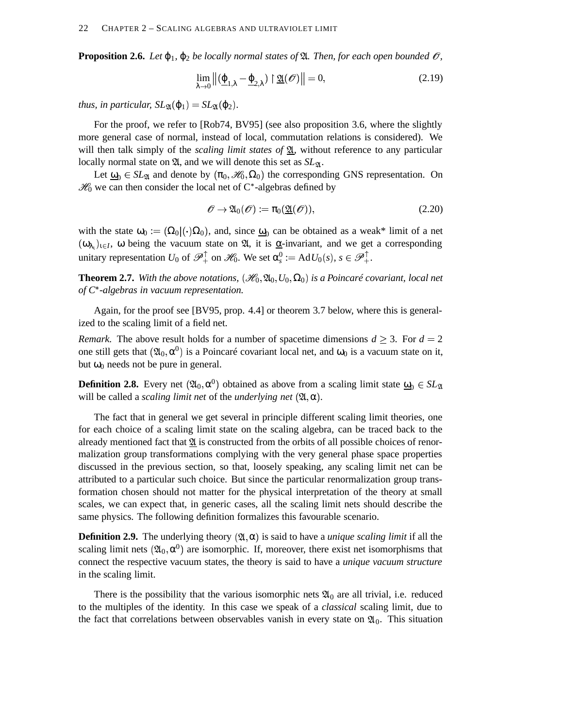**Proposition 2.6.** *Let $\varphi_1, \varphi_2$ be locally normal states of $\mathfrak{A}$. Then, for each open bounded $\mathscr{O}$,*

$$\lim_{\lambda \to 0} \left\| (\underline{\varphi}_{1,\lambda} - \underline{\varphi}_{2,\lambda}) \upharpoonright \underline{\mathfrak{A}}(\mathscr{O}) \right\| = 0, \tag{2.19}$$

*thus, in particular, $SL_{\mathfrak{A}}(\varphi_1) = SL_{\mathfrak{A}}(\varphi_2)$.*

For the proof, we refer to [Rob74, BV95] (see also proposition 3.6, where the slightly more general case of normal, instead of local, commutation relations is considered). We will then talk simply of the *scaling limit states of $\underline{\mathfrak{A}}$*, without reference to any particular locally normal state on $\mathfrak{A}$, and we will denote this set as $SL_{\mathfrak{A}}$.

Let $\underline{\omega}_0 \in SL_{\mathfrak{A}}$ and denote by $(\pi_0, \mathscr{H}_0, \Omega_0)$ the corresponding GNS representation. On $\mathscr{H}_0$ we can then consider the local net of C*-algebras defined by

$$\mathscr{O} \to \mathfrak{A}_0(\mathscr{O}) := \pi_0(\underline{\mathfrak{A}}(\mathscr{O})), \tag{2.20}$$

with the state $\omega_0 := (\Omega_0 | (\cdot) \Omega_0)$, and, since $\underline{\omega}_0$ can be obtained as a weak* limit of a net $(\omega_{\lambda_\iota})_{\iota \in I}$, $\omega$ being the vacuum state on $\mathfrak{A}$, it is $\underline{\alpha}$-invariant, and we get a corresponding unitary representation $U_0$ of $\mathscr{P}_+^\uparrow$ on $\mathscr{H}_0$. We set $\alpha^0_s := \mathrm{Ad}\, U_0(s)$, $s \in \mathscr{P}_+^\uparrow$.

**Theorem 2.7.** *With the above notations, $(\mathscr{H}_0, \mathfrak{A}_0, U_0, \Omega_0)$ is a Poincaré covariant, local net of C*-algebras in vacuum representation.*

Again, for the proof see [BV95, prop. 4.4] or theorem 3.7 below, where this is generalized to the scaling limit of a field net.

*Remark.* The above result holds for a number of spacetime dimensions $d \geq 3$. For $d = 2$ one still gets that $(\mathfrak{A}_0, \alpha^0)$ is a Poincaré covariant local net, and $\omega_0$ is a vacuum state on it, but $\omega_0$ needs not be pure in general.

**Definition 2.8.** Every net $(\mathfrak{A}_0, \alpha^0)$ obtained as above from a scaling limit state $\underline{\omega}_0 \in SL_{\mathfrak{A}}$ will be called a *scaling limit net* of the *underlying net* $(\mathfrak{A}, \alpha)$.

The fact that in general we get several in principle different scaling limit theories, one for each choice of a scaling limit state on the scaling algebra, can be traced back to the already mentioned fact that $\underline{\mathfrak{A}}$ is constructed from the orbits of all possible choices of renormalization group transformations complying with the very general phase space properties discussed in the previous section, so that, loosely speaking, any scaling limit net can be attributed to a particular such choice. But since the particular renormalization group transformation chosen should not matter for the physical interpretation of the theory at small scales, we can expect that, in generic cases, all the scaling limit nets should describe the same physics. The following definition formalizes this favourable scenario.

**Definition 2.9.** The underlying theory $(\mathfrak{A}, \alpha)$ is said to have a *unique scaling limit* if all the scaling limit nets $(\mathfrak{A}_0, \alpha^0)$ are isomorphic. If, moreover, there exist net isomorphisms that connect the respective vacuum states, the theory is said to have a *unique vacuum structure* in the scaling limit.

There is the possibility that the various isomorphic nets $\mathfrak{A}_0$ are all trivial, i.e. reduced to the multiples of the identity. In this case we speak of a *classical* scaling limit, due to the fact that correlations between observables vanish in every state on $\mathfrak{A}_0$. This situation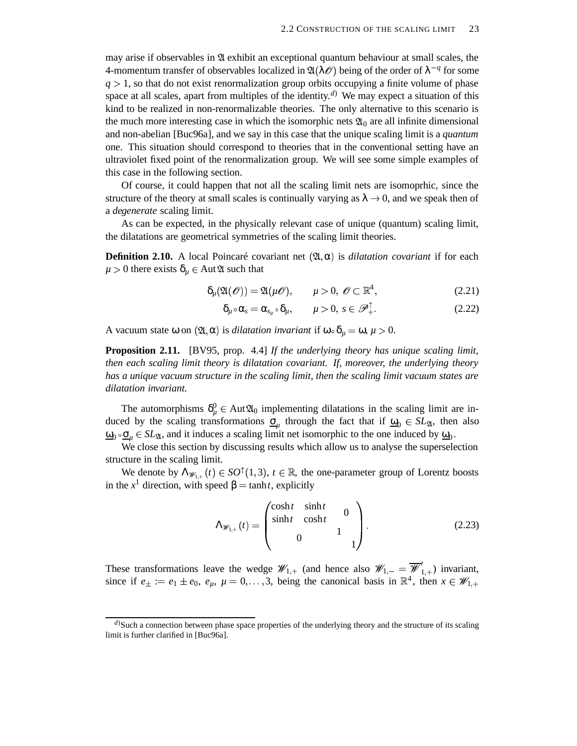may arise if observables in $\mathfrak{A}$ exhibit an exceptional quantum behaviour at small scales, the 4-momentum transfer of observables localized in $\mathfrak{A}(\lambda\mathscr{O})$ being of the order of $\lambda^{-q}$ for some $q > 1$, so that do not exist renormalization group orbits occupying a finite volume of phase space at all scales, apart from multiples of the identity.[d)] We may expect a situation of this kind to be realized in non-renormalizable theories. The only alternative to this scenario is the much more interesting case in which the isomorphic nets $\mathfrak{A}_0$ are all infinite dimensional and non-abelian [Buc96a], and we say in this case that the unique scaling limit is a *quantum* one. This situation should correspond to theories that in the conventional setting have an ultraviolet fixed point of the renormalization group. We will see some simple examples of this case in the following section.

Of course, it could happen that not all the scaling limit nets are isomoprhic, since the structure of the theory at small scales is continually varying as $\lambda \to 0$, and we speak then of a *degenerate* scaling limit.

As can be expected, in the physically relevant case of unique (quantum) scaling limit, the dilatations are geometrical symmetries of the scaling limit theories.

**Definition 2.10.** A local Poincaré covariant net $(\mathfrak{A}, \alpha)$ is *dilatation covariant* if for each $\mu > 0$ there exists $\delta_\mu \in \operatorname{Aut}\mathfrak{A}$ such that

$$\delta_\mu(\mathfrak{A}(\mathscr{O})) = \mathfrak{A}(\mu\mathscr{O}), \qquad \mu > 0,\ \mathscr{O} \subset \mathbb{R}^4, \tag{2.21}$$

$$\delta_\mu \circ \alpha_s = \alpha_{s_\mu} \circ \delta_\mu, \qquad \mu > 0,\ s \in \mathscr{P}_+^\uparrow. \tag{2.22}$$

A vacuum state $\omega$ on $(\mathfrak{A}, \alpha)$ is *dilatation invariant* if $\omega \circ \delta_\mu = \omega$, $\mu > 0$.

**Proposition 2.11.** [BV95, prop. 4.4] *If the underlying theory has unique scaling limit, then each scaling limit theory is dilatation covariant. If, moreover, the underlying theory has a unique vacuum structure in the scaling limit, then the scaling limit vacuum states are dilatation invariant.*

The automorphisms $\delta_\mu^0 \in \operatorname{Aut}\mathfrak{A}_0$ implementing dilatations in the scaling limit are induced by the scaling transformations $\underline{\sigma}_\mu$ through the fact that if $\underline{\omega}_0 \in SL_{\mathfrak{A}}$, then also $\underline{\omega}_0 \circ \underline{\sigma}_\mu \in SL_{\mathfrak{A}}$, and it induces a scaling limit net isomorphic to the one induced by $\underline{\omega}_0$.

We close this section by discussing results which allow us to analyse the superselection structure in the scaling limit.

We denote by $\Lambda_{\mathscr{W}_{1,+}}(t) \in SO^\uparrow(1,3)$, $t \in \mathbb{R}$, the one-parameter group of Lorentz boosts in the $x^1$ direction, with speed $\beta = \tanh t$, explicitly

$$\Lambda_{\mathscr{W}_{1,+}}(t) = \begin{pmatrix} \cosh t & \sinh t & & \\ \sinh t & \cosh t & & \\ & & 1 & \\ & & & 1 \end{pmatrix}. \tag{2.23}$$

These transformations leave the wedge $\mathscr{W}_{1,+}$ (and hence also $\mathscr{W}_{1,-} = \overline{\mathscr{W}}'_{1,+}$) invariant, since if $e_\pm := e_1 \pm e_0$, $e_\mu$, $\mu = 0, \dots, 3$, being the canonical basis in $\mathbb{R}^4$, then $x \in \mathscr{W}_{1,+}$

[d)] Such a connection between phase space properties of the underlying theory and the structure of its scaling limit is further clarified in [Buc96a].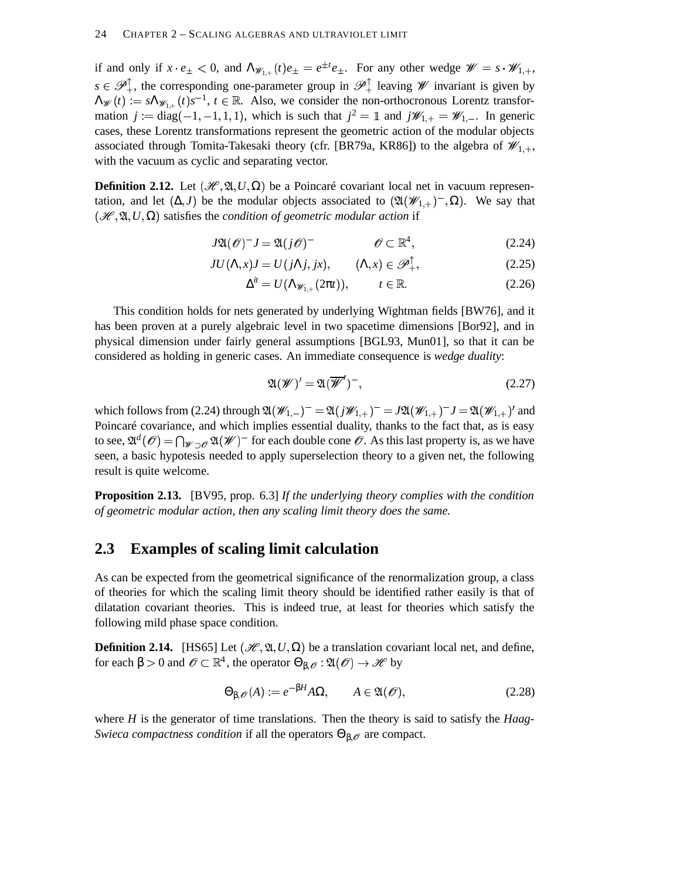if and only if $x \cdot e_\pm < 0$, and $\Lambda_{\mathscr{W}_{1,+}}(t)e_\pm = e^{\pm t}e_\pm$. For any other wedge $\mathscr{W} = s \cdot \mathscr{W}_{1,+}$, $s \in \mathscr{P}_+^\uparrow$, the corresponding one-parameter group in $\mathscr{P}_+^\uparrow$ leaving $\mathscr{W}$ invariant is given by $\Lambda_{\mathscr{W}}(t) := s\Lambda_{\mathscr{W}_{1,+}}(t)s^{-1}$, $t \in \mathbb{R}$. Also, we consider the non-orthocronous Lorentz transformation $j := \mathrm{diag}(-1,-1,1,1)$, which is such that $j^2 = \mathbb{1}$ and $j\mathscr{W}_{1,+} = \mathscr{W}_{1,-}$. In generic cases, these Lorentz transformations represent the geometric action of the modular objects associated through Tomita-Takesaki theory (cfr. [BR79a, KR86]) to the algebra of $\mathscr{W}_{1,+}$, with the vacuum as cyclic and separating vector.

**Definition 2.12.** Let $(\mathscr{H}, \mathfrak{A}, U, \Omega)$ be a Poincaré covariant local net in vacuum representation, and let $(\Delta, J)$ be the modular objects associated to $(\mathfrak{A}(\mathscr{W}_{1,+})^-, \Omega)$. We say that $(\mathscr{H}, \mathfrak{A}, U, \Omega)$ satisfies the *condition of geometric modular action* if

$$J\mathfrak{A}(\mathscr{O})^- J = \mathfrak{A}(j\mathscr{O})^- \qquad \mathscr{O} \subset \mathbb{R}^4, \tag{2.24}$$

$$JU(\Lambda, x)J = U(j\Lambda j, jx), \qquad (\Lambda, x) \in \mathscr{P}_+^\uparrow, \tag{2.25}$$

$$\Delta^{it} = U(\Lambda_{\mathscr{W}_{1,+}}(2\pi t)), \qquad t \in \mathbb{R}. \tag{2.26}$$

This condition holds for nets generated by underlying Wightman fields [BW76], and it has been proven at a purely algebraic level in two spacetime dimensions [Bor92], and in physical dimension under fairly general assumptions [BGL93, Mun01], so that it can be considered as holding in generic cases. An immediate consequence is *wedge duality*:

$$\mathfrak{A}(\mathscr{W})' = \mathfrak{A}(\overline{\mathscr{W}}')^-, \tag{2.27}$$

which follows from (2.24) through $\mathfrak{A}(\mathscr{W}_{1,-})^- = \mathfrak{A}(j\mathscr{W}_{1,+})^- = J\mathfrak{A}(\mathscr{W}_{1,+})^- J = \mathfrak{A}(\mathscr{W}_{1,+})'$ and Poincaré covariance, and which implies essential duality, thanks to the fact that, as is easy to see, $\mathfrak{A}^d(\mathscr{O}) = \bigcap_{\mathscr{W} \supset \mathscr{O}} \mathfrak{A}(\mathscr{W})^-$ for each double cone $\mathscr{O}$. As this last property is, as we have seen, a basic hypotesis needed to apply superselection theory to a given net, the following result is quite welcome.

**Proposition 2.13.** [BV95, prop. 6.3] *If the underlying theory complies with the condition of geometric modular action, then any scaling limit theory does the same.*

## 2.3 Examples of scaling limit calculation

As can be expected from the geometrical significance of the renormalization group, a class of theories for which the scaling limit theory should be identified rather easily is that of dilatation covariant theories. This is indeed true, at least for theories which satisfy the following mild phase space condition.

**Definition 2.14.** [HS65] Let $(\mathscr{H}, \mathfrak{A}, U, \Omega)$ be a translation covariant local net, and define, for each $\beta > 0$ and $\mathscr{O} \subset \mathbb{R}^4$, the operator $\Theta_{\beta,\mathscr{O}} : \mathfrak{A}(\mathscr{O}) \to \mathscr{H}$ by

$$\Theta_{\beta,\mathscr{O}}(A) := e^{-\beta H} A\Omega, \qquad A \in \mathfrak{A}(\mathscr{O}), \tag{2.28}$$

where $H$ is the generator of time translations. Then the theory is said to satisfy the *Haag-Swieca compactness condition* if all the operators $\Theta_{\beta,\mathscr{O}}$ are compact.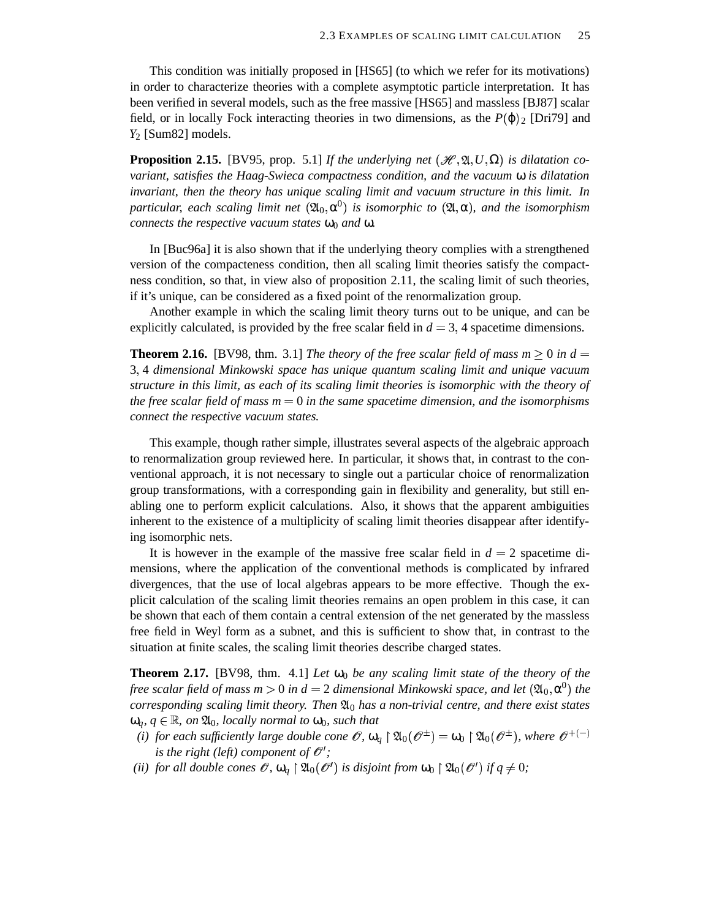This condition was initially proposed in [HS65] (to which we refer for its motivations) in order to characterize theories with a complete asymptotic particle interpretation. It has been verified in several models, such as the free massive [HS65] and massless [BJ87] scalar field, or in locally Fock interacting theories in two dimensions, as the $P(\varphi)_2$ [Dri79] and $Y_2$ [Sum82] models.

**Proposition 2.15.** [BV95, prop. 5.1] *If the underlying net $(\mathscr{H}, \mathfrak{A}, U, \Omega)$ is dilatation covariant, satisfies the Haag-Swieca compactness condition, and the vacuum $\omega$ is dilatation invariant, then the theory has unique scaling limit and vacuum structure in this limit. In particular, each scaling limit net $(\mathfrak{A}_0, \alpha^0)$ is isomorphic to $(\mathfrak{A}, \alpha)$, and the isomorphism connects the respective vacuum states $\omega_0$ and $\omega$.*

In [Buc96a] it is also shown that if the underlying theory complies with a strengthened version of the compacteness condition, then all scaling limit theories satisfy the compactness condition, so that, in view also of proposition 2.11, the scaling limit of such theories, if it's unique, can be considered as a fixed point of the renormalization group.

Another example in which the scaling limit theory turns out to be unique, and can be explicitly calculated, is provided by the free scalar field in $d = 3, 4$ spacetime dimensions.

**Theorem 2.16.** [BV98, thm. 3.1] *The theory of the free scalar field of mass $m \geq 0$ in $d = 3, 4$ dimensional Minkowski space has unique quantum scaling limit and unique vacuum structure in this limit, as each of its scaling limit theories is isomorphic with the theory of the free scalar field of mass $m = 0$ in the same spacetime dimension, and the isomorphisms connect the respective vacuum states.*

This example, though rather simple, illustrates several aspects of the algebraic approach to renormalization group reviewed here. In particular, it shows that, in contrast to the conventional approach, it is not necessary to single out a particular choice of renormalization group transformations, with a corresponding gain in flexibility and generality, but still enabling one to perform explicit calculations. Also, it shows that the apparent ambiguities inherent to the existence of a multiplicity of scaling limit theories disappear after identifying isomorphic nets.

It is however in the example of the massive free scalar field in $d = 2$ spacetime dimensions, where the application of the conventional methods is complicated by infrared divergences, that the use of local algebras appears to be more effective. Though the explicit calculation of the scaling limit theories remains an open problem in this case, it can be shown that each of them contain a central extension of the net generated by the massless free field in Weyl form as a subnet, and this is sufficient to show that, in contrast to the situation at finite scales, the scaling limit theories describe charged states.

**Theorem 2.17.** [BV98, thm. 4.1] *Let $\omega_0$ be any scaling limit state of the theory of the free scalar field of mass $m > 0$ in $d = 2$ dimensional Minkowski space, and let $(\mathfrak{A}_0, \alpha^0)$ the corresponding scaling limit theory. Then $\mathfrak{A}_0$ has a non-trivial centre, and there exist states $\omega_q$, $q \in \mathbb{R}$, on $\mathfrak{A}_0$, locally normal to $\omega_0$, such that*

*(i) for each sufficiently large double cone $\mathscr{O}$, $\omega_q \upharpoonright \mathfrak{A}_0(\mathscr{O}^\pm) = \omega_0 \upharpoonright \mathfrak{A}_0(\mathscr{O}^\pm)$, where $\mathscr{O}^{+(-)}$ is the right (left) component of $\mathscr{O}'$;*

*(ii) for all double cones $\mathscr{O}$, $\omega_q \upharpoonright \mathfrak{A}_0(\mathscr{O}')$ is disjoint from $\omega_0 \upharpoonright \mathfrak{A}_0(\mathscr{O}')$ if $q \neq 0$;*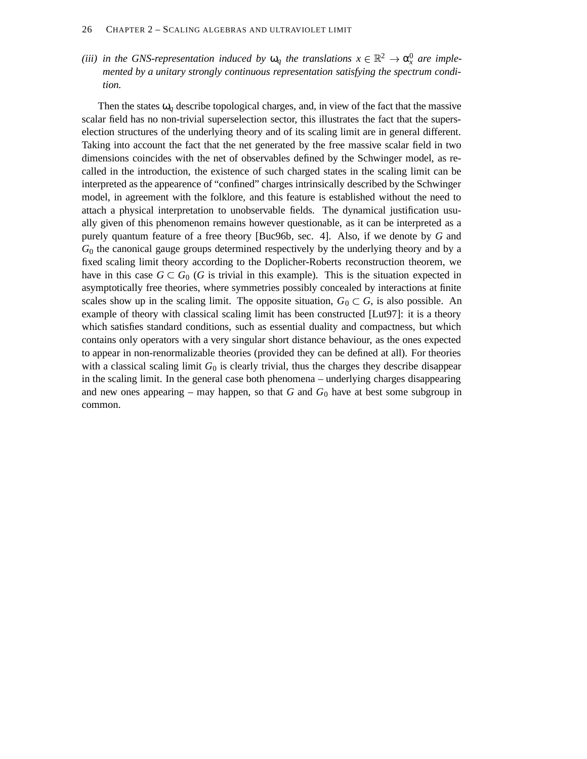*(iii) in the GNS-representation induced by $\omega_q$ the translations $x \in \mathbb{R}^2 \to \alpha^0_x$ are implemented by a unitary strongly continuous representation satisfying the spectrum condition.*

Then the states $\omega_q$ describe topological charges, and, in view of the fact that the massive scalar field has no non-trivial superselection sector, this illustrates the fact that the superselection structures of the underlying theory and of its scaling limit are in general different. Taking into account the fact that the net generated by the free massive scalar field in two dimensions coincides with the net of observables defined by the Schwinger model, as recalled in the introduction, the existence of such charged states in the scaling limit can be interpreted as the appearence of "confined" charges intrinsically described by the Schwinger model, in agreement with the folklore, and this feature is established without the need to attach a physical interpretation to unobservable fields. The dynamical justification usually given of this phenomenon remains however questionable, as it can be interpreted as a purely quantum feature of a free theory [Buc96b, sec. 4]. Also, if we denote by $G$ and $G_0$ the canonical gauge groups determined respectively by the underlying theory and by a fixed scaling limit theory according to the Doplicher-Roberts reconstruction theorem, we have in this case $G \subset G_0$ ($G$ is trivial in this example). This is the situation expected in asymptotically free theories, where symmetries possibly concealed by interactions at finite scales show up in the scaling limit. The opposite situation, $G_0 \subset G$, is also possible. An example of theory with classical scaling limit has been constructed [Lut97]: it is a theory which satisfies standard conditions, such as essential duality and compactness, but which contains only operators with a very singular short distance behaviour, as the ones expected to appear in non-renormalizable theories (provided they can be defined at all). For theories with a classical scaling limit $G_0$ is clearly trivial, thus the charges they describe disappear in the scaling limit. In the general case both phenomena – underlying charges disappearing and new ones appearing – may happen, so that $G$ and $G_0$ have at best some subgroup in common.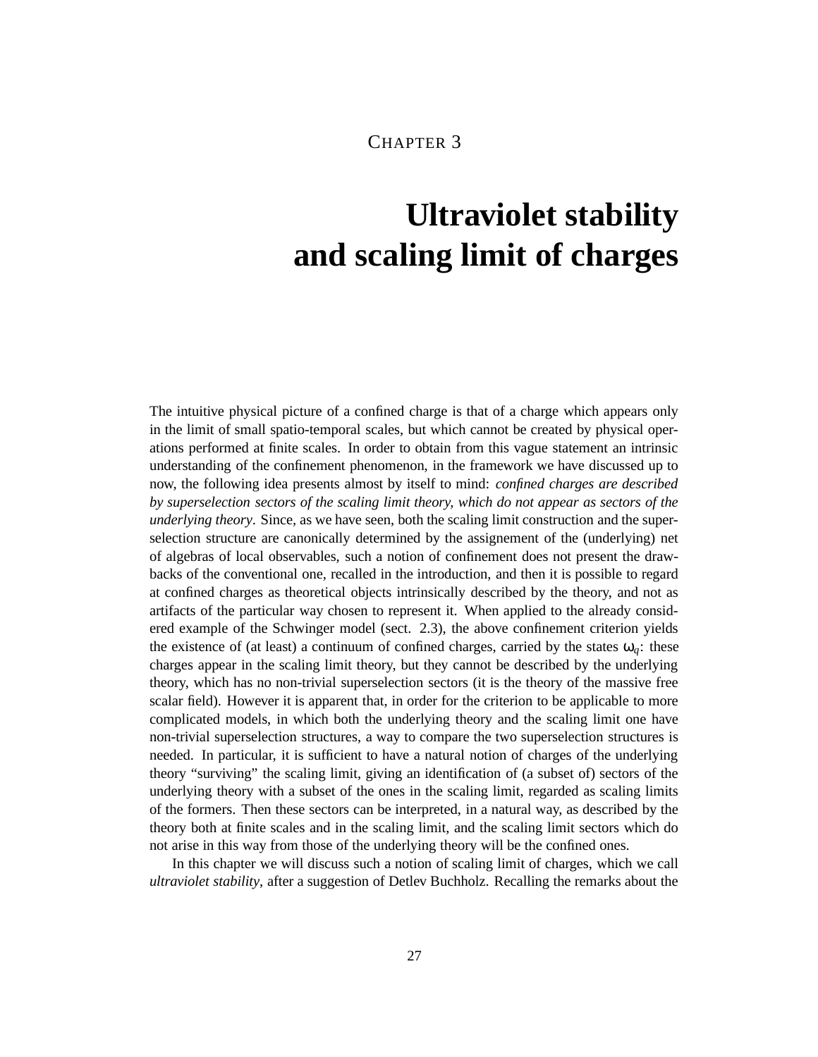CHAPTER 3

# Ultraviolet stability and scaling limit of charges

The intuitive physical picture of a confined charge is that of a charge which appears only in the limit of small spatio-temporal scales, but which cannot be created by physical operations performed at finite scales. In order to obtain from this vague statement an intrinsic understanding of the confinement phenomenon, in the framework we have discussed up to now, the following idea presents almost by itself to mind: *confined charges are described by superselection sectors of the scaling limit theory, which do not appear as sectors of the underlying theory*. Since, as we have seen, both the scaling limit construction and the superselection structure are canonically determined by the assignement of the (underlying) net of algebras of local observables, such a notion of confinement does not present the drawbacks of the conventional one, recalled in the introduction, and then it is possible to regard at confined charges as theoretical objects intrinsically described by the theory, and not as artifacts of the particular way chosen to represent it. When applied to the already considered example of the Schwinger model (sect. 2.3), the above confinement criterion yields the existence of (at least) a continuum of confined charges, carried by the states $\omega_q$: these charges appear in the scaling limit theory, but they cannot be described by the underlying theory, which has no non-trivial superselection sectors (it is the theory of the massive free scalar field). However it is apparent that, in order for the criterion to be applicable to more complicated models, in which both the underlying theory and the scaling limit one have non-trivial superselection structures, a way to compare the two superselection structures is needed. In particular, it is sufficient to have a natural notion of charges of the underlying theory "surviving" the scaling limit, giving an identification of (a subset of) sectors of the underlying theory with a subset of the ones in the scaling limit, regarded as scaling limits of the formers. Then these sectors can be interpreted, in a natural way, as described by the theory both at finite scales and in the scaling limit, and the scaling limit sectors which do not arise in this way from those of the underlying theory will be the confined ones.

In this chapter we will discuss such a notion of scaling limit of charges, which we call *ultraviolet stability*, after a suggestion of Detlev Buchholz. Recalling the remarks about the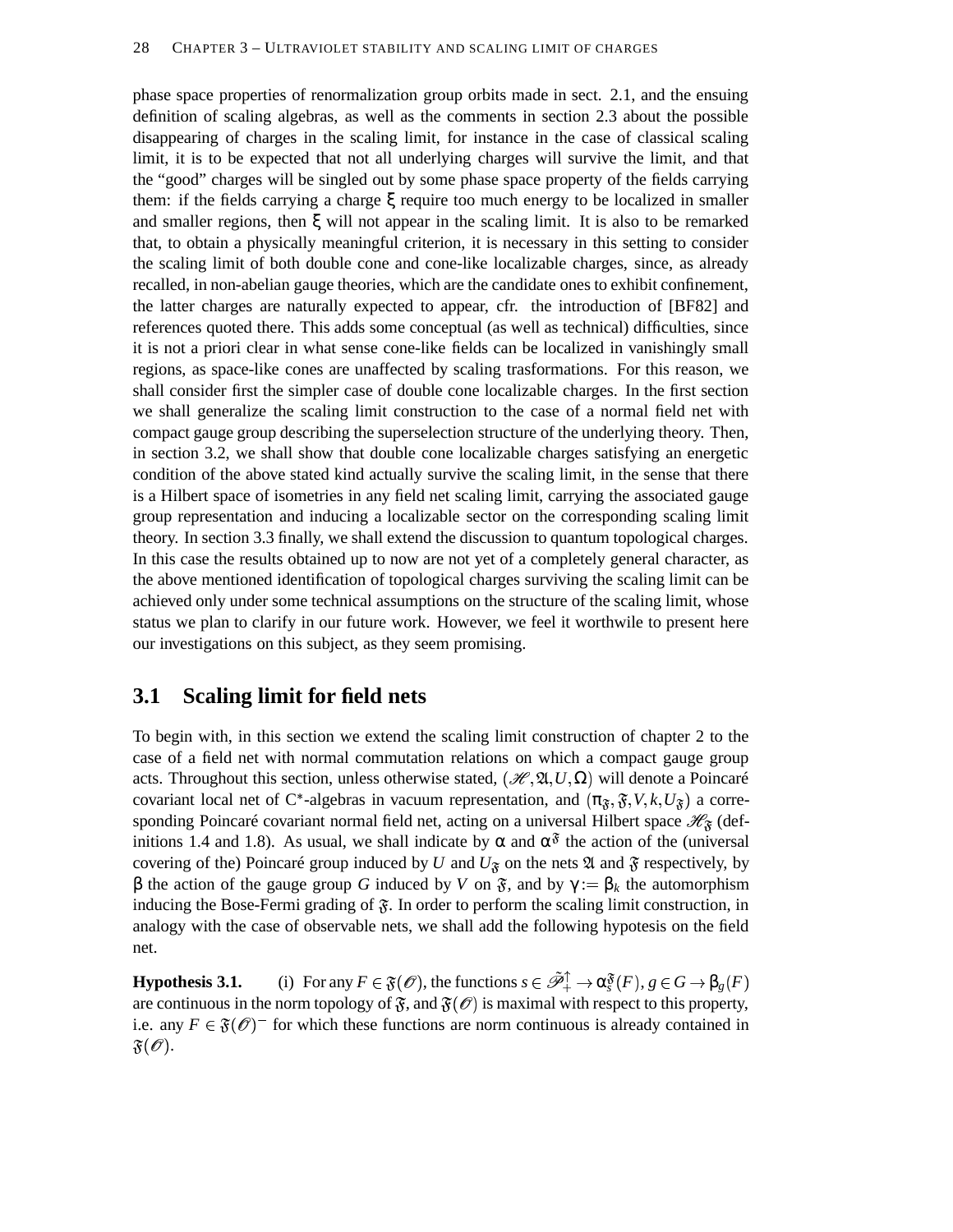phase space properties of renormalization group orbits made in sect. 2.1, and the ensuing definition of scaling algebras, as well as the comments in section 2.3 about the possible disappearing of charges in the scaling limit, for instance in the case of classical scaling limit, it is to be expected that not all underlying charges will survive the limit, and that the "good" charges will be singled out by some phase space property of the fields carrying them: if the fields carrying a charge $\xi$ require too much energy to be localized in smaller and smaller regions, then $\xi$ will not appear in the scaling limit. It is also to be remarked that, to obtain a physically meaningful criterion, it is necessary in this setting to consider the scaling limit of both double cone and cone-like localizable charges, since, as already recalled, in non-abelian gauge theories, which are the candidate ones to exhibit confinement, the latter charges are naturally expected to appear, cfr. the introduction of [BF82] and references quoted there. This adds some conceptual (as well as technical) difficulties, since it is not a priori clear in what sense cone-like fields can be localized in vanishingly small regions, as space-like cones are unaffected by scaling trasformations. For this reason, we shall consider first the simpler case of double cone localizable charges. In the first section we shall generalize the scaling limit construction to the case of a normal field net with compact gauge group describing the superselection structure of the underlying theory. Then, in section 3.2, we shall show that double cone localizable charges satisfying an energetic condition of the above stated kind actually survive the scaling limit, in the sense that there is a Hilbert space of isometries in any field net scaling limit, carrying the associated gauge group representation and inducing a localizable sector on the corresponding scaling limit theory. In section 3.3 finally, we shall extend the discussion to quantum topological charges. In this case the results obtained up to now are not yet of a completely general character, as the above mentioned identification of topological charges surviving the scaling limit can be achieved only under some technical assumptions on the structure of the scaling limit, whose status we plan to clarify in our future work. However, we feel it worthwile to present here our investigations on this subject, as they seem promising.

## 3.1 Scaling limit for field nets

To begin with, in this section we extend the scaling limit construction of chapter 2 to the case of a field net with normal commutation relations on which a compact gauge group acts. Throughout this section, unless otherwise stated, $(\mathscr{H}, \mathfrak{A}, U, \Omega)$ will denote a Poincaré covariant local net of C*-algebras in vacuum representation, and $(\pi_{\mathfrak{F}}, \mathfrak{F}, V, k, U_{\mathfrak{F}})$ a corresponding Poincaré covariant normal field net, acting on a universal Hilbert space $\mathscr{H}_{\mathfrak{F}}$ (definitions 1.4 and 1.8). As usual, we shall indicate by $\alpha$ and $\alpha^{\mathfrak{F}}$ the action of the (universal covering of the) Poincaré group induced by $U$ and $U_{\mathfrak{F}}$ on the nets $\mathfrak{A}$ and $\mathfrak{F}$ respectively, by $\beta$ the action of the gauge group $G$ induced by $V$ on $\mathfrak{F}$, and by $\gamma := \beta_k$ the automorphism inducing the Bose-Fermi grading of $\mathfrak{F}$. In order to perform the scaling limit construction, in analogy with the case of observable nets, we shall add the following hypotesis on the field net.

**Hypothesis 3.1.** (i) For any $F \in \mathfrak{F}(\mathscr{O})$, the functions $s \in \tilde{\mathscr{P}}_+^\uparrow \to \alpha_s^{\mathfrak{F}}(F)$, $g \in G \to \beta_g(F)$ are continuous in the norm topology of $\mathfrak{F}$, and $\mathfrak{F}(\mathscr{O})$ is maximal with respect to this property, i.e. any $F \in \mathfrak{F}(\mathscr{O})^-$ for which these functions are norm continuous is already contained in $\mathfrak{F}(\mathscr{O})$.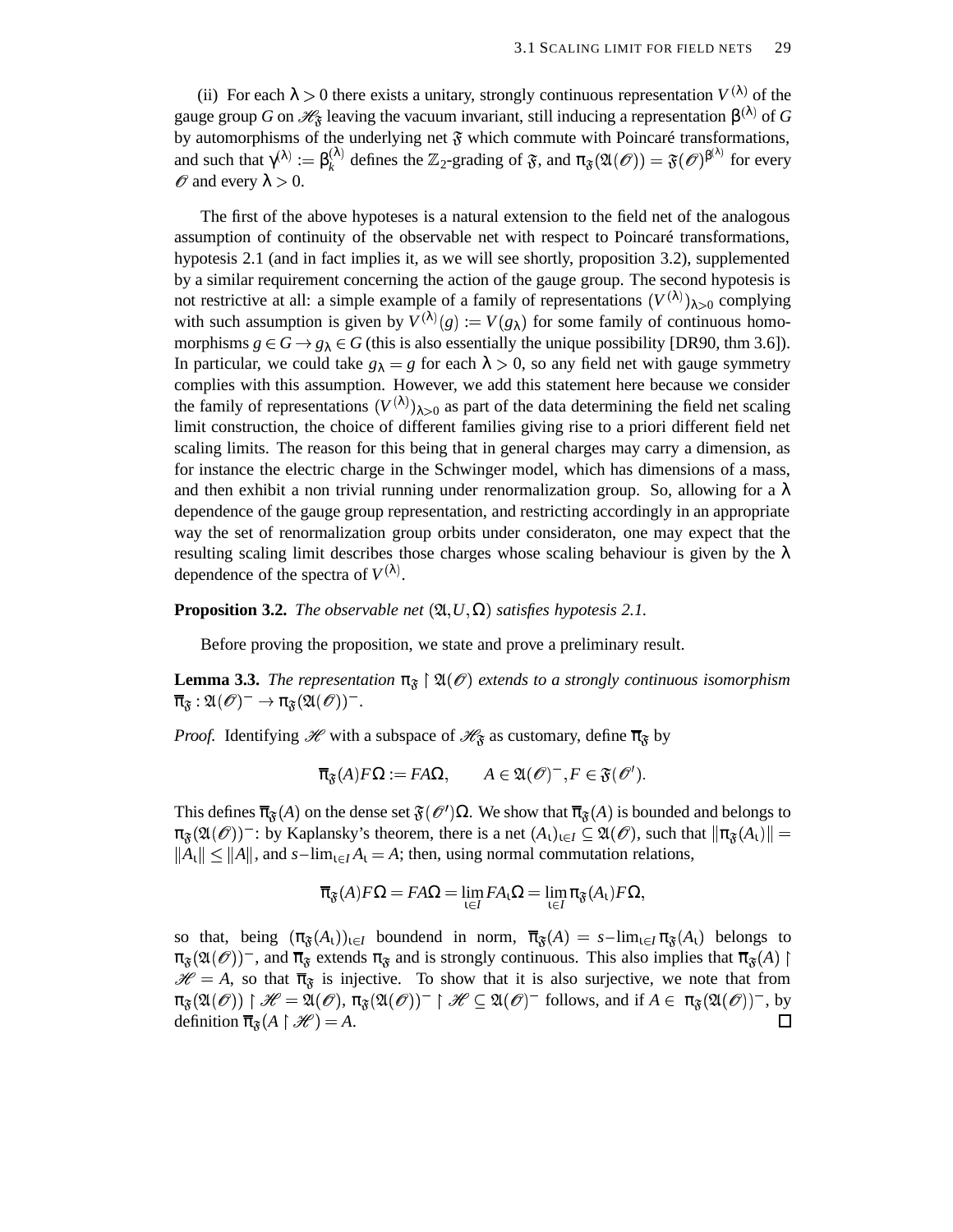(ii) For each $\lambda > 0$ there exists a unitary, strongly continuous representation $V^{(\lambda)}$ of the gauge group $G$ on $\mathscr{H}_{\mathfrak{F}}$ leaving the vacuum invariant, still inducing a representation $\beta^{(\lambda)}$ of $G$ by automorphisms of the underlying net $\mathfrak{F}$ which commute with Poincaré transformations, and such that $\gamma^{(\lambda)} := \beta_k^{(\lambda)}$ defines the $\mathbb{Z}_2$-grading of $\mathfrak{F}$, and $\pi_{\mathfrak{F}}(\mathfrak{A}(\mathscr{O})) = \mathfrak{F}(\mathscr{O})^{\beta^{(\lambda)}}$ for every $\mathscr{O}$ and every $\lambda > 0$.

The first of the above hypoteses is a natural extension to the field net of the analogous assumption of continuity of the observable net with respect to Poincaré transformations, hypotesis 2.1 (and in fact implies it, as we will see shortly, proposition 3.2), supplemented by a similar requirement concerning the action of the gauge group. The second hypotesis is not restrictive at all: a simple example of a family of representations $(V^{(\lambda)})_{\lambda>0}$ complying with such assumption is given by $V^{(\lambda)}(g) := V(g_\lambda)$ for some family of continuous homomorphisms $g \in G \to g_\lambda \in G$ (this is also essentially the unique possibility [DR90, thm 3.6]). In particular, we could take $g_\lambda = g$ for each $\lambda > 0$, so any field net with gauge symmetry complies with this assumption. However, we add this statement here because we consider the family of representations $(V^{(\lambda)})_{\lambda>0}$ as part of the data determining the field net scaling limit construction, the choice of different families giving rise to a priori different field net scaling limits. The reason for this being that in general charges may carry a dimension, as for instance the electric charge in the Schwinger model, which has dimensions of a mass, and then exhibit a non trivial running under renormalization group. So, allowing for a $\lambda$ dependence of the gauge group representation, and restricting accordingly in an appropriate way the set of renormalization group orbits under consideraton, one may expect that the resulting scaling limit describes those charges whose scaling behaviour is given by the $\lambda$ dependence of the spectra of $V^{(\lambda)}$.

**Proposition 3.2.** *The observable net $(\mathfrak{A}, U, \Omega)$ satisfies hypotesis 2.1.*

Before proving the proposition, we state and prove a preliminary result.

**Lemma 3.3.** *The representation $\pi_{\mathfrak{F}} \upharpoonright \mathfrak{A}(\mathscr{O})$ extends to a strongly continuous isomorphism $\overline{\pi}_{\mathfrak{F}} : \mathfrak{A}(\mathscr{O})^- \to \pi_{\mathfrak{F}}(\mathfrak{A}(\mathscr{O}))^-$.*

*Proof.* Identifying $\mathscr{H}$ with a subspace of $\mathscr{H}_{\mathfrak{F}}$ as customary, define $\overline{\pi}_{\mathfrak{F}}$ by

$$\overline{\pi}_{\mathfrak{F}}(A)F\Omega := FA\Omega, \qquad A \in \mathfrak{A}(\mathscr{O})^-, F \in \mathfrak{F}(\mathscr{O}').$$

This defines $\overline{\pi}_{\mathfrak{F}}(A)$ on the dense set $\mathfrak{F}(\mathscr{O}')\Omega$. We show that $\overline{\pi}_{\mathfrak{F}}(A)$ is bounded and belongs to $\pi_{\mathfrak{F}}(\mathfrak{A}(\mathscr{O}))^-$: by Kaplansky's theorem, there is a net $(A_\iota)_{\iota\in I} \subseteq \mathfrak{A}(\mathscr{O})$, such that $\|\pi_{\mathfrak{F}}(A_\iota)\| = \|A_\iota\| \leq \|A\|$, and $s\text{–}\lim_{\iota\in I} A_\iota = A$; then, using normal commutation relations,

$$\overline{\pi}_{\mathfrak{F}}(A)F\Omega = FA\Omega = \lim_{\iota\in I} FA_\iota\Omega = \lim_{\iota\in I} \pi_{\mathfrak{F}}(A_\iota)F\Omega,$$

so that, being $(\pi_{\mathfrak{F}}(A_\iota))_{\iota\in I}$ boundend in norm, $\overline{\pi}_{\mathfrak{F}}(A) = s\text{–}\lim_{\iota\in I} \pi_{\mathfrak{F}}(A_\iota)$ belongs to $\pi_{\mathfrak{F}}(\mathfrak{A}(\mathscr{O}))^-$, and $\overline{\pi}_{\mathfrak{F}}$ extends $\pi_{\mathfrak{F}}$ and is strongly continuous. This also implies that $\overline{\pi}_{\mathfrak{F}}(A) \upharpoonright \mathscr{H} = A$, so that $\overline{\pi}_{\mathfrak{F}}$ is injective. To show that it is also surjective, we note that from $\pi_{\mathfrak{F}}(\mathfrak{A}(\mathscr{O})) \upharpoonright \mathscr{H} = \mathfrak{A}(\mathscr{O})$, $\pi_{\mathfrak{F}}(\mathfrak{A}(\mathscr{O}))^- \upharpoonright \mathscr{H} \subseteq \mathfrak{A}(\mathscr{O})^-$ follows, and if $A \in \pi_{\mathfrak{F}}(\mathfrak{A}(\mathscr{O}))^-$, by definition $\overline{\pi}_{\mathfrak{F}}(A \upharpoonright \mathscr{H}) = A$. $\square$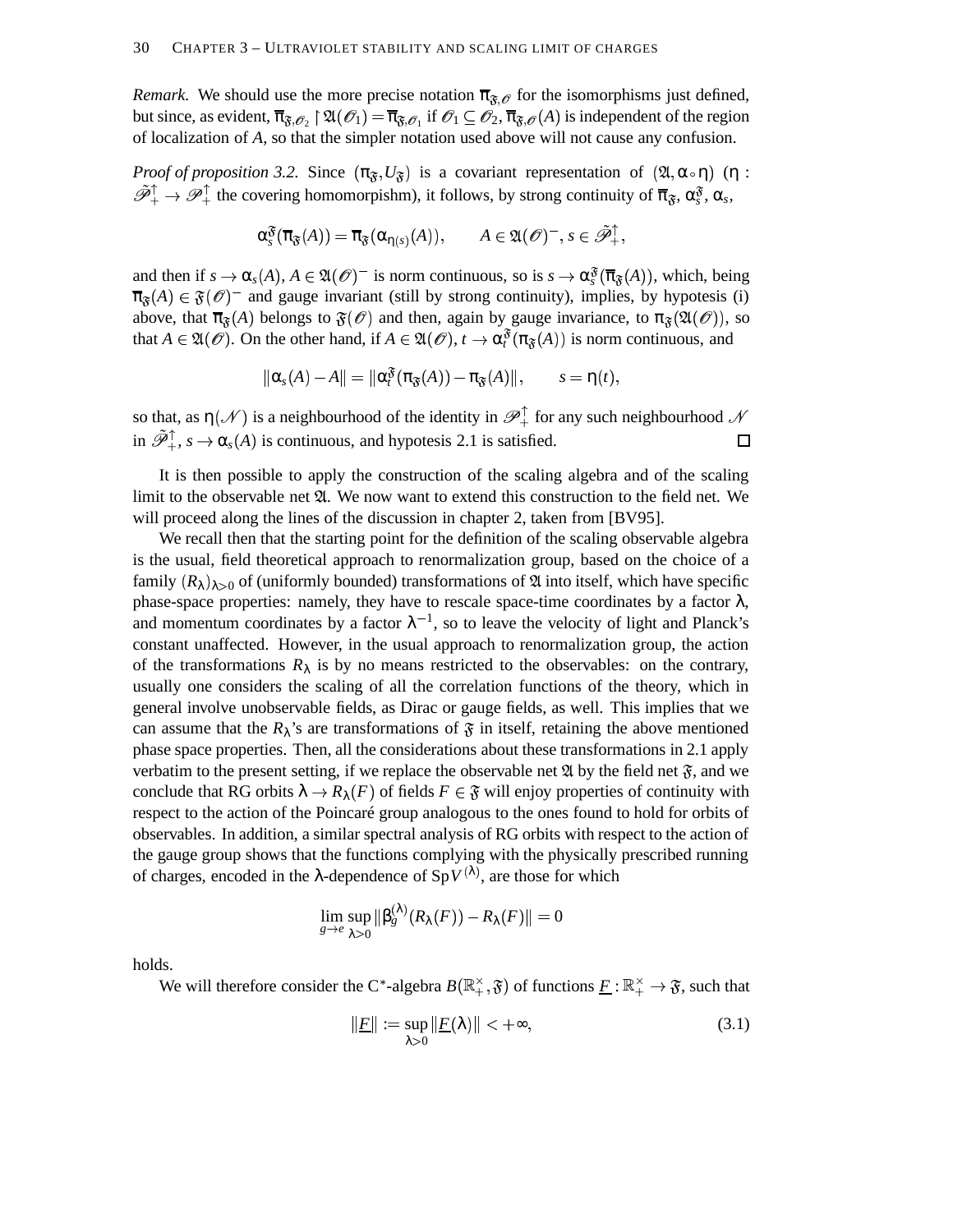*Remark.* We should use the more precise notation $\overline{\pi}_{\mathfrak{F},\mathscr{O}}$ for the isomorphisms just defined, but since, as evident, $\overline{\pi}_{\mathfrak{F},\mathscr{O}_2} \upharpoonright \mathfrak{A}(\mathscr{O}_1) = \overline{\pi}_{\mathfrak{F},\mathscr{O}_1}$ if $\mathscr{O}_1 \subseteq \mathscr{O}_2$, $\overline{\pi}_{\mathfrak{F},\mathscr{O}}(A)$ is independent of the region of localization of $A$, so that the simpler notation used above will not cause any confusion.

*Proof of proposition 3.2.* Since $(\pi_{\mathfrak{F}}, U_{\mathfrak{F}})$ is a covariant representation of $(\mathfrak{A}, \alpha \circ \eta)$ ($\eta : \tilde{\mathscr{P}}_+^\uparrow \to \mathscr{P}_+^\uparrow$ the covering homomorpishm), it follows, by strong continuity of $\overline{\pi}_{\mathfrak{F}}$, $\alpha_s^{\mathfrak{F}}$, $\alpha_s$,

$$\alpha_s^{\mathfrak{F}}(\overline{\pi}_{\mathfrak{F}}(A)) = \overline{\pi}_{\mathfrak{F}}(\alpha_{\eta(s)}(A)), \qquad A \in \mathfrak{A}(\mathscr{O})^-, s \in \tilde{\mathscr{P}}_+^\uparrow,$$

and then if $s \to \alpha_s(A)$, $A \in \mathfrak{A}(\mathscr{O})^-$ is norm continuous, so is $s \to \alpha_s^{\mathfrak{F}}(\overline{\pi}_{\mathfrak{F}}(A))$, which, being $\overline{\pi}_{\mathfrak{F}}(A) \in \mathfrak{F}(\mathscr{O})^-$ and gauge invariant (still by strong continuity), implies, by hypotesis (i) above, that $\overline{\pi}_{\mathfrak{F}}(A)$ belongs to $\mathfrak{F}(\mathscr{O})$ and then, again by gauge invariance, to $\pi_{\mathfrak{F}}(\mathfrak{A}(\mathscr{O}))$, so that $A \in \mathfrak{A}(\mathscr{O})$. On the other hand, if $A \in \mathfrak{A}(\mathscr{O})$, $t \to \alpha_t^{\mathfrak{F}}(\pi_{\mathfrak{F}}(A))$ is norm continuous, and

$$\|\alpha_s(A) - A\| = \|\alpha_t^{\mathfrak{F}}(\pi_{\mathfrak{F}}(A)) - \pi_{\mathfrak{F}}(A)\|, \qquad s = \eta(t),$$

so that, as $\eta(\mathscr{N})$ is a neighbourhood of the identity in $\mathscr{P}_+^\uparrow$ for any such neighbourhood $\mathscr{N}$ in $\tilde{\mathscr{P}}_+^\uparrow$, $s \to \alpha_s(A)$ is continuous, and hypotesis 2.1 is satisfied. □

It is then possible to apply the construction of the scaling algebra and of the scaling limit to the observable net $\mathfrak{A}$. We now want to extend this construction to the field net. We will proceed along the lines of the discussion in chapter 2, taken from [BV95].

We recall then that the starting point for the definition of the scaling observable algebra is the usual, field theoretical approach to renormalization group, based on the choice of a family $(R_\lambda)_{\lambda>0}$ of (uniformly bounded) transformations of $\mathfrak{A}$ into itself, which have specific phase-space properties: namely, they have to rescale space-time coordinates by a factor $\lambda$, and momentum coordinates by a factor $\lambda^{-1}$, so to leave the velocity of light and Planck's constant unaffected. However, in the usual approach to renormalization group, the action of the transformations $R_\lambda$ is by no means restricted to the observables: on the contrary, usually one considers the scaling of all the correlation functions of the theory, which in general involve unobservable fields, as Dirac or gauge fields, as well. This implies that we can assume that the $R_\lambda$'s are transformations of $\mathfrak{F}$ in itself, retaining the above mentioned phase space properties. Then, all the considerations about these transformations in 2.1 apply verbatim to the present setting, if we replace the observable net $\mathfrak{A}$ by the field net $\mathfrak{F}$, and we conclude that RG orbits $\lambda \to R_\lambda(F)$ of fields $F \in \mathfrak{F}$ will enjoy properties of continuity with respect to the action of the Poincaré group analogous to the ones found to hold for orbits of observables. In addition, a similar spectral analysis of RG orbits with respect to the action of the gauge group shows that the functions complying with the physically prescribed running of charges, encoded in the $\lambda$-dependence of $\mathrm{Sp}V^{(\lambda)}$, are those for which

$$\lim_{g \to e} \sup_{\lambda>0} \|\beta_g^{(\lambda)}(R_\lambda(F)) - R_\lambda(F)\| = 0$$

holds.

We will therefore consider the C$^*$-algebra $B(\mathbb{R}_+^\times, \mathfrak{F})$ of functions $\underline{F} : \mathbb{R}_+^\times \to \mathfrak{F}$, such that

$$\|\underline{F}\| := \sup_{\lambda>0} \|\underline{F}(\lambda)\| < +\infty, \tag{3.1}$$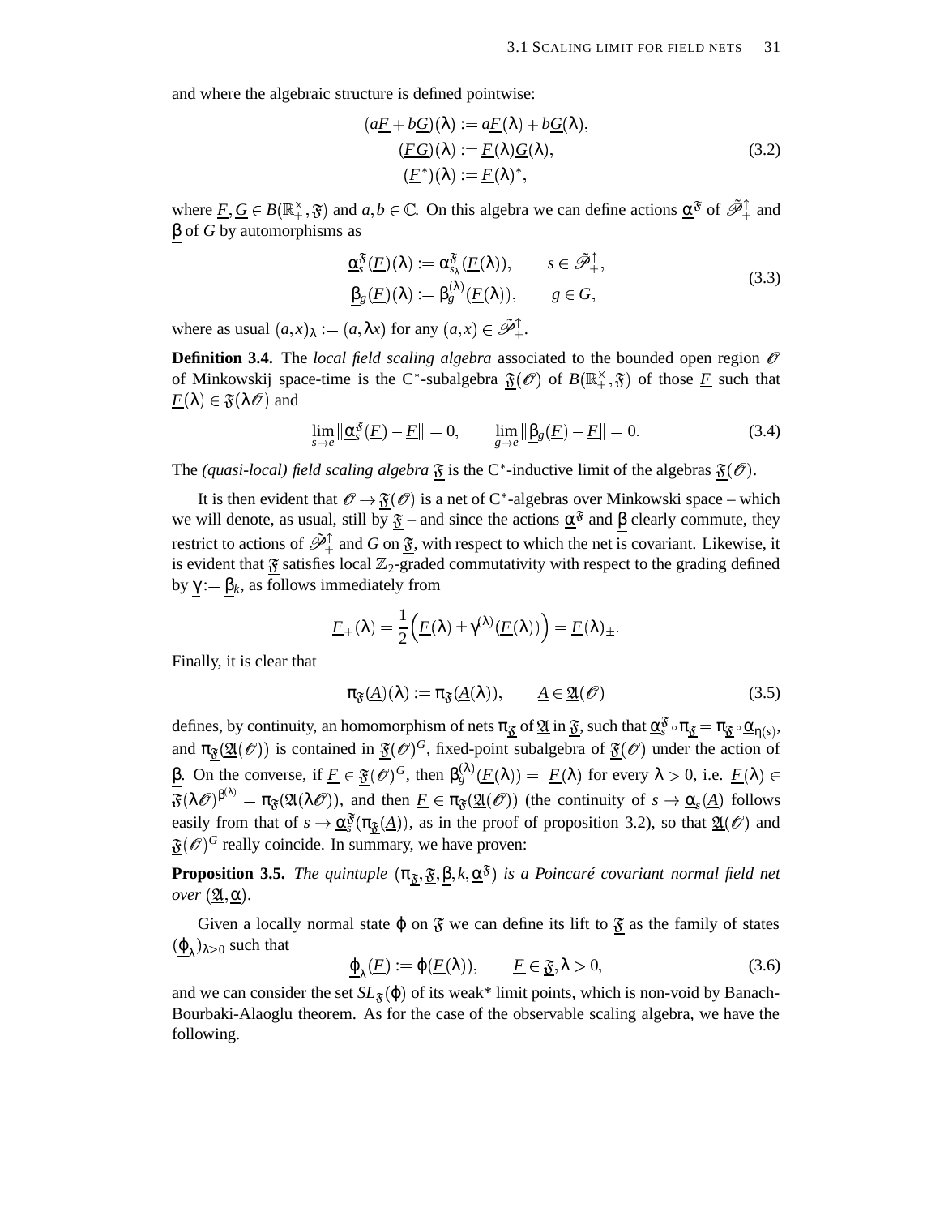and where the algebraic structure is defined pointwise:

$$
\begin{aligned}
(a\underline{F}+b\underline{G})(\lambda) &:= a\underline{F}(\lambda)+b\underline{G}(\lambda),\\
(\underline{F}\underline{G})(\lambda) &:= \underline{F}(\lambda)\underline{G}(\lambda),\\
(\underline{F}^*)(\lambda) &:= \underline{F}(\lambda)^*,
\end{aligned}
\tag{3.2}
$$

where $\underline{F}, \underline{G} \in B(\mathbb{R}_+^\times, \mathfrak{F})$ and $a, b \in \mathbb{C}$. On this algebra we can define actions $\underline{\alpha}^{\mathfrak{F}}$ of $\tilde{\mathscr{P}}_+^\uparrow$ and $\underline{\beta}$ of $G$ by automorphisms as

$$
\begin{aligned}
\underline{\alpha}_s^{\mathfrak{F}}(\underline{F})(\lambda) &:= \alpha_{s_\lambda}^{\mathfrak{F}}(\underline{F}(\lambda)), \qquad s \in \tilde{\mathscr{P}}_+^\uparrow,\\
\underline{\beta}_g(\underline{F})(\lambda) &:= \beta_g^{(\lambda)}(\underline{F}(\lambda)), \qquad g \in G,
\end{aligned}
\tag{3.3}
$$

where as usual $(a,x)_\lambda := (a, \lambda x)$ for any $(a,x) \in \tilde{\mathscr{P}}_+^\uparrow$.

**Definition 3.4.** The *local field scaling algebra* associated to the bounded open region $\mathscr{O}$ of Minkowskij space-time is the C$^*$-subalgebra $\underline{\mathfrak{F}}(\mathscr{O})$ of $B(\mathbb{R}_+^\times, \mathfrak{F})$ of those $\underline{F}$ such that $\underline{F}(\lambda) \in \mathfrak{F}(\lambda\mathscr{O})$ and

$$
\lim_{s\to e} \|\underline{\alpha}_s^{\mathfrak{F}}(\underline{F}) - \underline{F}\| = 0, \qquad \lim_{g\to e} \|\underline{\beta}_g(\underline{F}) - \underline{F}\| = 0. \tag{3.4}
$$

The *(quasi-local) field scaling algebra* $\underline{\mathfrak{F}}$ is the C$^*$-inductive limit of the algebras $\underline{\mathfrak{F}}(\mathscr{O})$.

It is then evident that $\mathscr{O} \to \underline{\mathfrak{F}}(\mathscr{O})$ is a net of C$^*$-algebras over Minkowski space – which we will denote, as usual, still by $\underline{\mathfrak{F}}$ – and since the actions $\underline{\alpha}^{\mathfrak{F}}$ and $\underline{\beta}$ clearly commute, they restrict to actions of $\tilde{\mathscr{P}}_+^\uparrow$ and $G$ on $\underline{\mathfrak{F}}$, with respect to which the net is covariant. Likewise, it is evident that $\underline{\mathfrak{F}}$ satisfies local $\mathbb{Z}_2$-graded commutativity with respect to the grading defined by $\underline{\gamma} := \underline{\beta}_k$, as follows immediately from

$$
\underline{F}_\pm(\lambda) = \frac{1}{2}\Big(\underline{F}(\lambda) \pm \gamma^{(\lambda)}(\underline{F}(\lambda))\Big) = \underline{F}(\lambda)_\pm.
$$

Finally, it is clear that

$$
\pi_{\underline{\mathfrak{F}}}(\underline{A})(\lambda) := \pi_{\mathfrak{F}}(\underline{A}(\lambda)), \qquad \underline{A} \in \underline{\mathfrak{A}}(\mathscr{O}) \tag{3.5}
$$

defines, by continuity, an homomorphism of nets $\pi_{\underline{\mathfrak{F}}}$ of $\underline{\mathfrak{A}}$ in $\underline{\mathfrak{F}}$, such that $\underline{\alpha}_s^{\mathfrak{F}} \circ \pi_{\underline{\mathfrak{F}}} = \pi_{\underline{\mathfrak{F}}} \circ \underline{\alpha}_{\eta(s)}$, and $\pi_{\underline{\mathfrak{F}}}(\underline{\mathfrak{A}}(\mathscr{O}))$ is contained in $\underline{\mathfrak{F}}(\mathscr{O})^G$, fixed-point subalgebra of $\underline{\mathfrak{F}}(\mathscr{O})$ under the action of $\underline{\beta}$. On the converse, if $\underline{F} \in \underline{\mathfrak{F}}(\mathscr{O})^G$, then $\beta_g^{(\lambda)}(\underline{F}(\lambda)) = \underline{F}(\lambda)$ for every $\lambda > 0$, i.e. $\underline{F}(\lambda) \in \mathfrak{F}(\lambda\mathscr{O})^{\beta^{(\lambda)}} = \pi_{\mathfrak{F}}(\mathfrak{A}(\lambda\mathscr{O}))$, and then $\underline{F} \in \pi_{\underline{\mathfrak{F}}}(\underline{\mathfrak{A}}(\mathscr{O}))$ (the continuity of $s \to \underline{\alpha}_s(\underline{A})$ follows easily from that of $s \to \underline{\alpha}_s^{\mathfrak{F}}(\pi_{\underline{\mathfrak{F}}}(\underline{A}))$, as in the proof of proposition 3.2), so that $\underline{\mathfrak{A}}(\mathscr{O})$ and $\underline{\mathfrak{F}}(\mathscr{O})^G$ really coincide. In summary, we have proven:

**Proposition 3.5.** *The quintuple* $(\pi_{\underline{\mathfrak{F}}}, \underline{\mathfrak{F}}, \underline{\beta}, k, \underline{\alpha}^{\mathfrak{F}})$ *is a Poincaré covariant normal field net over* $(\underline{\mathfrak{A}}, \underline{\alpha})$.

Given a locally normal state $\varphi$ on $\mathfrak{F}$ we can define its lift to $\underline{\mathfrak{F}}$ as the family of states $(\underline{\varphi}_\lambda)_{\lambda>0}$ such that

$$
\underline{\varphi}_\lambda(\underline{F}) := \varphi(\underline{F}(\lambda)), \qquad \underline{F} \in \underline{\mathfrak{F}}, \lambda > 0, \tag{3.6}
$$

and we can consider the set $SL_{\underline{\mathfrak{F}}}(\varphi)$ of its weak* limit points, which is non-void by Banach-Bourbaki-Alaoglu theorem. As for the case of the observable scaling algebra, we have the following.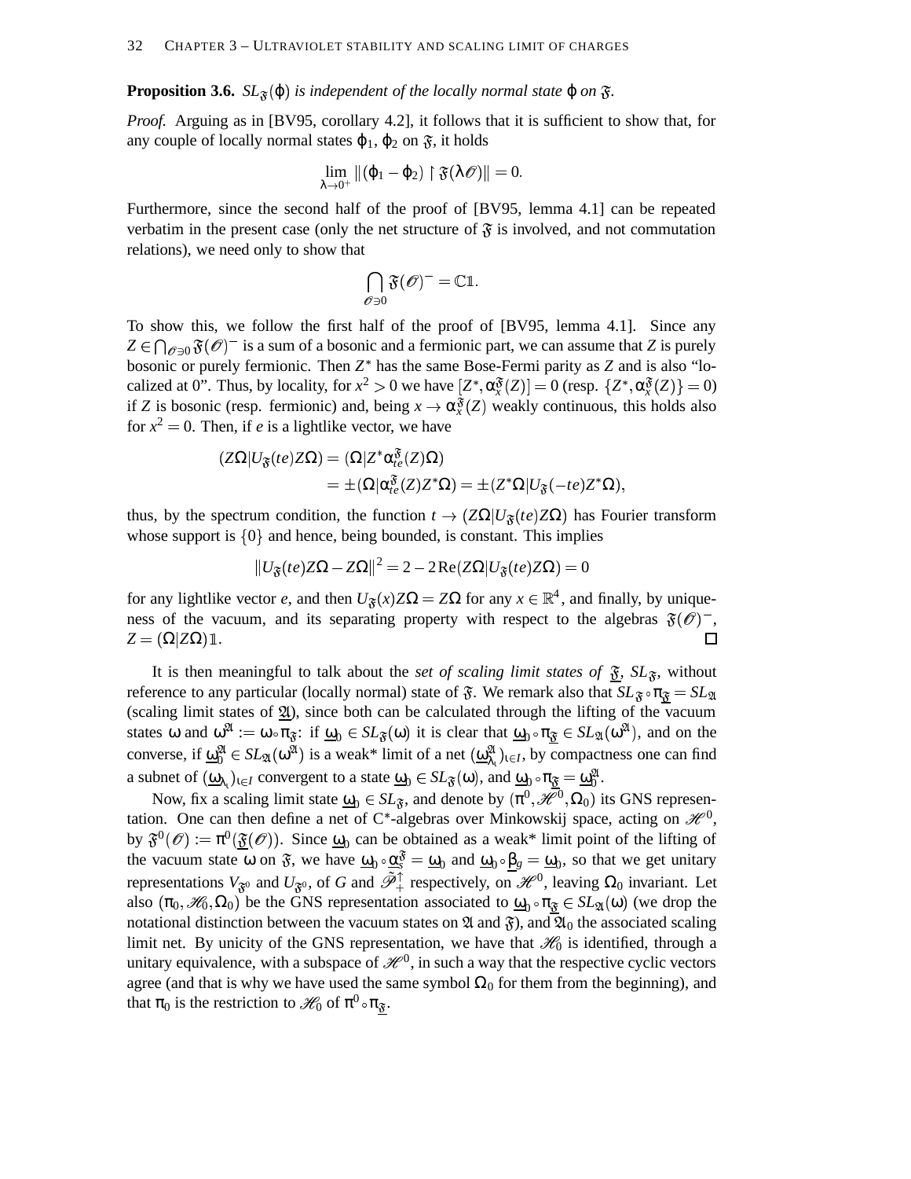**Proposition 3.6.** *$SL_{\mathfrak{F}}(\varphi)$ is independent of the locally normal state $\varphi$ on $\mathfrak{F}$.*

*Proof.* Arguing as in [BV95, corollary 4.2], it follows that it is sufficient to show that, for any couple of locally normal states $\varphi_1$, $\varphi_2$ on $\mathfrak{F}$, it holds

$$\lim_{\lambda \to 0^+} \|(\varphi_1 - \varphi_2) \upharpoonright \mathfrak{F}(\lambda\mathscr{O})\| = 0.$$

Furthermore, since the second half of the proof of [BV95, lemma 4.1] can be repeated verbatim in the present case (only the net structure of $\mathfrak{F}$ is involved, and not commutation relations), we need only to show that

$$\bigcap_{\mathscr{O} \ni 0} \mathfrak{F}(\mathscr{O})^- = \mathbb{C}\mathbb{1}.$$

To show this, we follow the first half of the proof of [BV95, lemma 4.1]. Since any $Z \in \bigcap_{\mathscr{O}\ni 0} \mathfrak{F}(\mathscr{O})^-$ is a sum of a bosonic and a fermionic part, we can assume that $Z$ is purely bosonic or purely fermionic. Then $Z^*$ has the same Bose-Fermi parity as $Z$ and is also "localized at 0". Thus, by locality, for $x^2 > 0$ we have $[Z^*, \alpha_x^{\mathfrak{F}}(Z)] = 0$ (resp. $\{Z^*, \alpha_x^{\mathfrak{F}}(Z)\} = 0$) if $Z$ is bosonic (resp. fermionic) and, being $x \to \alpha_x^{\mathfrak{F}}(Z)$ weakly continuous, this holds also for $x^2 = 0$. Then, if $e$ is a lightlike vector, we have

$$\begin{aligned}
(Z\Omega|U_{\mathfrak{F}}(te)Z\Omega) &= (\Omega|Z^*\alpha_{te}^{\mathfrak{F}}(Z)\Omega) \\
&= \pm(\Omega|\alpha_{te}^{\mathfrak{F}}(Z)Z^*\Omega) = \pm(Z^*\Omega|U_{\mathfrak{F}}(-te)Z^*\Omega),
\end{aligned}$$

thus, by the spectrum condition, the function $t \to (Z\Omega|U_{\mathfrak{F}}(te)Z\Omega)$ has Fourier transform whose support is $\{0\}$ and hence, being bounded, is constant. This implies

$$\|U_{\mathfrak{F}}(te)Z\Omega - Z\Omega\|^2 = 2 - 2\,\mathrm{Re}(Z\Omega|U_{\mathfrak{F}}(te)Z\Omega) = 0$$

for any lightlike vector $e$, and then $U_{\mathfrak{F}}(x)Z\Omega = Z\Omega$ for any $x \in \mathbb{R}^4$, and finally, by uniqueness of the vacuum, and its separating property with respect to the algebras $\mathfrak{F}(\mathscr{O})^-$, $Z = (\Omega|Z\Omega)\mathbb{1}$. $\square$

It is then meaningful to talk about the *set of scaling limit states of $\underline{\mathfrak{F}}$, $SL_{\mathfrak{F}}$*, without reference to any particular (locally normal) state of $\mathfrak{F}$. We remark also that $SL_{\mathfrak{F}} \circ \pi_{\underline{\mathfrak{F}}} = SL_{\mathfrak{A}}$ (scaling limit states of $\mathfrak{A}$), since both can be calculated through the lifting of the vacuum states $\omega$ and $\omega^{\mathfrak{A}} := \omega \circ \pi_{\mathfrak{F}}$: if $\underline{\omega}_0 \in SL_{\mathfrak{F}}(\omega)$ it is clear that $\underline{\omega}_0 \circ \pi_{\underline{\mathfrak{F}}} \in SL_{\mathfrak{A}}(\omega^{\mathfrak{A}})$, and on the converse, if $\underline{\omega}_0^{\mathfrak{A}} \in SL_{\mathfrak{A}}(\omega^{\mathfrak{A}})$ is a weak* limit of a net $(\underline{\omega}_{\lambda_\iota}^{\mathfrak{A}})_{\iota \in I}$, by compactness one can find a subnet of $(\underline{\omega}_{\lambda_\iota})_{\iota \in I}$ convergent to a state $\underline{\omega}_0 \in SL_{\mathfrak{F}}(\omega)$, and $\underline{\omega}_0 \circ \pi_{\underline{\mathfrak{F}}} = \underline{\omega}_0^{\mathfrak{A}}$.

Now, fix a scaling limit state $\underline{\omega}_0 \in SL_{\mathfrak{F}}$, and denote by $(\pi^0, \mathscr{H}^0, \Omega_0)$ its GNS representation. One can then define a net of C*-algebras over Minkowskij space, acting on $\mathscr{H}^0$, by $\mathfrak{F}^0(\mathscr{O}) := \pi^0(\underline{\mathfrak{F}}(\mathscr{O}))$. Since $\underline{\omega}_0$ can be obtained as a weak* limit point of the lifting of the vacuum state $\omega$ on $\mathfrak{F}$, we have $\underline{\omega}_0 \circ \underline{\alpha}_s^{\mathfrak{F}} = \underline{\omega}_0$ and $\underline{\omega}_0 \circ \underline{\beta}_g = \underline{\omega}_0$, so that we get unitary representations $V_{\mathfrak{F}^0}$ and $U_{\mathfrak{F}^0}$, of $G$ and $\tilde{\mathscr{P}}_+^\uparrow$ respectively, on $\mathscr{H}^0$, leaving $\Omega_0$ invariant. Let also $(\pi_0, \mathscr{H}_0, \Omega_0)$ be the GNS representation associated to $\underline{\omega}_0 \circ \pi_{\underline{\mathfrak{F}}} \in SL_{\mathfrak{A}}(\omega)$ (we drop the notational distinction between the vacuum states on $\mathfrak{A}$ and $\mathfrak{F}$), and $\mathfrak{A}_0$ the associated scaling limit net. By unicity of the GNS representation, we have that $\mathscr{H}_0$ is identified, through a unitary equivalence, with a subspace of $\mathscr{H}^0$, in such a way that the respective cyclic vectors agree (and that is why we have used the same symbol $\Omega_0$ for them from the beginning), and that $\pi_0$ is the restriction to $\mathscr{H}_0$ of $\pi^0 \circ \pi_{\underline{\mathfrak{F}}}$.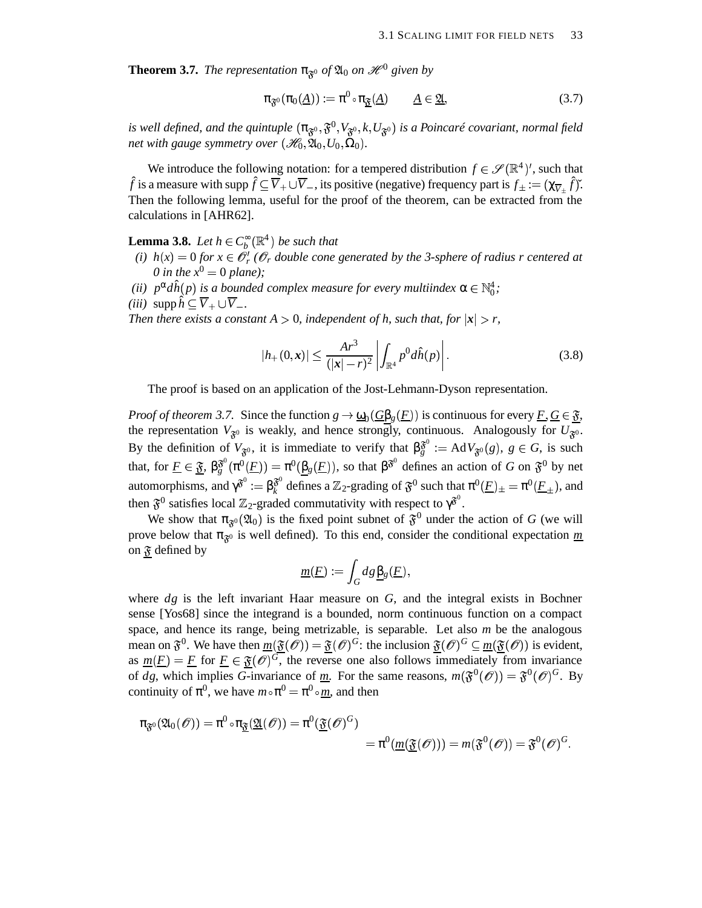**Theorem 3.7.** *The representation $\pi_{\mathfrak{F}^0}$ of $\mathfrak{A}_0$ on $\mathscr{H}^0$ given by*

$$\pi_{\mathfrak{F}^0}(\pi_0(\underline{A})) := \pi^0 \circ \pi_{\underline{\mathfrak{F}}}(\underline{A}) \qquad \underline{A} \in \underline{\mathfrak{A}}, \tag{3.7}$$

*is well defined, and the quintuple $(\pi_{\mathfrak{F}^0}, \mathfrak{F}^0, V_{\mathfrak{F}^0}, k, U_{\mathfrak{F}^0})$ is a Poincaré covariant, normal field net with gauge symmetry over $(\mathscr{H}_0, \mathfrak{A}_0, U_0, \Omega_0)$.*

We introduce the following notation: for a tempered distribution $f \in \mathscr{S}(\mathbb{R}^4)'$, such that $\hat{f}$ is a measure with $\operatorname{supp} \hat{f} \subseteq \overline{V}_+ \cup \overline{V}_-$, its positive (negative) frequency part is $f_\pm := (\chi_{\overline{V}_\pm} \hat{f})\check{}$. Then the following lemma, useful for the proof of the theorem, can be extracted from the calculations in [AHR62].

**Lemma 3.8.** *Let $h \in C_b^\infty(\mathbb{R}^4)$ be such that*

*(i) $h(x) = 0$ for $x \in \mathscr{O}_r'$ ($\mathscr{O}_r$ double cone generated by the 3-sphere of radius $r$ centered at $0$ in the $x^0 = 0$ plane);*

*(ii) $p^\alpha d\hat{h}(p)$ is a bounded complex measure for every multiindex $\alpha \in \mathbb{N}_0^4$;*

*(iii) $\operatorname{supp} \hat{h} \subseteq \overline{V}_+ \cup \overline{V}_-$.*

*Then there exists a constant $A > 0$, independent of $h$, such that, for $|\boldsymbol{x}| > r$,*

$$|h_+(0, \boldsymbol{x})| \leq \frac{Ar^3}{(|\boldsymbol{x}| - r)^2} \left| \int_{\mathbb{R}^4} p^0 d\hat{h}(p) \right|. \tag{3.8}$$

The proof is based on an application of the Jost-Lehmann-Dyson representation.

*Proof of theorem 3.7.* Since the function $g \to \underline{\omega}_0(\underline{G}\underline{\beta}_g(\underline{F}))$ is continuous for every $\underline{F}, \underline{G} \in \underline{\mathfrak{F}}$, the representation $V_{\mathfrak{F}^0}$ is weakly, and hence strongly, continuous. Analogously for $U_{\mathfrak{F}^0}$. By the definition of $V_{\mathfrak{F}^0}$, it is immediate to verify that $\beta_g^{\mathfrak{F}^0} := \mathrm{Ad} V_{\mathfrak{F}^0}(g)$, $g \in G$, is such that, for $\underline{F} \in \underline{\mathfrak{F}}$, $\beta_g^{\mathfrak{F}^0}(\pi^0(\underline{F})) = \pi^0(\underline{\beta}_g(\underline{F}))$, so that $\beta^{\mathfrak{F}^0}$ defines an action of $G$ on $\mathfrak{F}^0$ by net automorphisms, and $\gamma^{\mathfrak{F}^0} := \beta_k^{\mathfrak{F}^0}$ defines a $\mathbb{Z}_2$-grading of $\mathfrak{F}^0$ such that $\pi^0(\underline{F})_\pm = \pi^0(\underline{F}_\pm)$, and then $\mathfrak{F}^0$ satisfies local $\mathbb{Z}_2$-graded commutativity with respect to $\gamma^{\mathfrak{F}^0}$.

We show that $\pi_{\mathfrak{F}^0}(\mathfrak{A}_0)$ is the fixed point subnet of $\mathfrak{F}^0$ under the action of $G$ (we will prove below that $\pi_{\mathfrak{F}^0}$ is well defined). To this end, consider the conditional expectation $\underline{m}$ on $\underline{\mathfrak{F}}$ defined by

$$\underline{m}(\underline{F}) := \int_G dg \, \underline{\beta}_g(\underline{F}),$$

where $dg$ is the left invariant Haar measure on $G$, and the integral exists in Bochner sense [Yos68] since the integrand is a bounded, norm continuous function on a compact space, and hence its range, being metrizable, is separable. Let also $m$ be the analogous mean on $\mathfrak{F}^0$. We have then $\underline{m}(\underline{\mathfrak{F}}(\mathscr{O})) = \underline{\mathfrak{F}}(\mathscr{O})^G$: the inclusion $\underline{\mathfrak{F}}(\mathscr{O})^G \subseteq \underline{m}(\underline{\mathfrak{F}}(\mathscr{O}))$ is evident, as $\underline{m}(\underline{F}) = \underline{F}$ for $\underline{F} \in \underline{\mathfrak{F}}(\mathscr{O})^G$, the reverse one also follows immediately from invariance of $dg$, which implies $G$-invariance of $\underline{m}$. For the same reasons, $m(\mathfrak{F}^0(\mathscr{O})) = \mathfrak{F}^0(\mathscr{O})^G$. By continuity of $\pi^0$, we have $m \circ \pi^0 = \pi^0 \circ \underline{m}$, and then

$$\pi_{\mathfrak{F}^0}(\mathfrak{A}_0(\mathscr{O})) = \pi^0 \circ \pi_{\underline{\mathfrak{F}}}(\underline{\mathfrak{A}}(\mathscr{O})) = \pi^0(\underline{\mathfrak{F}}(\mathscr{O})^G)$$
$$= \pi^0(\underline{m}(\underline{\mathfrak{F}}(\mathscr{O}))) = m(\mathfrak{F}^0(\mathscr{O})) = \mathfrak{F}^0(\mathscr{O})^G.$$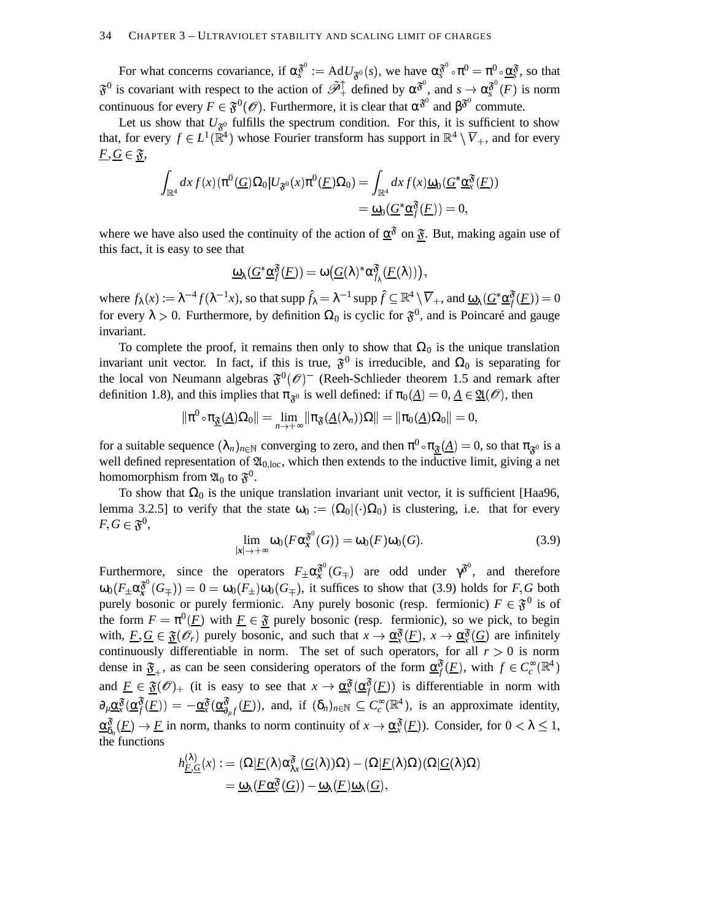For what concerns covariance, if $\alpha_s^{\mathfrak{F}^0} := \mathrm{Ad}U_{\mathfrak{F}^0}(s)$, we have $\alpha_s^{\mathfrak{F}^0} \circ \pi^0 = \pi^0 \circ \underline{\alpha}_s^{\mathfrak{F}}$, so that $\mathfrak{F}^0$ is covariant with respect to the action of $\tilde{\mathscr{P}}_+^\uparrow$ defined by $\alpha^{\mathfrak{F}^0}$, and $s \to \alpha_s^{\mathfrak{F}^0}(F)$ is norm continuous for every $F \in \mathfrak{F}^0(\mathscr{O})$. Furthermore, it is clear that $\alpha^{\mathfrak{F}^0}$ and $\beta^{\mathfrak{F}^0}$ commute.

Let us show that $U_{\mathfrak{F}^0}$ fulfills the spectrum condition. For this, it is sufficient to show that, for every $f \in L^1(\mathbb{R}^4)$ whose Fourier transform has support in $\mathbb{R}^4 \setminus \overline{V}_+$, and for every $\underline{F}, \underline{G} \in \underline{\mathfrak{F}}$,

$$\int_{\mathbb{R}^4} dx\, f(x) (\pi^0(\underline{G})\Omega_0 | U_{\mathfrak{F}^0}(x)\pi^0(\underline{F})\Omega_0) = \int_{\mathbb{R}^4} dx\, f(x) \underline{\omega}_0(\underline{G}^* \underline{\alpha}_x^{\mathfrak{F}}(\underline{F}))$$
$$= \underline{\omega}_0(\underline{G}^* \underline{\alpha}_f^{\mathfrak{F}}(\underline{F})) = 0,$$

where we have also used the continuity of the action of $\underline{\alpha}^{\mathfrak{F}}$ on $\underline{\mathfrak{F}}$. But, making again use of this fact, it is easy to see that

$$\underline{\omega}_\lambda(\underline{G}^* \underline{\alpha}_f^{\mathfrak{F}}(\underline{F})) = \omega\big(\underline{G}(\lambda)^* \alpha_{f_\lambda}^{\mathfrak{F}}(\underline{F}(\lambda))\big),$$

where $f_\lambda(x) := \lambda^{-4} f(\lambda^{-1}x)$, so that $\operatorname{supp} \hat{f}_\lambda = \lambda^{-1} \operatorname{supp} \hat{f} \subseteq \mathbb{R}^4 \setminus \overline{V}_+$, and $\underline{\omega}_\lambda(\underline{G}^* \underline{\alpha}_f^{\mathfrak{F}}(\underline{F})) = 0$ for every $\lambda > 0$. Furthermore, by definition $\Omega_0$ is cyclic for $\mathfrak{F}^0$, and is Poincaré and gauge invariant.

To complete the proof, it remains then only to show that $\Omega_0$ is the unique translation invariant unit vector. In fact, if this is true, $\mathfrak{F}^0$ is irreducible, and $\Omega_0$ is separating for the local von Neumann algebras $\mathfrak{F}^0(\mathscr{O})^-$ (Reeh-Schlieder theorem 1.5 and remark after definition 1.8), and this implies that $\pi_{\mathfrak{F}^0}$ is well defined: if $\pi_0(\underline{A}) = 0$, $\underline{A} \in \underline{\mathfrak{A}}(\mathscr{O})$, then

$$\|\pi^0 \circ \pi_{\underline{\mathfrak{F}}}(\underline{A})\Omega_0\| = \lim_{n \to +\infty} \|\pi_{\mathfrak{F}}(\underline{A}(\lambda_n))\Omega\| = \|\pi_0(\underline{A})\Omega_0\| = 0,$$

for a suitable sequence $(\lambda_n)_{n\in\mathbb{N}}$ converging to zero, and then $\pi^0 \circ \pi_{\underline{\mathfrak{F}}}(\underline{A}) = 0$, so that $\pi_{\mathfrak{F}^0}$ is a well defined representation of $\mathfrak{A}_{0,\mathrm{loc}}$, which then extends to the inductive limit, giving a net homomorphism from $\mathfrak{A}_0$ to $\mathfrak{F}^0$.

To show that $\Omega_0$ is the unique translation invariant unit vector, it is sufficient [Haa96, lemma 3.2.5] to verify that the state $\omega_0 := (\Omega_0|(\cdot)\Omega_0)$ is clustering, i.e. that for every $F, G \in \mathfrak{F}^0$,

$$\lim_{|\boldsymbol{x}| \to +\infty} \omega_0(F \alpha_{\boldsymbol{x}}^{\mathfrak{F}^0}(G)) = \omega_0(F)\omega_0(G). \tag{3.9}$$

Furthermore, since the operators $F_\pm \alpha_{\boldsymbol{x}}^{\mathfrak{F}^0}(G_\mp)$ are odd under $\gamma^{\mathfrak{F}^0}$, and therefore $\omega_0(F_\pm \alpha_{\boldsymbol{x}}^{\mathfrak{F}^0}(G_\mp)) = 0 = \omega_0(F_\pm)\omega_0(G_\mp)$, it suffices to show that (3.9) holds for $F, G$ both purely bosonic or purely fermionic. Any purely bosonic (resp. fermionic) $F \in \mathfrak{F}^0$ is of the form $F = \pi^0(\underline{F})$ with $\underline{F} \in \underline{\mathfrak{F}}$ purely bosonic (resp. fermionic), so we pick, to begin with, $\underline{F}, \underline{G} \in \underline{\mathfrak{F}}(\mathscr{O}_r)$ purely bosonic, and such that $x \to \underline{\alpha}_x^{\mathfrak{F}}(\underline{F})$, $x \to \underline{\alpha}_x^{\mathfrak{F}}(\underline{G})$ are infinitely continuously differentiable in norm. The set of such operators, for all $r > 0$ is norm dense in $\underline{\mathfrak{F}}_+$, as can be seen considering operators of the form $\underline{\alpha}_f^{\mathfrak{F}}(\underline{F})$, with $f \in C_c^\infty(\mathbb{R}^4)$ and $\underline{F} \in \underline{\mathfrak{F}}(\mathscr{O})_+$ (it is easy to see that $x \to \underline{\alpha}_x^{\mathfrak{F}}(\underline{\alpha}_f^{\mathfrak{F}}(\underline{F}))$ is differentiable in norm with $\partial_\mu \underline{\alpha}_x^{\mathfrak{F}}(\underline{\alpha}_f^{\mathfrak{F}}(\underline{F})) = -\underline{\alpha}_x^{\mathfrak{F}}(\underline{\alpha}_{\partial_\mu f}^{\mathfrak{F}}(\underline{F}))$, and, if $(\delta_n)_{n\in\mathbb{N}} \subseteq C_c^\infty(\mathbb{R}^4)$, is an approximate identity, $\underline{\alpha}_{\delta_n}^{\mathfrak{F}}(\underline{F}) \to \underline{F}$ in norm, thanks to norm continuity of $x \to \underline{\alpha}_x^{\mathfrak{F}}(\underline{F})$). Consider, for $0 < \lambda \leq 1$, the functions

$$h_{\underline{F},\underline{G}}^{(\lambda)}(x) := (\Omega|\underline{F}(\lambda)\alpha_{\lambda x}^{\mathfrak{F}}(\underline{G}(\lambda))\Omega) - (\Omega|\underline{F}(\lambda)\Omega)(\Omega|\underline{G}(\lambda)\Omega)$$
$$= \underline{\omega}_\lambda(\underline{F}\underline{\alpha}_x^{\mathfrak{F}}(\underline{G})) - \underline{\omega}_\lambda(\underline{F})\underline{\omega}_\lambda(\underline{G}),$$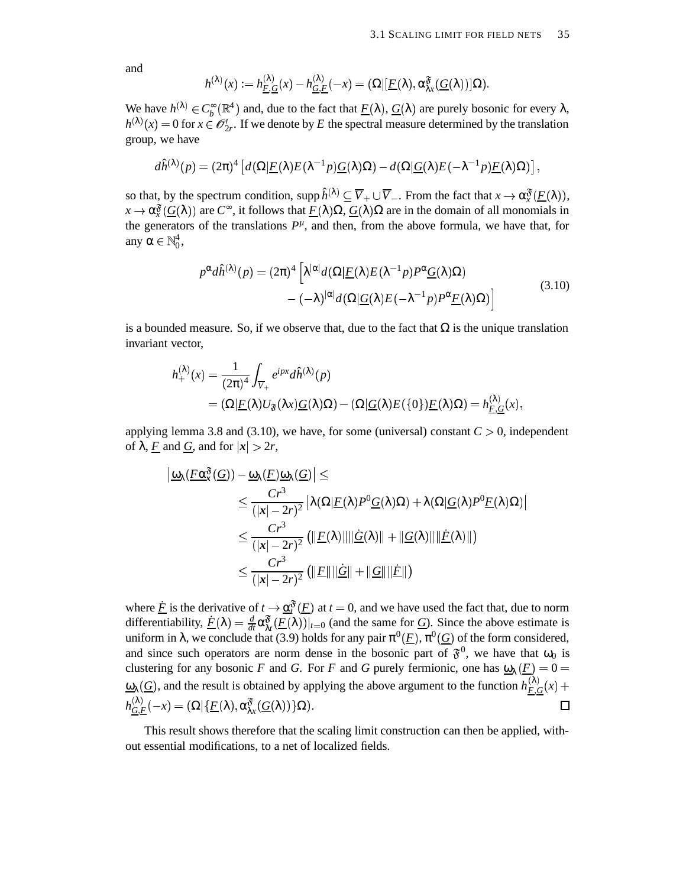and

$$h^{(\lambda)}(x) := h^{(\lambda)}_{\underline{F},\underline{G}}(x) - h^{(\lambda)}_{\underline{G},\underline{F}}(-x) = (\Omega|[\underline{F}(\lambda), \alpha^{\mathfrak{F}}_{\lambda x}(\underline{G}(\lambda))]\Omega).$$

We have $h^{(\lambda)} \in C^\infty_b(\mathbb{R}^4)$ and, due to the fact that $\underline{F}(\lambda)$, $\underline{G}(\lambda)$ are purely bosonic for every $\lambda$, $h^{(\lambda)}(x) = 0$ for $x \in \mathscr{O}'_{2r}$. If we denote by $E$ the spectral measure determined by the translation group, we have

$$d\hat{h}^{(\lambda)}(p) = (2\pi)^4 \left[ d(\Omega|\underline{F}(\lambda)E(\lambda^{-1}p)\underline{G}(\lambda)\Omega) - d(\Omega|\underline{G}(\lambda)E(-\lambda^{-1}p)\underline{F}(\lambda)\Omega) \right],$$

so that, by the spectrum condition, $\operatorname{supp} \hat{h}^{(\lambda)} \subseteq \overline{V}_+ \cup \overline{V}_-$. From the fact that $x \to \alpha^{\mathfrak{F}}_x(\underline{F}(\lambda))$, $x \to \alpha^{\mathfrak{F}}_x(\underline{G}(\lambda))$ are $C^\infty$, it follows that $\underline{F}(\lambda)\Omega$, $\underline{G}(\lambda)\Omega$ are in the domain of all monomials in the generators of the translations $P^\mu$, and then, from the above formula, we have that, for any $\alpha \in \mathbb{N}_0^4$,

$$\begin{aligned} p^\alpha d\hat{h}^{(\lambda)}(p) = (2\pi)^4 \Big[ &\lambda^{|\alpha|} d(\Omega|\underline{F}(\lambda)E(\lambda^{-1}p)P^\alpha \underline{G}(\lambda)\Omega) \\ &- (-\lambda)^{|\alpha|} d(\Omega|\underline{G}(\lambda)E(-\lambda^{-1}p)P^\alpha \underline{F}(\lambda)\Omega) \Big] \end{aligned} \tag{3.10}$$

is a bounded measure. So, if we observe that, due to the fact that $\Omega$ is the unique translation invariant vector,

$$\begin{aligned} h^{(\lambda)}_+(x) &= \frac{1}{(2\pi)^4} \int_{\overline{V}_+} e^{ipx} d\hat{h}^{(\lambda)}(p) \\ &= (\Omega|\underline{F}(\lambda)U_{\mathfrak{F}}(\lambda x)\underline{G}(\lambda)\Omega) - (\Omega|\underline{G}(\lambda)E(\{0\})\underline{F}(\lambda)\Omega) = h^{(\lambda)}_{\underline{F},\underline{G}}(x), \end{aligned}$$

applying lemma 3.8 and (3.10), we have, for some (universal) constant $C > 0$, independent of $\lambda$, $\underline{F}$ and $\underline{G}$, and for $|\boldsymbol{x}| > 2r$,

$$\begin{aligned} \big|\underline{\omega}_\lambda(\underline{F}\alpha^{\mathfrak{F}}_x(\underline{G})) - \underline{\omega}_\lambda(\underline{F})\underline{\omega}_\lambda(\underline{G})\big| &\leq \\ &\leq \frac{Cr^3}{(|\boldsymbol{x}| - 2r)^2} \left| \lambda(\Omega|\underline{F}(\lambda)P^0\underline{G}(\lambda)\Omega) + \lambda(\Omega|\underline{G}(\lambda)P^0\underline{F}(\lambda)\Omega) \right| \\ &\leq \frac{Cr^3}{(|\boldsymbol{x}| - 2r)^2} \left( \|\underline{F}(\lambda)\|\|\dot{\underline{G}}(\lambda)\| + \|\underline{G}(\lambda)\|\|\dot{\underline{F}}(\lambda)\| \right) \\ &\leq \frac{Cr^3}{(|\boldsymbol{x}| - 2r)^2} \left( \|\underline{F}\|\|\dot{\underline{G}}\| + \|\underline{G}\|\|\dot{\underline{F}}\| \right) \end{aligned}$$

where $\dot{\underline{F}}$ is the derivative of $t \to \underline{\alpha}^{\mathfrak{F}}_t(\underline{F})$ at $t = 0$, and we have used the fact that, due to norm differentiability, $\dot{\underline{F}}(\lambda) = \frac{d}{dt}\alpha^{\mathfrak{F}}_{\lambda t}(\underline{F}(\lambda))|_{t=0}$ (and the same for $\underline{G}$). Since the above estimate is uniform in $\lambda$, we conclude that (3.9) holds for any pair $\pi^0(\underline{F})$, $\pi^0(\underline{G})$ of the form considered, and since such operators are norm dense in the bosonic part of $\mathfrak{F}^0$, we have that $\omega_0$ is clustering for any bosonic $F$ and $G$. For $F$ and $G$ purely fermionic, one has $\underline{\omega}_\lambda(\underline{F}) = 0 = \underline{\omega}_\lambda(\underline{G})$, and the result is obtained by applying the above argument to the function $h^{(\lambda)}_{\underline{F},\underline{G}}(x) + h^{(\lambda)}_{\underline{G},\underline{F}}(-x) = (\Omega|\{\underline{F}(\lambda), \alpha^{\mathfrak{F}}_{\lambda x}(\underline{G}(\lambda))\}\Omega)$. □

This result shows therefore that the scaling limit construction can then be applied, without essential modifications, to a net of localized fields.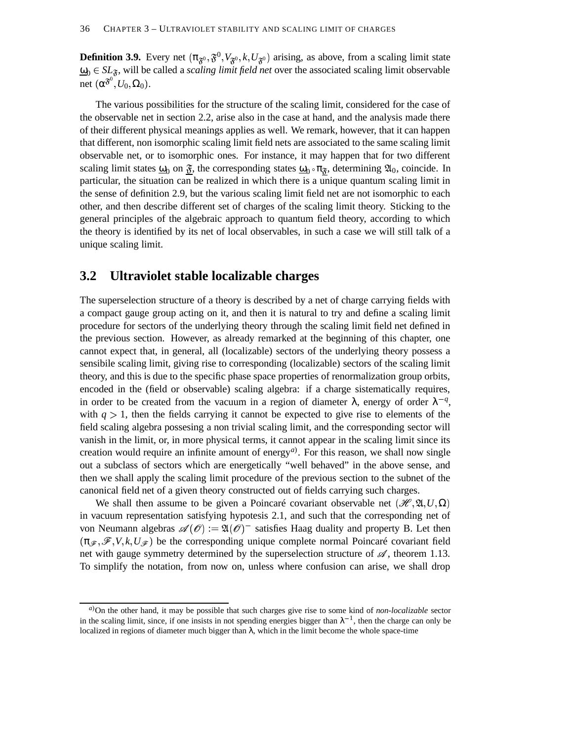**Definition 3.9.** Every net $(\pi_{\mathfrak{F}^0}, \mathfrak{F}^0, V_{\mathfrak{F}^0}, k, U_{\mathfrak{F}^0})$ arising, as above, from a scaling limit state $\underline{\omega}_0 \in SL_{\mathfrak{F}}$, will be called a *scaling limit field net* over the associated scaling limit observable net $(\alpha^{\mathfrak{F}^0}, U_0, \Omega_0)$.

The various possibilities for the structure of the scaling limit, considered for the case of the observable net in section 2.2, arise also in the case at hand, and the analysis made there of their different physical meanings applies as well. We remark, however, that it can happen that different, non isomorphic scaling limit field nets are associated to the same scaling limit observable net, or to isomorphic ones. For instance, it may happen that for two different scaling limit states $\underline{\omega}_0$ on $\underline{\mathfrak{F}}$, the corresponding states $\underline{\omega}_0 \circ \pi_{\underline{\mathfrak{F}}}$, determining $\mathfrak{A}_0$, coincide. In particular, the situation can be realized in which there is a unique quantum scaling limit in the sense of definition 2.9, but the various scaling limit field net are not isomorphic to each other, and then describe different set of charges of the scaling limit theory. Sticking to the general principles of the algebraic approach to quantum field theory, according to which the theory is identified by its net of local observables, in such a case we will still talk of a unique scaling limit.

## 3.2 Ultraviolet stable localizable charges

The superselection structure of a theory is described by a net of charge carrying fields with a compact gauge group acting on it, and then it is natural to try and define a scaling limit procedure for sectors of the underlying theory through the scaling limit field net defined in the previous section. However, as already remarked at the beginning of this chapter, one cannot expect that, in general, all (localizable) sectors of the underlying theory possess a sensibile scaling limit, giving rise to corresponding (localizable) sectors of the scaling limit theory, and this is due to the specific phase space properties of renormalization group orbits, encoded in the (field or observable) scaling algebra: if a charge sistematically requires, in order to be created from the vacuum in a region of diameter $\lambda$, energy of order $\lambda^{-q}$, with $q > 1$, then the fields carrying it cannot be expected to give rise to elements of the field scaling algebra possesing a non trivial scaling limit, and the corresponding sector will vanish in the limit, or, in more physical terms, it cannot appear in the scaling limit since its creation would require an infinite amount of energy[a]. For this reason, we shall now single out a subclass of sectors which are energetically "well behaved" in the above sense, and then we shall apply the scaling limit procedure of the previous section to the subnet of the canonical field net of a given theory constructed out of fields carrying such charges.

We shall then assume to be given a Poincaré covariant observable net $(\mathscr{H}, \mathfrak{A}, U, \Omega)$ in vacuum representation satisfying hypotesis 2.1, and such that the corresponding net of von Neumann algebras $\mathscr{A}(\mathscr{O}) := \mathfrak{A}(\mathscr{O})^-$ satisfies Haag duality and property B. Let then $(\pi_{\mathscr{F}}, \mathscr{F}, V, k, U_{\mathscr{F}})$ be the corresponding unique complete normal Poincaré covariant field net with gauge symmetry determined by the superselection structure of $\mathscr{A}$, theorem 1.13. To simplify the notation, from now on, unless where confusion can arise, we shall drop

[a] On the other hand, it may be possible that such charges give rise to some kind of *non-localizable* sector in the scaling limit, since, if one insists in not spending energies bigger than $\lambda^{-1}$, then the charge can only be localized in regions of diameter much bigger than $\lambda$, which in the limit become the whole space-time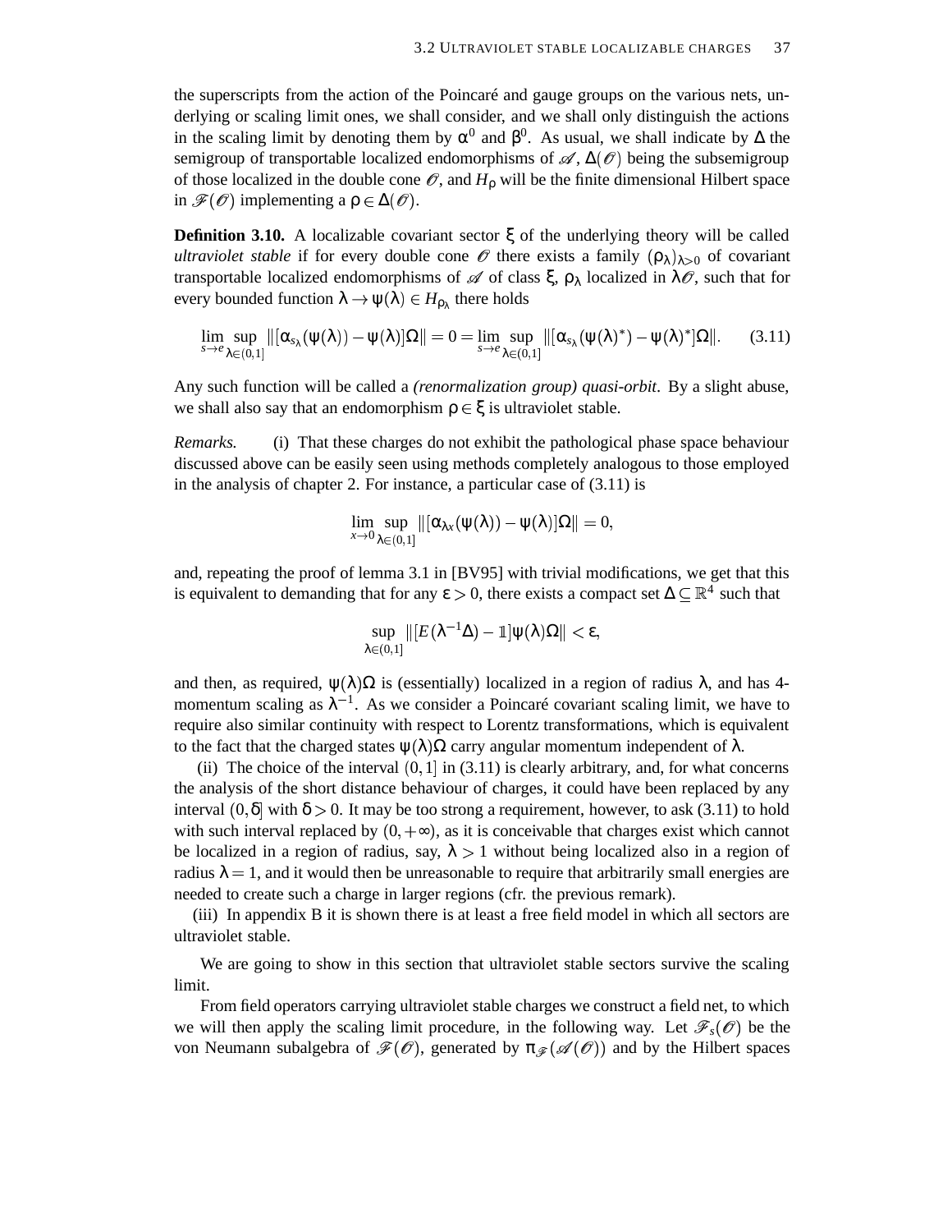the superscripts from the action of the Poincaré and gauge groups on the various nets, underlying or scaling limit ones, we shall consider, and we shall only distinguish the actions in the scaling limit by denoting them by $\alpha^0$ and $\beta^0$. As usual, we shall indicate by $\Delta$ the semigroup of transportable localized endomorphisms of $\mathscr{A}$, $\Delta(\mathscr{O})$ being the subsemigroup of those localized in the double cone $\mathscr{O}$, and $H_\rho$ will be the finite dimensional Hilbert space in $\mathscr{F}(\mathscr{O})$ implementing a $\rho \in \Delta(\mathscr{O})$.

**Definition 3.10.** A localizable covariant sector $\xi$ of the underlying theory will be called *ultraviolet stable* if for every double cone $\mathscr{O}$ there exists a family $(\rho_\lambda)_{\lambda>0}$ of covariant transportable localized endomorphisms of $\mathscr{A}$ of class $\xi$, $\rho_\lambda$ localized in $\lambda\mathscr{O}$, such that for every bounded function $\lambda \to \psi(\lambda) \in H_{\rho_\lambda}$ there holds

$$\lim_{s\to e} \sup_{\lambda\in(0,1]} \|[\alpha_{s_\lambda}(\psi(\lambda)) - \psi(\lambda)]\Omega\| = 0 = \lim_{s\to e} \sup_{\lambda\in(0,1]} \|[\alpha_{s_\lambda}(\psi(\lambda)^*) - \psi(\lambda)^*]\Omega\|. \tag{3.11}$$

Any such function will be called a *(renormalization group) quasi-orbit*. By a slight abuse, we shall also say that an endomorphism $\rho \in \xi$ is ultraviolet stable.

*Remarks.* (i) That these charges do not exhibit the pathological phase space behaviour discussed above can be easily seen using methods completely analogous to those employed in the analysis of chapter 2. For instance, a particular case of (3.11) is

$$\lim_{x\to 0} \sup_{\lambda\in(0,1]} \|[\alpha_{\lambda x}(\psi(\lambda)) - \psi(\lambda)]\Omega\| = 0,$$

and, repeating the proof of lemma 3.1 in [BV95] with trivial modifications, we get that this is equivalent to demanding that for any $\varepsilon > 0$, there exists a compact set $\Delta \subseteq \mathbb{R}^4$ such that

$$\sup_{\lambda\in(0,1]} \|[E(\lambda^{-1}\Delta) - \mathbb{1}]\psi(\lambda)\Omega\| < \varepsilon,$$

and then, as required, $\psi(\lambda)\Omega$ is (essentially) localized in a region of radius $\lambda$, and has 4-momentum scaling as $\lambda^{-1}$. As we consider a Poincaré covariant scaling limit, we have to require also similar continuity with respect to Lorentz transformations, which is equivalent to the fact that the charged states $\psi(\lambda)\Omega$ carry angular momentum independent of $\lambda$.

(ii) The choice of the interval $(0,1]$ in (3.11) is clearly arbitrary, and, for what concerns the analysis of the short distance behaviour of charges, it could have been replaced by any interval $(0,\delta]$ with $\delta > 0$. It may be too strong a requirement, however, to ask (3.11) to hold with such interval replaced by $(0,+\infty)$, as it is conceivable that charges exist which cannot be localized in a region of radius, say, $\lambda > 1$ without being localized also in a region of radius $\lambda = 1$, and it would then be unreasonable to require that arbitrarily small energies are needed to create such a charge in larger regions (cfr. the previous remark).

(iii) In appendix B it is shown there is at least a free field model in which all sectors are ultraviolet stable.

We are going to show in this section that ultraviolet stable sectors survive the scaling limit.

From field operators carrying ultraviolet stable charges we construct a field net, to which we will then apply the scaling limit procedure, in the following way. Let $\mathscr{F}_s(\mathscr{O})$ be the von Neumann subalgebra of $\mathscr{F}(\mathscr{O})$, generated by $\pi_{\mathscr{F}}(\mathscr{A}(\mathscr{O}))$ and by the Hilbert spaces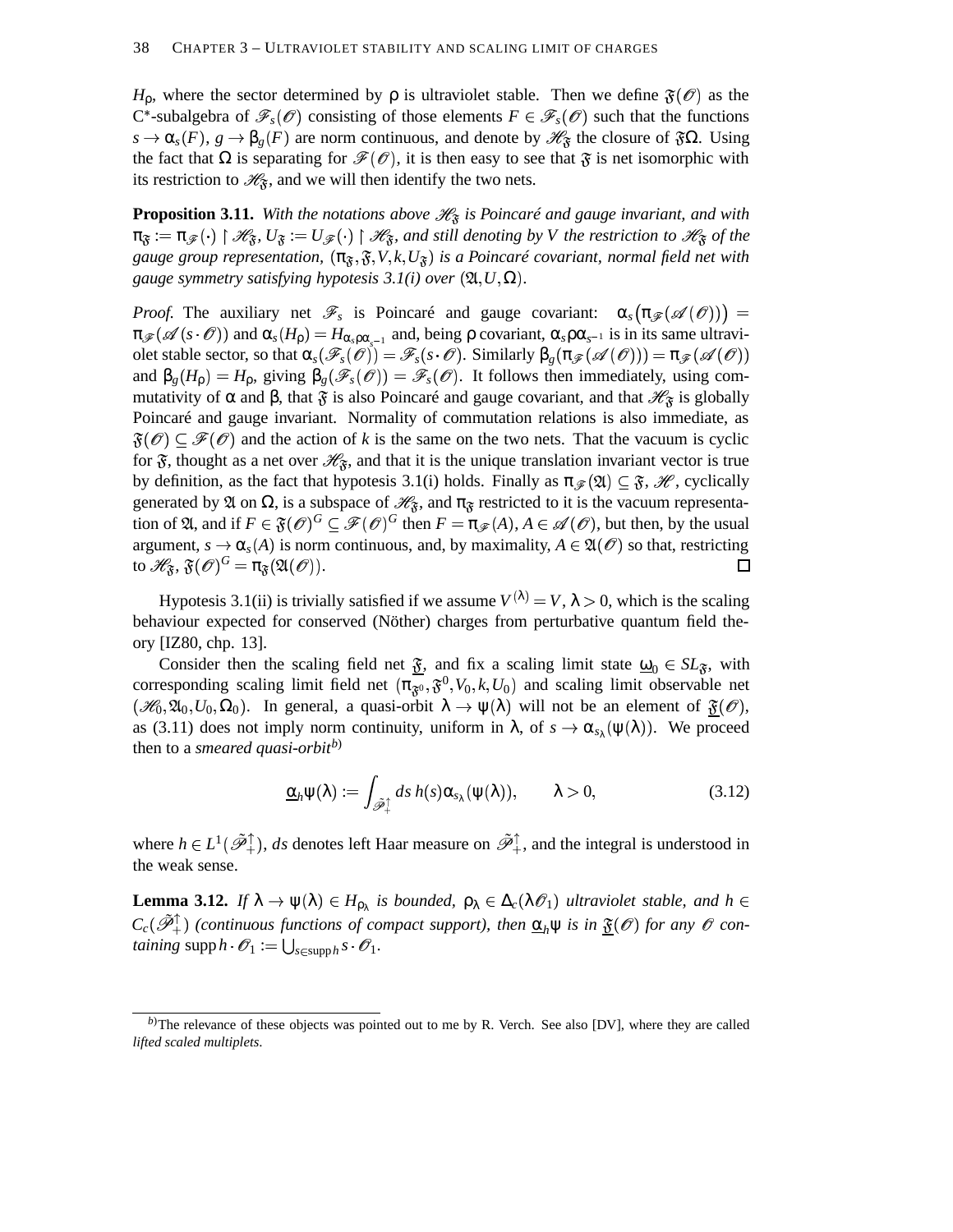$H_\rho$, where the sector determined by $\rho$ is ultraviolet stable. Then we define $\mathfrak{F}(\mathscr{O})$ as the C*-subalgebra of $\mathscr{F}_s(\mathscr{O})$ consisting of those elements $F \in \mathscr{F}_s(\mathscr{O})$ such that the functions $s \to \alpha_s(F)$, $g \to \beta_g(F)$ are norm continuous, and denote by $\mathscr{H}_\mathfrak{F}$ the closure of $\mathfrak{F}\Omega$. Using the fact that $\Omega$ is separating for $\mathscr{F}(\mathscr{O})$, it is then easy to see that $\mathfrak{F}$ is net isomorphic with its restriction to $\mathscr{H}_\mathfrak{F}$, and we will then identify the two nets.

**Proposition 3.11.** *With the notations above $\mathscr{H}_\mathfrak{F}$ is Poincaré and gauge invariant, and with $\pi_\mathfrak{F} := \pi_\mathscr{F}(\cdot) \upharpoonright \mathscr{H}_\mathfrak{F}$, $U_\mathfrak{F} := U_\mathscr{F}(\cdot) \upharpoonright \mathscr{H}_\mathfrak{F}$, and still denoting by $V$ the restriction to $\mathscr{H}_\mathfrak{F}$ of the gauge group representation, $(\pi_\mathfrak{F}, \mathfrak{F}, V, k, U_\mathfrak{F})$ is a Poincaré covariant, normal field net with gauge symmetry satisfying hypotesis 3.1(i) over $(\mathfrak{A}, U, \Omega)$.*

*Proof.* The auxiliary net $\mathscr{F}_s$ is Poincaré and gauge covariant: $\alpha_s\big(\pi_\mathscr{F}(\mathscr{A}(\mathscr{O}))\big) = \pi_\mathscr{F}(\mathscr{A}(s\cdot\mathscr{O}))$ and $\alpha_s(H_\rho) = H_{\alpha_s\rho\alpha_{s^{-1}}}$ and, being $\rho$ covariant, $\alpha_s\rho\alpha_{s^{-1}}$ is in its same ultraviolet stable sector, so that $\alpha_s(\mathscr{F}_s(\mathscr{O})) = \mathscr{F}_s(s\cdot\mathscr{O})$. Similarly $\beta_g(\pi_\mathscr{F}(\mathscr{A}(\mathscr{O}))) = \pi_\mathscr{F}(\mathscr{A}(\mathscr{O}))$ and $\beta_g(H_\rho) = H_\rho$, giving $\beta_g(\mathscr{F}_s(\mathscr{O})) = \mathscr{F}_s(\mathscr{O})$. It follows then immediately, using commutativity of $\alpha$ and $\beta$, that $\mathfrak{F}$ is also Poincaré and gauge covariant, and that $\mathscr{H}_\mathfrak{F}$ is globally Poincaré and gauge invariant. Normality of commutation relations is also immediate, as $\mathfrak{F}(\mathscr{O}) \subseteq \mathscr{F}(\mathscr{O})$ and the action of $k$ is the same on the two nets. That the vacuum is cyclic for $\mathfrak{F}$, thought as a net over $\mathscr{H}_\mathfrak{F}$, and that it is the unique translation invariant vector is true by definition, as the fact that hypotesis 3.1(i) holds. Finally as $\pi_\mathscr{F}(\mathfrak{A}) \subseteq \mathfrak{F}$, $\mathscr{H}$, cyclically generated by $\mathfrak{A}$ on $\Omega$, is a subspace of $\mathscr{H}_\mathfrak{F}$, and $\pi_\mathfrak{F}$ restricted to it is the vacuum representation of $\mathfrak{A}$, and if $F \in \mathfrak{F}(\mathscr{O})^G \subseteq \mathscr{F}(\mathscr{O})^G$ then $F = \pi_\mathscr{F}(A)$, $A \in \mathscr{A}(\mathscr{O})$, but then, by the usual argument, $s \to \alpha_s(A)$ is norm continuous, and, by maximality, $A \in \mathfrak{A}(\mathscr{O})$ so that, restricting to $\mathscr{H}_\mathfrak{F}$, $\mathfrak{F}(\mathscr{O})^G = \pi_\mathfrak{F}(\mathfrak{A}(\mathscr{O}))$. □

Hypotesis 3.1(ii) is trivially satisfied if we assume $V^{(\lambda)} = V$, $\lambda > 0$, which is the scaling behaviour expected for conserved (Nöther) charges from perturbative quantum field theory [IZ80, chp. 13].

Consider then the scaling field net $\underline{\mathfrak{F}}$, and fix a scaling limit state $\underline{\omega}_0 \in SL_\mathfrak{F}$, with corresponding scaling limit field net $(\pi_{\mathfrak{F}^0}, \mathfrak{F}^0, V_0, k, U_0)$ and scaling limit observable net $(\mathscr{H}_0, \mathfrak{A}_0, U_0, \Omega_0)$. In general, a quasi-orbit $\lambda \to \psi(\lambda)$ will not be an element of $\underline{\mathfrak{F}}(\mathscr{O})$, as (3.11) does not imply norm continuity, uniform in $\lambda$, of $s \to \alpha_{s_\lambda}(\psi(\lambda))$. We proceed then to a *smeared quasi-orbit*[b)]

$$\underline{\alpha}_h\psi(\lambda) := \int_{\tilde{\mathscr{P}}_+^\uparrow} ds\, h(s)\alpha_{s_\lambda}(\psi(\lambda)), \qquad \lambda > 0, \tag{3.12}$$

where $h \in L^1(\tilde{\mathscr{P}}_+^\uparrow)$, $ds$ denotes left Haar measure on $\tilde{\mathscr{P}}_+^\uparrow$, and the integral is understood in the weak sense.

**Lemma 3.12.** *If $\lambda \to \psi(\lambda) \in H_{\rho_\lambda}$ is bounded, $\rho_\lambda \in \Delta_c(\lambda\mathscr{O}_1)$ ultraviolet stable, and $h \in C_c(\tilde{\mathscr{P}}_+^\uparrow)$ (continuous functions of compact support), then $\underline{\alpha}_h\psi$ is in $\underline{\mathfrak{F}}(\mathscr{O})$ for any $\mathscr{O}$ containing $\operatorname{supp} h \cdot \mathscr{O}_1 := \bigcup_{s\in\operatorname{supp} h} s\cdot\mathscr{O}_1$.*

---

b) The relevance of these objects was pointed out to me by R. Verch. See also [DV], where they are called *lifted scaled multiplets*.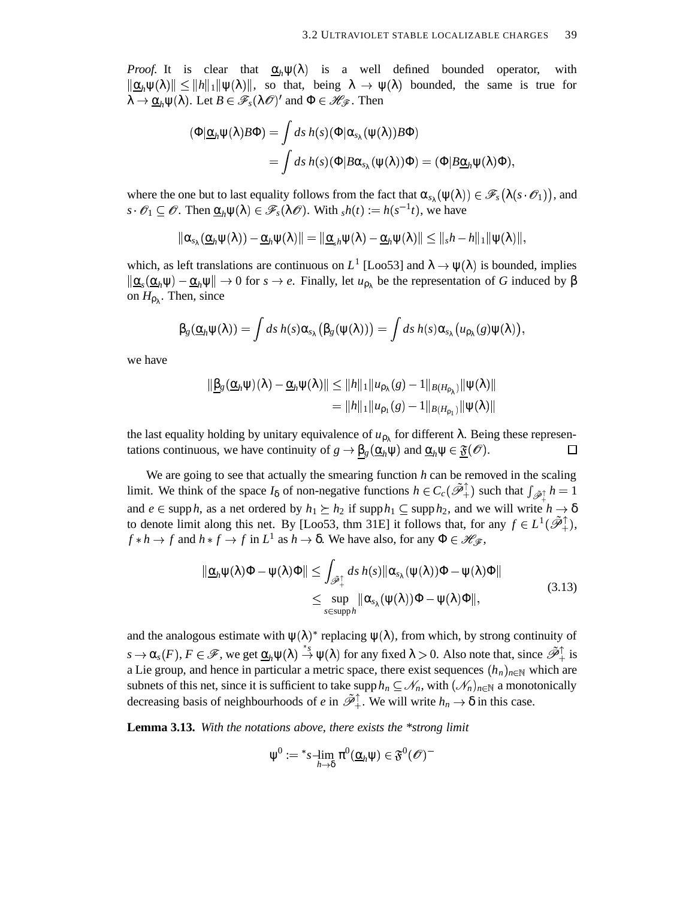*Proof.* It is clear that $\underline{\alpha}_h\psi(\lambda)$ is a well defined bounded operator, with $\|\underline{\alpha}_h\psi(\lambda)\| \leq \|h\|_1\|\psi(\lambda)\|$, so that, being $\lambda \to \psi(\lambda)$ bounded, the same is true for $\lambda \to \underline{\alpha}_h\psi(\lambda)$. Let $B \in \mathscr{F}_s(\lambda\mathscr{O})'$ and $\Phi \in \mathscr{H}_{\mathscr{F}}$. Then

$$
\begin{aligned}
(\Phi|\underline{\alpha}_h\psi(\lambda)B\Phi) &= \int ds\, h(s)(\Phi|\alpha_{s_\lambda}(\psi(\lambda))B\Phi) \\
&= \int ds\, h(s)(\Phi|B\alpha_{s_\lambda}(\psi(\lambda))\Phi) = (\Phi|B\underline{\alpha}_h\psi(\lambda)\Phi),
\end{aligned}
$$

where the one but to last equality follows from the fact that $\alpha_{s_\lambda}(\psi(\lambda)) \in \mathscr{F}_s\big(\lambda(s\cdot\mathscr{O}_1)\big)$, and $s\cdot\mathscr{O}_1 \subseteq \mathscr{O}$. Then $\underline{\alpha}_h\psi(\lambda) \in \mathscr{F}_s(\lambda\mathscr{O})$. With ${}_sh(t) := h(s^{-1}t)$, we have

$$
\|\alpha_{s_\lambda}(\underline{\alpha}_h\psi(\lambda)) - \underline{\alpha}_h\psi(\lambda)\| = \|\underline{\alpha}_{{}_sh}\psi(\lambda) - \underline{\alpha}_h\psi(\lambda)\| \leq \|{}_sh - h\|_1\|\psi(\lambda)\|,
$$

which, as left translations are continuous on $L^1$ [Loo53] and $\lambda \to \psi(\lambda)$ is bounded, implies $\|\underline{\alpha}_s(\underline{\alpha}_h\psi) - \underline{\alpha}_h\psi\| \to 0$ for $s \to e$. Finally, let $u_{\rho_\lambda}$ be the representation of $G$ induced by $\beta$ on $H_{\rho_\lambda}$. Then, since

$$
\beta_g(\underline{\alpha}_h\psi(\lambda)) = \int ds\, h(s)\alpha_{s_\lambda}\big(\beta_g(\psi(\lambda))\big) = \int ds\, h(s)\alpha_{s_\lambda}\big(u_{\rho_\lambda}(g)\psi(\lambda)\big),
$$

we have

$$
\begin{aligned}
\|\underline{\beta}_g(\underline{\alpha}_h\psi)(\lambda) - \underline{\alpha}_h\psi(\lambda)\| &\leq \|h\|_1\|u_{\rho_\lambda}(g) - 1\|_{B(H_{\rho_\lambda})}\|\psi(\lambda)\| \\
&= \|h\|_1\|u_{\rho_1}(g) - 1\|_{B(H_{\rho_1})}\|\psi(\lambda)\|
\end{aligned}
$$

the last equality holding by unitary equivalence of $u_{\rho_\lambda}$ for different $\lambda$. Being these representations continuous, we have continuity of $g \to \underline{\beta}_g(\underline{\alpha}_h\psi)$ and $\underline{\alpha}_h\psi \in \underline{\mathfrak{F}}(\mathscr{O})$. $\square$

We are going to see that actually the smearing function $h$ can be removed in the scaling limit. We think of the space $I_\delta$ of non-negative functions $h \in C_c(\tilde{\mathscr{P}}_+^\uparrow)$ such that $\int_{\tilde{\mathscr{P}}_+^\uparrow} h = 1$ and $e \in \operatorname{supp} h$, as a net ordered by $h_1 \succeq h_2$ if $\operatorname{supp} h_1 \subseteq \operatorname{supp} h_2$, and we will write $h \to \delta$ to denote limit along this net. By [Loo53, thm 31E] it follows that, for any $f \in L^1(\tilde{\mathscr{P}}_+^\uparrow)$, $f * h \to f$ and $h * f \to f$ in $L^1$ as $h \to \delta$. We have also, for any $\Phi \in \mathscr{H}_{\mathscr{F}}$,

$$
\begin{aligned}
\|\underline{\alpha}_h\psi(\lambda)\Phi - \psi(\lambda)\Phi\| &\leq \int_{\tilde{\mathscr{P}}_+^\uparrow} ds\, h(s)\|\alpha_{s_\lambda}(\psi(\lambda))\Phi - \psi(\lambda)\Phi\| \\
&\leq \sup_{s \in \operatorname{supp} h} \|\alpha_{s_\lambda}(\psi(\lambda))\Phi - \psi(\lambda)\Phi\|,
\end{aligned}
\tag{3.13}
$$

and the analogous estimate with $\psi(\lambda)^*$ replacing $\psi(\lambda)$, from which, by strong continuity of $s \to \alpha_s(F)$, $F \in \mathscr{F}$, we get $\underline{\alpha}_h\psi(\lambda) \overset{*s}{\to} \psi(\lambda)$ for any fixed $\lambda > 0$. Also note that, since $\tilde{\mathscr{P}}_+^\uparrow$ is a Lie group, and hence in particular a metric space, there exist sequences $(h_n)_{n\in\mathbb{N}}$ which are subnets of this net, since it is sufficient to take $\operatorname{supp} h_n \subseteq \mathscr{N}_n$, with $(\mathscr{N}_n)_{n\in\mathbb{N}}$ a monotonically decreasing basis of neighbourhoods of $e$ in $\tilde{\mathscr{P}}_+^\uparrow$. We will write $h_n \to \delta$ in this case.

**Lemma 3.13.** *With the notations above, there exists the \*strong limit*

$$
\psi^0 := {}^*s\text{-}\lim_{h\to\delta} \pi^0(\underline{\alpha}_h\psi) \in \mathfrak{F}^0(\mathscr{O})^-
$$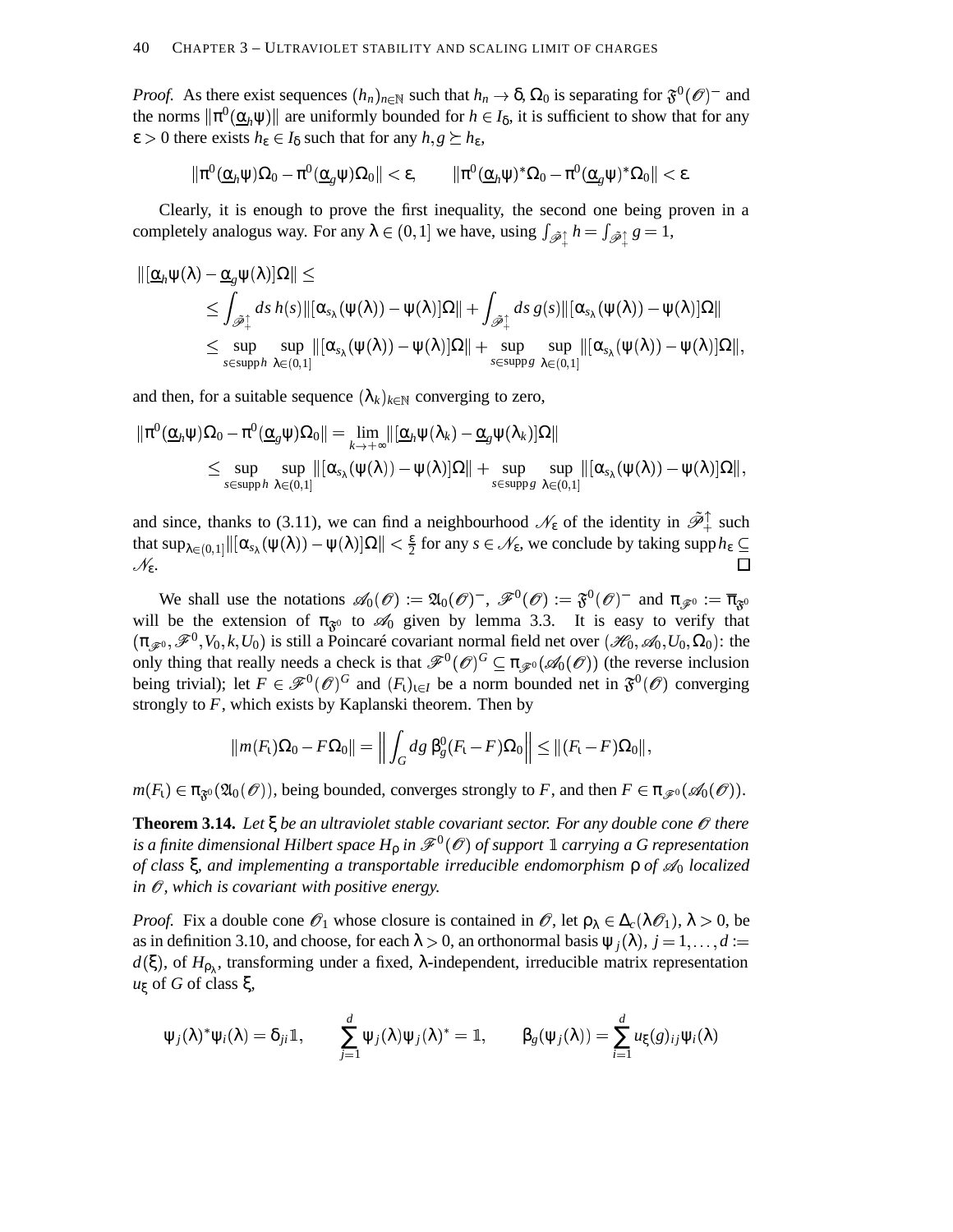*Proof.* As there exist sequences $(h_n)_{n\in\mathbb{N}}$ such that $h_n \to \delta$, $\Omega_0$ is separating for $\mathfrak{F}^0(\mathscr{O})^-$ and the norms $\|\pi^0(\underline{\alpha}_h\psi)\|$ are uniformly bounded for $h \in I_\delta$, it is sufficient to show that for any $\varepsilon > 0$ there exists $h_\varepsilon \in I_\delta$ such that for any $h, g \succeq h_\varepsilon$,

$$\|\pi^0(\underline{\alpha}_h\psi)\Omega_0 - \pi^0(\underline{\alpha}_g\psi)\Omega_0\| < \varepsilon, \qquad \|\pi^0(\underline{\alpha}_h\psi)^*\Omega_0 - \pi^0(\underline{\alpha}_g\psi)^*\Omega_0\| < \varepsilon.$$

Clearly, it is enough to prove the first inequality, the second one being proven in a completely analogous way. For any $\lambda \in (0,1]$ we have, using $\int_{\tilde{\mathscr{P}}_+^\uparrow} h = \int_{\tilde{\mathscr{P}}_+^\uparrow} g = 1$,

$$\begin{aligned}
&\|[\underline{\alpha}_h\psi(\lambda) - \underline{\alpha}_g\psi(\lambda)]\Omega\| \leq \\
&\qquad \leq \int_{\tilde{\mathscr{P}}_+^\uparrow} ds\, h(s)\|[\alpha_{s_\lambda}(\psi(\lambda)) - \psi(\lambda)]\Omega\| + \int_{\tilde{\mathscr{P}}_+^\uparrow} ds\, g(s)\|[\alpha_{s_\lambda}(\psi(\lambda)) - \psi(\lambda)]\Omega\| \\
&\qquad \leq \sup_{s\in\operatorname{supp} h}\ \sup_{\lambda\in(0,1]} \|[\alpha_{s_\lambda}(\psi(\lambda)) - \psi(\lambda)]\Omega\| + \sup_{s\in\operatorname{supp} g}\ \sup_{\lambda\in(0,1]} \|[\alpha_{s_\lambda}(\psi(\lambda)) - \psi(\lambda)]\Omega\|,
\end{aligned}$$

and then, for a suitable sequence $(\lambda_k)_{k\in\mathbb{N}}$ converging to zero,

$$\begin{aligned}
\|\pi^0(\underline{\alpha}_h\psi)\Omega_0 - \pi^0(\underline{\alpha}_g\psi)\Omega_0\| &= \lim_{k\to+\infty} \|[\underline{\alpha}_h\psi(\lambda_k) - \underline{\alpha}_g\psi(\lambda_k)]\Omega\| \\
&\leq \sup_{s\in\operatorname{supp} h}\ \sup_{\lambda\in(0,1]} \|[\alpha_{s_\lambda}(\psi(\lambda)) - \psi(\lambda)]\Omega\| + \sup_{s\in\operatorname{supp} g}\ \sup_{\lambda\in(0,1]} \|[\alpha_{s_\lambda}(\psi(\lambda)) - \psi(\lambda)]\Omega\|,
\end{aligned}$$

and since, thanks to (3.11), we can find a neighbourhood $\mathscr{N}_\varepsilon$ of the identity in $\tilde{\mathscr{P}}_+^\uparrow$ such that $\sup_{\lambda\in(0,1]}\|[\alpha_{s_\lambda}(\psi(\lambda)) - \psi(\lambda)]\Omega\| < \frac{\varepsilon}{2}$ for any $s \in \mathscr{N}_\varepsilon$, we conclude by taking $\operatorname{supp} h_\varepsilon \subseteq \mathscr{N}_\varepsilon$. □

We shall use the notations $\mathscr{A}_0(\mathscr{O}) := \mathfrak{A}_0(\mathscr{O})^-$, $\mathscr{F}^0(\mathscr{O}) := \mathfrak{F}^0(\mathscr{O})^-$ and $\pi_{\mathscr{F}^0} := \overline{\pi}_{\mathfrak{F}^0}$ will be the extension of $\pi_{\mathfrak{F}^0}$ to $\mathscr{A}_0$ given by lemma 3.3. It is easy to verify that $(\pi_{\mathscr{F}^0}, \mathscr{F}^0, V_0, k, U_0)$ is still a Poincaré covariant normal field net over $(\mathscr{H}_0, \mathscr{A}_0, U_0, \Omega_0)$: the only thing that really needs a check is that $\mathscr{F}^0(\mathscr{O})^G \subseteq \pi_{\mathscr{F}^0}(\mathscr{A}_0(\mathscr{O}))$ (the reverse inclusion being trivial); let $F \in \mathscr{F}^0(\mathscr{O})^G$ and $(F_\iota)_{\iota\in I}$ be a norm bounded net in $\mathfrak{F}^0(\mathscr{O})$ converging strongly to $F$, which exists by Kaplanski theorem. Then by

$$\|m(F_\iota)\Omega_0 - F\Omega_0\| = \left\|\int_G dg\, \beta^0_g(F_\iota - F)\Omega_0\right\| \leq \|(F_\iota - F)\Omega_0\|,$$

$m(F_\iota) \in \pi_{\mathfrak{F}^0}(\mathfrak{A}_0(\mathscr{O}))$, being bounded, converges strongly to $F$, and then $F \in \pi_{\mathscr{F}^0}(\mathscr{A}_0(\mathscr{O}))$.

**Theorem 3.14.** *Let $\xi$ be an ultraviolet stable covariant sector. For any double cone $\mathscr{O}$ there is a finite dimensional Hilbert space $H_\rho$ in $\mathscr{F}^0(\mathscr{O})$ of support $\mathbb{1}$ carrying a $G$ representation of class $\xi$, and implementing a transportable irreducible endomorphism $\rho$ of $\mathscr{A}_0$ localized in $\mathscr{O}$, which is covariant with positive energy.*

*Proof.* Fix a double cone $\mathscr{O}_1$ whose closure is contained in $\mathscr{O}$, let $\rho_\lambda \in \Delta_c(\lambda\mathscr{O}_1)$, $\lambda > 0$, be as in definition 3.10, and choose, for each $\lambda > 0$, an orthonormal basis $\psi_j(\lambda)$, $j = 1, \dots, d := d(\xi)$, of $H_{\rho_\lambda}$, transforming under a fixed, $\lambda$-independent, irreducible matrix representation $u_\xi$ of $G$ of class $\xi$,

$$\psi_j(\lambda)^*\psi_i(\lambda) = \delta_{ji}\mathbb{1}, \qquad \sum_{j=1}^d \psi_j(\lambda)\psi_j(\lambda)^* = \mathbb{1}, \qquad \beta_g(\psi_j(\lambda)) = \sum_{i=1}^d u_\xi(g)_{ij}\psi_i(\lambda)$$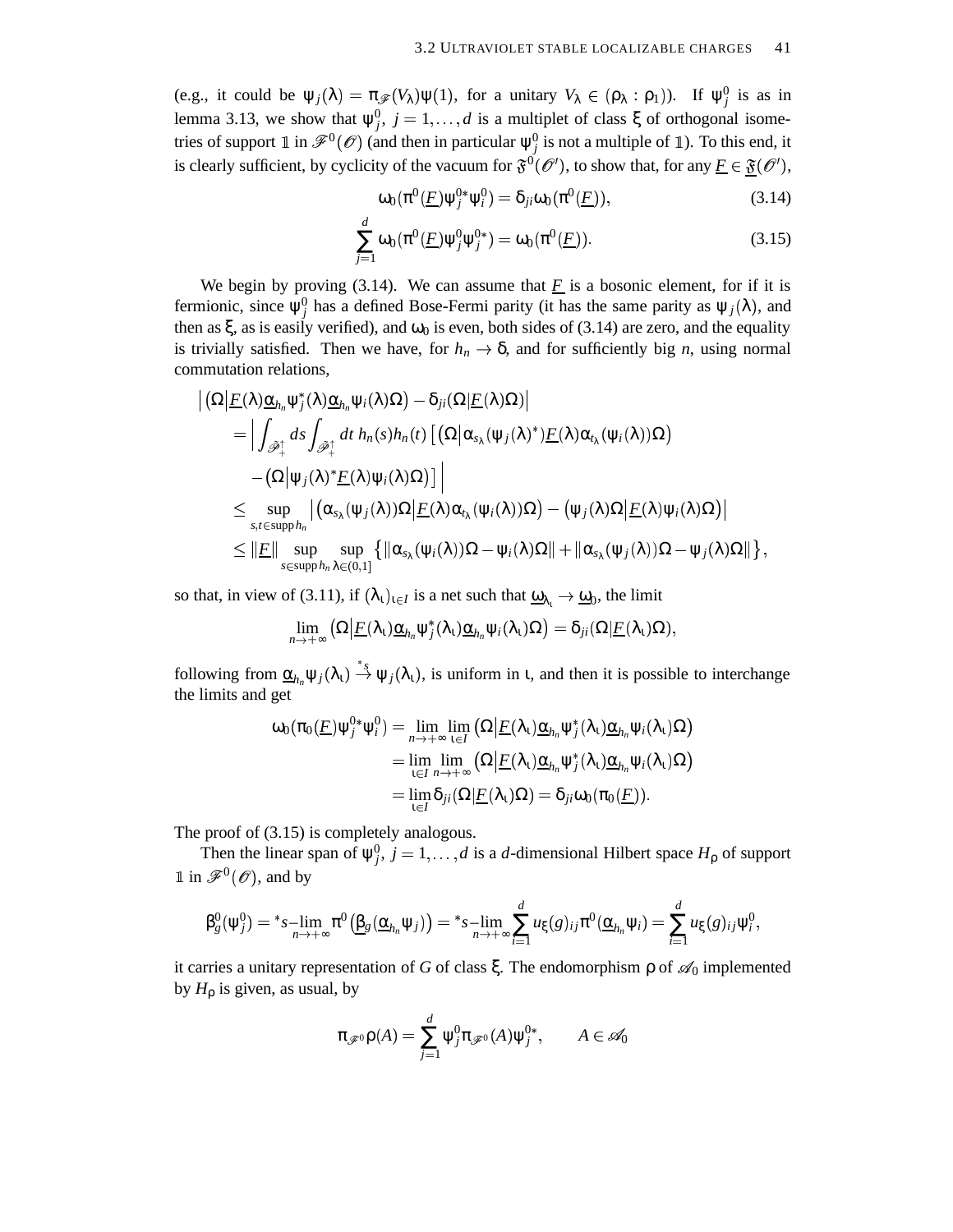(e.g., it could be $\psi_j(\lambda) = \pi_{\mathscr{F}}(V_\lambda)\psi(1)$, for a unitary $V_\lambda \in (\rho_\lambda : \rho_1)$). If $\psi_j^0$ is as in lemma 3.13, we show that $\psi_j^0$, $j = 1, \dots, d$ is a multiplet of class $\xi$ of orthogonal isometries of support $\mathbb{1}$ in $\mathscr{F}^0(\mathscr{O})$ (and then in particular $\psi_j^0$ is not a multiple of $\mathbb{1}$). To this end, it is clearly sufficient, by cyclicity of the vacuum for $\mathfrak{F}^0(\mathscr{O}')$, to show that, for any $\underline{F} \in \underline{\mathfrak{F}}(\mathscr{O}')$,

$$\omega_0(\pi^0(\underline{F})\psi_j^{0*}\psi_i^0) = \delta_{ji}\omega_0(\pi^0(\underline{F})), \tag{3.14}$$

$$\sum_{j=1}^{d} \omega_0(\pi^0(\underline{F})\psi_j^0\psi_j^{0*}) = \omega_0(\pi^0(\underline{F})). \tag{3.15}$$

We begin by proving (3.14). We can assume that $\underline{F}$ is a bosonic element, for if it is fermionic, since $\psi_j^0$ has a defined Bose-Fermi parity (it has the same parity as $\psi_j(\lambda)$, and then as $\xi$, as is easily verified), and $\omega_0$ is even, both sides of (3.14) are zero, and the equality is trivially satisfied. Then we have, for $h_n \to \delta$, and for sufficiently big $n$, using normal commutation relations,

$$\begin{aligned}
&\left|\left(\Omega\middle|\underline{F}(\lambda)\underline{\alpha}_{h_n}\psi_j^*(\lambda)\underline{\alpha}_{h_n}\psi_i(\lambda)\Omega\right) - \delta_{ji}(\Omega|\underline{F}(\lambda)\Omega)\right| \\
&= \Big|\int_{\tilde{\mathscr{P}}_+^\uparrow} ds \int_{\tilde{\mathscr{P}}_+^\uparrow} dt\, h_n(s)h_n(t) \left[\left(\Omega\middle|\alpha_{s_\lambda}(\psi_j(\lambda)^*)\underline{F}(\lambda)\alpha_{t_\lambda}(\psi_i(\lambda))\Omega\right)\right. \\
&\quad \left. - \left(\Omega\middle|\psi_j(\lambda)^*\underline{F}(\lambda)\psi_i(\lambda)\Omega\right)\right]\Big| \\
&\leq \sup_{s,t\in \operatorname{supp} h_n} \left|\left(\alpha_{s_\lambda}(\psi_j(\lambda))\Omega\middle|\underline{F}(\lambda)\alpha_{t_\lambda}(\psi_i(\lambda))\Omega\right) - \left(\psi_j(\lambda)\Omega\middle|\underline{F}(\lambda)\psi_i(\lambda)\Omega\right)\right| \\
&\leq \|\underline{F}\| \sup_{s\in \operatorname{supp} h_n} \sup_{\lambda\in(0,1]} \left\{\|\alpha_{s_\lambda}(\psi_i(\lambda))\Omega - \psi_i(\lambda)\Omega\| + \|\alpha_{s_\lambda}(\psi_j(\lambda))\Omega - \psi_j(\lambda)\Omega\|\right\},
\end{aligned}$$

so that, in view of (3.11), if $(\lambda_\iota)_{\iota\in I}$ is a net such that $\underline{\omega}_{\lambda_\iota} \to \underline{\omega}_0$, the limit

$$\lim_{n\to+\infty}\left(\Omega\middle|\underline{F}(\lambda_\iota)\underline{\alpha}_{h_n}\psi_j^*(\lambda_\iota)\underline{\alpha}_{h_n}\psi_i(\lambda_\iota)\Omega\right) = \delta_{ji}(\Omega|\underline{F}(\lambda_\iota)\Omega),$$

following from $\underline{\alpha}_{h_n}\psi_j(\lambda_\iota) \stackrel{*s}{\to} \psi_j(\lambda_\iota)$, is uniform in $\iota$, and then it is possible to interchange the limits and get

$$\begin{aligned}
\omega_0(\pi_0(\underline{F})\psi_j^{0*}\psi_i^0) &= \lim_{n\to+\infty}\lim_{\iota\in I}\left(\Omega\middle|\underline{F}(\lambda_\iota)\underline{\alpha}_{h_n}\psi_j^*(\lambda_\iota)\underline{\alpha}_{h_n}\psi_i(\lambda_\iota)\Omega\right) \\
&= \lim_{\iota\in I}\lim_{n\to+\infty}\left(\Omega\middle|\underline{F}(\lambda_\iota)\underline{\alpha}_{h_n}\psi_j^*(\lambda_\iota)\underline{\alpha}_{h_n}\psi_i(\lambda_\iota)\Omega\right) \\
&= \lim_{\iota\in I}\delta_{ji}(\Omega|\underline{F}(\lambda_\iota)\Omega) = \delta_{ji}\omega_0(\pi_0(\underline{F})).
\end{aligned}$$

The proof of (3.15) is completely analogous.

Then the linear span of $\psi_j^0$, $j = 1, \dots, d$ is a $d$-dimensional Hilbert space $H_\rho$ of support $\mathbb{1}$ in $\mathscr{F}^0(\mathscr{O})$, and by

$$\beta_g^0(\psi_j^0) = {}^*s\text{–}\lim_{n\to+\infty}\pi^0\left(\underline{\beta}_g(\underline{\alpha}_{h_n}\psi_j)\right) = {}^*s\text{–}\lim_{n\to+\infty}\sum_{i=1}^{d} u_\xi(g)_{ij}\pi^0(\underline{\alpha}_{h_n}\psi_i) = \sum_{i=1}^{d} u_\xi(g)_{ij}\psi_i^0,$$

it carries a unitary representation of $G$ of class $\xi$. The endomorphism $\rho$ of $\mathscr{A}_0$ implemented by $H_\rho$ is given, as usual, by

$$\pi_{\mathscr{F}^0}\rho(A) = \sum_{j=1}^{d}\psi_j^0\pi_{\mathscr{F}^0}(A)\psi_j^{0*}, \qquad A \in \mathscr{A}_0$$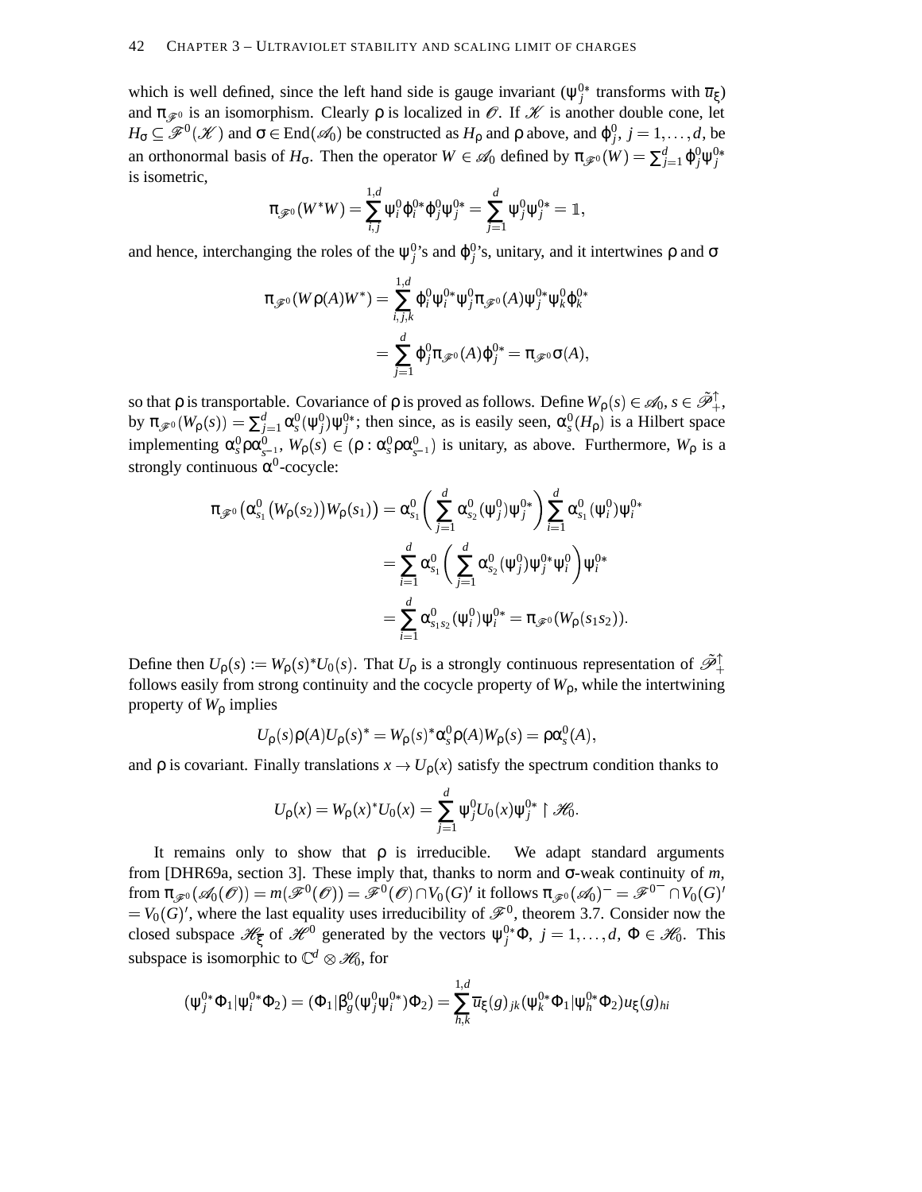which is well defined, since the left hand side is gauge invariant ($\psi_j^{0*}$ transforms with $\overline{u}_\xi$) and $\pi_{\mathscr{F}^0}$ is an isomorphism. Clearly $\rho$ is localized in $\mathscr{O}$. If $\mathscr{K}$ is another double cone, let $H_\sigma \subseteq \mathscr{F}^0(\mathscr{K})$ and $\sigma \in \mathrm{End}(\mathscr{A}_0)$ be constructed as $H_\rho$ and $\rho$ above, and $\varphi_j^0$, $j = 1, \ldots, d$, be an orthonormal basis of $H_\sigma$. Then the operator $W \in \mathscr{A}_0$ defined by $\pi_{\mathscr{F}^0}(W) = \sum_{j=1}^d \varphi_j^0 \psi_j^{0*}$ is isometric,

$$\pi_{\mathscr{F}^0}(W^*W) = \sum_{i,j}^{1,d} \psi_i^0 \varphi_i^{0*} \varphi_j^0 \psi_j^{0*} = \sum_{j=1}^d \psi_j^0 \psi_j^{0*} = \mathbb{1},$$

and hence, interchanging the roles of the $\psi_j^0$'s and $\varphi_j^0$'s, unitary, and it intertwines $\rho$ and $\sigma$

$$\begin{aligned}
\pi_{\mathscr{F}^0}(W\rho(A)W^*) &= \sum_{i,j,k}^{1,d} \varphi_i^0 \psi_i^{0*} \psi_j^0 \pi_{\mathscr{F}^0}(A) \psi_j^{0*} \psi_k^0 \varphi_k^{0*} \\
&= \sum_{j=1}^d \varphi_j^0 \pi_{\mathscr{F}^0}(A) \varphi_j^{0*} = \pi_{\mathscr{F}^0}\sigma(A),
\end{aligned}$$

so that $\rho$ is transportable. Covariance of $\rho$ is proved as follows. Define $W_\rho(s) \in \mathscr{A}_0$, $s \in \tilde{\mathscr{P}}_+^\uparrow$, by $\pi_{\mathscr{F}^0}(W_\rho(s)) = \sum_{j=1}^d \alpha_s^0(\psi_j^0)\psi_j^{0*}$; then since, as is easily seen, $\alpha_s^0(H_\rho)$ is a Hilbert space implementing $\alpha_s^0 \rho \alpha_{s^{-1}}^0$, $W_\rho(s) \in (\rho : \alpha_s^0 \rho \alpha_{s^{-1}}^0)$ is unitary, as above. Furthermore, $W_\rho$ is a strongly continuous $\alpha^0$-cocycle:

$$\begin{aligned}
\pi_{\mathscr{F}^0}\big(\alpha_{s_1}^0\big(W_\rho(s_2)\big)W_\rho(s_1)\big) &= \alpha_{s_1}^0\left(\sum_{j=1}^d \alpha_{s_2}^0(\psi_j^0)\psi_j^{0*}\right)\sum_{i=1}^d \alpha_{s_1}^0(\psi_i^0)\psi_i^{0*} \\
&= \sum_{i=1}^d \alpha_{s_1}^0\left(\sum_{j=1}^d \alpha_{s_2}^0(\psi_j^0)\psi_j^{0*}\psi_i^0\right)\psi_i^{0*} \\
&= \sum_{i=1}^d \alpha_{s_1 s_2}^0(\psi_i^0)\psi_i^{0*} = \pi_{\mathscr{F}^0}(W_\rho(s_1 s_2)).
\end{aligned}$$

Define then $U_\rho(s) := W_\rho(s)^* U_0(s)$. That $U_\rho$ is a strongly continuous representation of $\tilde{\mathscr{P}}_+^\uparrow$ follows easily from strong continuity and the cocycle property of $W_\rho$, while the intertwining property of $W_\rho$ implies

$$U_\rho(s)\rho(A)U_\rho(s)^* = W_\rho(s)^* \alpha_s^0 \rho(A) W_\rho(s) = \rho\alpha_s^0(A),$$

and $\rho$ is covariant. Finally translations $x \to U_\rho(x)$ satisfy the spectrum condition thanks to

$$U_\rho(x) = W_\rho(x)^* U_0(x) = \sum_{j=1}^d \psi_j^0 U_0(x) \psi_j^{0*} \restriction \mathscr{H}_0.$$

It remains only to show that $\rho$ is irreducible. We adapt standard arguments from [DHR69a, section 3]. These imply that, thanks to norm and $\sigma$-weak continuity of $m$, from $\pi_{\mathscr{F}^0}(\mathscr{A}_0(\mathscr{O})) = m(\mathscr{F}^0(\mathscr{O})) = \mathscr{F}^0(\mathscr{O}) \cap V_0(G)'$ it follows $\pi_{\mathscr{F}^0}(\mathscr{A}_0)^- = \mathscr{F}^{0-} \cap V_0(G)'$ $= V_0(G)'$, where the last equality uses irreducibility of $\mathscr{F}^0$, theorem 3.7. Consider now the closed subspace $\mathscr{H}_{\overline{\xi}}$ of $\mathscr{H}^0$ generated by the vectors $\psi_j^{0*}\Phi$, $j = 1, \ldots, d$, $\Phi \in \mathscr{H}_0$. This subspace is isomorphic to $\mathbb{C}^d \otimes \mathscr{H}_0$, for

$$(\psi_j^{0*}\Phi_1|\psi_i^{0*}\Phi_2) = (\Phi_1|\beta_g^0(\psi_j^0\psi_i^{0*})\Phi_2) = \sum_{h,k}^{1,d} \overline{u}_\xi(g)_{jk}(\psi_k^{0*}\Phi_1|\psi_h^{0*}\Phi_2)u_\xi(g)_{hi}$$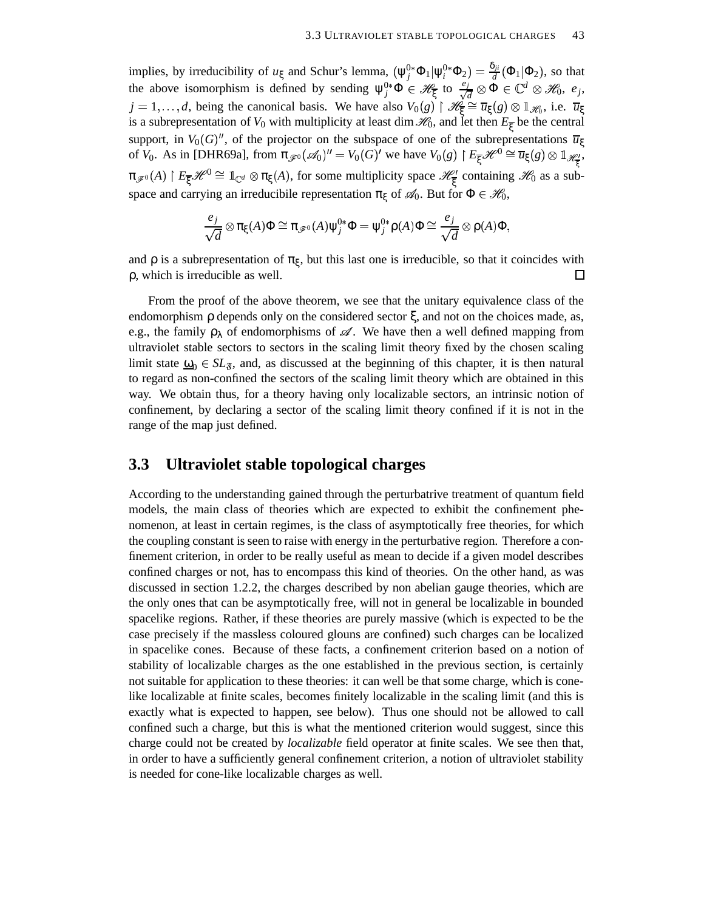implies, by irreducibility of $u_\xi$ and Schur's lemma, $(\psi_j^{0*}\Phi_1|\psi_i^{0*}\Phi_2) = \frac{\delta_{ji}}{d}(\Phi_1|\Phi_2)$, so that the above isomorphism is defined by sending $\psi_j^{0*}\Phi \in \mathscr{H}_{\overline{\xi}}$ to $\frac{e_j}{\sqrt{d}} \otimes \Phi \in \mathbb{C}^d \otimes \mathscr{H}_0$, $e_j$, $j = 1, \dots, d$, being the canonical basis. We have also $V_0(g) \upharpoonright \mathscr{H}_{\overline{\xi}} \cong \overline{u}_\xi(g) \otimes \mathbb{1}_{\mathscr{H}_0}$, i.e. $\overline{u}_\xi$ is a subrepresentation of $V_0$ with multiplicity at least $\dim \mathscr{H}_0$, and let then $E_{\overline{\xi}}$ be the central support, in $V_0(G)''$, of the projector on the subspace of one of the subrepresentations $\overline{u}_\xi$ of $V_0$. As in [DHR69a], from $\pi_{\mathscr{F}^0}(\mathscr{A}_0)'' = V_0(G)'$ we have $V_0(g) \upharpoonright E_{\overline{\xi}}\mathscr{H}^0 \cong \overline{u}_\xi(g) \otimes \mathbb{1}_{\mathscr{H}'_{\overline{\xi}}}$, $\pi_{\mathscr{F}^0}(A) \upharpoonright E_{\overline{\xi}}\mathscr{H}^0 \cong \mathbb{1}_{\mathbb{C}^d} \otimes \pi_\xi(A)$, for some multiplicity space $\mathscr{H}'_{\overline{\xi}}$ containing $\mathscr{H}_0$ as a subspace and carrying an irreducibile representation $\pi_\xi$ of $\mathscr{A}_0$. But for $\Phi \in \mathscr{H}_0$,

$$\frac{e_j}{\sqrt{d}} \otimes \pi_\xi(A)\Phi \cong \pi_{\mathscr{F}^0}(A)\psi_j^{0*}\Phi = \psi_j^{0*}\rho(A)\Phi \cong \frac{e_j}{\sqrt{d}} \otimes \rho(A)\Phi,$$

and $\rho$ is a subrepresentation of $\pi_\xi$, but this last one is irreducible, so that it coincides with $\rho$, which is irreducible as well. □

From the proof of the above theorem, we see that the unitary equivalence class of the endomorphism $\rho$ depends only on the considered sector $\xi$, and not on the choices made, as, e.g., the family $\rho_\lambda$ of endomorphisms of $\mathscr{A}$. We have then a well defined mapping from ultraviolet stable sectors to sectors in the scaling limit theory fixed by the chosen scaling limit state $\underline{\omega}_0 \in SL_{\mathfrak{F}}$, and, as discussed at the beginning of this chapter, it is then natural to regard as non-confined the sectors of the scaling limit theory which are obtained in this way. We obtain thus, for a theory having only localizable sectors, an intrinsic notion of confinement, by declaring a sector of the scaling limit theory confined if it is not in the range of the map just defined.

## 3.3 Ultraviolet stable topological charges

According to the understanding gained through the perturbatrive treatment of quantum field models, the main class of theories which are expected to exhibit the confinement phenomenon, at least in certain regimes, is the class of asymptotically free theories, for which the coupling constant is seen to raise with energy in the perturbative region. Therefore a confinement criterion, in order to be really useful as mean to decide if a given model describes confined charges or not, has to encompass this kind of theories. On the other hand, as was discussed in section 1.2.2, the charges described by non abelian gauge theories, which are the only ones that can be asymptotically free, will not in general be localizable in bounded spacelike regions. Rather, if these theories are purely massive (which is expected to be the case precisely if the massless coloured glouns are confined) such charges can be localized in spacelike cones. Because of these facts, a confinement criterion based on a notion of stability of localizable charges as the one established in the previous section, is certainly not suitable for application to these theories: it can well be that some charge, which is cone-like localizable at finite scales, becomes finitely localizable in the scaling limit (and this is exactly what is expected to happen, see below). Thus one should not be allowed to call confined such a charge, but this is what the mentioned criterion would suggest, since this charge could not be created by *localizable* field operator at finite scales. We see then that, in order to have a sufficiently general confinement criterion, a notion of ultraviolet stability is needed for cone-like localizable charges as well.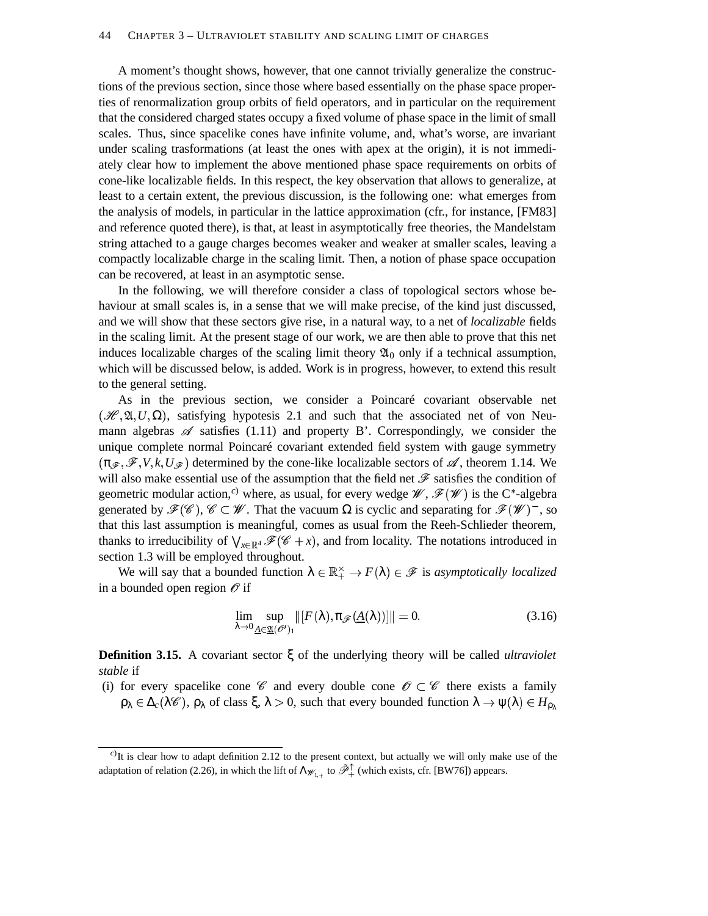A moment's thought shows, however, that one cannot trivially generalize the constructions of the previous section, since those where based essentially on the phase space properties of renormalization group orbits of field operators, and in particular on the requirement that the considered charged states occupy a fixed volume of phase space in the limit of small scales. Thus, since spacelike cones have infinite volume, and, what's worse, are invariant under scaling trasformations (at least the ones with apex at the origin), it is not immediately clear how to implement the above mentioned phase space requirements on orbits of cone-like localizable fields. In this respect, the key observation that allows to generalize, at least to a certain extent, the previous discussion, is the following one: what emerges from the analysis of models, in particular in the lattice approximation (cfr., for instance, [FM83] and reference quoted there), is that, at least in asymptotically free theories, the Mandelstam string attached to a gauge charges becomes weaker and weaker at smaller scales, leaving a compactly localizable charge in the scaling limit. Then, a notion of phase space occupation can be recovered, at least in an asymptotic sense.

In the following, we will therefore consider a class of topological sectors whose behaviour at small scales is, in a sense that we will make precise, of the kind just discussed, and we will show that these sectors give rise, in a natural way, to a net of *localizable* fields in the scaling limit. At the present stage of our work, we are then able to prove that this net induces localizable charges of the scaling limit theory $\mathfrak{A}_0$ only if a technical assumption, which will be discussed below, is added. Work is in progress, however, to extend this result to the general setting.

As in the previous section, we consider a Poincaré covariant observable net $(\mathscr{H},\mathfrak{A},U,\Omega)$, satisfying hypotesis 2.1 and such that the associated net of von Neumann algebras $\mathscr{A}$ satisfies (1.11) and property B'. Correspondingly, we consider the unique complete normal Poincaré covariant extended field system with gauge symmetry $(\pi_{\mathscr{F}},\mathscr{F},V,k,U_{\mathscr{F}})$ determined by the cone-like localizable sectors of $\mathscr{A}$, theorem 1.14. We will also make essential use of the assumption that the field net $\mathscr{F}$ satisfies the condition of geometric modular action,[c)] where, as usual, for every wedge $\mathscr{W}$, $\mathscr{F}(\mathscr{W})$ is the C*-algebra generated by $\mathscr{F}(\mathscr{C})$, $\mathscr{C}\subset\mathscr{W}$. That the vacuum $\Omega$ is cyclic and separating for $\mathscr{F}(\mathscr{W})^-$, so that this last assumption is meaningful, comes as usual from the Reeh-Schlieder theorem, thanks to irreducibility of $\bigvee_{x\in\mathbb{R}^4}\mathscr{F}(\mathscr{C}+x)$, and from locality. The notations introduced in section 1.3 will be employed throughout.

We will say that a bounded function $\lambda\in\mathbb{R}_+^\times\to F(\lambda)\in\mathscr{F}$ is *asymptotically localized* in a bounded open region $\mathscr{O}$ if

$$\lim_{\lambda\to 0}\sup_{\underline{A}\in\underline{\mathfrak{A}}(\mathscr{O}')_1}\|[F(\lambda),\pi_{\mathscr{F}}(\underline{A}(\lambda))]\|=0. \tag{3.16}$$

**Definition 3.15.** A covariant sector $\xi$ of the underlying theory will be called *ultraviolet stable* if

(i) for every spacelike cone $\mathscr{C}$ and every double cone $\mathscr{O}\subset\mathscr{C}$ there exists a family $\rho_\lambda\in\Delta_c(\lambda\mathscr{C})$, $\rho_\lambda$ of class $\xi$, $\lambda>0$, such that every bounded function $\lambda\to\psi(\lambda)\in H_{\rho_\lambda}$

---

[c)] It is clear how to adapt definition 2.12 to the present context, but actually we will only make use of the adaptation of relation (2.26), in which the lift of $\Lambda_{\mathscr{W}_{1,+}}$ to $\tilde{\mathscr{P}}_+^\uparrow$ (which exists, cfr. [BW76]) appears.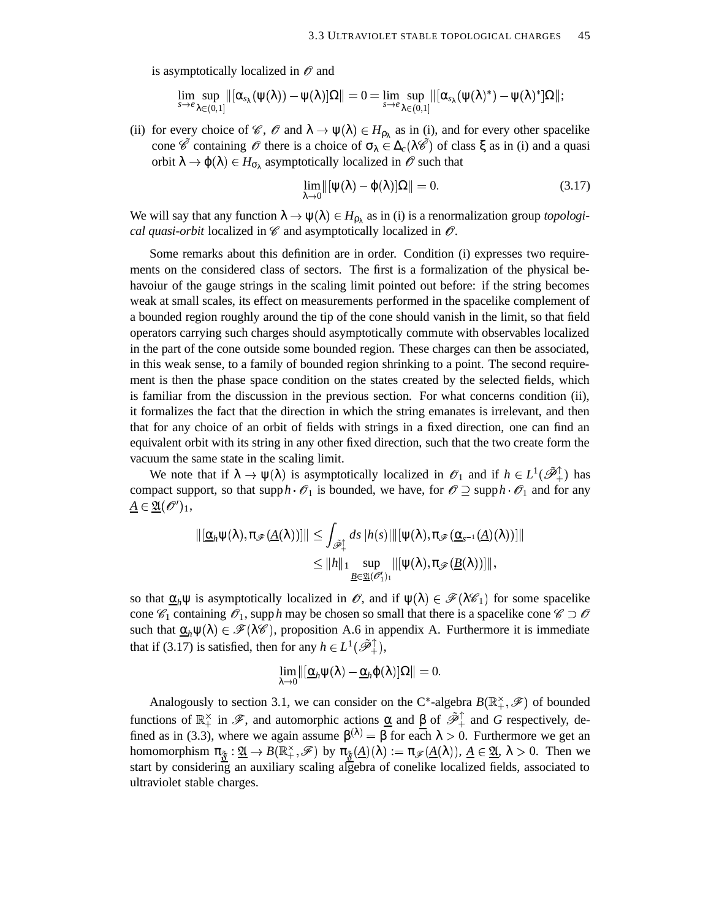is asymptotically localized in $\mathscr{O}$ and

$$\lim_{s\to e}\sup_{\lambda\in(0,1]}\|[\alpha_{s_\lambda}(\psi(\lambda))-\psi(\lambda)]\Omega\| = 0 = \lim_{s\to e}\sup_{\lambda\in(0,1]}\|[\alpha_{s_\lambda}(\psi(\lambda)^*)-\psi(\lambda)^*]\Omega\|;$$

(ii) for every choice of $\mathscr{C}$, $\mathscr{O}$ and $\lambda \to \psi(\lambda) \in H_{\rho_\lambda}$ as in (i), and for every other spacelike cone $\tilde{\mathscr{C}}$ containing $\mathscr{O}$ there is a choice of $\sigma_\lambda \in \Delta_c(\lambda\tilde{\mathscr{C}})$ of class $\xi$ as in (i) and a quasi orbit $\lambda \to \varphi(\lambda) \in H_{\sigma_\lambda}$ asymptotically localized in $\mathscr{O}$ such that

$$\lim_{\lambda\to 0}\|[\psi(\lambda)-\varphi(\lambda)]\Omega\| = 0. \tag{3.17}$$

We will say that any function $\lambda \to \psi(\lambda) \in H_{\rho_\lambda}$ as in (i) is a renormalization group *topological quasi-orbit* localized in $\mathscr{C}$ and asymptotically localized in $\mathscr{O}$.

Some remarks about this definition are in order. Condition (i) expresses two requirements on the considered class of sectors. The first is a formalization of the physical behaviour of the gauge strings in the scaling limit pointed out before: if the string becomes weak at small scales, its effect on measurements performed in the spacelike complement of a bounded region roughly around the tip of the cone should vanish in the limit, so that field operators carrying such charges should asymptotically commute with observables localized in the part of the cone outside some bounded region. These charges can then be associated, in this weak sense, to a family of bounded region shrinking to a point. The second requirement is then the phase space condition on the states created by the selected fields, which is familiar from the discussion in the previous section. For what concerns condition (ii), it formalizes the fact that the direction in which the string emanates is irrelevant, and then that for any choice of an orbit of fields with strings in a fixed direction, one can find an equivalent orbit with its string in any other fixed direction, such that the two create form the vacuum the same state in the scaling limit.

We note that if $\lambda \to \psi(\lambda)$ is asymptotically localized in $\mathscr{O}_1$ and if $h \in L^1(\tilde{\mathscr{P}}_+^\uparrow)$ has compact support, so that $\operatorname{supp} h \cdot \mathscr{O}_1$ is bounded, we have, for $\mathscr{O} \supseteq \operatorname{supp} h \cdot \mathscr{O}_1$ and for any $\underline{A} \in \underline{\mathfrak{A}}(\mathscr{O}')_1$,

$$\begin{aligned}
\|[\underline{\alpha}_h\psi(\lambda), \pi_{\mathscr{F}}(\underline{A}(\lambda))]\| &\leq \int_{\tilde{\mathscr{P}}_+^\uparrow} ds\,|h(s)|\,\|[\psi(\lambda), \pi_{\mathscr{F}}(\underline{\alpha}_{s^{-1}}(\underline{A})(\lambda))]\| \\
&\leq \|h\|_1 \sup_{\underline{B}\in\underline{\mathfrak{A}}(\mathscr{O}_1')_1}\|[\psi(\lambda), \pi_{\mathscr{F}}(\underline{B}(\lambda))]\|,
\end{aligned}$$

so that $\underline{\alpha}_h\psi$ is asymptotically localized in $\mathscr{O}$, and if $\psi(\lambda) \in \mathscr{F}(\lambda\mathscr{C}_1)$ for some spacelike cone $\mathscr{C}_1$ containing $\mathscr{O}_1$, $\operatorname{supp} h$ may be chosen so small that there is a spacelike cone $\mathscr{C} \supset \mathscr{O}$ such that $\underline{\alpha}_h\psi(\lambda) \in \mathscr{F}(\lambda\mathscr{C})$, proposition A.6 in appendix A. Furthermore it is immediate that if (3.17) is satisfied, then for any $h \in L^1(\tilde{\mathscr{P}}_+^\uparrow)$,

$$\lim_{\lambda\to 0}\|[\underline{\alpha}_h\psi(\lambda) - \underline{\alpha}_h\varphi(\lambda)]\Omega\| = 0.$$

Analogously to section 3.1, we can consider on the C*-algebra $B(\mathbb{R}_+^\times, \mathscr{F})$ of bounded functions of $\mathbb{R}_+^\times$ in $\mathscr{F}$, and automorphic actions $\underline{\alpha}$ and $\underline{\beta}$ of $\tilde{\mathscr{P}}_+^\uparrow$ and $G$ respectively, defined as in (3.3), where we again assume $\beta^{(\lambda)} = \beta$ for each $\lambda > 0$. Furthermore we get an homomorphism $\pi_{\underline{\tilde{\mathfrak{F}}}} : \underline{\mathfrak{A}} \to B(\mathbb{R}_+^\times, \mathscr{F})$ by $\pi_{\underline{\tilde{\mathfrak{F}}}}(\underline{A})(\lambda) := \pi_{\mathscr{F}}(\underline{A}(\lambda))$, $\underline{A} \in \underline{\mathfrak{A}}$, $\lambda > 0$. Then we start by considering an auxiliary scaling algebra of conelike localized fields, associated to ultraviolet stable charges.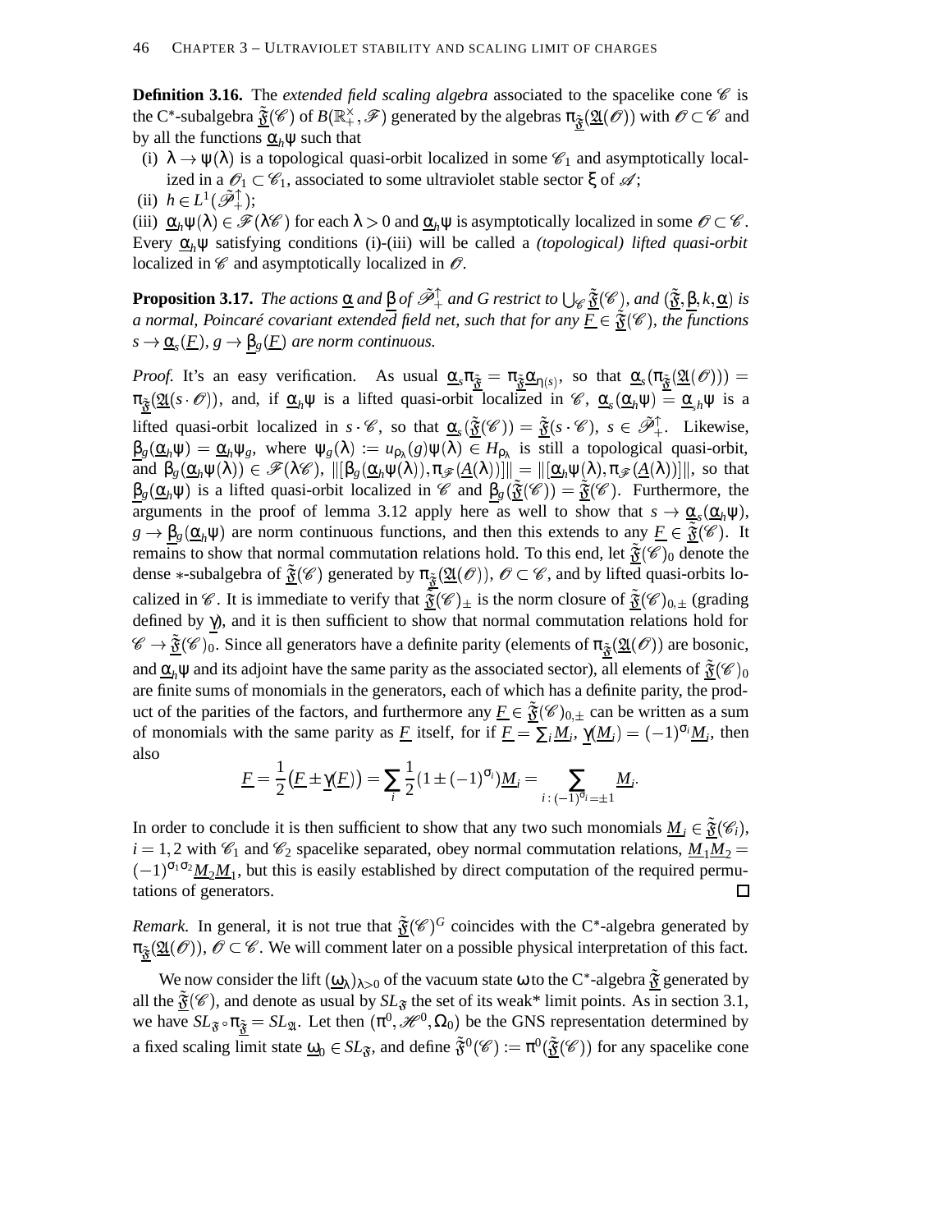**Definition 3.16.** The *extended field scaling algebra* associated to the spacelike cone $\mathscr{C}$ is the C*-subalgebra $\underline{\tilde{\mathfrak{F}}}(\mathscr{C})$ of $B(\mathbb{R}_+^\times, \mathscr{F})$ generated by the algebras $\pi_{\underline{\tilde{\mathfrak{F}}}}(\underline{\mathfrak{A}}(\mathscr{O}))$ with $\mathscr{O} \subset \mathscr{C}$ and by all the functions $\underline{\alpha}_h \psi$ such that

(i) $\lambda \to \psi(\lambda)$ is a topological quasi-orbit localized in some $\mathscr{C}_1$ and asymptotically localized in a $\mathscr{O}_1 \subset \mathscr{C}_1$, associated to some ultraviolet stable sector $\xi$ of $\mathscr{A}$;

(ii) $h \in L^1(\tilde{\mathscr{P}}_+^\uparrow)$;

(iii) $\underline{\alpha}_h \psi(\lambda) \in \mathscr{F}(\lambda\mathscr{C})$ for each $\lambda > 0$ and $\underline{\alpha}_h \psi$ is asymptotically localized in some $\mathscr{O} \subset \mathscr{C}$.

Every $\underline{\alpha}_h \psi$ satisfying conditions (i)-(iii) will be called a *(topological) lifted quasi-orbit* localized in $\mathscr{C}$ and asymptotically localized in $\mathscr{O}$.

**Proposition 3.17.** *The actions $\underline{\alpha}$ and $\underline{\beta}$ of $\tilde{\mathscr{P}}_+^\uparrow$ and $G$ restrict to $\bigcup_{\mathscr{C}} \underline{\tilde{\mathfrak{F}}}(\mathscr{C})$, and $(\underline{\tilde{\mathfrak{F}}}, \underline{\beta}, k, \underline{\alpha})$ is a normal, Poincaré covariant extended field net, such that for any $\underline{F} \in \underline{\tilde{\mathfrak{F}}}(\mathscr{C})$, the functions $s \to \underline{\alpha}_s(\underline{F})$, $g \to \underline{\beta}_g(\underline{F})$ are norm continuous.*

*Proof.* It's an easy verification. As usual $\underline{\alpha}_s \pi_{\underline{\tilde{\mathfrak{F}}}} = \pi_{\underline{\tilde{\mathfrak{F}}}} \underline{\alpha}_{\eta(s)}$, so that $\underline{\alpha}_s(\pi_{\underline{\tilde{\mathfrak{F}}}}(\underline{\mathfrak{A}}(\mathscr{O}))) = \pi_{\underline{\tilde{\mathfrak{F}}}}(\underline{\mathfrak{A}}(s \cdot \mathscr{O}))$, and, if $\underline{\alpha}_h \psi$ is a lifted quasi-orbit localized in $\mathscr{C}$, $\underline{\alpha}_s(\underline{\alpha}_h \psi) = \underline{\alpha}_{sh}\psi$ is a lifted quasi-orbit localized in $s \cdot \mathscr{C}$, so that $\underline{\alpha}_s(\underline{\tilde{\mathfrak{F}}}(\mathscr{C})) = \underline{\tilde{\mathfrak{F}}}(s \cdot \mathscr{C})$, $s \in \tilde{\mathscr{P}}_+^\uparrow$. Likewise, $\underline{\beta}_g(\underline{\alpha}_h \psi) = \underline{\alpha}_h \psi_g$, where $\psi_g(\lambda) := u_{\rho_\lambda}(g)\psi(\lambda) \in H_{\rho_\lambda}$ is still a topological quasi-orbit, and $\beta_g(\underline{\alpha}_h \psi(\lambda)) \in \mathscr{F}(\lambda\mathscr{C})$, $\|[\beta_g(\underline{\alpha}_h \psi(\lambda)), \pi_{\mathscr{F}}(\underline{A}(\lambda))]\| = \|[\underline{\alpha}_h \psi(\lambda), \pi_{\mathscr{F}}(\underline{A}(\lambda))]\|$, so that $\underline{\beta}_g(\underline{\alpha}_h \psi)$ is a lifted quasi-orbit localized in $\mathscr{C}$ and $\underline{\beta}_g(\underline{\tilde{\mathfrak{F}}}(\mathscr{C})) = \underline{\tilde{\mathfrak{F}}}(\mathscr{C})$. Furthermore, the arguments in the proof of lemma 3.12 apply here as well to show that $s \to \underline{\alpha}_s(\underline{\alpha}_h \psi)$, $g \to \underline{\beta}_g(\underline{\alpha}_h \psi)$ are norm continuous functions, and then this extends to any $\underline{F} \in \underline{\tilde{\mathfrak{F}}}(\mathscr{C})$. It remains to show that normal commutation relations hold. To this end, let $\underline{\tilde{\mathfrak{F}}}(\mathscr{C})_0$ denote the dense $*$-subalgebra of $\underline{\tilde{\mathfrak{F}}}(\mathscr{C})$ generated by $\pi_{\underline{\tilde{\mathfrak{F}}}}(\underline{\mathfrak{A}}(\mathscr{O}))$, $\mathscr{O} \subset \mathscr{C}$, and by lifted quasi-orbits localized in $\mathscr{C}$. It is immediate to verify that $\underline{\tilde{\mathfrak{F}}}(\mathscr{C})_\pm$ is the norm closure of $\underline{\tilde{\mathfrak{F}}}(\mathscr{C})_{0,\pm}$ (grading defined by $\underline{\gamma}$), and it is then sufficient to show that normal commutation relations hold for $\mathscr{C} \to \underline{\tilde{\mathfrak{F}}}(\mathscr{C})_0$. Since all generators have a definite parity (elements of $\pi_{\underline{\tilde{\mathfrak{F}}}}(\underline{\mathfrak{A}}(\mathscr{O}))$ are bosonic, and $\underline{\alpha}_h \psi$ and its adjoint have the same parity as the associated sector), all elements of $\underline{\tilde{\mathfrak{F}}}(\mathscr{C})_0$ are finite sums of monomials in the generators, each of which has a definite parity, the product of the parities of the factors, and furthermore any $\underline{F} \in \underline{\tilde{\mathfrak{F}}}(\mathscr{C})_{0,\pm}$ can be written as a sum of monomials with the same parity as $\underline{F}$ itself, for if $\underline{F} = \sum_i \underline{M}_i$, $\underline{\gamma}(\underline{M}_i) = (-1)^{\sigma_i}\underline{M}_i$, then also

$$\underline{F} = \frac{1}{2}\big(\underline{F} \pm \underline{\gamma}(\underline{F})\big) = \sum_i \frac{1}{2}(1 \pm (-1)^{\sigma_i})\underline{M}_i = \sum_{i\,:\,(-1)^{\sigma_i} = \pm 1} \underline{M}_i.$$

In order to conclude it is then sufficient to show that any two such monomials $\underline{M}_i \in \underline{\tilde{\mathfrak{F}}}(\mathscr{C}_i)$, $i = 1, 2$ with $\mathscr{C}_1$ and $\mathscr{C}_2$ spacelike separated, obey normal commutation relations, $\underline{M}_1 \underline{M}_2 = (-1)^{\sigma_1\sigma_2}\underline{M}_2\underline{M}_1$, but this is easily established by direct computation of the required permutations of generators. □

*Remark.* In general, it is not true that $\underline{\tilde{\mathfrak{F}}}(\mathscr{C})^G$ coincides with the C*-algebra generated by $\pi_{\underline{\tilde{\mathfrak{F}}}}(\underline{\mathfrak{A}}(\mathscr{O}))$, $\mathscr{O} \subset \mathscr{C}$. We will comment later on a possible physical interpretation of this fact.

We now consider the lift $(\underline{\omega}_\lambda)_{\lambda > 0}$ of the vacuum state $\omega$ to the C*-algebra $\underline{\tilde{\mathfrak{F}}}$ generated by all the $\underline{\tilde{\mathfrak{F}}}(\mathscr{C})$, and denote as usual by $SL_{\mathfrak{F}}$ the set of its weak* limit points. As in section 3.1, we have $SL_{\mathfrak{F}} \circ \pi_{\underline{\tilde{\mathfrak{F}}}} = SL_{\mathfrak{A}}$. Let then $(\pi^0, \mathscr{H}^0, \Omega_0)$ be the GNS representation determined by a fixed scaling limit state $\underline{\omega}_0 \in SL_{\mathfrak{F}}$, and define $\tilde{\mathfrak{F}}^0(\mathscr{C}) := \pi^0(\underline{\tilde{\mathfrak{F}}}(\mathscr{C}))$ for any spacelike cone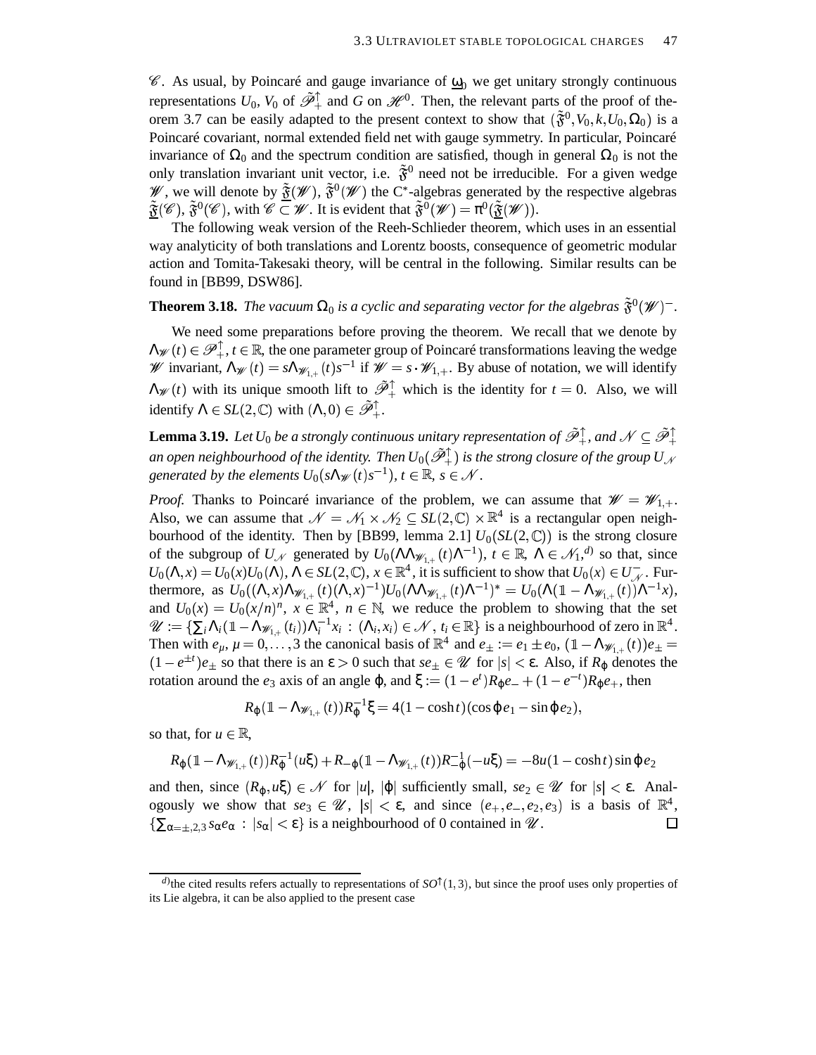$\mathscr{C}$. As usual, by Poincaré and gauge invariance of $\underline{\omega}_0$ we get unitary strongly continuous representations $U_0$, $V_0$ of $\tilde{\mathscr{P}}_+^\uparrow$ and $G$ on $\mathscr{H}^0$. Then, the relevant parts of the proof of theorem 3.7 can be easily adapted to the present context to show that $(\tilde{\mathfrak{F}}^0, V_0, k, U_0, \Omega_0)$ is a Poincaré covariant, normal extended field net with gauge symmetry. In particular, Poincaré invariance of $\Omega_0$ and the spectrum condition are satisfied, though in general $\Omega_0$ is not the only translation invariant unit vector, i.e. $\tilde{\mathfrak{F}}^0$ need not be irreducible. For a given wedge $\mathscr{W}$, we will denote by $\underline{\tilde{\mathfrak{F}}}(\mathscr{W})$, $\tilde{\mathfrak{F}}^0(\mathscr{W})$ the C*-algebras generated by the respective algebras $\underline{\tilde{\mathfrak{F}}}(\mathscr{C})$, $\tilde{\mathfrak{F}}^0(\mathscr{C})$, with $\mathscr{C} \subset \mathscr{W}$. It is evident that $\tilde{\mathfrak{F}}^0(\mathscr{W}) = \pi^0(\underline{\tilde{\mathfrak{F}}}(\mathscr{W}))$.

The following weak version of the Reeh-Schlieder theorem, which uses in an essential way analyticity of both translations and Lorentz boosts, consequence of geometric modular action and Tomita-Takesaki theory, will be central in the following. Similar results can be found in [BB99, DSW86].

**Theorem 3.18.** *The vacuum $\Omega_0$ is a cyclic and separating vector for the algebras $\tilde{\mathfrak{F}}^0(\mathscr{W})^-$.*

We need some preparations before proving the theorem. We recall that we denote by $\Lambda_{\mathscr{W}}(t) \in \mathscr{P}_+^\uparrow$, $t \in \mathbb{R}$, the one parameter group of Poincaré transformations leaving the wedge $\mathscr{W}$ invariant, $\Lambda_{\mathscr{W}}(t) = s\Lambda_{\mathscr{W}_{1,+}}(t)s^{-1}$ if $\mathscr{W} = s \cdot \mathscr{W}_{1,+}$. By abuse of notation, we will identify $\Lambda_{\mathscr{W}}(t)$ with its unique smooth lift to $\tilde{\mathscr{P}}_+^\uparrow$ which is the identity for $t = 0$. Also, we will identify $\Lambda \in SL(2,\mathbb{C})$ with $(\Lambda, 0) \in \tilde{\mathscr{P}}_+^\uparrow$.

**Lemma 3.19.** *Let $U_0$ be a strongly continuous unitary representation of $\tilde{\mathscr{P}}_+^\uparrow$, and $\mathscr{N} \subseteq \tilde{\mathscr{P}}_+^\uparrow$ an open neighbourhood of the identity. Then $U_0(\tilde{\mathscr{P}}_+^\uparrow)$ is the strong closure of the group $U_{\mathscr{N}}$ generated by the elements $U_0(s\Lambda_{\mathscr{W}}(t)s^{-1})$, $t \in \mathbb{R}$, $s \in \mathscr{N}$.*

*Proof.* Thanks to Poincaré invariance of the problem, we can assume that $\mathscr{W} = \mathscr{W}_{1,+}$. Also, we can assume that $\mathscr{N} = \mathscr{N}_1 \times \mathscr{N}_2 \subseteq SL(2,\mathbb{C}) \times \mathbb{R}^4$ is a rectangular open neighbourhood of the identity. Then by [BB99, lemma 2.1] $U_0(SL(2,\mathbb{C}))$ is the strong closure of the subgroup of $U_{\mathscr{N}}$ generated by $U_0(\Lambda\Lambda_{\mathscr{W}_{1,+}}(t)\Lambda^{-1})$, $t \in \mathbb{R}$, $\Lambda \in \mathscr{N}_1$,[d] so that, since $U_0(\Lambda, x) = U_0(x)U_0(\Lambda)$, $\Lambda \in SL(2,\mathbb{C})$, $x \in \mathbb{R}^4$, it is sufficient to show that $U_0(x) \in U_{\mathscr{N}}^-$. Furthermore, as $U_0((\Lambda,x)\Lambda_{\mathscr{W}_{1,+}}(t)(\Lambda,x)^{-1})U_0(\Lambda\Lambda_{\mathscr{W}_{1,+}}(t)\Lambda^{-1})^* = U_0(\Lambda(\mathbb{1} - \Lambda_{\mathscr{W}_{1,+}}(t))\Lambda^{-1}x)$, and $U_0(x) = U_0(x/n)^n$, $x \in \mathbb{R}^4$, $n \in \mathbb{N}$, we reduce the problem to showing that the set $\mathscr{U} := \{\sum_i \Lambda_i(\mathbb{1} - \Lambda_{\mathscr{W}_{1,+}}(t_i))\Lambda_i^{-1}x_i \,:\, (\Lambda_i, x_i) \in \mathscr{N},\, t_i \in \mathbb{R}\}$ is a neighbourhood of zero in $\mathbb{R}^4$. Then with $e_\mu$, $\mu = 0, \ldots, 3$ the canonical basis of $\mathbb{R}^4$ and $e_\pm := e_1 \pm e_0$, $(\mathbb{1} - \Lambda_{\mathscr{W}_{1,+}}(t))e_\pm = (1 - e^{\pm t})e_\pm$ so that there is an $\varepsilon > 0$ such that $se_\pm \in \mathscr{U}$ for $|s| < \varepsilon$. Also, if $R_\varphi$ denotes the rotation around the $e_3$ axis of an angle $\varphi$, and $\xi := (1 - e^t)R_\varphi e_- + (1 - e^{-t})R_\varphi e_+$, then

$$R_\varphi(\mathbb{1} - \Lambda_{\mathscr{W}_{1,+}}(t))R_\varphi^{-1}\xi = 4(1 - \cosh t)(\cos\varphi\, e_1 - \sin\varphi\, e_2),$$

so that, for $u \in \mathbb{R}$,

$$R_\varphi(\mathbb{1} - \Lambda_{\mathscr{W}_{1,+}}(t))R_\varphi^{-1}(u\xi) + R_{-\varphi}(\mathbb{1} - \Lambda_{\mathscr{W}_{1,+}}(t))R_{-\varphi}^{-1}(-u\xi) = -8u(1 - \cosh t)\sin\varphi\, e_2$$

and then, since $(R_\varphi, u\xi) \in \mathscr{N}$ for $|u|$, $|\varphi|$ sufficiently small, $se_2 \in \mathscr{U}$ for $|s| < \varepsilon$. Analogously we show that $se_3 \in \mathscr{U}$, $|s| < \varepsilon$, and since $(e_+, e_-, e_2, e_3)$ is a basis of $\mathbb{R}^4$, $\{\sum_{\alpha=\pm,2,3} s_\alpha e_\alpha \,:\, |s_\alpha| < \varepsilon\}$ is a neighbourhood of 0 contained in $\mathscr{U}$. $\square$

---

[d] the cited results refers actually to representations of $SO^\uparrow(1,3)$, but since the proof uses only properties of its Lie algebra, it can be also applied to the present case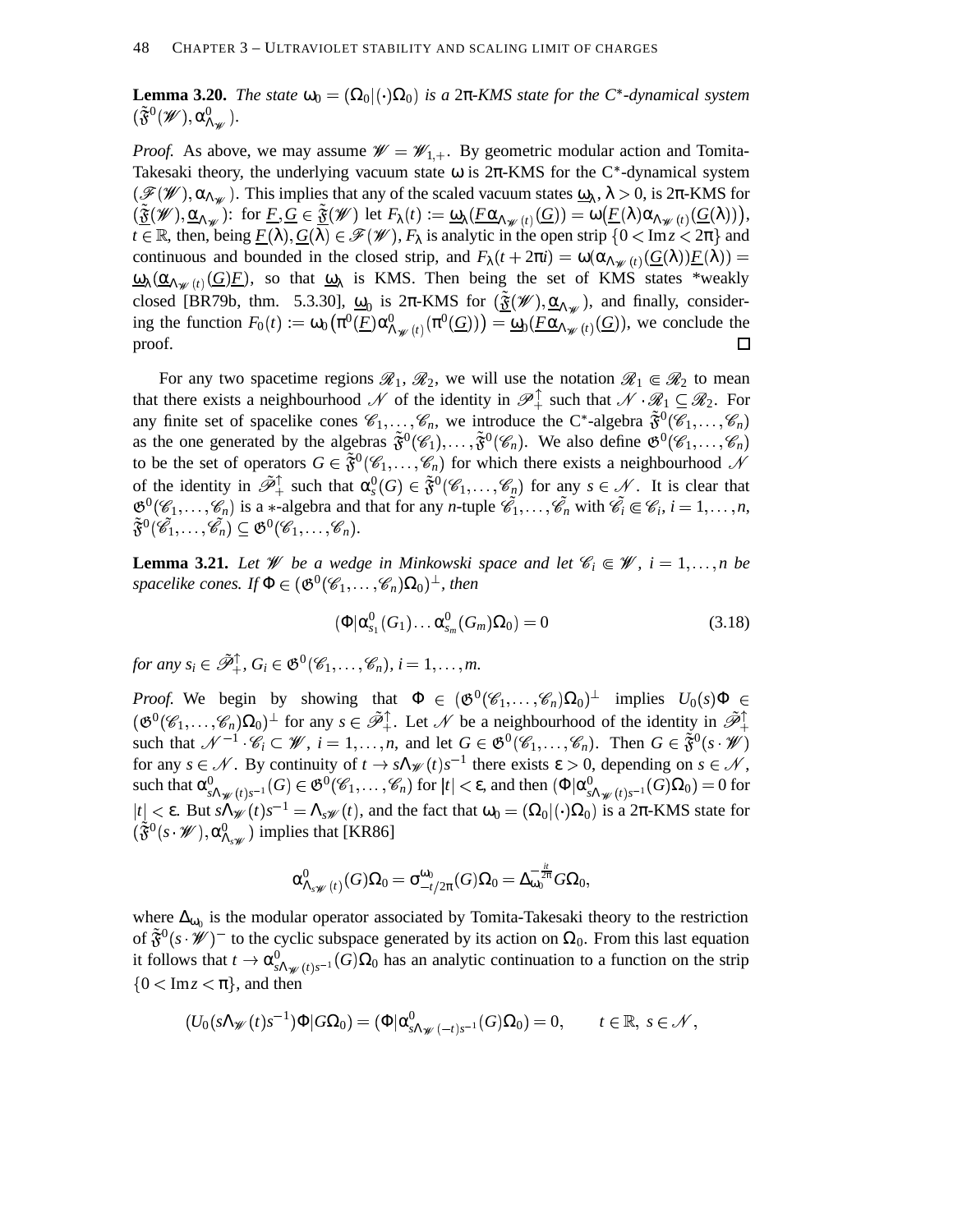**Lemma 3.20.** *The state $\omega_0 = (\Omega_0|(\cdot)\Omega_0)$ is a $2\pi$-KMS state for the $C^*$-dynamical system $(\tilde{\mathfrak{F}}^0(\mathscr{W}), \alpha^0_{\Lambda_\mathscr{W}})$.*

*Proof.* As above, we may assume $\mathscr{W} = \mathscr{W}_{1,+}$. By geometric modular action and Tomita-Takesaki theory, the underlying vacuum state $\omega$ is $2\pi$-KMS for the C*-dynamical system $(\mathscr{F}(\mathscr{W}), \alpha_{\Lambda_\mathscr{W}})$. This implies that any of the scaled vacuum states $\underline{\omega}_\lambda$, $\lambda > 0$, is $2\pi$-KMS for $(\underline{\tilde{\mathfrak{F}}}(\mathscr{W}), \underline{\alpha}_{\Lambda_\mathscr{W}})$: for $\underline{F}, \underline{G} \in \underline{\tilde{\mathfrak{F}}}(\mathscr{W})$ let $F_\lambda(t) := \underline{\omega}_\lambda(\underline{F}\underline{\alpha}_{\Lambda_\mathscr{W}(t)}(\underline{G})) = \omega\big(\underline{F}(\lambda)\alpha_{\Lambda_\mathscr{W}(t)}(\underline{G}(\lambda))\big)$, $t \in \mathbb{R}$, then, being $\underline{F}(\lambda), \underline{G}(\lambda) \in \mathscr{F}(\mathscr{W})$, $F_\lambda$ is analytic in the open strip $\{0 < \mathrm{Im}\, z < 2\pi\}$ and continuous and bounded in the closed strip, and $F_\lambda(t + 2\pi i) = \omega(\alpha_{\Lambda_\mathscr{W}(t)}(\underline{G}(\lambda))\underline{F}(\lambda)) = \underline{\omega}_\lambda(\underline{\alpha}_{\Lambda_\mathscr{W}(t)}(\underline{G})\underline{F})$, so that $\underline{\omega}_\lambda$ is KMS. Then being the set of KMS states *weakly closed [BR79b, thm. 5.3.30], $\underline{\omega}_0$ is $2\pi$-KMS for $(\underline{\tilde{\mathfrak{F}}}(\mathscr{W}), \underline{\alpha}_{\Lambda_\mathscr{W}})$, and finally, considering the function $F_0(t) := \omega_0\big(\pi^0(\underline{F})\alpha^0_{\Lambda_\mathscr{W}(t)}(\pi^0(\underline{G}))\big) = \underline{\omega}_0(\underline{F}\underline{\alpha}_{\Lambda_\mathscr{W}(t)}(\underline{G}))$, we conclude the proof. $\square$

For any two spacetime regions $\mathscr{R}_1$, $\mathscr{R}_2$, we will use the notation $\mathscr{R}_1 \Subset \mathscr{R}_2$ to mean that there exists a neighbourhood $\mathscr{N}$ of the identity in $\mathscr{P}^\uparrow_+$ such that $\mathscr{N} \cdot \mathscr{R}_1 \subseteq \mathscr{R}_2$. For any finite set of spacelike cones $\mathscr{C}_1, \ldots, \mathscr{C}_n$, we introduce the C*-algebra $\tilde{\mathfrak{F}}^0(\mathscr{C}_1, \ldots, \mathscr{C}_n)$ as the one generated by the algebras $\tilde{\mathfrak{F}}^0(\mathscr{C}_1), \ldots, \tilde{\mathfrak{F}}^0(\mathscr{C}_n)$. We also define $\mathfrak{G}^0(\mathscr{C}_1, \ldots, \mathscr{C}_n)$ to be the set of operators $G \in \tilde{\mathfrak{F}}^0(\mathscr{C}_1, \ldots, \mathscr{C}_n)$ for which there exists a neighbourhood $\mathscr{N}$ of the identity in $\tilde{\mathscr{P}}^\uparrow_+$ such that $\alpha^0_s(G) \in \tilde{\mathfrak{F}}^0(\mathscr{C}_1, \ldots, \mathscr{C}_n)$ for any $s \in \mathscr{N}$. It is clear that $\mathfrak{G}^0(\mathscr{C}_1, \ldots, \mathscr{C}_n)$ is a $*$-algebra and that for any $n$-tuple $\tilde{\mathscr{C}}_1, \ldots, \tilde{\mathscr{C}}_n$ with $\tilde{\mathscr{C}}_i \Subset \mathscr{C}_i$, $i = 1, \ldots, n$, $\tilde{\mathfrak{F}}^0(\tilde{\mathscr{C}}_1, \ldots, \tilde{\mathscr{C}}_n) \subseteq \mathfrak{G}^0(\mathscr{C}_1, \ldots, \mathscr{C}_n)$.

**Lemma 3.21.** *Let $\mathscr{W}$ be a wedge in Minkowski space and let $\mathscr{C}_i \Subset \mathscr{W}$, $i = 1, \ldots, n$ be spacelike cones. If $\Phi \in (\mathfrak{G}^0(\mathscr{C}_1, \ldots, \mathscr{C}_n)\Omega_0)^\perp$, then*

$$(\Phi|\alpha^0_{s_1}(G_1)\ldots\alpha^0_{s_m}(G_m)\Omega_0) = 0 \tag{3.18}$$

*for any $s_i \in \tilde{\mathscr{P}}^\uparrow_+$, $G_i \in \mathfrak{G}^0(\mathscr{C}_1, \ldots, \mathscr{C}_n)$, $i = 1, \ldots, m$.*

*Proof.* We begin by showing that $\Phi \in (\mathfrak{G}^0(\mathscr{C}_1, \ldots, \mathscr{C}_n)\Omega_0)^\perp$ implies $U_0(s)\Phi \in (\mathfrak{G}^0(\mathscr{C}_1, \ldots, \mathscr{C}_n)\Omega_0)^\perp$ for any $s \in \tilde{\mathscr{P}}^\uparrow_+$. Let $\mathscr{N}$ be a neighbourhood of the identity in $\tilde{\mathscr{P}}^\uparrow_+$ such that $\mathscr{N}^{-1} \cdot \mathscr{C}_i \subset \mathscr{W}$, $i = 1, \ldots, n$, and let $G \in \mathfrak{G}^0(\mathscr{C}_1, \ldots, \mathscr{C}_n)$. Then $G \in \tilde{\mathfrak{F}}^0(s \cdot \mathscr{W})$ for any $s \in \mathscr{N}$. By continuity of $t \to s\Lambda_\mathscr{W}(t)s^{-1}$ there exists $\varepsilon > 0$, depending on $s \in \mathscr{N}$, such that $\alpha^0_{s\Lambda_\mathscr{W}(t)s^{-1}}(G) \in \mathfrak{G}^0(\mathscr{C}_1, \ldots, \mathscr{C}_n)$ for $|t| < \varepsilon$, and then $(\Phi|\alpha^0_{s\Lambda_\mathscr{W}(t)s^{-1}}(G)\Omega_0) = 0$ for $|t| < \varepsilon$. But $s\Lambda_\mathscr{W}(t)s^{-1} = \Lambda_{s\mathscr{W}}(t)$, and the fact that $\omega_0 = (\Omega_0|(\cdot)\Omega_0)$ is a $2\pi$-KMS state for $(\tilde{\mathfrak{F}}^0(s \cdot \mathscr{W}), \alpha^0_{\Lambda_{s\mathscr{W}}})$ implies that [KR86]

$$\alpha^0_{\Lambda_{s\mathscr{W}}(t)}(G)\Omega_0 = \sigma^{\omega_0}_{-t/2\pi}(G)\Omega_0 = \Delta_{\omega_0}^{-\frac{it}{2\pi}} G\Omega_0,$$

where $\Delta_{\omega_0}$ is the modular operator associated by Tomita-Takesaki theory to the restriction of $\tilde{\mathfrak{F}}^0(s \cdot \mathscr{W})^-$ to the cyclic subspace generated by its action on $\Omega_0$. From this last equation it follows that $t \to \alpha^0_{s\Lambda_\mathscr{W}(t)s^{-1}}(G)\Omega_0$ has an analytic continuation to a function on the strip $\{0 < \mathrm{Im}\, z < \pi\}$, and then

$$(U_0(s\Lambda_\mathscr{W}(t)s^{-1})\Phi|G\Omega_0) = (\Phi|\alpha^0_{s\Lambda_\mathscr{W}(-t)s^{-1}}(G)\Omega_0) = 0, \qquad t \in \mathbb{R},\ s \in \mathscr{N},$$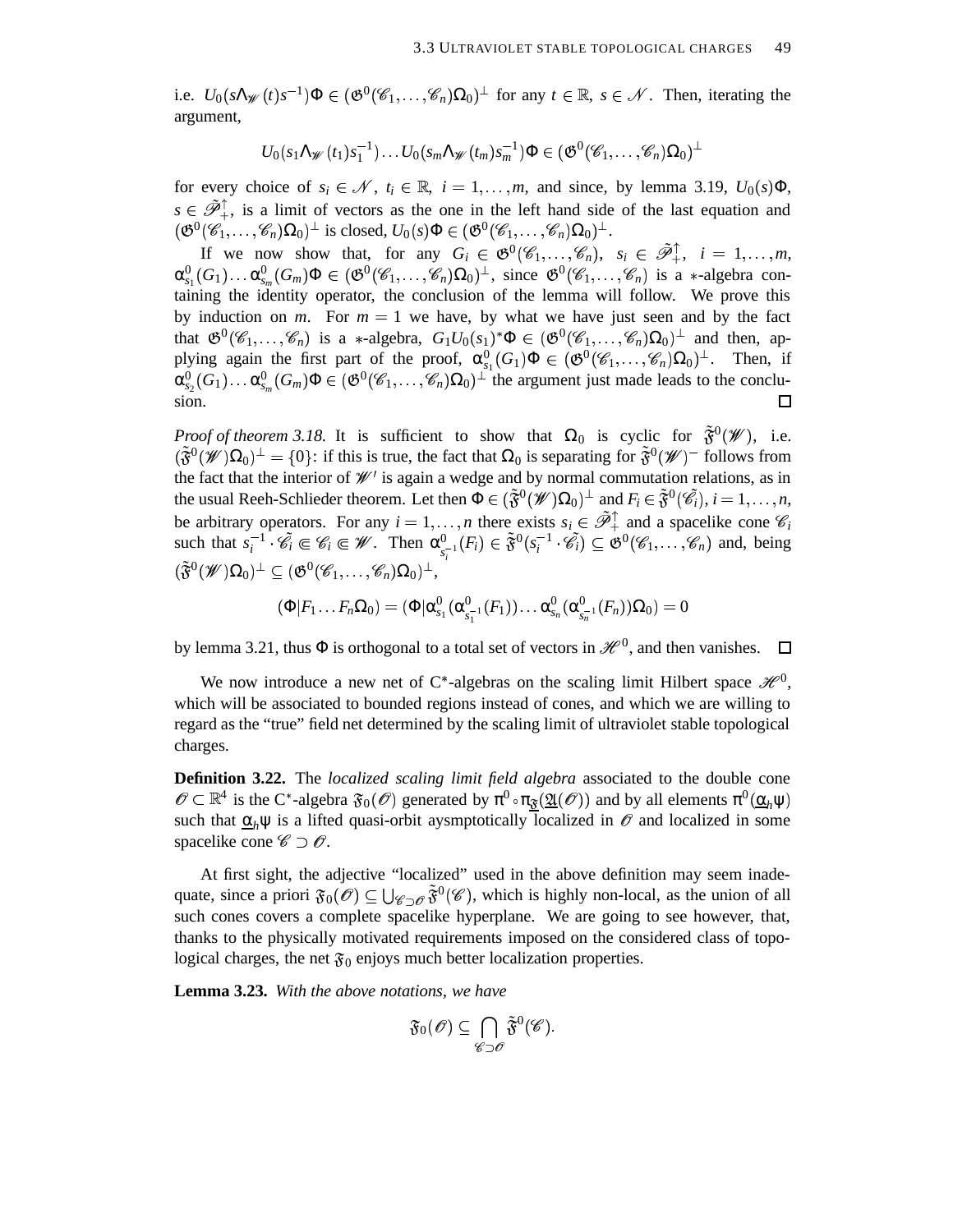i.e. $U_0(s\Lambda_{\mathscr{W}}(t)s^{-1})\Phi \in (\mathfrak{G}^0(\mathscr{C}_1,\dots,\mathscr{C}_n)\Omega_0)^\perp$ for any $t \in \mathbb{R}$, $s \in \mathscr{N}$. Then, iterating the argument,

$$U_0(s_1\Lambda_{\mathscr{W}}(t_1)s_1^{-1})\dots U_0(s_m\Lambda_{\mathscr{W}}(t_m)s_m^{-1})\Phi \in (\mathfrak{G}^0(\mathscr{C}_1,\dots,\mathscr{C}_n)\Omega_0)^\perp$$

for every choice of $s_i \in \mathscr{N}$, $t_i \in \mathbb{R}$, $i = 1,\dots,m$, and since, by lemma 3.19, $U_0(s)\Phi$, $s \in \tilde{\mathscr{P}}_+^\uparrow$, is a limit of vectors as the one in the left hand side of the last equation and $(\mathfrak{G}^0(\mathscr{C}_1,\dots,\mathscr{C}_n)\Omega_0)^\perp$ is closed, $U_0(s)\Phi \in (\mathfrak{G}^0(\mathscr{C}_1,\dots,\mathscr{C}_n)\Omega_0)^\perp$.

If we now show that, for any $G_i \in \mathfrak{G}^0(\mathscr{C}_1,\dots,\mathscr{C}_n)$, $s_i \in \tilde{\mathscr{P}}_+^\uparrow$, $i = 1,\dots,m$, $\alpha^0_{s_1}(G_1)\dots\alpha^0_{s_m}(G_m)\Phi \in (\mathfrak{G}^0(\mathscr{C}_1,\dots,\mathscr{C}_n)\Omega_0)^\perp$, since $\mathfrak{G}^0(\mathscr{C}_1,\dots,\mathscr{C}_n)$ is a $*$-algebra containing the identity operator, the conclusion of the lemma will follow. We prove this by induction on $m$. For $m = 1$ we have, by what we have just seen and by the fact that $\mathfrak{G}^0(\mathscr{C}_1,\dots,\mathscr{C}_n)$ is a $*$-algebra, $G_1U_0(s_1)^*\Phi \in (\mathfrak{G}^0(\mathscr{C}_1,\dots,\mathscr{C}_n)\Omega_0)^\perp$ and then, applying again the first part of the proof, $\alpha^0_{s_1}(G_1)\Phi \in (\mathfrak{G}^0(\mathscr{C}_1,\dots,\mathscr{C}_n)\Omega_0)^\perp$. Then, if $\alpha^0_{s_2}(G_1)\dots\alpha^0_{s_m}(G_m)\Phi \in (\mathfrak{G}^0(\mathscr{C}_1,\dots,\mathscr{C}_n)\Omega_0)^\perp$ the argument just made leads to the conclusion. $\square$

*Proof of theorem 3.18.* It is sufficient to show that $\Omega_0$ is cyclic for $\tilde{\mathfrak{F}}^0(\mathscr{W})$, i.e. $(\tilde{\mathfrak{F}}^0(\mathscr{W})\Omega_0)^\perp = \{0\}$: if this is true, the fact that $\Omega_0$ is separating for $\tilde{\mathfrak{F}}^0(\mathscr{W})^-$ follows from the fact that the interior of $\mathscr{W}'$ is again a wedge and by normal commutation relations, as in the usual Reeh-Schlieder theorem. Let then $\Phi \in (\tilde{\mathfrak{F}}^0(\mathscr{W})\Omega_0)^\perp$ and $F_i \in \tilde{\mathfrak{F}}^0(\tilde{\mathscr{C}_i})$, $i = 1,\dots,n$, be arbitrary operators. For any $i = 1,\dots,n$ there exists $s_i \in \tilde{\mathscr{P}}_+^\uparrow$ and a spacelike cone $\mathscr{C}_i$ such that $s_i^{-1}\cdot\tilde{\mathscr{C}_i} \Subset \mathscr{C}_i \Subset \mathscr{W}$. Then $\alpha^0_{s_i^{-1}}(F_i) \in \tilde{\mathfrak{F}}^0(s_i^{-1}\cdot\tilde{\mathscr{C}_i}) \subseteq \mathfrak{G}^0(\mathscr{C}_1,\dots,\mathscr{C}_n)$ and, being $(\tilde{\mathfrak{F}}^0(\mathscr{W})\Omega_0)^\perp \subseteq (\mathfrak{G}^0(\mathscr{C}_1,\dots,\mathscr{C}_n)\Omega_0)^\perp$,

$$(\Phi|F_1\dots F_n\Omega_0) = (\Phi|\alpha^0_{s_1}(\alpha^0_{s_1^{-1}}(F_1))\dots\alpha^0_{s_n}(\alpha^0_{s_n^{-1}}(F_n))\Omega_0) = 0$$

by lemma 3.21, thus $\Phi$ is orthogonal to a total set of vectors in $\mathscr{H}^0$, and then vanishes. $\square$

We now introduce a new net of C*-algebras on the scaling limit Hilbert space $\mathscr{H}^0$, which will be associated to bounded regions instead of cones, and which we are willing to regard as the "true" field net determined by the scaling limit of ultraviolet stable topological charges.

**Definition 3.22.** The *localized scaling limit field algebra* associated to the double cone $\mathscr{O} \subset \mathbb{R}^4$ is the C*-algebra $\mathfrak{F}_0(\mathscr{O})$ generated by $\pi^0 \circ \pi_{\underline{\mathfrak{F}}}(\underline{\mathfrak{A}}(\mathscr{O}))$ and by all elements $\pi^0(\underline{\alpha}_h\psi)$ such that $\underline{\alpha}_h\psi$ is a lifted quasi-orbit aysmptotically localized in $\mathscr{O}$ and localized in some spacelike cone $\mathscr{C} \supset \mathscr{O}$.

At first sight, the adjective "localized" used in the above definition may seem inadequate, since a priori $\mathfrak{F}_0(\mathscr{O}) \subseteq \bigcup_{\mathscr{C}\supset\mathscr{O}}\tilde{\mathfrak{F}}^0(\mathscr{C})$, which is highly non-local, as the union of all such cones covers a complete spacelike hyperplane. We are going to see however, that, thanks to the physically motivated requirements imposed on the considered class of topological charges, the net $\mathfrak{F}_0$ enjoys much better localization properties.

**Lemma 3.23.** *With the above notations, we have*

$$\mathfrak{F}_0(\mathscr{O}) \subseteq \bigcap_{\mathscr{C}\supset\mathscr{O}}\tilde{\mathfrak{F}}^0(\mathscr{C}).$$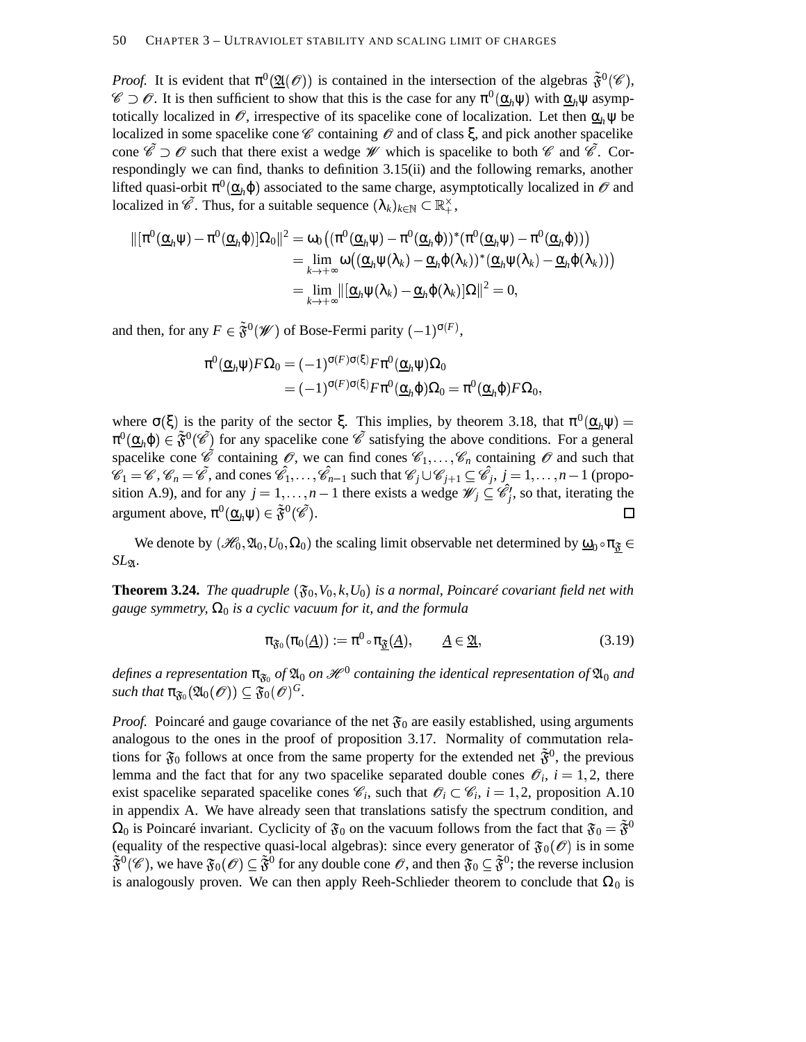*Proof.* It is evident that $\pi^0(\underline{\mathfrak{A}}(\mathscr{O}))$ is contained in the intersection of the algebras $\tilde{\mathfrak{F}}^0(\mathscr{C})$, $\mathscr{C} \supset \mathscr{O}$. It is then sufficient to show that this is the case for any $\pi^0(\underline{\alpha}_h\psi)$ with $\underline{\alpha}_h\psi$ asymptotically localized in $\mathscr{O}$, irrespective of its spacelike cone of localization. Let then $\underline{\alpha}_h\psi$ be localized in some spacelike cone $\mathscr{C}$ containing $\mathscr{O}$ and of class $\xi$, and pick another spacelike cone $\tilde{\mathscr{C}} \supset \mathscr{O}$ such that there exist a wedge $\mathscr{W}$ which is spacelike to both $\mathscr{C}$ and $\tilde{\mathscr{C}}$. Correspondingly we can find, thanks to definition 3.15(ii) and the following remarks, another lifted quasi-orbit $\pi^0(\underline{\alpha}_h\varphi)$ associated to the same charge, asymptotically localized in $\mathscr{O}$ and localized in $\tilde{\mathscr{C}}$. Thus, for a suitable sequence $(\lambda_k)_{k\in\mathbb{N}} \subset \mathbb{R}_+^\times$,

$$
\begin{aligned}
\|[\pi^0(\underline{\alpha}_h\psi) - \pi^0(\underline{\alpha}_h\varphi)]\Omega_0\|^2 &= \omega_0\big((\pi^0(\underline{\alpha}_h\psi) - \pi^0(\underline{\alpha}_h\varphi))^*(\pi^0(\underline{\alpha}_h\psi) - \pi^0(\underline{\alpha}_h\varphi))\big) \\
&= \lim_{k\to+\infty} \omega\big((\underline{\alpha}_h\psi(\lambda_k) - \underline{\alpha}_h\varphi(\lambda_k))^*(\underline{\alpha}_h\psi(\lambda_k) - \underline{\alpha}_h\varphi(\lambda_k))\big) \\
&= \lim_{k\to+\infty} \|[\underline{\alpha}_h\psi(\lambda_k) - \underline{\alpha}_h\varphi(\lambda_k)]\Omega\|^2 = 0,
\end{aligned}
$$

and then, for any $F \in \tilde{\mathfrak{F}}^0(\mathscr{W})$ of Bose-Fermi parity $(-1)^{\sigma(F)}$,

$$
\begin{aligned}
\pi^0(\underline{\alpha}_h\psi)F\Omega_0 &= (-1)^{\sigma(F)\sigma(\xi)}F\pi^0(\underline{\alpha}_h\psi)\Omega_0 \\
&= (-1)^{\sigma(F)\sigma(\xi)}F\pi^0(\underline{\alpha}_h\varphi)\Omega_0 = \pi^0(\underline{\alpha}_h\varphi)F\Omega_0,
\end{aligned}
$$

where $\sigma(\xi)$ is the parity of the sector $\xi$. This implies, by theorem 3.18, that $\pi^0(\underline{\alpha}_h\psi) = \pi^0(\underline{\alpha}_h\varphi) \in \tilde{\mathfrak{F}}^0(\tilde{\mathscr{C}})$ for any spacelike cone $\tilde{\mathscr{C}}$ satisfying the above conditions. For a general spacelike cone $\tilde{\mathscr{C}}$ containing $\mathscr{O}$, we can find cones $\mathscr{C}_1, \dots, \mathscr{C}_n$ containing $\mathscr{O}$ and such that $\mathscr{C}_1 = \mathscr{C}, \mathscr{C}_n = \tilde{\mathscr{C}}$, and cones $\hat{\mathscr{C}}_1, \dots, \hat{\mathscr{C}}_{n-1}$ such that $\mathscr{C}_j \cup \mathscr{C}_{j+1} \subseteq \hat{\mathscr{C}}_j$, $j = 1, \dots, n-1$ (proposition A.9), and for any $j = 1, \dots, n-1$ there exists a wedge $\mathscr{W}_j \subseteq \hat{\mathscr{C}}_j'$, so that, iterating the argument above, $\pi^0(\underline{\alpha}_h\psi) \in \tilde{\mathfrak{F}}^0(\tilde{\mathscr{C}})$. □

We denote by $(\mathscr{H}_0, \mathfrak{A}_0, U_0, \Omega_0)$ the scaling limit observable net determined by $\underline{\omega}_0 \circ \pi_{\underline{\mathfrak{F}}} \in SL_{\mathfrak{A}}$.

**Theorem 3.24.** *The quadruple $(\mathfrak{F}_0, V_0, k, U_0)$ is a normal, Poincaré covariant field net with gauge symmetry, $\Omega_0$ is a cyclic vacuum for it, and the formula*

$$
\pi_{\mathfrak{F}_0}(\pi_0(\underline{A})) := \pi^0 \circ \pi_{\underline{\mathfrak{F}}}(\underline{A}), \qquad \underline{A} \in \underline{\mathfrak{A}}, \tag{3.19}
$$

*defines a representation $\pi_{\mathfrak{F}_0}$ of $\mathfrak{A}_0$ on $\mathscr{H}^0$ containing the identical representation of $\mathfrak{A}_0$ and such that $\pi_{\mathfrak{F}_0}(\mathfrak{A}_0(\mathscr{O})) \subseteq \mathfrak{F}_0(\mathscr{O})^G$.*

*Proof.* Poincaré and gauge covariance of the net $\mathfrak{F}_0$ are easily established, using arguments analogous to the ones in the proof of proposition 3.17. Normality of commutation relations for $\mathfrak{F}_0$ follows at once from the same property for the extended net $\tilde{\mathfrak{F}}^0$, the previous lemma and the fact that for any two spacelike separated double cones $\mathscr{O}_i$, $i = 1, 2$, there exist spacelike separated spacelike cones $\mathscr{C}_i$, such that $\mathscr{O}_i \subset \mathscr{C}_i$, $i = 1, 2$, proposition A.10 in appendix A. We have already seen that translations satisfy the spectrum condition, and $\Omega_0$ is Poincaré invariant. Cyclicity of $\mathfrak{F}_0$ on the vacuum follows from the fact that $\mathfrak{F}_0 = \tilde{\mathfrak{F}}^0$ (equality of the respective quasi-local algebras): since every generator of $\mathfrak{F}_0(\mathscr{O})$ is in some $\tilde{\mathfrak{F}}^0(\mathscr{C})$, we have $\mathfrak{F}_0(\mathscr{O}) \subseteq \tilde{\mathfrak{F}}^0$ for any double cone $\mathscr{O}$, and then $\mathfrak{F}_0 \subseteq \tilde{\mathfrak{F}}^0$; the reverse inclusion is analogously proven. We can then apply Reeh-Schlieder theorem to conclude that $\Omega_0$ is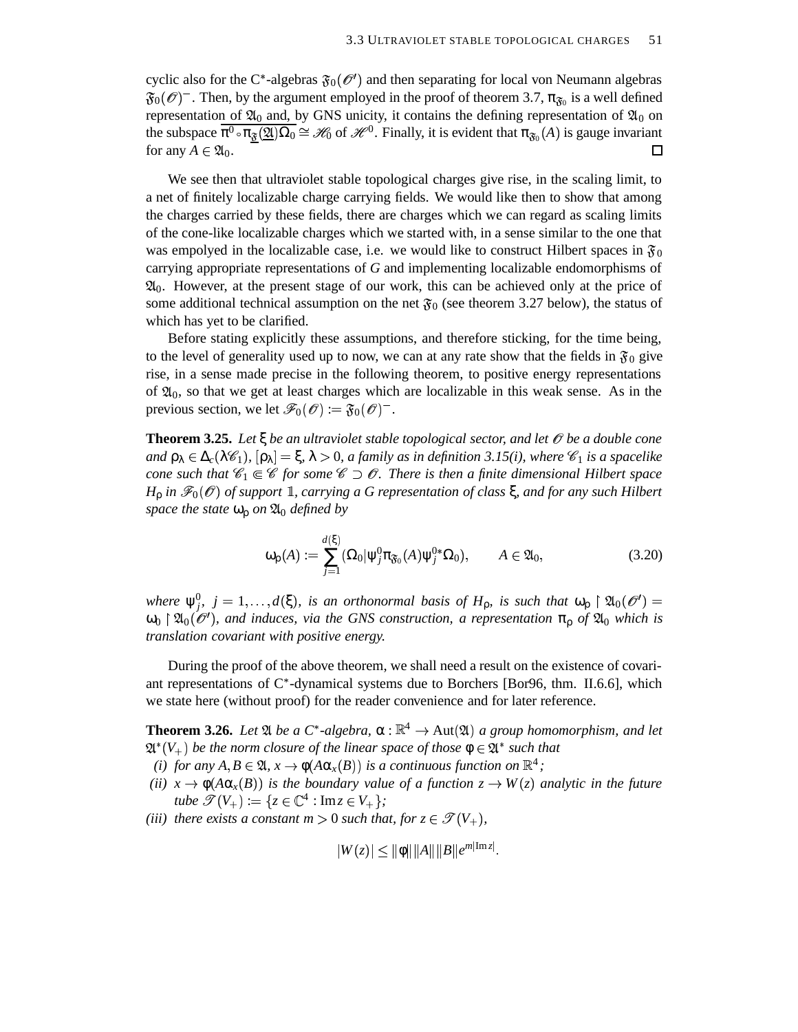cyclic also for the C$^*$-algebras $\mathfrak{F}_0(\mathscr{O}')$ and then separating for local von Neumann algebras $\mathfrak{F}_0(\mathscr{O})^-$. Then, by the argument employed in the proof of theorem 3.7, $\pi_{\mathfrak{F}_0}$ is a well defined representation of $\mathfrak{A}_0$ and, by GNS unicity, it contains the defining representation of $\mathfrak{A}_0$ on the subspace $\overline{\pi^0 \circ \pi_{\underline{\mathfrak{F}}}(\underline{\mathfrak{A}})\Omega_0} \cong \mathscr{H}_0$ of $\mathscr{H}^0$. Finally, it is evident that $\pi_{\mathfrak{F}_0}(A)$ is gauge invariant for any $A \in \mathfrak{A}_0$. □

We see then that ultraviolet stable topological charges give rise, in the scaling limit, to a net of finitely localizable charge carrying fields. We would like then to show that among the charges carried by these fields, there are charges which we can regard as scaling limits of the cone-like localizable charges which we started with, in a sense similar to the one that was empolyed in the localizable case, i.e. we would like to construct Hilbert spaces in $\mathfrak{F}_0$ carrying appropriate representations of $G$ and implementing localizable endomorphisms of $\mathfrak{A}_0$. However, at the present stage of our work, this can be achieved only at the price of some additional technical assumption on the net $\mathfrak{F}_0$ (see theorem 3.27 below), the status of which has yet to be clarified.

Before stating explicitly these assumptions, and therefore sticking, for the time being, to the level of generality used up to now, we can at any rate show that the fields in $\mathfrak{F}_0$ give rise, in a sense made precise in the following theorem, to positive energy representations of $\mathfrak{A}_0$, so that we get at least charges which are localizable in this weak sense. As in the previous section, we let $\mathscr{F}_0(\mathscr{O}) := \mathfrak{F}_0(\mathscr{O})^-$.

**Theorem 3.25.** *Let $\xi$ be an ultraviolet stable topological sector, and let $\mathscr{O}$ be a double cone and $\rho_\lambda \in \Delta_c(\lambda\mathscr{C}_1)$, $[\rho_\lambda] = \xi$, $\lambda > 0$, a family as in definition 3.15(i), where $\mathscr{C}_1$ is a spacelike cone such that $\mathscr{C}_1 \Subset \mathscr{C}$ for some $\mathscr{C} \supset \mathscr{O}$. There is then a finite dimensional Hilbert space $H_\rho$ in $\mathscr{F}_0(\mathscr{O})$ of support $\mathbb{1}$, carrying a $G$ representation of class $\xi$, and for any such Hilbert space the state $\omega_\rho$ on $\mathfrak{A}_0$ defined by*

$$\omega_\rho(A) := \sum_{j=1}^{d(\xi)} (\Omega_0|\psi_j^0 \pi_{\mathfrak{F}_0}(A)\psi_j^{0*}\Omega_0), \qquad A \in \mathfrak{A}_0, \tag{3.20}$$

*where $\psi_j^0$, $j = 1, \dots, d(\xi)$, is an orthonormal basis of $H_\rho$, is such that $\omega_\rho \restriction \mathfrak{A}_0(\mathscr{O}') = \omega_0 \restriction \mathfrak{A}_0(\mathscr{O}')$, and induces, via the GNS construction, a representation $\pi_\rho$ of $\mathfrak{A}_0$ which is translation covariant with positive energy.*

During the proof of the above theorem, we shall need a result on the existence of covariant representations of C$^*$-dynamical systems due to Borchers [Bor96, thm. II.6.6], which we state here (without proof) for the reader convenience and for later reference.

**Theorem 3.26.** *Let $\mathfrak{A}$ be a C$^*$-algebra, $\alpha : \mathbb{R}^4 \to \mathrm{Aut}(\mathfrak{A})$ a group homomorphism, and let $\mathfrak{A}^*(V_+)$ be the norm closure of the linear space of those $\phi \in \mathfrak{A}^*$ such that*

*(i) for any $A, B \in \mathfrak{A}$, $x \to \phi(A\alpha_x(B))$ is a continuous function on $\mathbb{R}^4$;*

*(ii) $x \to \phi(A\alpha_x(B))$ is the boundary value of a function $z \to W(z)$ analytic in the future tube $\mathscr{T}(V_+) := \{z \in \mathbb{C}^4 : \mathrm{Im}\, z \in V_+\}$;*

*(iii) there exists a constant $m > 0$ such that, for $z \in \mathscr{T}(V_+)$,*

$$|W(z)| \le \|\phi\| \|A\| \|B\| e^{m|\mathrm{Im}\, z|}.$$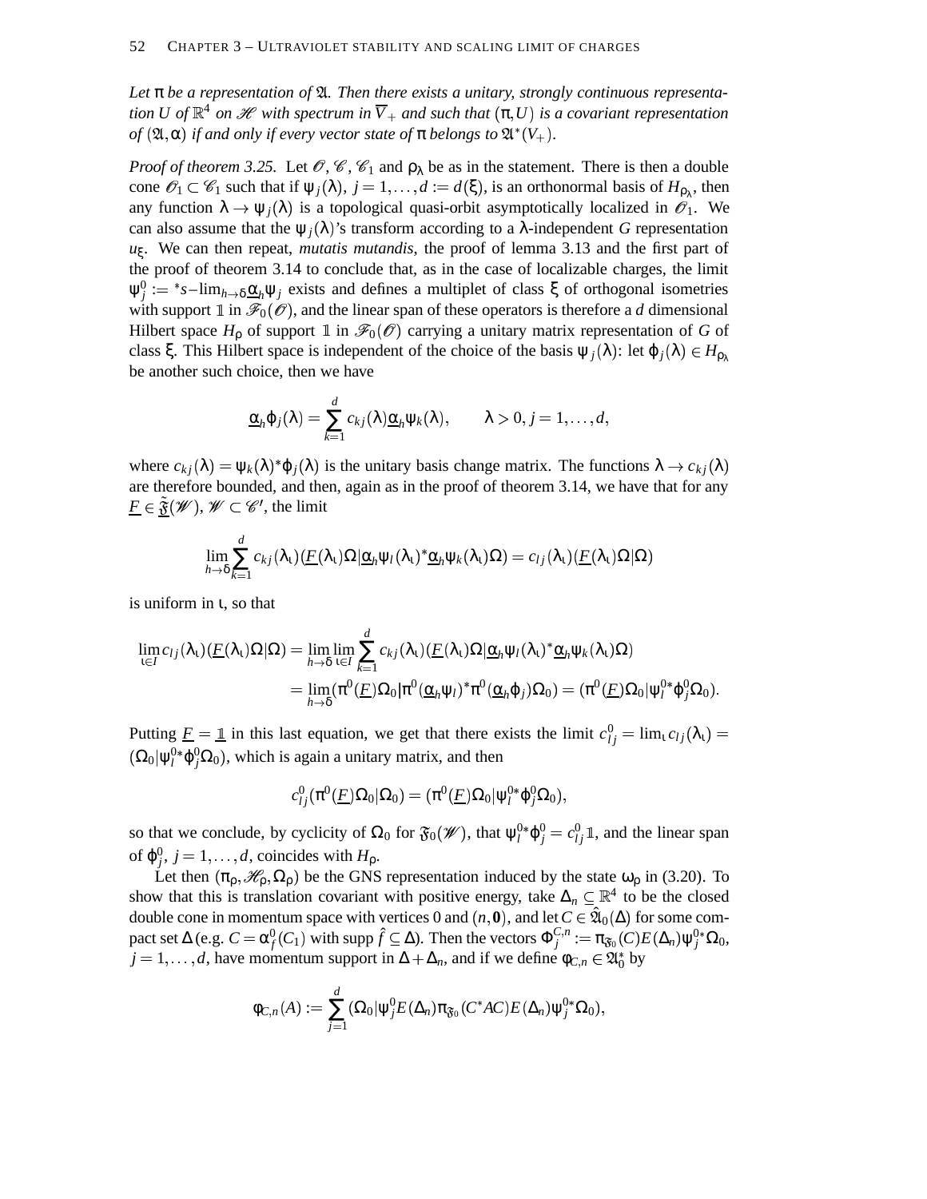*Let $\pi$ be a representation of $\mathfrak{A}$. Then there exists a unitary, strongly continuous representation $U$ of $\mathbb{R}^4$ on $\mathscr{H}$ with spectrum in $\overline{V}_+$ and such that $(\pi, U)$ is a covariant representation of $(\mathfrak{A}, \alpha)$ if and only if every vector state of $\pi$ belongs to $\mathfrak{A}^*(V_+)$.*

*Proof of theorem 3.25.* Let $\mathscr{O}, \mathscr{C}, \mathscr{C}_1$ and $\rho_\lambda$ be as in the statement. There is then a double cone $\mathscr{O}_1 \subset \mathscr{C}_1$ such that if $\psi_j(\lambda)$, $j = 1, \dots, d := d(\xi)$, is an orthonormal basis of $H_{\rho_\lambda}$, then any function $\lambda \to \psi_j(\lambda)$ is a topological quasi-orbit asymptotically localized in $\mathscr{O}_1$. We can also assume that the $\psi_j(\lambda)$'s transform according to a $\lambda$-independent $G$ representation $u_\xi$. We can then repeat, *mutatis mutandis*, the proof of lemma 3.13 and the first part of the proof of theorem 3.14 to conclude that, as in the case of localizable charges, the limit $\psi_j^0 := {}^*s\text{–}\lim_{h \to \delta} \underline{\alpha}_h \psi_j$ exists and defines a multiplet of class $\xi$ of orthogonal isometries with support $\mathbb{1}$ in $\mathscr{F}_0(\mathscr{O})$, and the linear span of these operators is therefore a $d$ dimensional Hilbert space $H_\rho$ of support $\mathbb{1}$ in $\mathscr{F}_0(\mathscr{O})$ carrying a unitary matrix representation of $G$ of class $\xi$. This Hilbert space is independent of the choice of the basis $\psi_j(\lambda)$: let $\varphi_j(\lambda) \in H_{\rho_\lambda}$ be another such choice, then we have

$$\underline{\alpha}_h \varphi_j(\lambda) = \sum_{k=1}^{d} c_{kj}(\lambda) \underline{\alpha}_h \psi_k(\lambda), \qquad \lambda > 0, j = 1, \dots, d,$$

where $c_{kj}(\lambda) = \psi_k(\lambda)^* \varphi_j(\lambda)$ is the unitary basis change matrix. The functions $\lambda \to c_{kj}(\lambda)$ are therefore bounded, and then, again as in the proof of theorem 3.14, we have that for any $\underline{F} \in \underline{\tilde{\mathfrak{F}}}(\mathscr{W})$, $\mathscr{W} \subset \mathscr{C}'$, the limit

$$\lim_{h \to \delta} \sum_{k=1}^{d} c_{kj}(\lambda_\iota) (\underline{F}(\lambda_\iota)\Omega | \underline{\alpha}_h \psi_l(\lambda_\iota)^* \underline{\alpha}_h \psi_k(\lambda_\iota)\Omega) = c_{lj}(\lambda_\iota)(\underline{F}(\lambda_\iota)\Omega|\Omega)$$

is uniform in $\iota$, so that

$$\begin{aligned}
\lim_{\iota \in I} c_{lj}(\lambda_\iota)(\underline{F}(\lambda_\iota)\Omega|\Omega) &= \lim_{h \to \delta} \lim_{\iota \in I} \sum_{k=1}^{d} c_{kj}(\lambda_\iota)(\underline{F}(\lambda_\iota)\Omega|\underline{\alpha}_h \psi_l(\lambda_\iota)^* \underline{\alpha}_h \psi_k(\lambda_\iota)\Omega) \\
&= \lim_{h \to \delta} (\pi^0(\underline{F})\Omega_0 | \pi^0(\underline{\alpha}_h \psi_l)^* \pi^0(\underline{\alpha}_h \varphi_j)\Omega_0) = (\pi^0(\underline{F})\Omega_0 | \psi_l^{0*} \varphi_j^0 \Omega_0).
\end{aligned}$$

Putting $\underline{F} = \mathbb{1}$ in this last equation, we get that there exists the limit $c_{lj}^0 = \lim_\iota c_{lj}(\lambda_\iota) = (\Omega_0 | \psi_l^{0*} \varphi_j^0 \Omega_0)$, which is again a unitary matrix, and then

$$c_{lj}^0 (\pi^0(\underline{F})\Omega_0|\Omega_0) = (\pi^0(\underline{F})\Omega_0 | \psi_l^{0*} \varphi_j^0 \Omega_0),$$

so that we conclude, by cyclicity of $\Omega_0$ for $\mathfrak{F}_0(\mathscr{W})$, that $\psi_l^{0*} \varphi_j^0 = c_{lj}^0 \mathbb{1}$, and the linear span of $\varphi_j^0$, $j = 1, \dots, d$, coincides with $H_\rho$.

Let then $(\pi_\rho, \mathscr{H}_\rho, \Omega_\rho)$ be the GNS representation induced by the state $\omega_\rho$ in (3.20). To show that this is translation covariant with positive energy, take $\Delta_n \subseteq \mathbb{R}^4$ to be the closed double cone in momentum space with vertices 0 and $(n, \mathbf{0})$, and let $C \in \hat{\mathfrak{A}}_0(\Delta)$ for some compact set $\Delta$ (e.g. $C = \alpha_f^0(C_1)$ with $\operatorname{supp} \hat{f} \subseteq \Delta$). Then the vectors $\Phi_j^{C,n} := \pi_{\mathfrak{F}_0}(C) E(\Delta_n) \psi_j^{0*} \Omega_0$, $j = 1, \dots, d$, have momentum support in $\Delta + \Delta_n$, and if we define $\varphi_{C,n} \in \mathfrak{A}_0^*$ by

$$\varphi_{C,n}(A) := \sum_{j=1}^{d} (\Omega_0 | \psi_j^0 E(\Delta_n) \pi_{\mathfrak{F}_0}(C^* A C) E(\Delta_n) \psi_j^{0*} \Omega_0),$$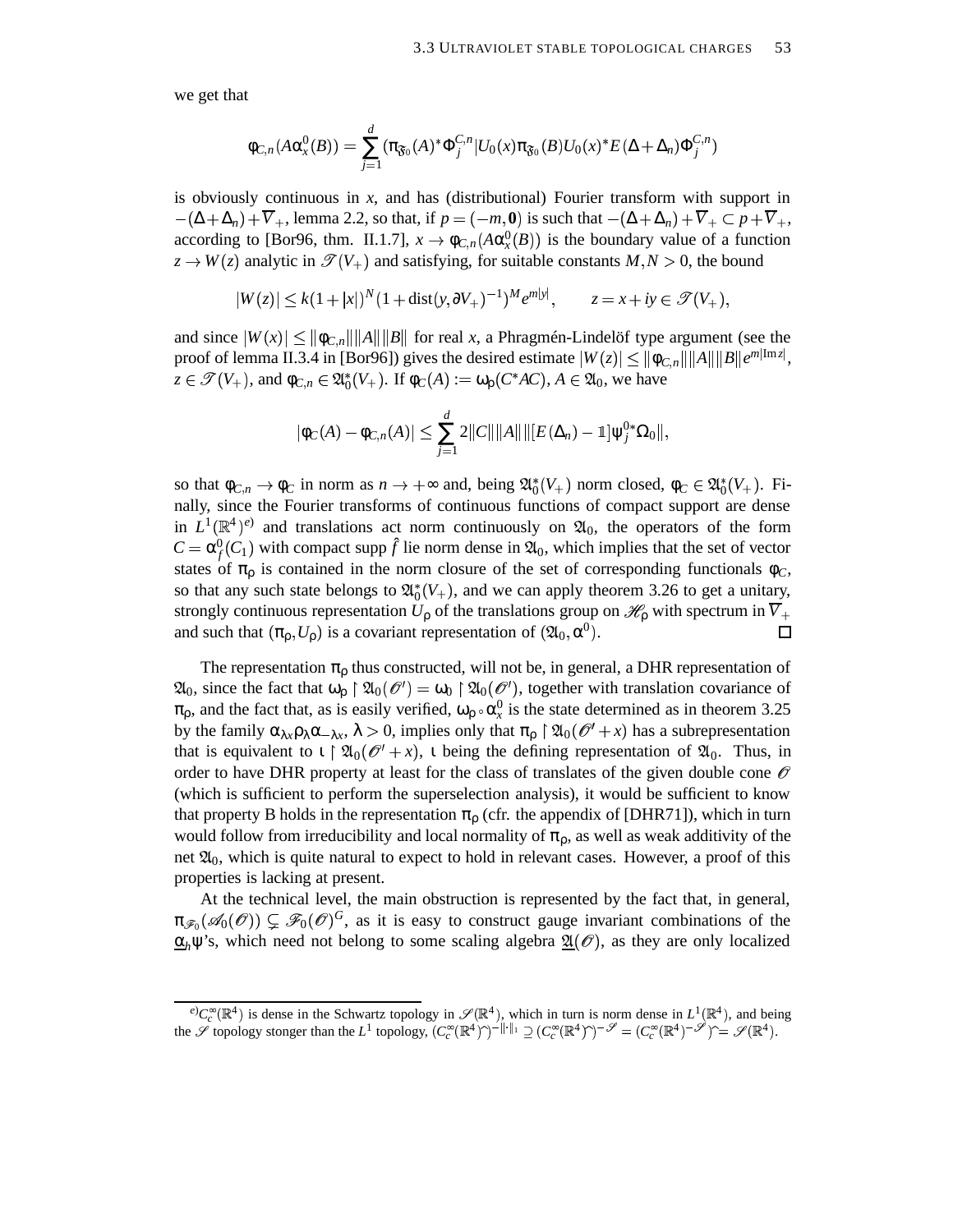we get that

$$\varphi_{C,n}(A\alpha^0_x(B)) = \sum_{j=1}^{d} (\pi_{\mathfrak{F}_0}(A)^*\Phi_j^{C,n}|U_0(x)\pi_{\mathfrak{F}_0}(B)U_0(x)^*E(\Delta+\Delta_n)\Phi_j^{C,n})$$

is obviously continuous in $x$, and has (distributional) Fourier transform with support in $-(\Delta+\Delta_n)+\overline{V}_+$, lemma 2.2, so that, if $p=(-m,\mathbf{0})$ is such that $-(\Delta+\Delta_n)+\overline{V}_+ \subset p+\overline{V}_+$, according to [Bor96, thm. II.1.7], $x \to \varphi_{C,n}(A\alpha^0_x(B))$ is the boundary value of a function $z \to W(z)$ analytic in $\mathscr{T}(V_+)$ and satisfying, for suitable constants $M,N>0$, the bound

$$|W(z)| \leq k(1+|x|)^N(1+\mathrm{dist}(y,\partial V_+)^{-1})^M e^{m|y|}, \qquad z=x+iy \in \mathscr{T}(V_+),$$

and since $|W(x)| \leq \|\varphi_{C,n}\|\|A\|\|B\|$ for real $x$, a Phragmén-Lindelöf type argument (see the proof of lemma II.3.4 in [Bor96]) gives the desired estimate $|W(z)| \leq \|\varphi_{C,n}\|\|A\|\|B\|e^{m|\mathrm{Im}\,z|}$, $z \in \mathscr{T}(V_+)$, and $\varphi_{C,n} \in \mathfrak{A}^*_0(V_+)$. If $\varphi_C(A) := \omega_\rho(C^*AC)$, $A \in \mathfrak{A}_0$, we have

$$|\varphi_C(A)-\varphi_{C,n}(A)| \leq \sum_{j=1}^{d} 2\|C\|\|A\|\|[E(\Delta_n)-\mathbb{1}]\psi_j^{0*}\Omega_0\|,$$

so that $\varphi_{C,n} \to \varphi_C$ in norm as $n \to +\infty$ and, being $\mathfrak{A}^*_0(V_+)$ norm closed, $\varphi_C \in \mathfrak{A}^*_0(V_+)$. Finally, since the Fourier transforms of continuous functions of compact support are dense in $L^1(\mathbb{R}^4)$[e] and translations act norm continuously on $\mathfrak{A}_0$, the operators of the form $C=\alpha^0_f(C_1)$ with compact supp $\hat{f}$ lie norm dense in $\mathfrak{A}_0$, which implies that the set of vector states of $\pi_\rho$ is contained in the norm closure of the set of corresponding functionals $\varphi_C$, so that any such state belongs to $\mathfrak{A}^*_0(V_+)$, and we can apply theorem 3.26 to get a unitary, strongly continuous representation $U_\rho$ of the translations group on $\mathscr{H}_\rho$ with spectrum in $\overline{V}_+$ and such that $(\pi_\rho,U_\rho)$ is a covariant representation of $(\mathfrak{A}_0,\alpha^0)$. □

The representation $\pi_\rho$ thus constructed, will not be, in general, a DHR representation of $\mathfrak{A}_0$, since the fact that $\omega_\rho \restriction \mathfrak{A}_0(\mathscr{O}') = \omega_0 \restriction \mathfrak{A}_0(\mathscr{O}')$, together with translation covariance of $\pi_\rho$, and the fact that, as is easily verified, $\omega_\rho \circ \alpha^0_x$ is the state determined as in theorem 3.25 by the family $\alpha_{\lambda x}\rho_\lambda\alpha_{-\lambda x}$, $\lambda>0$, implies only that $\pi_\rho \restriction \mathfrak{A}_0(\mathscr{O}'+x)$ has a subrepresentation that is equivalent to $\iota \restriction \mathfrak{A}_0(\mathscr{O}'+x)$, $\iota$ being the defining representation of $\mathfrak{A}_0$. Thus, in order to have DHR property at least for the class of translates of the given double cone $\mathscr{O}$ (which is sufficient to perform the superselection analysis), it would be sufficient to know that property B holds in the representation $\pi_\rho$ (cfr. the appendix of [DHR71]), which in turn would follow from irreducibility and local normality of $\pi_\rho$, as well as weak additivity of the net $\mathfrak{A}_0$, which is quite natural to expect to hold in relevant cases. However, a proof of this properties is lacking at present.

At the technical level, the main obstruction is represented by the fact that, in general, $\pi_{\mathscr{F}_0}(\mathscr{A}_0(\mathscr{O})) \subsetneq \mathscr{F}_0(\mathscr{O})^G$, as it is easy to construct gauge invariant combinations of the $\underline{\alpha}_h\psi$'s, which need not belong to some scaling algebra $\underline{\mathfrak{A}}(\mathscr{O})$, as they are only localized

---

[e] $C_c^\infty(\mathbb{R}^4)$ is dense in the Schwartz topology in $\mathscr{S}(\mathbb{R}^4)$, which in turn is norm dense in $L^1(\mathbb{R}^4)$, and being the $\mathscr{S}$ topology stonger than the $L^1$ topology, $(C_c^\infty(\mathbb{R}^4)\hat{})^{-\|\cdot\|_1} \supseteq (C_c^\infty(\mathbb{R}^4)\hat{})^{-\mathscr{S}} = (C_c^\infty(\mathbb{R}^4)^{-\mathscr{S}})\hat{} = \mathscr{S}(\mathbb{R}^4)$.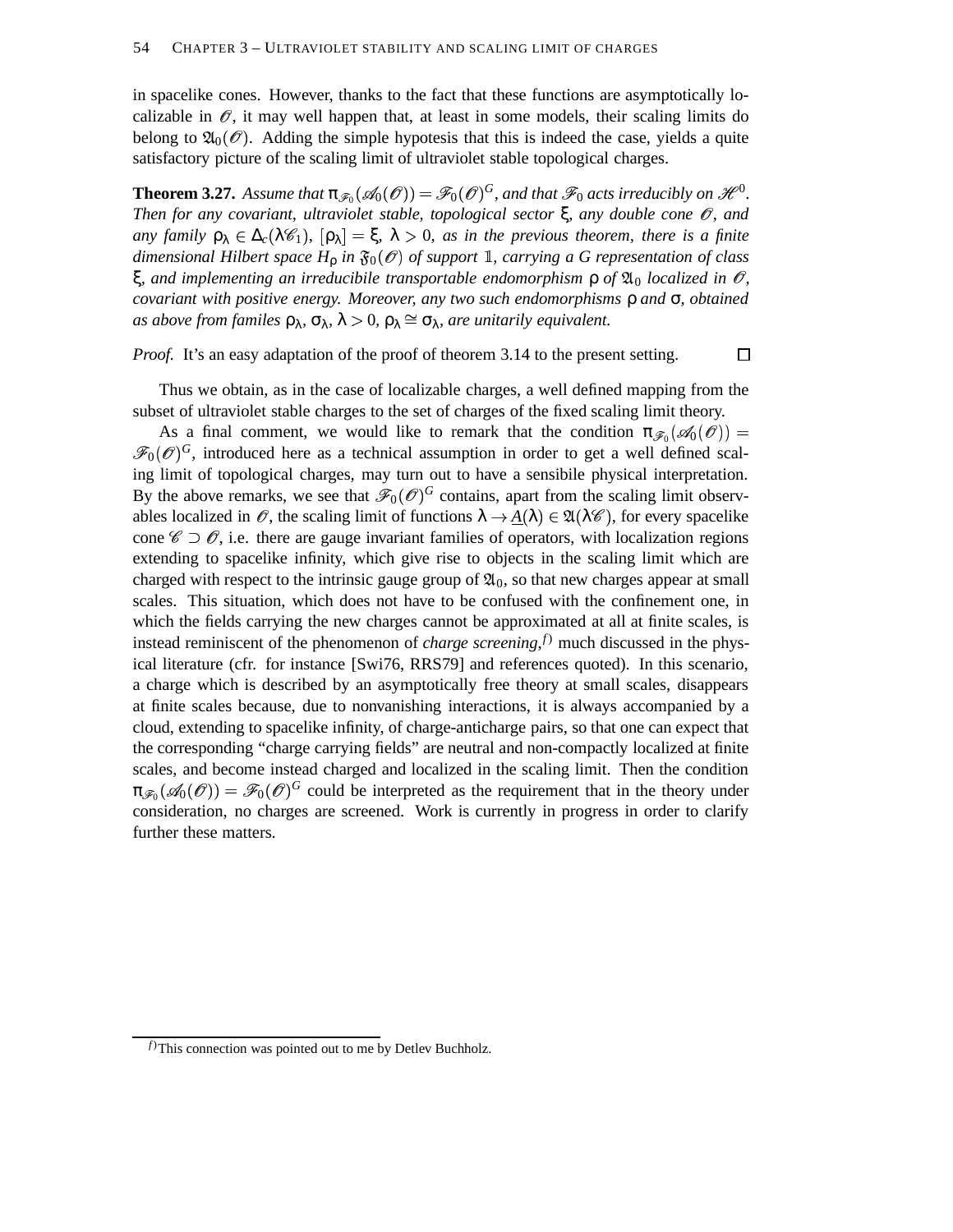in spacelike cones. However, thanks to the fact that these functions are asymptotically localizable in $\mathscr{O}$, it may well happen that, at least in some models, their scaling limits do belong to $\mathfrak{A}_0(\mathscr{O})$. Adding the simple hypotesis that this is indeed the case, yields a quite satisfactory picture of the scaling limit of ultraviolet stable topological charges.

**Theorem 3.27.** *Assume that $\pi_{\mathscr{F}_0}(\mathscr{A}_0(\mathscr{O})) = \mathscr{F}_0(\mathscr{O})^G$, and that $\mathscr{F}_0$ acts irreducibly on $\mathscr{H}^0$. Then for any covariant, ultraviolet stable, topological sector $\xi$, any double cone $\mathscr{O}$, and any family $\rho_\lambda \in \Delta_c(\lambda\mathscr{C}_1)$, $[\rho_\lambda] = \xi$, $\lambda > 0$, as in the previous theorem, there is a finite dimensional Hilbert space $H_\rho$ in $\mathfrak{F}_0(\mathscr{O})$ of support $\mathbb{1}$, carrying a $G$ representation of class $\xi$, and implementing an irreducibile irreducibile transportable endomorphism $\rho$ of $\mathfrak{A}_0$ localized in $\mathscr{O}$, covariant with positive energy. Moreover, any two such endomorphisms $\rho$ and $\sigma$, obtained as above from familes $\rho_\lambda$, $\sigma_\lambda$, $\lambda > 0$, $\rho_\lambda \cong \sigma_\lambda$, are unitarily equivalent.*

*Proof.* It's an easy adaptation of the proof of theorem 3.14 to the present setting. □

Thus we obtain, as in the case of localizable charges, a well defined mapping from the subset of ultraviolet stable charges to the set of charges of the fixed scaling limit theory.

As a final comment, we would like to remark that the condition $\pi_{\mathscr{F}_0}(\mathscr{A}_0(\mathscr{O})) = \mathscr{F}_0(\mathscr{O})^G$, introduced here as a technical assumption in order to get a well defined scaling limit of topological charges, may turn out to have a sensibile physical interpretation. By the above remarks, we see that $\mathscr{F}_0(\mathscr{O})^G$ contains, apart from the scaling limit observables localized in $\mathscr{O}$, the scaling limit of functions $\lambda \to \underline{A}(\lambda) \in \mathfrak{A}(\lambda\mathscr{C})$, for every spacelike cone $\mathscr{C} \supset \mathscr{O}$, i.e. there are gauge invariant families of operators, with localization regions extending to spacelike infinity, which give rise to objects in the scaling limit which are charged with respect to the intrinsic gauge group of $\mathfrak{A}_0$, so that new charges appear at small scales. This situation, which does not have to be confused with the confinement one, in which the fields carrying the new charges cannot be approximated at all at finite scales, is instead reminiscent of the phenomenon of *charge screening*,[f] much discussed in the physical literature (cfr. for instance [Swi76, RRS79] and references quoted). In this scenario, a charge which is described by an asymptotically free theory at small scales, disappears at finite scales because, due to nonvanishing interactions, it is always accompanied by a cloud, extending to spacelike infinity, of charge-anticharge pairs, so that one can expect that the corresponding "charge carrying fields" are neutral and non-compactly localized at finite scales, and become instead charged and localized in the scaling limit. Then the condition $\pi_{\mathscr{F}_0}(\mathscr{A}_0(\mathscr{O})) = \mathscr{F}_0(\mathscr{O})^G$ could be interpreted as the requirement that in the theory under consideration, no charges are screened. Work is currently in progress in order to clarify further these matters.

---

[f] This connection was pointed out to me by Detlev Buchholz.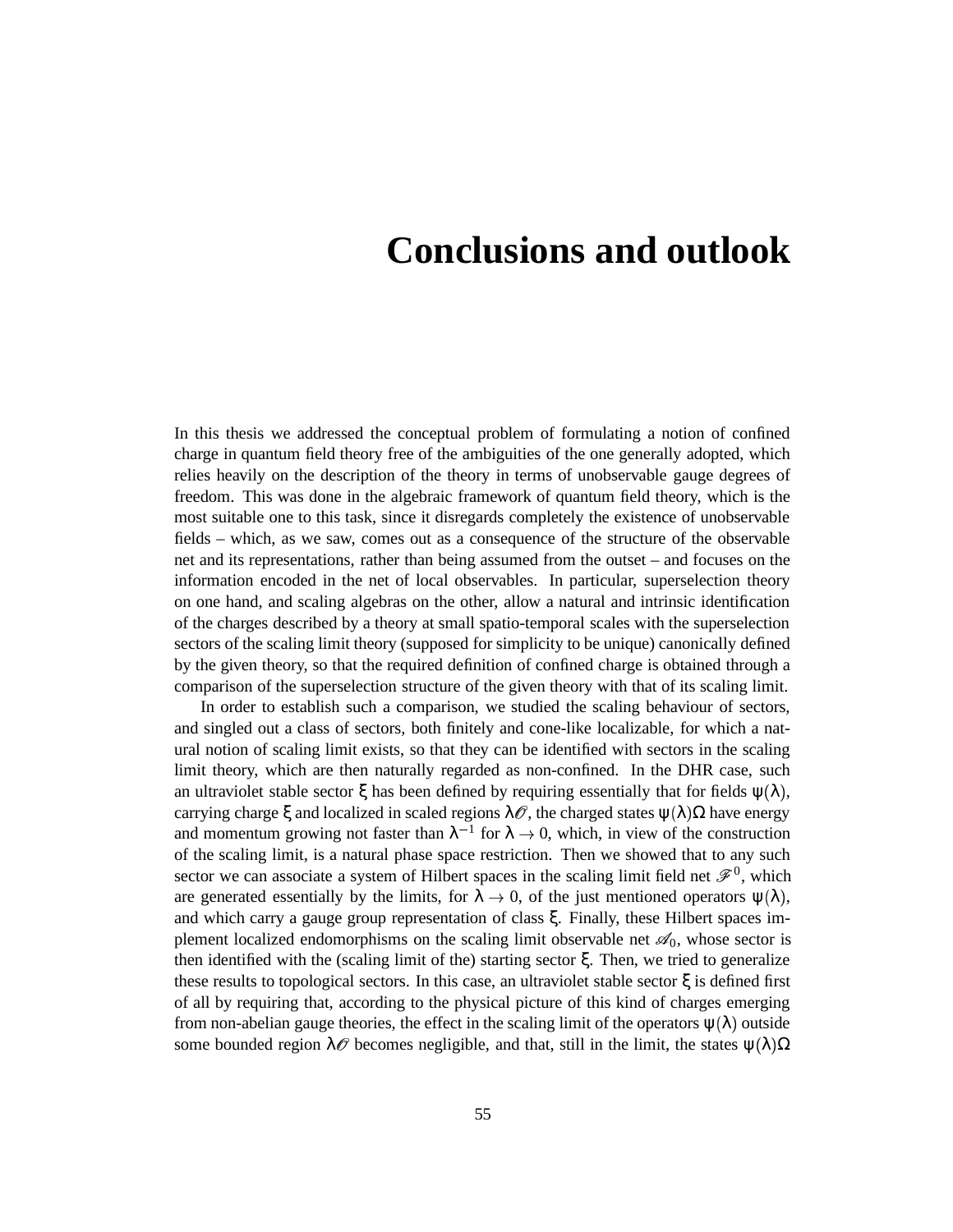# Conclusions and outlook

In this thesis we addressed the conceptual problem of formulating a notion of confined charge in quantum field theory free of the ambiguities of the one generally adopted, which relies heavily on the description of the theory in terms of unobservable gauge degrees of freedom. This was done in the algebraic framework of quantum field theory, which is the most suitable one to this task, since it disregards completely the existence of unobservable fields – which, as we saw, comes out as a consequence of the structure of the observable net and its representations, rather than being assumed from the outset – and focuses on the information encoded in the net of local observables. In particular, superselection theory on one hand, and scaling algebras on the other, allow a natural and intrinsic identification of the charges described by a theory at small spatio-temporal scales with the superselection sectors of the scaling limit theory (supposed for simplicity to be unique) canonically defined by the given theory, so that the required definition of confined charge is obtained through a comparison of the superselection structure of the given theory with that of its scaling limit.

In order to establish such a comparison, we studied the scaling behaviour of sectors, and singled out a class of sectors, both finitely and cone-like localizable, for which a natural notion of scaling limit exists, so that they can be identified with sectors in the scaling limit theory, which are then naturally regarded as non-confined. In the DHR case, such an ultraviolet stable sector $\xi$ has been defined by requiring essentially that for fields $\psi(\lambda)$, carrying charge $\xi$ and localized in scaled regions $\lambda\mathscr{O}$, the charged states $\psi(\lambda)\Omega$ have energy and momentum growing not faster than $\lambda^{-1}$ for $\lambda \to 0$, which, in view of the construction of the scaling limit, is a natural phase space restriction. Then we showed that to any such sector we can associate a system of Hilbert spaces in the scaling limit field net $\mathscr{F}^0$, which are generated essentially by the limits, for $\lambda \to 0$, of the just mentioned operators $\psi(\lambda)$, and which carry a gauge group representation of class $\xi$. Finally, these Hilbert spaces implement localized endomorphisms on the scaling limit observable net $\mathscr{A}_0$, whose sector is then identified with the (scaling limit of the) starting sector $\xi$. Then, we tried to generalize these results to topological sectors. In this case, an ultraviolet stable sector $\xi$ is defined first of all by requiring that, according to the physical picture of this kind of charges emerging from non-abelian gauge theories, the effect in the scaling limit of the operators $\psi(\lambda)$ outside some bounded region $\lambda\mathscr{O}$ becomes negligible, and that, still in the limit, the states $\psi(\lambda)\Omega$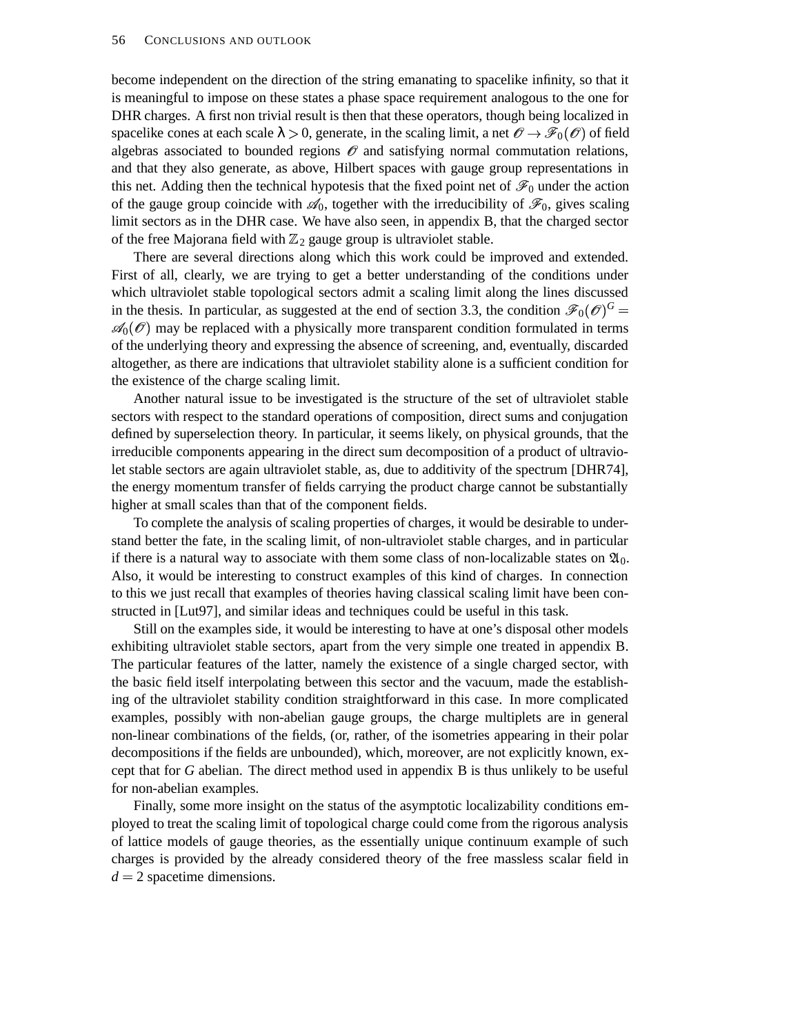become independent on the direction of the string emanating to spacelike infinity, so that it is meaningful to impose on these states a phase space requirement analogous to the one for DHR charges. A first non trivial result is then that these operators, though being localized in spacelike cones at each scale $\lambda > 0$, generate, in the scaling limit, a net $\mathscr{O} \to \mathscr{F}_0(\mathscr{O})$ of field algebras associated to bounded regions $\mathscr{O}$ and satisfying normal commutation relations, and that they also generate, as above, Hilbert spaces with gauge group representations in this net. Adding then the technical hypotesis that the fixed point net of $\mathscr{F}_0$ under the action of the gauge group coincide with $\mathscr{A}_0$, together with the irreducibility of $\mathscr{F}_0$, gives scaling limit sectors as in the DHR case. We have also seen, in appendix B, that the charged sector of the free Majorana field with $\mathbb{Z}_2$ gauge group is ultraviolet stable.

There are several directions along which this work could be improved and extended. First of all, clearly, we are trying to get a better understanding of the conditions under which ultraviolet stable topological sectors admit a scaling limit along the lines discussed in the thesis. In particular, as suggested at the end of section 3.3, the condition $\mathscr{F}_0(\mathscr{O})^G = \mathscr{A}_0(\mathscr{O})$ may be replaced with a physically more transparent condition formulated in terms of the underlying theory and expressing the absence of screening, and, eventually, discarded altogether, as there are indications that ultraviolet stability alone is a sufficient condition for the existence of the charge scaling limit.

Another natural issue to be investigated is the structure of the set of ultraviolet stable sectors with respect to the standard operations of composition, direct sums and conjugation defined by superselection theory. In particular, it seems likely, on physical grounds, that the irreducible components appearing in the direct sum decomposition of a product of ultraviolet stable sectors are again ultraviolet stable, as, due to additivity of the spectrum [DHR74], the energy momentum transfer of fields carrying the product charge cannot be substantially higher at small scales than that of the component fields.

To complete the analysis of scaling properties of charges, it would be desirable to understand better the fate, in the scaling limit, of non-ultraviolet stable charges, and in particular if there is a natural way to associate with them some class of non-localizable states on $\mathfrak{A}_0$. Also, it would be interesting to construct examples of this kind of charges. In connection to this we just recall that examples of theories having classical scaling limit have been constructed in [Lut97], and similar ideas and techniques could be useful in this task.

Still on the examples side, it would be interesting to have at one's disposal other models exhibiting ultraviolet stable sectors, apart from the very simple one treated in appendix B. The particular features of the latter, namely the existence of a single charged sector, with the basic field itself interpolating between this sector and the vacuum, made the establishing of the ultraviolet stability condition straightforward in this case. In more complicated examples, possibly with non-abelian gauge groups, the charge multiplets are in general non-linear combinations of the fields, (or, rather, of the isometries appearing in their polar decompositions if the fields are unbounded), which, moreover, are not explicitly known, except that for $G$ abelian. The direct method used in appendix B is thus unlikely to be useful for non-abelian examples.

Finally, some more insight on the status of the asymptotic localizability conditions employed to treat the scaling limit of topological charge could come from the rigorous analysis of lattice models of gauge theories, as the essentially unique continuum example of such charges is provided by the already considered theory of the free massless scalar field in $d = 2$ spacetime dimensions.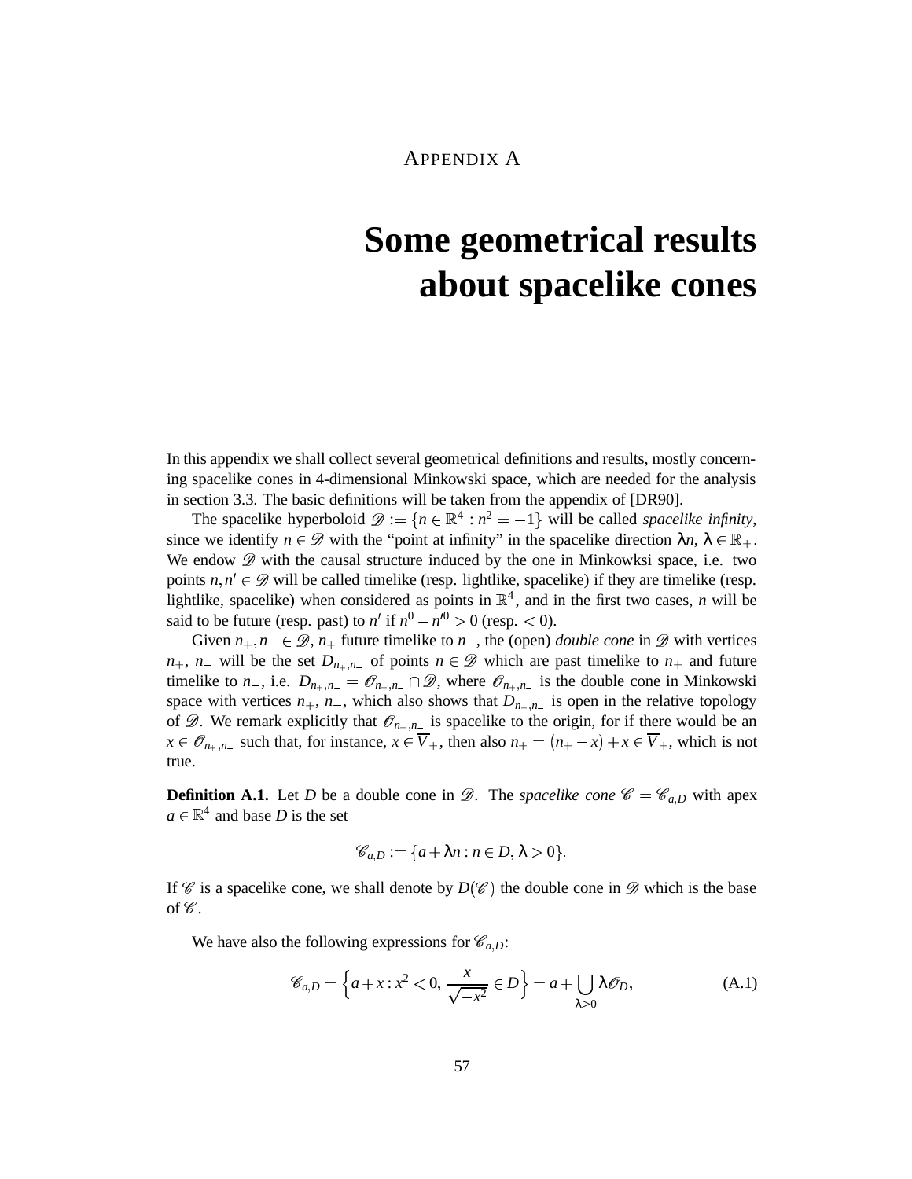APPENDIX A

# Some geometrical results about spacelike cones

In this appendix we shall collect several geometrical definitions and results, mostly concerning spacelike cones in 4-dimensional Minkowski space, which are needed for the analysis in section 3.3. The basic definitions will be taken from the appendix of [DR90].

The spacelike hyperboloid $\mathscr{D} := \{n \in \mathbb{R}^4 : n^2 = -1\}$ will be called *spacelike infinity*, since we identify $n \in \mathscr{D}$ with the "point at infinity" in the spacelike direction $\lambda n$, $\lambda \in \mathbb{R}_+$. We endow $\mathscr{D}$ with the causal structure induced by the one in Minkowksi space, i.e. two points $n, n' \in \mathscr{D}$ will be called timelike (resp. lightlike, spacelike) if they are timelike (resp. lightlike, spacelike) when considered as points in $\mathbb{R}^4$, and in the first two cases, $n$ will be said to be future (resp. past) to $n'$ if $n^0 - n'^0 > 0$ (resp. $< 0$).

Given $n_+, n_- \in \mathscr{D}$, $n_+$ future timelike to $n_-$, the (open) *double cone* in $\mathscr{D}$ with vertices $n_+$, $n_-$ will be the set $D_{n_+,n_-}$ of points $n \in \mathscr{D}$ which are past timelike to $n_+$ and future timelike to $n_-$, i.e. $D_{n_+,n_-} = \mathscr{O}_{n_+,n_-} \cap \mathscr{D}$, where $\mathscr{O}_{n_+,n_-}$ is the double cone in Minkowski space with vertices $n_+$, $n_-$, which also shows that $D_{n_+,n_-}$ is open in the relative topology of $\mathscr{D}$. We remark explicitly that $\mathscr{O}_{n_+,n_-}$ is spacelike to the origin, for if there would be an $x \in \mathscr{O}_{n_+,n_-}$ such that, for instance, $x \in \overline{V}_+$, then also $n_+ = (n_+ - x) + x \in \overline{V}_+$, which is not true.

**Definition A.1.** Let $D$ be a double cone in $\mathscr{D}$. The *spacelike cone* $\mathscr{C} = \mathscr{C}_{a,D}$ with apex $a \in \mathbb{R}^4$ and base $D$ is the set

$$\mathscr{C}_{a,D} := \{a + \lambda n : n \in D, \lambda > 0\}.$$

If $\mathscr{C}$ is a spacelike cone, we shall denote by $D(\mathscr{C})$ the double cone in $\mathscr{D}$ which is the base of $\mathscr{C}$.

We have also the following expressions for $\mathscr{C}_{a,D}$:

$$\mathscr{C}_{a,D} = \left\{a + x : x^2 < 0, \frac{x}{\sqrt{-x^2}} \in D\right\} = a + \bigcup_{\lambda > 0} \lambda \mathscr{O}_D, \tag{A.1}$$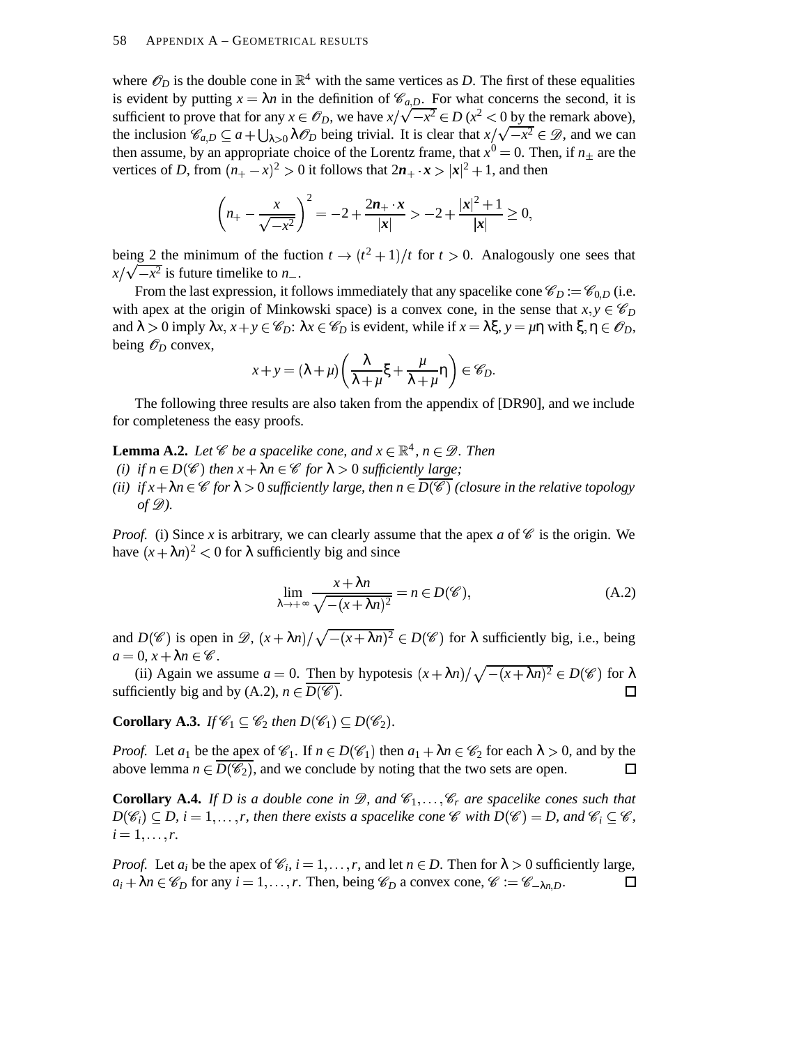where $\mathscr{O}_D$ is the double cone in $\mathbb{R}^4$ with the same vertices as $D$. The first of these equalities is evident by putting $x = \lambda n$ in the definition of $\mathscr{C}_{a,D}$. For what concerns the second, it is sufficient to prove that for any $x \in \mathscr{O}_D$, we have $x/\sqrt{-x^2} \in D$ ($x^2 < 0$ by the remark above), the inclusion $\mathscr{C}_{a,D} \subseteq a + \bigcup_{\lambda > 0} \lambda \mathscr{O}_D$ being trivial. It is clear that $x/\sqrt{-x^2} \in \mathscr{D}$, and we can then assume, by an appropriate choice of the Lorentz frame, that $x^0 = 0$. Then, if $n_\pm$ are the vertices of $D$, from $(n_+ - x)^2 > 0$ it follows that $2\boldsymbol{n}_+ \cdot \boldsymbol{x} > |\boldsymbol{x}|^2 + 1$, and then

$$\left( n_+ - \frac{x}{\sqrt{-x^2}} \right)^2 = -2 + \frac{2\boldsymbol{n}_+ \cdot \boldsymbol{x}}{|\boldsymbol{x}|} > -2 + \frac{|\boldsymbol{x}|^2 + 1}{|\boldsymbol{x}|} \geq 0,$$

being 2 the minimum of the fuction $t \to (t^2 + 1)/t$ for $t > 0$. Analogously one sees that $x/\sqrt{-x^2}$ is future timelike to $n_-$.

From the last expression, it follows immediately that any spacelike cone $\mathscr{C}_D := \mathscr{C}_{0,D}$ (i.e. with apex at the origin of Minkowski space) is a convex cone, in the sense that $x, y \in \mathscr{C}_D$ and $\lambda > 0$ imply $\lambda x, x + y \in \mathscr{C}_D$: $\lambda x \in \mathscr{C}_D$ is evident, while if $x = \lambda \xi$, $y = \mu \eta$ with $\xi, \eta \in \mathscr{O}_D$, being $\mathscr{O}_D$ convex,

$$x + y = (\lambda + \mu) \left( \frac{\lambda}{\lambda + \mu} \xi + \frac{\mu}{\lambda + \mu} \eta \right) \in \mathscr{C}_D.$$

The following three results are also taken from the appendix of [DR90], and we include for completeness the easy proofs.

**Lemma A.2.** *Let $\mathscr{C}$ be a spacelike cone, and $x \in \mathbb{R}^4$, $n \in \mathscr{D}$. Then*
*(i) if $n \in D(\mathscr{C})$ then $x + \lambda n \in \mathscr{C}$ for $\lambda > 0$ sufficiently large;*
*(ii) if $x + \lambda n \in \mathscr{C}$ for $\lambda > 0$ sufficiently large, then $n \in \overline{D(\mathscr{C})}$ (closure in the relative topology of $\mathscr{D}$).*

*Proof.* (i) Since $x$ is arbitrary, we can clearly assume that the apex $a$ of $\mathscr{C}$ is the origin. We have $(x + \lambda n)^2 < 0$ for $\lambda$ sufficiently big and since

$$\lim_{\lambda \to +\infty} \frac{x + \lambda n}{\sqrt{-(x + \lambda n)^2}} = n \in D(\mathscr{C}), \tag{A.2}$$

and $D(\mathscr{C})$ is open in $\mathscr{D}$, $(x + \lambda n)/\sqrt{-(x + \lambda n)^2} \in D(\mathscr{C})$ for $\lambda$ sufficiently big, i.e., being $a = 0$, $x + \lambda n \in \mathscr{C}$.

(ii) Again we assume $a = 0$. Then by hypotesis $(x + \lambda n)/\sqrt{-(x + \lambda n)^2} \in D(\mathscr{C})$ for $\lambda$ sufficiently big and by (A.2), $n \in \overline{D(\mathscr{C})}$. □

**Corollary A.3.** *If $\mathscr{C}_1 \subseteq \mathscr{C}_2$ then $D(\mathscr{C}_1) \subseteq D(\mathscr{C}_2)$.*

*Proof.* Let $a_1$ be the apex of $\mathscr{C}_1$. If $n \in D(\mathscr{C}_1)$ then $a_1 + \lambda n \in \mathscr{C}_2$ for each $\lambda > 0$, and by the above lemma $n \in \overline{D(\mathscr{C}_2)}$, and we conclude by noting that the two sets are open. □

**Corollary A.4.** *If $D$ is a double cone in $\mathscr{D}$, and $\mathscr{C}_1, \ldots, \mathscr{C}_r$ are spacelike cones such that $D(\mathscr{C}_i) \subseteq D$, $i = 1, \ldots, r$, then there exists a spacelike cone $\mathscr{C}$ with $D(\mathscr{C}) = D$, and $\mathscr{C}_i \subseteq \mathscr{C}$, $i = 1, \ldots, r$.*

*Proof.* Let $a_i$ be the apex of $\mathscr{C}_i$, $i = 1, \ldots, r$, and let $n \in D$. Then for $\lambda > 0$ sufficiently large, $a_i + \lambda n \in \mathscr{C}_D$ for any $i = 1, \ldots, r$. Then, being $\mathscr{C}_D$ a convex cone, $\mathscr{C} := \mathscr{C}_{-\lambda n, D}$. □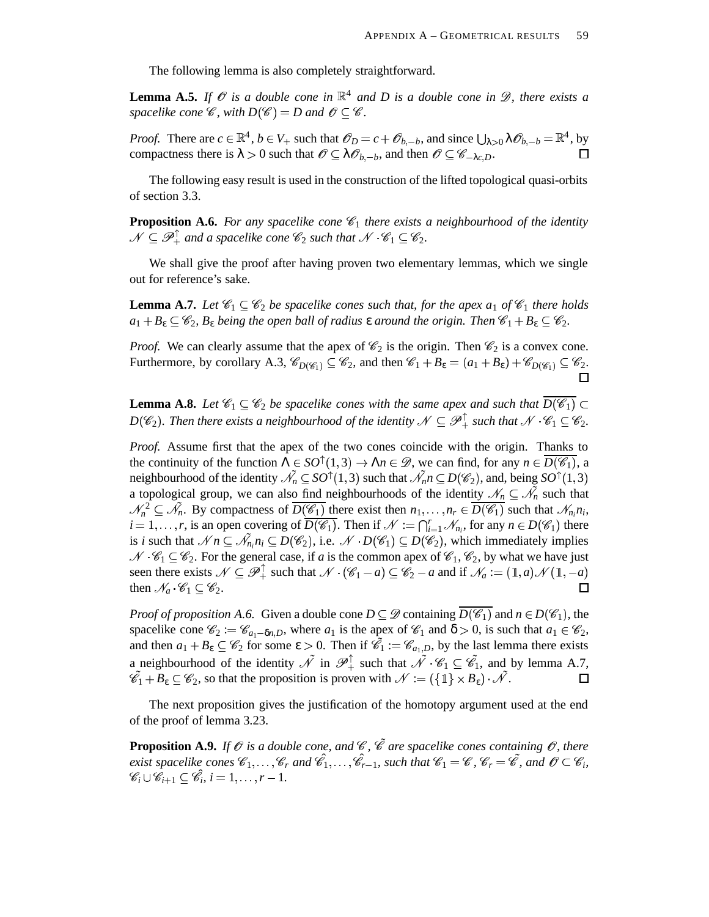The following lemma is also completely straightforward.

**Lemma A.5.** *If $\mathscr{O}$ is a double cone in $\mathbb{R}^4$ and $D$ is a double cone in $\mathscr{D}$, there exists a spacelike cone $\mathscr{C}$, with $D(\mathscr{C}) = D$ and $\mathscr{O} \subseteq \mathscr{C}$.*

*Proof.* There are $c \in \mathbb{R}^4$, $b \in V_+$ such that $\mathscr{O}_D = c + \mathscr{O}_{b,-b}$, and since $\bigcup_{\lambda>0} \lambda \mathscr{O}_{b,-b} = \mathbb{R}^4$, by compactness there is $\lambda > 0$ such that $\mathscr{O} \subseteq \lambda \mathscr{O}_{b,-b}$, and then $\mathscr{O} \subseteq \mathscr{C}_{-\lambda c, D}$. $\square$

The following easy result is used in the construction of the lifted topological quasi-orbits of section 3.3.

**Proposition A.6.** *For any spacelike cone $\mathscr{C}_1$ there exists a neighbourhood of the identity $\mathscr{N} \subseteq \mathscr{P}_+^\uparrow$ and a spacelike cone $\mathscr{C}_2$ such that $\mathscr{N} \cdot \mathscr{C}_1 \subseteq \mathscr{C}_2$.*

We shall give the proof after having proven two elementary lemmas, which we single out for reference's sake.

**Lemma A.7.** *Let $\mathscr{C}_1 \subseteq \mathscr{C}_2$ be spacelike cones such that, for the apex $a_1$ of $\mathscr{C}_1$ there holds $a_1 + B_\varepsilon \subseteq \mathscr{C}_2$, $B_\varepsilon$ being the open ball of radius $\varepsilon$ around the origin. Then $\mathscr{C}_1 + B_\varepsilon \subseteq \mathscr{C}_2$.*

*Proof.* We can clearly assume that the apex of $\mathscr{C}_2$ is the origin. Then $\mathscr{C}_2$ is a convex cone. Furthermore, by corollary A.3, $\mathscr{C}_{D(\mathscr{C}_1)} \subseteq \mathscr{C}_2$, and then $\mathscr{C}_1 + B_\varepsilon = (a_1 + B_\varepsilon) + \mathscr{C}_{D(\mathscr{C}_1)} \subseteq \mathscr{C}_2$. $\square$

**Lemma A.8.** *Let $\mathscr{C}_1 \subseteq \mathscr{C}_2$ be spacelike cones with the same apex and such that $\overline{D(\mathscr{C}_1)} \subset D(\mathscr{C}_2)$. Then there exists a neighbourhood of the identity $\mathscr{N} \subseteq \mathscr{P}_+^\uparrow$ such that $\mathscr{N} \cdot \mathscr{C}_1 \subseteq \mathscr{C}_2$.*

*Proof.* Assume first that the apex of the two cones coincide with the origin. Thanks to the continuity of the function $\Lambda \in SO^\uparrow(1,3) \to \Lambda n \in \mathscr{D}$, we can find, for any $n \in \overline{D(\mathscr{C}_1)}$, a neighbourhood of the identity $\tilde{\mathscr{N}_n} \subseteq SO^\uparrow(1,3)$ such that $\tilde{\mathscr{N}_n} n \subseteq D(\mathscr{C}_2)$, and, being $SO^\uparrow(1,3)$ a topological group, we can also find neighbourhoods of the identity $\mathscr{N}_n \subseteq \tilde{\mathscr{N}_n}$ such that $\mathscr{N}_n^2 \subseteq \tilde{\mathscr{N}_n}$. By compactness of $\overline{D(\mathscr{C}_1)}$ there exist then $n_1, \ldots, n_r \in \overline{D(\mathscr{C}_1)}$ such that $\mathscr{N}_{n_i} n_i$, $i = 1, \ldots, r$, is an open covering of $\overline{D(\mathscr{C}_1)}$. Then if $\mathscr{N} := \bigcap_{i=1}^r \mathscr{N}_{n_i}$, for any $n \in D(\mathscr{C}_1)$ there is $i$ such that $\mathscr{N} n \subseteq \tilde{\mathscr{N}}_{n_i} n_i \subseteq D(\mathscr{C}_2)$, i.e. $\mathscr{N} \cdot D(\mathscr{C}_1) \subseteq D(\mathscr{C}_2)$, which immediately implies $\mathscr{N} \cdot \mathscr{C}_1 \subseteq \mathscr{C}_2$. For the general case, if $a$ is the common apex of $\mathscr{C}_1, \mathscr{C}_2$, by what we have just seen there exists $\mathscr{N} \subseteq \mathscr{P}_+^\uparrow$ such that $\mathscr{N} \cdot (\mathscr{C}_1 - a) \subseteq \mathscr{C}_2 - a$ and if $\mathscr{N}_a := (\mathbb{1}, a)\mathscr{N}(\mathbb{1}, -a)$ then $\mathscr{N}_a \cdot \mathscr{C}_1 \subseteq \mathscr{C}_2$. $\square$

*Proof of proposition A.6.* Given a double cone $D \subseteq \mathscr{D}$ containing $\overline{D(\mathscr{C}_1)}$ and $n \in D(\mathscr{C}_1)$, the spacelike cone $\mathscr{C}_2 := \mathscr{C}_{a_1 - \delta n, D}$, where $a_1$ is the apex of $\mathscr{C}_1$ and $\delta > 0$, is such that $a_1 \in \mathscr{C}_2$, and then $a_1 + B_\varepsilon \subseteq \mathscr{C}_2$ for some $\varepsilon > 0$. Then if $\tilde{\mathscr{C}_1} := \mathscr{C}_{a_1, D}$, by the last lemma there exists a neighbourhood of the identity $\tilde{\mathscr{N}}$ in $\mathscr{P}_+^\uparrow$ such that $\tilde{\mathscr{N}} \cdot \mathscr{C}_1 \subseteq \tilde{\mathscr{C}_1}$, and by lemma A.7, $\tilde{\mathscr{C}_1} + B_\varepsilon \subseteq \mathscr{C}_2$, so that the proposition is proven with $\mathscr{N} := (\{\mathbb{1}\} \times B_\varepsilon) \cdot \tilde{\mathscr{N}}$. $\square$

The next proposition gives the justification of the homotopy argument used at the end of the proof of lemma 3.23.

**Proposition A.9.** *If $\mathscr{O}$ is a double cone, and $\mathscr{C}$, $\tilde{\mathscr{C}}$ are spacelike cones containing $\mathscr{O}$, there exist spacelike cones $\mathscr{C}_1, \ldots, \mathscr{C}_r$ and $\hat{\mathscr{C}}_1, \ldots, \hat{\mathscr{C}}_{r-1}$, such that $\mathscr{C}_1 = \mathscr{C}$, $\mathscr{C}_r = \tilde{\mathscr{C}}$, and $\mathscr{O} \subset \mathscr{C}_i$, $\mathscr{C}_i \cup \mathscr{C}_{i+1} \subseteq \hat{\mathscr{C}}_i$, $i = 1, \ldots, r-1$.*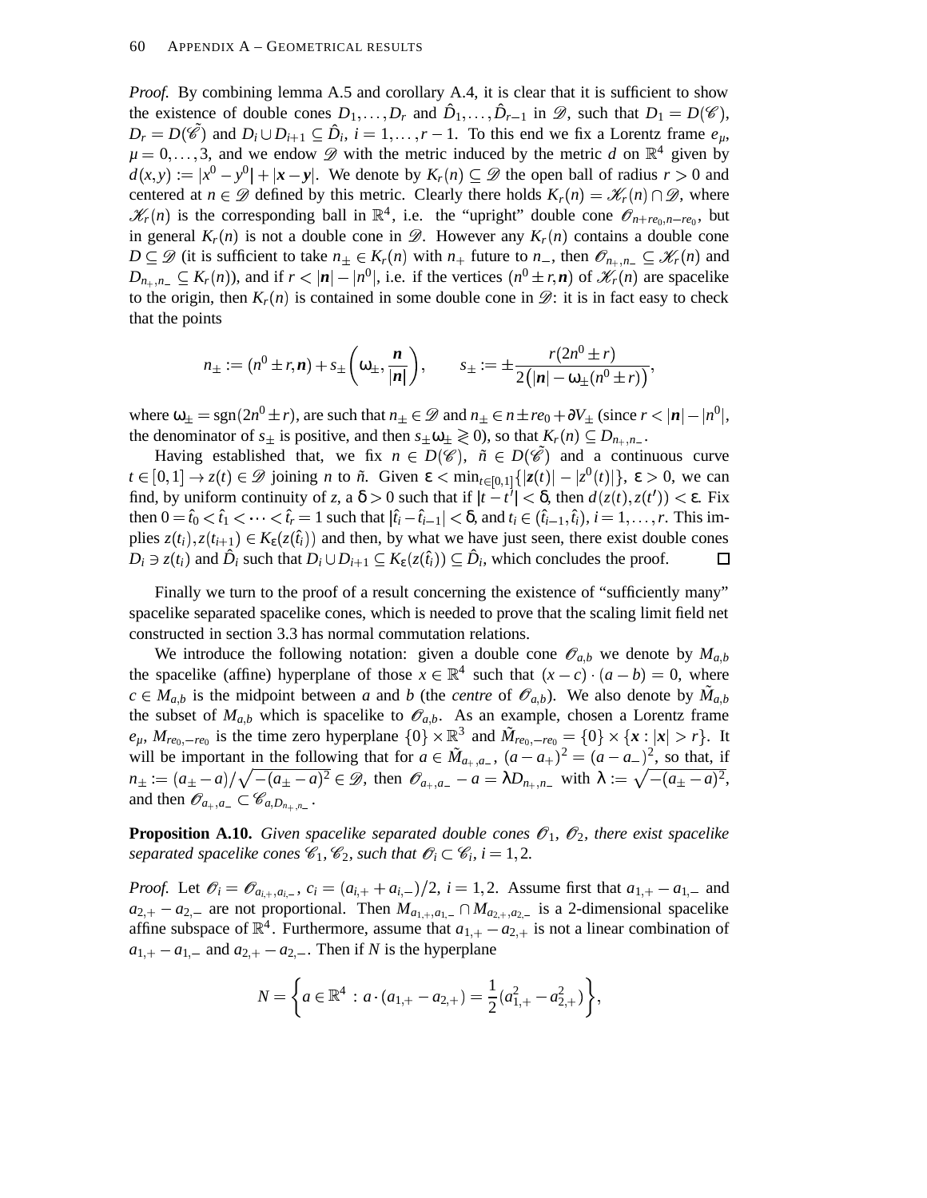*Proof.* By combining lemma A.5 and corollary A.4, it is clear that it is sufficient to show the existence of double cones $D_1, \dots, D_r$ and $\hat{D}_1, \dots, \hat{D}_{r-1}$ in $\mathscr{D}$, such that $D_1 = D(\mathscr{C})$, $D_r = D(\tilde{\mathscr{C}})$ and $D_i \cup D_{i+1} \subseteq \hat{D}_i$, $i = 1, \dots, r-1$. To this end we fix a Lorentz frame $e_\mu$, $\mu = 0, \dots, 3$, and we endow $\mathscr{D}$ with the metric induced by the metric $d$ on $\mathbb{R}^4$ given by $d(x,y) := |x^0 - y^0| + |\boldsymbol{x} - \boldsymbol{y}|$. We denote by $K_r(n) \subseteq \mathscr{D}$ the open ball of radius $r > 0$ and centered at $n \in \mathscr{D}$ defined by this metric. Clearly there holds $K_r(n) = \mathscr{K}_r(n) \cap \mathscr{D}$, where $\mathscr{K}_r(n)$ is the corresponding ball in $\mathbb{R}^4$, i.e. the "upright" double cone $\mathscr{O}_{n+re_0, n-re_0}$, but in general $K_r(n)$ is not a double cone in $\mathscr{D}$. However any $K_r(n)$ contains a double cone $D \subseteq \mathscr{D}$ (it is sufficient to take $n_\pm \in K_r(n)$ with $n_+$ future to $n_-$, then $\mathscr{O}_{n_+,n_-} \subseteq \mathscr{K}_r(n)$ and $D_{n_+,n_-} \subseteq K_r(n)$), and if $r < |\boldsymbol{n}| - |n^0|$, i.e. if the vertices $(n^0 \pm r, \boldsymbol{n})$ of $\mathscr{K}_r(n)$ are spacelike to the origin, then $K_r(n)$ is contained in some double cone in $\mathscr{D}$: it is in fact easy to check that the points

$$n_\pm := (n^0 \pm r, \boldsymbol{n}) + s_\pm \left( \omega_\pm, \frac{\boldsymbol{n}}{|\boldsymbol{n}|} \right), \qquad s_\pm := \pm \frac{r(2n^0 \pm r)}{2\big(|\boldsymbol{n}| - \omega_\pm(n^0 \pm r)\big)},$$

where $\omega_\pm = \mathrm{sgn}(2n^0 \pm r)$, are such that $n_\pm \in \mathscr{D}$ and $n_\pm \in n \pm re_0 + \partial V_\pm$ (since $r < |\boldsymbol{n}| - |n^0|$, the denominator of $s_\pm$ is positive, and then $s_\pm \omega_\pm \gtrless 0$), so that $K_r(n) \subseteq D_{n_+,n_-}$.

Having established that, we fix $n \in D(\mathscr{C})$, $\tilde{n} \in D(\tilde{\mathscr{C}})$ and a continuous curve $t \in [0,1] \to z(t) \in \mathscr{D}$ joining $n$ to $\tilde{n}$. Given $\varepsilon < \min_{t \in [0,1]} \{ |\boldsymbol{z}(t)| - |z^0(t)| \}$, $\varepsilon > 0$, we can find, by uniform continuity of $z$, a $\delta > 0$ such that if $|t - t'| < \delta$, then $d(z(t), z(t')) < \varepsilon$. Fix then $0 = \hat{t}_0 < \hat{t}_1 < \dots < \hat{t}_r = 1$ such that $|\hat{t}_i - \hat{t}_{i-1}| < \delta$, and $t_i \in (\hat{t}_{i-1}, \hat{t}_i)$, $i = 1, \dots, r$. This implies $z(t_i), z(t_{i+1}) \in K_\varepsilon(z(\hat{t}_i))$ and then, by what we have just seen, there exist double cones $D_i \ni z(t_i)$ and $\hat{D}_i$ such that $D_i \cup D_{i+1} \subseteq K_\varepsilon(z(\hat{t}_i)) \subseteq \hat{D}_i$, which concludes the proof. □

Finally we turn to the proof of a result concerning the existence of "sufficiently many" spacelike separated spacelike cones, which is needed to prove that the scaling limit field net constructed in section 3.3 has normal commutation relations.

We introduce the following notation: given a double cone $\mathscr{O}_{a,b}$ we denote by $M_{a,b}$ the spacelike (affine) hyperplane of those $x \in \mathbb{R}^4$ such that $(x - c) \cdot (a - b) = 0$, where $c \in M_{a,b}$ is the midpoint between $a$ and $b$ (the *centre* of $\mathscr{O}_{a,b}$). We also denote by $\tilde{M}_{a,b}$ the subset of $M_{a,b}$ which is spacelike to $\mathscr{O}_{a,b}$. As an example, chosen a Lorentz frame $e_\mu$, $M_{re_0,-re_0}$ is the time zero hyperplane $\{0\} \times \mathbb{R}^3$ and $\tilde{M}_{re_0,-re_0} = \{0\} \times \{\boldsymbol{x} : |\boldsymbol{x}| > r\}$. It will be important in the following that for $a \in \tilde{M}_{a_+,a_-}$, $(a - a_+)^2 = (a - a_-)^2$, so that, if $n_\pm := (a_\pm - a)/\sqrt{-(a_\pm - a)^2} \in \mathscr{D}$, then $\mathscr{O}_{a_+,a_-} - a = \lambda D_{n_+,n_-}$ with $\lambda := \sqrt{-(a_\pm - a)^2}$, and then $\mathscr{O}_{a_+,a_-} \subset \mathscr{C}_{a, D_{n_+,n_-}}$.

**Proposition A.10.** *Given spacelike separated double cones $\mathscr{O}_1$, $\mathscr{O}_2$, there exist spacelike separated spacelike cones $\mathscr{C}_1, \mathscr{C}_2$, such that $\mathscr{O}_i \subset \mathscr{C}_i$, $i = 1, 2$.*

*Proof.* Let $\mathscr{O}_i = \mathscr{O}_{a_{i,+}, a_{i,-}}$, $c_i = (a_{i,+} + a_{i,-})/2$, $i = 1, 2$. Assume first that $a_{1,+} - a_{1,-}$ and $a_{2,+} - a_{2,-}$ are not proportional. Then $M_{a_{1,+},a_{1,-}} \cap M_{a_{2,+},a_{2,-}}$ is a 2-dimensional spacelike affine subspace of $\mathbb{R}^4$. Furthermore, assume that $a_{1,+} - a_{2,+}$ is not a linear combination of $a_{1,+} - a_{1,-}$ and $a_{2,+} - a_{2,-}$. Then if $N$ is the hyperplane

$$N = \left\{ a \in \mathbb{R}^4 \, : \, a \cdot (a_{1,+} - a_{2,+}) = \frac{1}{2}(a_{1,+}^2 - a_{2,+}^2) \right\},$$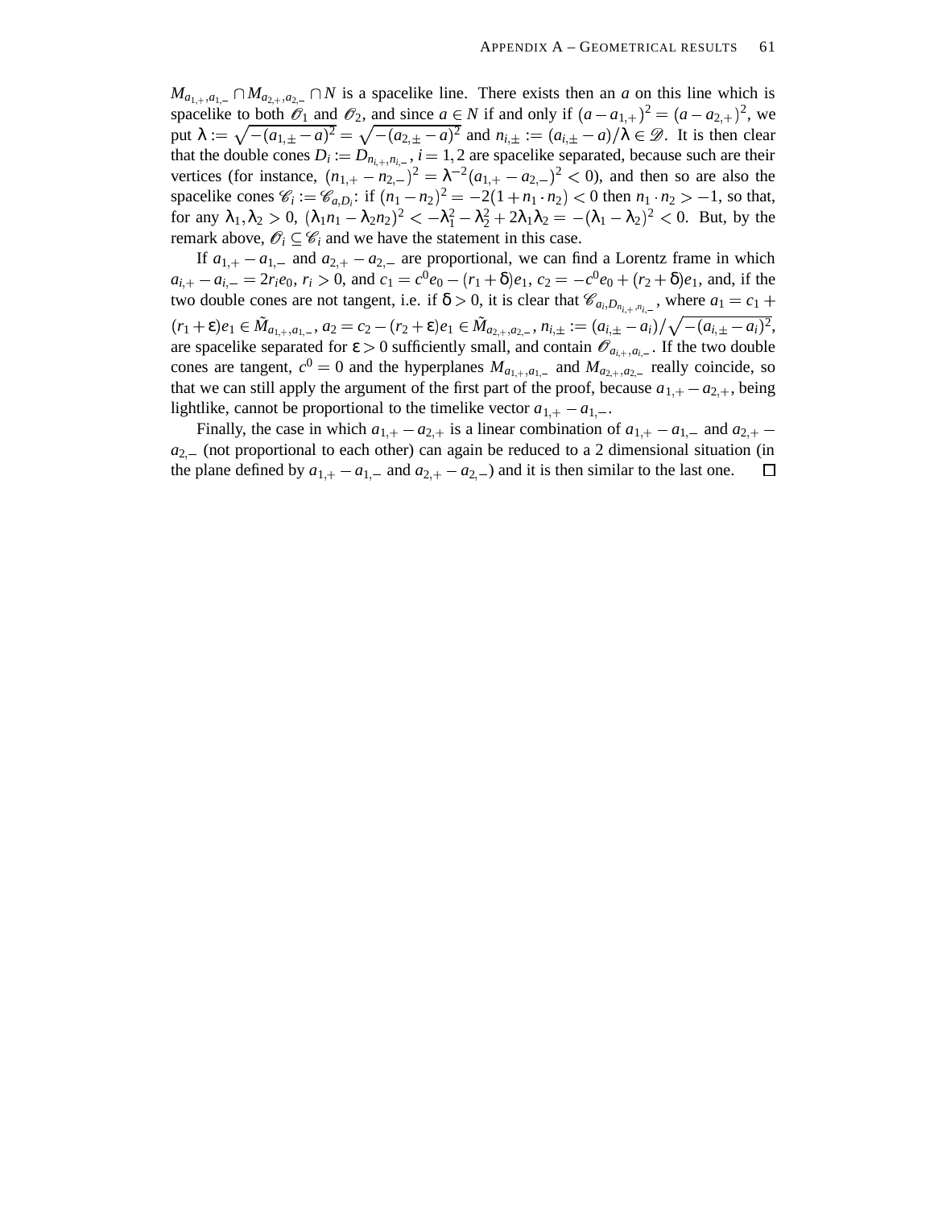$M_{a_{1,+},a_{1,-}} \cap M_{a_{2,+},a_{2,-}} \cap N$ is a spacelike line. There exists then an $a$ on this line which is spacelike to both $\mathscr{O}_1$ and $\mathscr{O}_2$, and since $a \in N$ if and only if $(a - a_{1,+})^2 = (a - a_{2,+})^2$, we put $\lambda := \sqrt{-(a_{1,\pm} - a)^2} = \sqrt{-(a_{2,\pm} - a)^2}$ and $n_{i,\pm} := (a_{i,\pm} - a)/\lambda \in \mathscr{D}$. It is then clear that the double cones $D_i := D_{n_{i,+},n_{i,-}}$, $i = 1, 2$ are spacelike separated, because such are their vertices (for instance, $(n_{1,+} - n_{2,-})^2 = \lambda^{-2}(a_{1,+} - a_{2,-})^2 < 0$), and then so are also the spacelike cones $\mathscr{C}_i := \mathscr{C}_{a,D_i}$: if $(n_1 - n_2)^2 = -2(1 + n_1 \cdot n_2) < 0$ then $n_1 \cdot n_2 > -1$, so that, for any $\lambda_1, \lambda_2 > 0$, $(\lambda_1 n_1 - \lambda_2 n_2)^2 < -\lambda_1^2 - \lambda_2^2 + 2\lambda_1\lambda_2 = -(\lambda_1 - \lambda_2)^2 < 0$. But, by the remark above, $\mathscr{O}_i \subseteq \mathscr{C}_i$ and we have the statement in this case.

If $a_{1,+} - a_{1,-}$ and $a_{2,+} - a_{2,-}$ are proportional, we can find a Lorentz frame in which $a_{i,+} - a_{i,-} = 2r_i e_0$, $r_i > 0$, and $c_1 = c^0 e_0 - (r_1 + \delta)e_1$, $c_2 = -c^0 e_0 + (r_2 + \delta)e_1$, and, if the two double cones are not tangent, i.e. if $\delta > 0$, it is clear that $\mathscr{C}_{a_i, D_{n_{i,+},n_{i,-}}}$, where $a_1 = c_1 + (r_1 + \varepsilon)e_1 \in \tilde{M}_{a_{1,+},a_{1,-}}$, $a_2 = c_2 - (r_2 + \varepsilon)e_1 \in \tilde{M}_{a_{2,+},a_{2,-}}$, $n_{i,\pm} := (a_{i,\pm} - a_i)/\sqrt{-(a_{i,\pm} - a_i)^2}$, are spacelike separated for $\varepsilon > 0$ sufficiently small, and contain $\mathscr{O}_{a_{i,+},a_{i,-}}$. If the two double cones are tangent, $c^0 = 0$ and the hyperplanes $M_{a_{1,+},a_{1,-}}$ and $M_{a_{2,+},a_{2,-}}$ really coincide, so that we can still apply the argument of the first part of the proof, because $a_{1,+} - a_{2,+}$, being lightlike, cannot be proportional to the timelike vector $a_{1,+} - a_{1,-}$.

Finally, the case in which $a_{1,+} - a_{2,+}$ is a linear combination of $a_{1,+} - a_{1,-}$ and $a_{2,+} - a_{2,-}$ (not proportional to each other) can again be reduced to a 2 dimensional situation (in the plane defined by $a_{1,+} - a_{1,-}$ and $a_{2,+} - a_{2,-}$) and it is then similar to the last one. □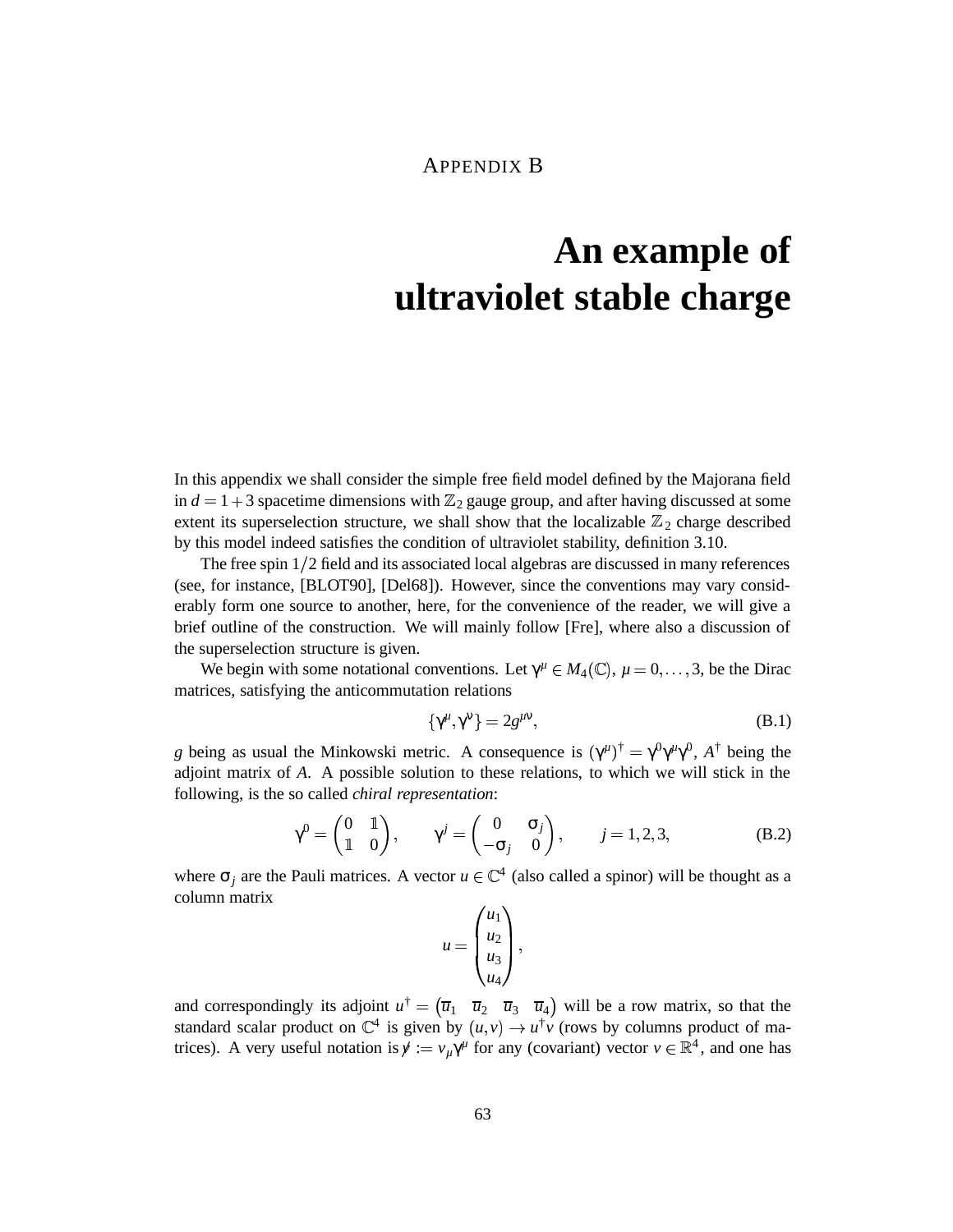# APPENDIX B

# An example of ultraviolet stable charge

In this appendix we shall consider the simple free field model defined by the Majorana field in $d = 1+3$ spacetime dimensions with $\mathbb{Z}_2$ gauge group, and after having discussed at some extent its superselection structure, we shall show that the localizable $\mathbb{Z}_2$ charge described by this model indeed satisfies the condition of ultraviolet stability, definition 3.10.

The free spin $1/2$ field and its associated local algebras are discussed in many references (see, for instance, [BLOT90], [Del68]). However, since the conventions may vary considerably form one source to another, here, for the convenience of the reader, we will give a brief outline of the construction. We will mainly follow [Fre], where also a discussion of the superselection structure is given.

We begin with some notational conventions. Let $\gamma^\mu \in M_4(\mathbb{C})$, $\mu = 0,\dots,3$, be the Dirac matrices, satisfying the anticommutation relations

$$\{\gamma^\mu, \gamma^\nu\} = 2g^{\mu\nu}, \tag{B.1}$$

$g$ being as usual the Minkowski metric. A consequence is $(\gamma^\mu)^\dagger = \gamma^0\gamma^\mu\gamma^0$, $A^\dagger$ being the adjoint matrix of $A$. A possible solution to these relations, to which we will stick in the following, is the so called *chiral representation*:

$$\gamma^0 = \begin{pmatrix} 0 & \mathbb{1} \\ \mathbb{1} & 0 \end{pmatrix}, \qquad \gamma^j = \begin{pmatrix} 0 & \sigma_j \\ -\sigma_j & 0 \end{pmatrix}, \qquad j = 1,2,3, \tag{B.2}$$

where $\sigma_j$ are the Pauli matrices. A vector $u \in \mathbb{C}^4$ (also called a spinor) will be thought as a column matrix

$$u = \begin{pmatrix} u_1 \\ u_2 \\ u_3 \\ u_4 \end{pmatrix},$$

and correspondingly its adjoint $u^\dagger = \begin{pmatrix} \overline{u}_1 & \overline{u}_2 & \overline{u}_3 & \overline{u}_4 \end{pmatrix}$ will be a row matrix, so that the standard scalar product on $\mathbb{C}^4$ is given by $(u,v) \to u^\dagger v$ (rows by columns product of matrices). A very useful notation is $\not{v} := v_\mu\gamma^\mu$ for any (covariant) vector $v \in \mathbb{R}^4$, and one has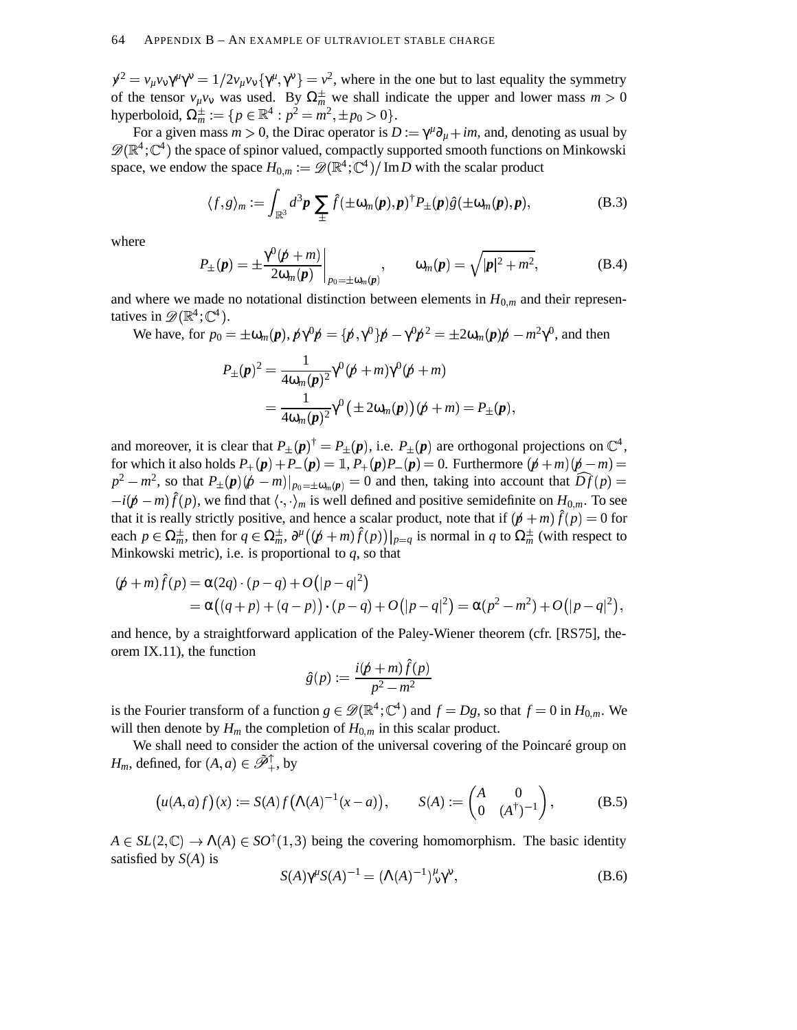$\not{v}^2 = v_\mu v_\nu \gamma^\mu \gamma^\nu = 1/2 v_\mu v_\nu \{\gamma^\mu, \gamma^\nu\} = v^2$, where in the one but to last equality the symmetry of the tensor $v_\mu v_\nu$ was used. By $\Omega_m^\pm$ we shall indicate the upper and lower mass $m > 0$ hyperboloid, $\Omega_m^\pm := \{p \in \mathbb{R}^4 : p^2 = m^2, \pm p_0 > 0\}$.

For a given mass $m > 0$, the Dirac operator is $D := \gamma^\mu \partial_\mu + im$, and, denoting as usual by $\mathscr{D}(\mathbb{R}^4;\mathbb{C}^4)$ the space of spinor valued, compactly supported smooth functions on Minkowski space, we endow the space $H_{0,m} := \mathscr{D}(\mathbb{R}^4;\mathbb{C}^4)/\operatorname{Im} D$ with the scalar product

$$\langle f, g\rangle_m := \int_{\mathbb{R}^3} d^3\boldsymbol{p} \sum_\pm \hat{f}(\pm\omega_m(\boldsymbol{p}), \boldsymbol{p})^\dagger P_\pm(\boldsymbol{p}) \hat{g}(\pm\omega_m(\boldsymbol{p}), \boldsymbol{p}), \tag{B.3}$$

where

$$P_\pm(\boldsymbol{p}) = \pm \frac{\gamma^0(\not{p} + m)}{2\omega_m(\boldsymbol{p})}\bigg|_{p_0 = \pm\omega_m(\boldsymbol{p})}, \qquad \omega_m(\boldsymbol{p}) = \sqrt{|\boldsymbol{p}|^2 + m^2}, \tag{B.4}$$

and where we made no notational distinction between elements in $H_{0,m}$ and their representatives in $\mathscr{D}(\mathbb{R}^4;\mathbb{C}^4)$.

We have, for $p_0 = \pm\omega_m(\boldsymbol{p})$, $\not{p}\gamma^0\not{p} = \{\not{p}, \gamma^0\}\not{p} - \gamma^0\not{p}^2 = \pm 2\omega_m(\boldsymbol{p})\not{p} - m^2\gamma^0$, and then

$$\begin{aligned}
P_\pm(\boldsymbol{p})^2 &= \frac{1}{4\omega_m(\boldsymbol{p})^2}\gamma^0(\not{p} + m)\gamma^0(\not{p} + m) \\
&= \frac{1}{4\omega_m(\boldsymbol{p})^2}\gamma^0\big(\pm 2\omega_m(\boldsymbol{p})\big)(\not{p} + m) = P_\pm(\boldsymbol{p}),
\end{aligned}$$

and moreover, it is clear that $P_\pm(\boldsymbol{p})^\dagger = P_\pm(\boldsymbol{p})$, i.e. $P_\pm(\boldsymbol{p})$ are orthogonal projections on $\mathbb{C}^4$, for which it also holds $P_+(\boldsymbol{p}) + P_-(\boldsymbol{p}) = \mathbb{1}$, $P_+(\boldsymbol{p})P_-(\boldsymbol{p}) = 0$. Furthermore $(\not{p} + m)(\not{p} - m) = p^2 - m^2$, so that $P_\pm(\boldsymbol{p})(\not{p} - m)|_{p_0 = \pm\omega_m(\boldsymbol{p})} = 0$ and then, taking into account that $\widehat{Df}(p) = -i(\not{p} - m)\hat{f}(p)$, we find that $\langle\cdot,\cdot\rangle_m$ is well defined and positive semidefinite on $H_{0,m}$. To see that it is really strictly positive, and hence a scalar product, note that if $(\not{p} + m)\hat{f}(p) = 0$ for each $p \in \Omega_m^\pm$, then for $q \in \Omega_m^\pm$, $\partial^\mu\big((\not{p} + m)\hat{f}(p)\big)|_{p=q}$ is normal in $q$ to $\Omega_m^\pm$ (with respect to Minkowski metric), i.e. is proportional to $q$, so that

$$\begin{aligned}
(\not{p} + m)\hat{f}(p) &= \alpha(2q)\cdot(p - q) + O\big(|p - q|^2\big) \\
&= \alpha\big((q + p) + (q - p)\big)\cdot(p - q) + O\big(|p - q|^2\big) = \alpha(p^2 - m^2) + O\big(|p - q|^2\big),
\end{aligned}$$

and hence, by a straightforward application of the Paley-Wiener theorem (cfr. [RS75], theorem IX.11), the function

$$\hat{g}(p) := \frac{i(\not{p} + m)\hat{f}(p)}{p^2 - m^2}$$

is the Fourier transform of a function $g \in \mathscr{D}(\mathbb{R}^4;\mathbb{C}^4)$ and $f = Dg$, so that $f = 0$ in $H_{0,m}$. We will then denote by $H_m$ the completion of $H_{0,m}$ in this scalar product.

We shall need to consider the action of the universal covering of the Poincaré group on $H_m$, defined, for $(A, a) \in \tilde{\mathscr{P}}_+^\uparrow$, by

$$\big(u(A,a)f\big)(x) := S(A)f\big(\Lambda(A)^{-1}(x - a)\big), \qquad S(A) := \begin{pmatrix} A & 0 \\ 0 & (A^\dagger)^{-1}\end{pmatrix}, \tag{B.5}$$

$A \in SL(2,\mathbb{C}) \to \Lambda(A) \in SO^\uparrow(1,3)$ being the covering homomorphism. The basic identity satisfied by $S(A)$ is

$$S(A)\gamma^\mu S(A)^{-1} = (\Lambda(A)^{-1})^\mu{}_\nu\gamma^\nu, \tag{B.6}$$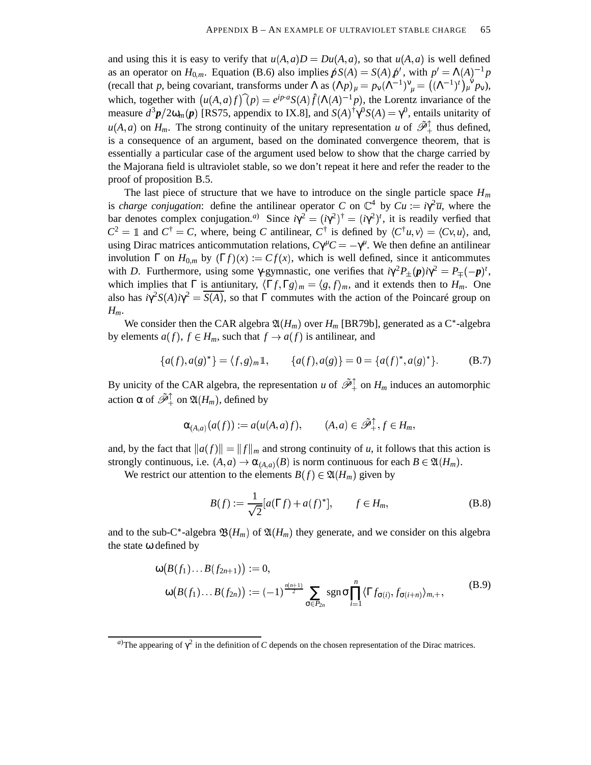and using this it is easy to verify that $u(A,a)D = Du(A,a)$, so that $u(A,a)$ is well defined as an operator on $H_{0,m}$. Equation (B.6) also implies $\not{p}S(A) = S(A)\not{p}'$, with $p' = \Lambda(A)^{-1}p$ (recall that $p$, being covariant, transforms under $\Lambda$ as $(\Lambda p)_\mu = p_\nu (\Lambda^{-1})^\nu{}_\mu = \big((\Lambda^{-1})^t\big)_\mu{}^\nu p_\nu$), which, together with $\big(u(A,a)f\big)\hat{}(p) = e^{ip\cdot a}S(A)\hat{f}(\Lambda(A)^{-1}p)$, the Lorentz invariance of the measure $d^3\boldsymbol{p}/2\omega_m(\boldsymbol{p})$ [RS75, appendix to IX.8], and $S(A)^\dagger\gamma^0 S(A) = \gamma^0$, entails unitarity of $u(A,a)$ on $H_m$. The strong continuity of the unitary representation $u$ of $\tilde{\mathscr{P}}_+^\uparrow$ thus defined, is a consequence of an argument, based on the dominated convergence theorem, that is essentially a particular case of the argument used below to show that the charge carried by the Majorana field is ultraviolet stable, so we don't repeat it here and refer the reader to the proof of proposition B.5.

The last piece of structure that we have to introduce on the single particle space $H_m$ is *charge conjugation*: define the antilinear operator $C$ on $\mathbb{C}^4$ by $Cu := i\gamma^2\overline{u}$, where the bar denotes complex conjugation.[a)] Since $i\gamma^2 = (i\gamma^2)^\dagger = (i\gamma^2)^t$, it is readily verfied that $C^2 = \mathbb{1}$ and $C^\dagger = C$, where, being $C$ antilinear, $C^\dagger$ is defined by $\langle C^\dagger u, v\rangle = \langle Cv, u\rangle$, and, using Dirac matrices anticommutation relations, $C\gamma^\mu C = -\gamma^\mu$. We then define an antilinear involution $\Gamma$ on $H_{0,m}$ by $(\Gamma f)(x) := Cf(x)$, which is well defined, since it anticommutes with $D$. Furthermore, using some $\gamma$-gymnastic, one verifies that $i\gamma^2 P_\pm(\boldsymbol{p})i\gamma^2 = P_\mp(-\boldsymbol{p})^t$, which implies that $\Gamma$ is antiunitary, $\langle \Gamma f, \Gamma g\rangle_m = \langle g, f\rangle_m$, and it extends then to $H_m$. One also has $i\gamma^2 S(A) i\gamma^2 = \overline{S(A)}$, so that $\Gamma$ commutes with the action of the Poincaré group on $H_m$.

We consider then the CAR algebra $\mathfrak{A}(H_m)$ over $H_m$ [BR79b], generated as a C*-algebra by elements $a(f)$, $f \in H_m$, such that $f \to a(f)$ is antilinear, and

$$\{a(f), a(g)^*\} = \langle f, g\rangle_m \mathbb{1}, \qquad \{a(f), a(g)\} = 0 = \{a(f)^*, a(g)^*\}. \tag{B.7}$$

By unicity of the CAR algebra, the representation $u$ of $\tilde{\mathscr{P}}_+^\uparrow$ on $H_m$ induces an automorphic action $\alpha$ of $\tilde{\mathscr{P}}_+^\uparrow$ on $\mathfrak{A}(H_m)$, defined by

$$\alpha_{(A,a)}(a(f)) := a(u(A,a)f), \qquad (A,a) \in \tilde{\mathscr{P}}_+^\uparrow, f \in H_m,$$

and, by the fact that $\|a(f)\| = \|f\|_m$ and strong continuity of $u$, it follows that this action is strongly continuous, i.e. $(A,a) \to \alpha_{(A,a)}(B)$ is norm continuous for each $B \in \mathfrak{A}(H_m)$.

We restrict our attention to the elements $B(f) \in \mathfrak{A}(H_m)$ given by

$$B(f) := \frac{1}{\sqrt{2}}[a(\Gamma f) + a(f)^*], \qquad f \in H_m, \tag{B.8}$$

and to the sub-C*-algebra $\mathfrak{B}(H_m)$ of $\mathfrak{A}(H_m)$ they generate, and we consider on this algebra the state $\omega$ defined by

$$\begin{aligned} &\omega\big(B(f_1)\dots B(f_{2n+1})\big) := 0, \\ &\omega\big(B(f_1)\dots B(f_{2n})\big) := (-1)^{\frac{n(n+1)}{2}} \sum_{\sigma \in P_{2n}} \operatorname{sgn}\sigma \prod_{i=1}^n \langle \Gamma f_{\sigma(i)}, f_{\sigma(i+n)}\rangle_{m,+}, \end{aligned} \tag{B.9}$$

---

[a)] The appearing of $\gamma^2$ in the definition of $C$ depends on the chosen representation of the Dirac matrices.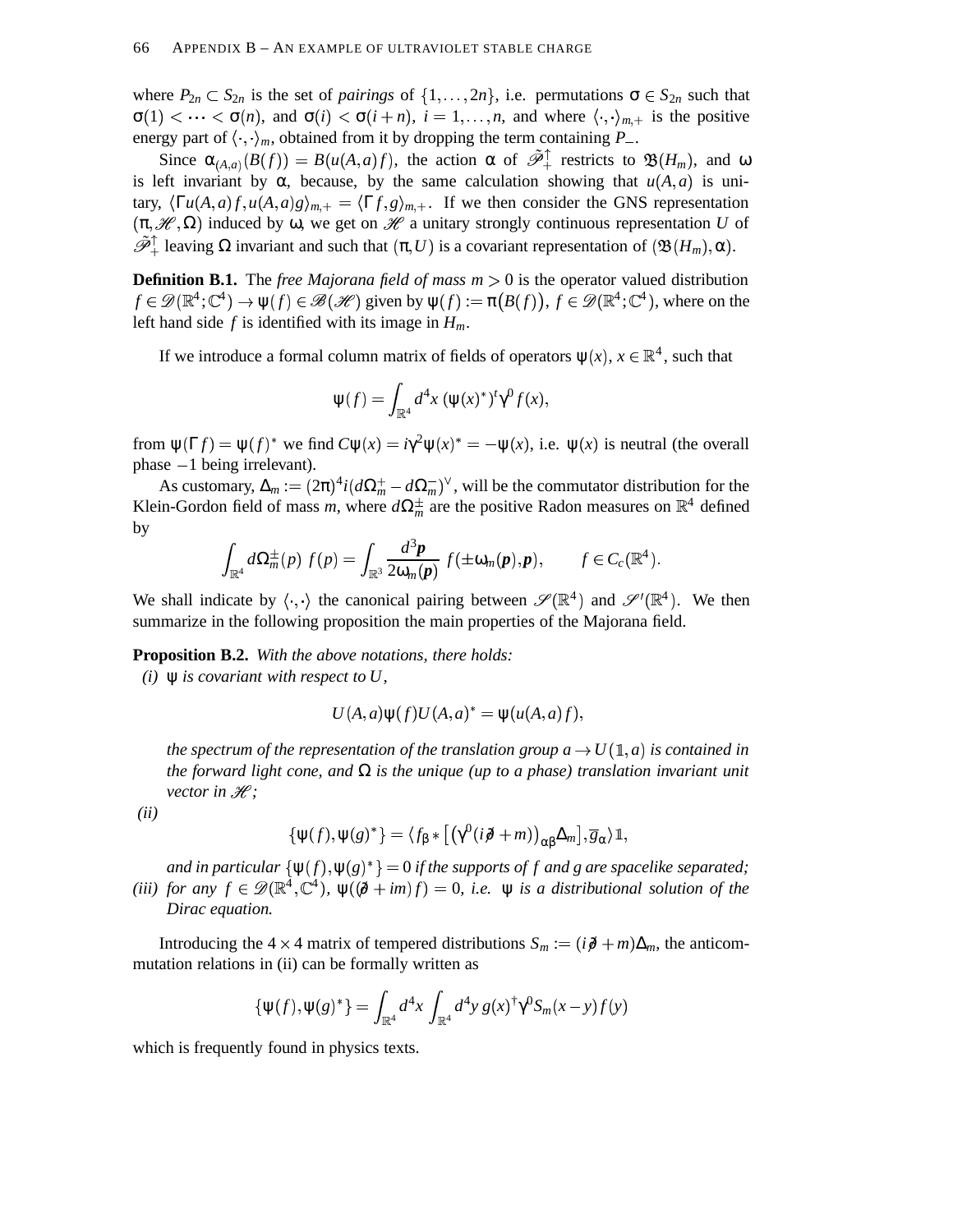where $P_{2n} \subset S_{2n}$ is the set of *pairings* of $\{1,\dots,2n\}$, i.e. permutations $\sigma \in S_{2n}$ such that $\sigma(1) < \cdots < \sigma(n)$, and $\sigma(i) < \sigma(i+n)$, $i = 1,\dots,n$, and where $\langle\cdot,\cdot\rangle_{m,+}$ is the positive energy part of $\langle\cdot,\cdot\rangle_m$, obtained from it by dropping the term containing $P_-$.

Since $\alpha_{(A,a)}(B(f)) = B(u(A,a)f)$, the action $\alpha$ of $\tilde{\mathscr{P}}_+^\uparrow$ restricts to $\mathfrak{B}(H_m)$, and $\omega$ is left invariant by $\alpha$, because, by the same calculation showing that $u(A,a)$ is unitary, $\langle \Gamma u(A,a)f, u(A,a)g\rangle_{m,+} = \langle \Gamma f, g\rangle_{m,+}$. If we then consider the GNS representation $(\pi,\mathscr{H},\Omega)$ induced by $\omega$, we get on $\mathscr{H}$ a unitary strongly continuous representation $U$ of $\tilde{\mathscr{P}}_+^\uparrow$ leaving $\Omega$ invariant and such that $(\pi,U)$ is a covariant representation of $(\mathfrak{B}(H_m),\alpha)$.

**Definition B.1.** The *free Majorana field of mass* $m > 0$ is the operator valued distribution $f \in \mathscr{D}(\mathbb{R}^4;\mathbb{C}^4) \to \psi(f) \in \mathscr{B}(\mathscr{H})$ given by $\psi(f) := \pi\big(B(f)\big)$, $f \in \mathscr{D}(\mathbb{R}^4;\mathbb{C}^4)$, where on the left hand side $f$ is identified with its image in $H_m$.

If we introduce a formal column matrix of fields of operators $\psi(x)$, $x \in \mathbb{R}^4$, such that

$$\psi(f) = \int_{\mathbb{R}^4} d^4x\, (\psi(x)^*)^t \gamma^0 f(x),$$

from $\psi(\Gamma f) = \psi(f)^*$ we find $C\psi(x) = i\gamma^2\psi(x)^* = -\psi(x)$, i.e. $\psi(x)$ is neutral (the overall phase $-1$ being irrelevant).

As customary, $\Delta_m := (2\pi)^4 i(d\Omega_m^+ - d\Omega_m^-)^\vee$, will be the commutator distribution for the Klein-Gordon field of mass $m$, where $d\Omega_m^\pm$ are the positive Radon measures on $\mathbb{R}^4$ defined by

$$\int_{\mathbb{R}^4} d\Omega_m^\pm(p)\, f(p) = \int_{\mathbb{R}^3} \frac{d^3\boldsymbol{p}}{2\omega_m(\boldsymbol{p})}\, f(\pm\omega_m(\boldsymbol{p}),\boldsymbol{p}), \qquad f \in C_c(\mathbb{R}^4).$$

We shall indicate by $\langle\cdot,\cdot\rangle$ the canonical pairing between $\mathscr{S}(\mathbb{R}^4)$ and $\mathscr{S}'(\mathbb{R}^4)$. We then summarize in the following proposition the main properties of the Majorana field.

**Proposition B.2.** *With the above notations, there holds:*

*(i)* $\psi$ *is covariant with respect to* $U$*,*

$$U(A,a)\psi(f)U(A,a)^* = \psi(u(A,a)f),$$

*the spectrum of the representation of the translation group* $a \to U(\mathbb{1},a)$ *is contained in the forward light cone, and* $\Omega$ *is the unique (up to a phase) translation invariant unit vector in* $\mathscr{H}$*;*

*(ii)*

$$\{\psi(f),\psi(g)^*\} = \langle f_\beta * \big[\big(\gamma^0(i\partial\!\!\!/ + m)\big)_{\alpha\beta}\Delta_m\big], \overline{g}_\alpha\rangle\mathbb{1},$$

*and in particular* $\{\psi(f),\psi(g)^*\} = 0$ *if the supports of* $f$ *and* $g$ *are spacelike separated;*

*(iii) for any* $f \in \mathscr{D}(\mathbb{R}^4,\mathbb{C}^4)$*,* $\psi((\partial\!\!\!/ + im)f) = 0$*, i.e.* $\psi$ *is a distributional solution of the Dirac equation.*

Introducing the $4\times 4$ matrix of tempered distributions $S_m := (i\partial\!\!\!/ + m)\Delta_m$, the anticommutation relations in (ii) can be formally written as

$$\{\psi(f),\psi(g)^*\} = \int_{\mathbb{R}^4} d^4x \int_{\mathbb{R}^4} d^4y\, g(x)^\dagger\gamma^0 S_m(x-y) f(y)$$

which is frequently found in physics texts.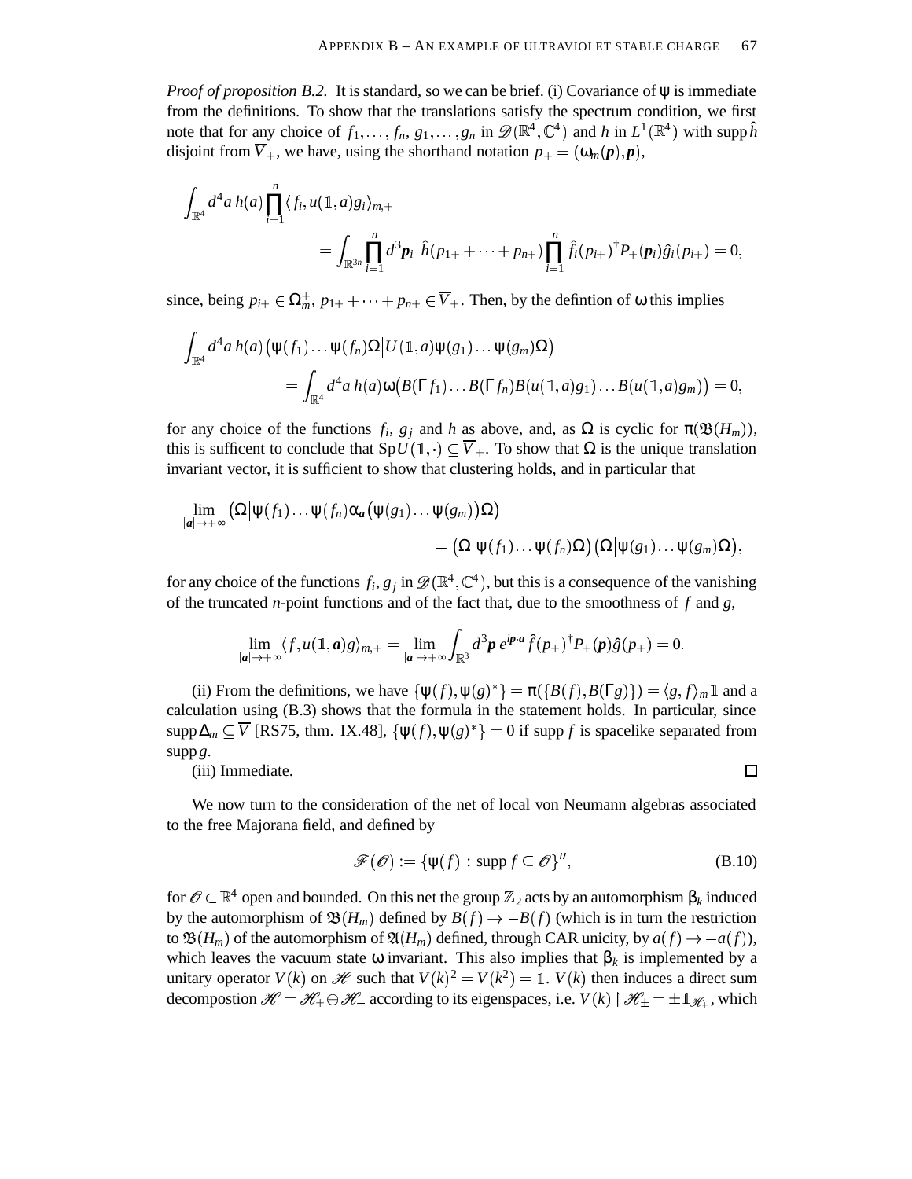*Proof of proposition B.2.* It is standard, so we can be brief. (i) Covariance of $\psi$ is immediate from the definitions. To show that the translations satisfy the spectrum condition, we first note that for any choice of $f_1, \dots, f_n$, $g_1, \dots, g_n$ in $\mathscr{D}(\mathbb{R}^4, \mathbb{C}^4)$ and $h$ in $L^1(\mathbb{R}^4)$ with $\operatorname{supp} \hat{h}$ disjoint from $\overline{V}_+$, we have, using the shorthand notation $p_+ = (\omega_m(\boldsymbol{p}), \boldsymbol{p})$,

$$\int_{\mathbb{R}^4} d^4a\, h(a) \prod_{i=1}^{n} \langle f_i, u(\mathbb{1}, a) g_i \rangle_{m,+}$$
$$= \int_{\mathbb{R}^{3n}} \prod_{i=1}^{n} d^3\boldsymbol{p}_i \;\; \hat{h}(p_{1+} + \dots + p_{n+}) \prod_{i=1}^{n} \hat{f}_i(p_{i+})^\dagger P_+(\boldsymbol{p}_i) \hat{g}_i(p_{i+}) = 0,$$

since, being $p_{i+} \in \Omega_m^+$, $p_{1+} + \dots + p_{n+} \in \overline{V}_+$. Then, by the defintion of $\omega$ this implies

$$\int_{\mathbb{R}^4} d^4a\, h(a) \big(\psi(f_1) \dots \psi(f_n)\Omega \big| U(\mathbb{1}, a) \psi(g_1) \dots \psi(g_m)\Omega\big)$$
$$= \int_{\mathbb{R}^4} d^4a\, h(a) \omega\big(B(\Gamma f_1) \dots B(\Gamma f_n) B(u(\mathbb{1}, a) g_1) \dots B(u(\mathbb{1}, a) g_m)\big) = 0,$$

for any choice of the functions $f_i$, $g_j$ and $h$ as above, and, as $\Omega$ is cyclic for $\pi(\mathfrak{B}(H_m))$, this is sufficent to conclude that $\operatorname{Sp} U(\mathbb{1}, \cdot) \subseteq \overline{V}_+$. To show that $\Omega$ is the unique translation invariant vector, it is sufficient to show that clustering holds, and in particular that

$$\lim_{|\boldsymbol{a}| \to +\infty} \big(\Omega \big| \psi(f_1) \dots \psi(f_n) \alpha_{\boldsymbol{a}}\big(\psi(g_1) \dots \psi(g_m)\big)\Omega\big)$$
$$= \big(\Omega \big| \psi(f_1) \dots \psi(f_n)\Omega\big) \big(\Omega \big| \psi(g_1) \dots \psi(g_m)\Omega\big),$$

for any choice of the functions $f_i, g_j$ in $\mathscr{D}(\mathbb{R}^4, \mathbb{C}^4)$, but this is a consequence of the vanishing of the truncated $n$-point functions and of the fact that, due to the smoothness of $f$ and $g$,

$$\lim_{|\boldsymbol{a}| \to +\infty} \langle f, u(\mathbb{1}, \boldsymbol{a}) g \rangle_{m,+} = \lim_{|\boldsymbol{a}| \to +\infty} \int_{\mathbb{R}^3} d^3\boldsymbol{p}\, e^{i\boldsymbol{p} \cdot \boldsymbol{a}} \hat{f}(p_+)^\dagger P_+(\boldsymbol{p}) \hat{g}(p_+) = 0.$$

(ii) From the definitions, we have $\{\psi(f), \psi(g)^*\} = \pi(\{B(f), B(\Gamma g)\}) = \langle g, f \rangle_m \mathbb{1}$ and a calculation using (B.3) shows that the formula in the statement holds. In particular, since $\operatorname{supp} \Delta_m \subseteq \overline{V}$ [RS75, thm. IX.48], $\{\psi(f), \psi(g)^*\} = 0$ if supp $f$ is spacelike separated from supp $g$.

(iii) Immediate. □

We now turn to the consideration of the net of local von Neumann algebras associated to the free Majorana field, and defined by

$$\mathscr{F}(\mathscr{O}) := \{\psi(f) : \operatorname{supp} f \subseteq \mathscr{O}\}'', \tag{B.10}$$

for $\mathscr{O} \subset \mathbb{R}^4$ open and bounded. On this net the group $\mathbb{Z}_2$ acts by an automorphism $\beta_k$ induced by the automorphism of $\mathfrak{B}(H_m)$ defined by $B(f) \to -B(f)$ (which is in turn the restriction to $\mathfrak{B}(H_m)$ of the automorphism of $\mathfrak{A}(H_m)$ defined, through CAR unicity, by $a(f) \to -a(f)$), which leaves the vacuum state $\omega$ invariant. This also implies that $\beta_k$ is implemented by a unitary operator $V(k)$ on $\mathscr{H}$ such that $V(k)^2 = V(k^2) = \mathbb{1}$. $V(k)$ then induces a direct sum decompostion $\mathscr{H} = \mathscr{H}_+ \oplus \mathscr{H}_-$ according to its eigenspaces, i.e. $V(k) \restriction \mathscr{H}_\pm = \pm \mathbb{1}_{\mathscr{H}_\pm}$, which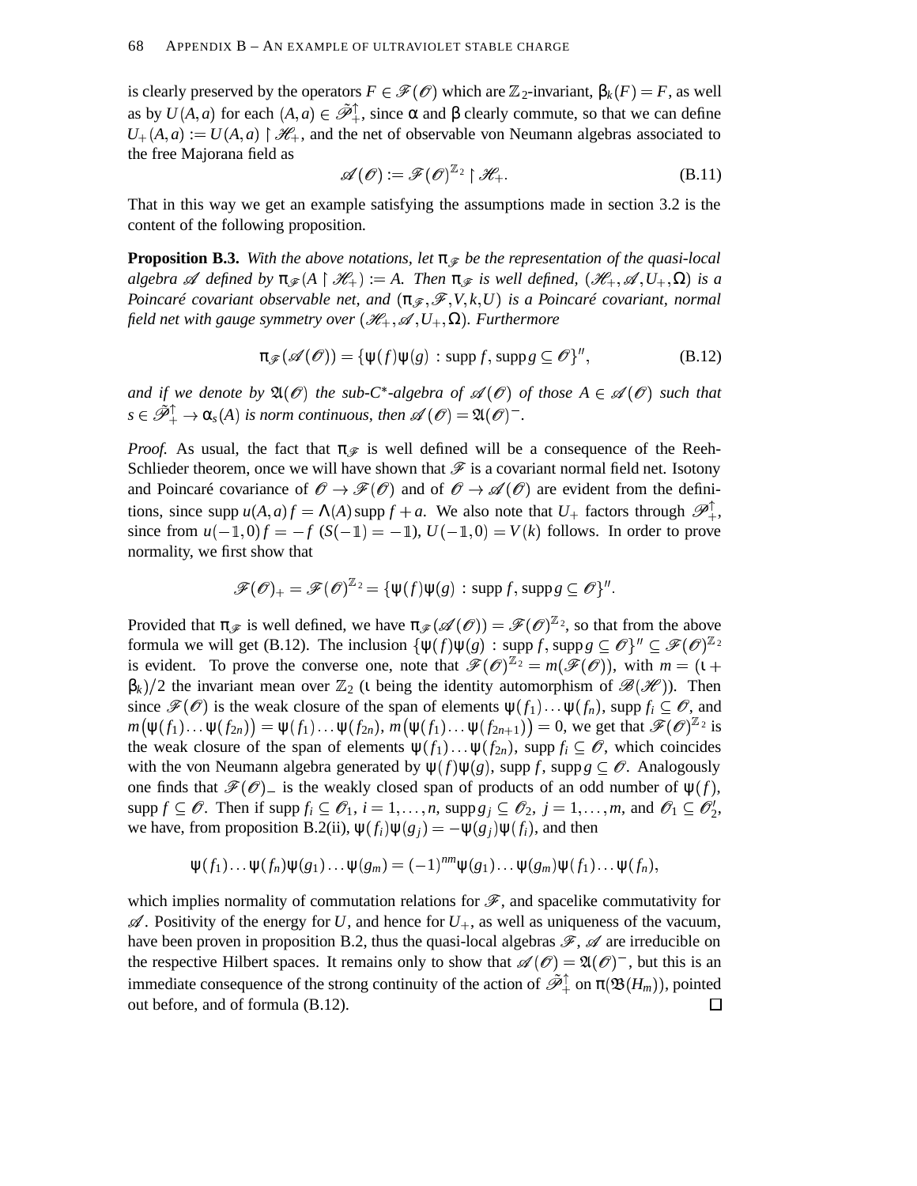is clearly preserved by the operators $F \in \mathscr{F}(\mathscr{O})$ which are $\mathbb{Z}_2$-invariant, $\beta_k(F) = F$, as well as by $U(A,a)$ for each $(A,a) \in \tilde{\mathscr{P}}_+^\uparrow$, since $\alpha$ and $\beta$ clearly commute, so that we can define $U_+(A,a) := U(A,a) \restriction \mathscr{H}_+$, and the net of observable von Neumann algebras associated to the free Majorana field as

$$\mathscr{A}(\mathscr{O}) := \mathscr{F}(\mathscr{O})^{\mathbb{Z}_2} \restriction \mathscr{H}_+. \tag{B.11}$$

That in this way we get an example satisfying the assumptions made in section 3.2 is the content of the following proposition.

**Proposition B.3.** *With the above notations, let $\pi_{\mathscr{F}}$ be the representation of the quasi-local algebra $\mathscr{A}$ defined by $\pi_{\mathscr{F}}(A \restriction \mathscr{H}_+) := A$. Then $\pi_{\mathscr{F}}$ is well defined, $(\mathscr{H}_+, \mathscr{A}, U_+, \Omega)$ is a Poincaré covariant observable net, and $(\pi_{\mathscr{F}}, \mathscr{F}, V, k, U)$ is a Poincaré covariant, normal field net with gauge symmetry over $(\mathscr{H}_+, \mathscr{A}, U_+, \Omega)$. Furthermore*

$$\pi_{\mathscr{F}}(\mathscr{A}(\mathscr{O})) = \{\psi(f)\psi(g) \,:\, \operatorname{supp} f, \operatorname{supp} g \subseteq \mathscr{O}\}'', \tag{B.12}$$

*and if we denote by $\mathfrak{A}(\mathscr{O})$ the sub-C\*-algebra of $\mathscr{A}(\mathscr{O})$ of those $A \in \mathscr{A}(\mathscr{O})$ such that $s \in \tilde{\mathscr{P}}_+^\uparrow \to \alpha_s(A)$ is norm continuous, then $\mathscr{A}(\mathscr{O}) = \mathfrak{A}(\mathscr{O})^-$.*

*Proof.* As usual, the fact that $\pi_{\mathscr{F}}$ is well defined will be a consequence of the Reeh-Schlieder theorem, once we will have shown that $\mathscr{F}$ is a covariant normal field net. Isotony and Poincaré covariance of $\mathscr{O} \to \mathscr{F}(\mathscr{O})$ and of $\mathscr{O} \to \mathscr{A}(\mathscr{O})$ are evident from the definitions, since $\operatorname{supp} u(A,a)f = \Lambda(A)\operatorname{supp} f + a$. We also note that $U_+$ factors through $\mathscr{P}_+^\uparrow$, since from $u(-\mathbb{1},0)f = -f$ $(S(-\mathbb{1}) = -\mathbb{1})$, $U(-\mathbb{1},0) = V(k)$ follows. In order to prove normality, we first show that

$$\mathscr{F}(\mathscr{O})_+ = \mathscr{F}(\mathscr{O})^{\mathbb{Z}_2} = \{\psi(f)\psi(g) \,:\, \operatorname{supp} f, \operatorname{supp} g \subseteq \mathscr{O}\}''.$$

Provided that $\pi_{\mathscr{F}}$ is well defined, we have $\pi_{\mathscr{F}}(\mathscr{A}(\mathscr{O})) = \mathscr{F}(\mathscr{O})^{\mathbb{Z}_2}$, so that from the above formula we will get (B.12). The inclusion $\{\psi(f)\psi(g) \,:\, \operatorname{supp} f, \operatorname{supp} g \subseteq \mathscr{O}\}'' \subseteq \mathscr{F}(\mathscr{O})^{\mathbb{Z}_2}$ is evident. To prove the converse one, note that $\mathscr{F}(\mathscr{O})^{\mathbb{Z}_2} = m(\mathscr{F}(\mathscr{O}))$, with $m = (\iota + \beta_k)/2$ the invariant mean over $\mathbb{Z}_2$ ($\iota$ being the identity automorphism of $\mathscr{B}(\mathscr{H})$). Then since $\mathscr{F}(\mathscr{O})$ is the weak closure of the span of elements $\psi(f_1)\dots\psi(f_n)$, $\operatorname{supp} f_i \subseteq \mathscr{O}$, and $m\big(\psi(f_1)\dots\psi(f_{2n})\big) = \psi(f_1)\dots\psi(f_{2n})$, $m\big(\psi(f_1)\dots\psi(f_{2n+1})\big) = 0$, we get that $\mathscr{F}(\mathscr{O})^{\mathbb{Z}_2}$ is the weak closure of the span of elements $\psi(f_1)\dots\psi(f_{2n})$, $\operatorname{supp} f_i \subseteq \mathscr{O}$, which coincides with the von Neumann algebra generated by $\psi(f)\psi(g)$, $\operatorname{supp} f$, $\operatorname{supp} g \subseteq \mathscr{O}$. Analogously one finds that $\mathscr{F}(\mathscr{O})_-$ is the weakly closed span of products of an odd number of $\psi(f)$, $\operatorname{supp} f \subseteq \mathscr{O}$. Then if $\operatorname{supp} f_i \subseteq \mathscr{O}_1$, $i = 1,\dots,n$, $\operatorname{supp} g_j \subseteq \mathscr{O}_2$, $j = 1,\dots,m$, and $\mathscr{O}_1 \subseteq \mathscr{O}_2'$, we have, from proposition B.2(ii), $\psi(f_i)\psi(g_j) = -\psi(g_j)\psi(f_i)$, and then

$$\psi(f_1)\dots\psi(f_n)\psi(g_1)\dots\psi(g_m) = (-1)^{nm}\psi(g_1)\dots\psi(g_m)\psi(f_1)\dots\psi(f_n),$$

which implies normality of commutation relations for $\mathscr{F}$, and spacelike commutativity for $\mathscr{A}$. Positivity of the energy for $U$, and hence for $U_+$, as well as uniqueness of the vacuum, have been proven in proposition B.2, thus the quasi-local algebras $\mathscr{F}$, $\mathscr{A}$ are irreducible on the respective Hilbert spaces. It remains only to show that $\mathscr{A}(\mathscr{O}) = \mathfrak{A}(\mathscr{O})^-$, but this is an immediate consequence of the strong continuity of the action of $\tilde{\mathscr{P}}_+^\uparrow$ on $\pi(\mathfrak{B}(H_m))$, pointed out before, and of formula (B.12). $\square$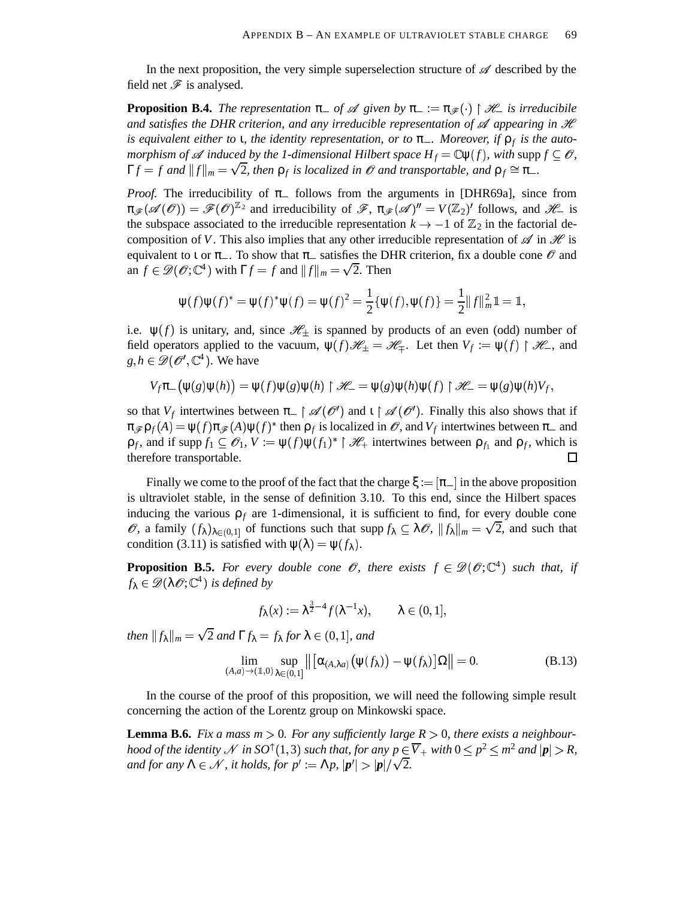In the next proposition, the very simple superselection structure of $\mathscr{A}$ described by the field net $\mathscr{F}$ is analysed.

**Proposition B.4.** *The representation $\pi_-$ of $\mathscr{A}$ given by $\pi_- := \pi_{\mathscr{F}}(\cdot) \restriction \mathscr{H}_-$ is irreducibile and satisfies the DHR criterion, and any irreducible representation of $\mathscr{A}$ appearing in $\mathscr{H}$ is equivalent either to $\iota$, the identity representation, or to $\pi_-$. Moreover, if $\rho_f$ is the automorphism of $\mathscr{A}$ induced by the 1-dimensional Hilbert space $H_f = \mathbb{C}\psi(f)$, with $\operatorname{supp} f \subseteq \mathscr{O}$, $\Gamma f = f$ and $\|f\|_m = \sqrt{2}$, then $\rho_f$ is localized in $\mathscr{O}$ and transportable, and $\rho_f \cong \pi_-$.*

*Proof.* The irreducibility of $\pi_-$ follows from the arguments in [DHR69a], since from $\pi_{\mathscr{F}}(\mathscr{A}(\mathscr{O})) = \mathscr{F}(\mathscr{O})^{\mathbb{Z}_2}$ and irreducibility of $\mathscr{F}$, $\pi_{\mathscr{F}}(\mathscr{A})'' = V(\mathbb{Z}_2)'$ follows, and $\mathscr{H}_-$ is the subspace associated to the irreducible representation $k \to -1$ of $\mathbb{Z}_2$ in the factorial decomposition of $V$. This also implies that any other irreducible representation of $\mathscr{A}$ in $\mathscr{H}$ is equivalent to $\iota$ or $\pi_-$. To show that $\pi_-$ satisfies the DHR criterion, fix a double cone $\mathscr{O}$ and an $f \in \mathscr{D}(\mathscr{O};\mathbb{C}^4)$ with $\Gamma f = f$ and $\|f\|_m = \sqrt{2}$. Then

$$\psi(f)\psi(f)^* = \psi(f)^*\psi(f) = \psi(f)^2 = \frac{1}{2}\{\psi(f),\psi(f)\} = \frac{1}{2}\|f\|_m^2 \mathbb{1} = \mathbb{1},$$

i.e. $\psi(f)$ is unitary, and, since $\mathscr{H}_\pm$ is spanned by products of an even (odd) number of field operators applied to the vacuum, $\psi(f)\mathscr{H}_\pm = \mathscr{H}_\mp$. Let then $V_f := \psi(f) \restriction \mathscr{H}_-$, and $g, h \in \mathscr{D}(\mathscr{O}', \mathbb{C}^4)$. We have

$$V_f \pi_-\big(\psi(g)\psi(h)\big) = \psi(f)\psi(g)\psi(h) \restriction \mathscr{H}_- = \psi(g)\psi(h)\psi(f) \restriction \mathscr{H}_- = \psi(g)\psi(h)V_f,$$

so that $V_f$ intertwines between $\pi_- \restriction \mathscr{A}(\mathscr{O}')$ and $\iota \restriction \mathscr{A}(\mathscr{O}')$. Finally this also shows that if $\pi_{\mathscr{F}}\rho_f(A) = \psi(f)\pi_{\mathscr{F}}(A)\psi(f)^*$ then $\rho_f$ is localized in $\mathscr{O}$, and $V_f$ intertwines between $\pi_-$ and $\rho_f$, and if $\operatorname{supp} f_1 \subseteq \mathscr{O}_1$, $V := \psi(f)\psi(f_1)^* \restriction \mathscr{H}_+$ intertwines between $\rho_{f_1}$ and $\rho_f$, which is therefore transportable. $\square$

Finally we come to the proof of the fact that the charge $\xi := [\pi_-]$ in the above proposition is ultraviolet stable, in the sense of definition 3.10. To this end, since the Hilbert spaces inducing the various $\rho_f$ are 1-dimensional, it is sufficient to find, for every double cone $\mathscr{O}$, a family $(f_\lambda)_{\lambda\in(0,1]}$ of functions such that $\operatorname{supp} f_\lambda \subseteq \lambda\mathscr{O}$, $\|f_\lambda\|_m = \sqrt{2}$, and such that condition (3.11) is satisfied with $\psi(\lambda) = \psi(f_\lambda)$.

**Proposition B.5.** *For every double cone $\mathscr{O}$, there exists $f \in \mathscr{D}(\mathscr{O};\mathbb{C}^4)$ such that, if $f_\lambda \in \mathscr{D}(\lambda\mathscr{O};\mathbb{C}^4)$ is defined by*

$$f_\lambda(x) := \lambda^{\frac{3}{2}-4} f(\lambda^{-1}x), \qquad \lambda \in (0,1],$$

*then $\|f_\lambda\|_m = \sqrt{2}$ and $\Gamma f_\lambda = f_\lambda$ for $\lambda \in (0,1]$, and*

$$\lim_{(A,a)\to(\mathbb{1},0)} \sup_{\lambda\in(0,1]} \big\| \big[\alpha_{(A,\lambda a)}\big(\psi(f_\lambda)\big) - \psi(f_\lambda)\big]\Omega \big\| = 0. \tag{B.13}$$

In the course of the proof of this proposition, we will need the following simple result concerning the action of the Lorentz group on Minkowski space.

**Lemma B.6.** *Fix a mass $m > 0$. For any sufficiently large $R > 0$, there exists a neighbourhood of the identity $\mathscr{N}$ in $SO^\uparrow(1,3)$ such that, for any $p \in \overline{V}_+$ with $0 \leq p^2 \leq m^2$ and $|\boldsymbol{p}| > R$, and for any $\Lambda \in \mathscr{N}$, it holds, for $p' := \Lambda p$, $|\boldsymbol{p}'| > |\boldsymbol{p}|/\sqrt{2}$.*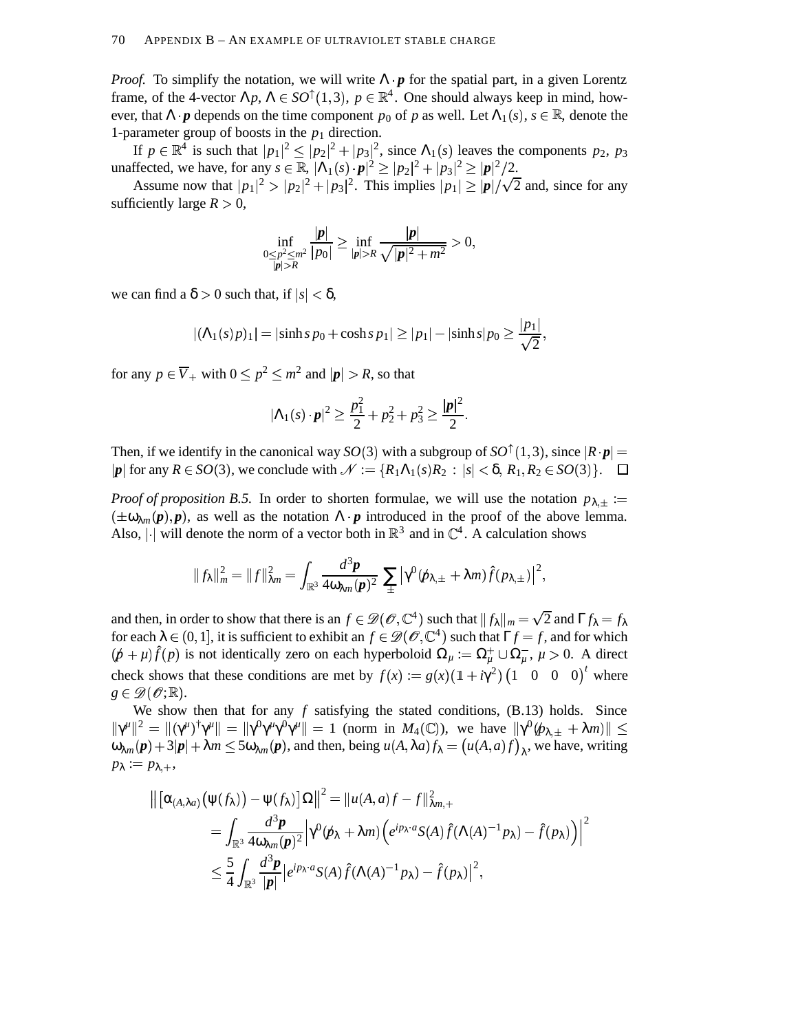*Proof.* To simplify the notation, we will write $\Lambda \cdot \boldsymbol{p}$ for the spatial part, in a given Lorentz frame, of the 4-vector $\Lambda p$, $\Lambda \in SO^\uparrow(1,3)$, $p \in \mathbb{R}^4$. One should always keep in mind, however, that $\Lambda \cdot \boldsymbol{p}$ depends on the time component $p_0$ of $p$ as well. Let $\Lambda_1(s)$, $s \in \mathbb{R}$, denote the 1-parameter group of boosts in the $p_1$ direction.

If $p \in \mathbb{R}^4$ is such that $|p_1|^2 \le |p_2|^2 + |p_3|^2$, since $\Lambda_1(s)$ leaves the components $p_2$, $p_3$ unaffected, we have, for any $s \in \mathbb{R}$, $|\Lambda_1(s) \cdot \boldsymbol{p}|^2 \ge |p_2|^2 + |p_3|^2 \ge |\boldsymbol{p}|^2/2$.

Assume now that $|p_1|^2 > |p_2|^2 + |p_3|^2$. This implies $|p_1| \ge |\boldsymbol{p}|/\sqrt{2}$ and, since for any sufficiently large $R > 0$,

$$\inf_{\substack{0 \le p^2 \le m^2 \\ |\boldsymbol{p}| > R}} \frac{|\boldsymbol{p}|}{|p_0|} \ge \inf_{|\boldsymbol{p}|>R} \frac{|\boldsymbol{p}|}{\sqrt{|\boldsymbol{p}|^2 + m^2}} > 0,$$

we can find a $\delta > 0$ such that, if $|s| < \delta$,

$$|(\Lambda_1(s)p)_1| = |\sinh s\, p_0 + \cosh s\, p_1| \ge |p_1| - |\sinh s| p_0 \ge \frac{|p_1|}{\sqrt{2}},$$

for any $p \in \overline{V}_+$ with $0 \le p^2 \le m^2$ and $|\boldsymbol{p}| > R$, so that

$$|\Lambda_1(s) \cdot \boldsymbol{p}|^2 \ge \frac{p_1^2}{2} + p_2^2 + p_3^2 \ge \frac{|\boldsymbol{p}|^2}{2}.$$

Then, if we identify in the canonical way $SO(3)$ with a subgroup of $SO^\uparrow(1,3)$, since $|R \cdot \boldsymbol{p}| = |\boldsymbol{p}|$ for any $R \in SO(3)$, we conclude with $\mathscr{N} := \{R_1 \Lambda_1(s) R_2 \,:\, |s| < \delta,\, R_1, R_2 \in SO(3)\}$. $\square$

*Proof of proposition B.5.* In order to shorten formulae, we will use the notation $p_{\lambda,\pm} := (\pm\omega_{\lambda m}(\boldsymbol{p}), \boldsymbol{p})$, as well as the notation $\Lambda \cdot \boldsymbol{p}$ introduced in the proof of the above lemma. Also, $|\cdot|$ will denote the norm of a vector both in $\mathbb{R}^3$ and in $\mathbb{C}^4$. A calculation shows

$$\|f_\lambda\|_m^2 = \|f\|_{\lambda m}^2 = \int_{\mathbb{R}^3} \frac{d^3\boldsymbol{p}}{4\omega_{\lambda m}(\boldsymbol{p})^2} \sum_{\pm} \left|\gamma^0(\not{p}_{\lambda,\pm} + \lambda m)\hat{f}(p_{\lambda,\pm})\right|^2,$$

and then, in order to show that there is an $f \in \mathscr{D}(\mathscr{O}, \mathbb{C}^4)$ such that $\|f_\lambda\|_m = \sqrt{2}$ and $\Gamma f_\lambda = f_\lambda$ for each $\lambda \in (0,1]$, it is sufficient to exhibit an $f \in \mathscr{D}(\mathscr{O}, \mathbb{C}^4)$ such that $\Gamma f = f$, and for which $(\not{p} + \mu)\hat{f}(p)$ is not identically zero on each hyperboloid $\Omega_\mu := \Omega_\mu^+ \cup \Omega_\mu^-$, $\mu > 0$. A direct check shows that these conditions are met by $f(x) := g(x)(\mathbb{1} + i\gamma^2)\begin{pmatrix}1 & 0 & 0 & 0\end{pmatrix}^t$ where $g \in \mathscr{D}(\mathscr{O}; \mathbb{R})$.

We show then that for any $f$ satisfying the stated conditions, (B.13) holds. Since $\|\gamma^\mu\|^2 = \|(\gamma^\mu)^\dagger \gamma^\mu\| = \|\gamma^0\gamma^\mu\gamma^0\gamma^\mu\| = 1$ (norm in $M_4(\mathbb{C})$), we have $\|\gamma^0(\not{p}_{\lambda,\pm} + \lambda m)\| \le \omega_{\lambda m}(\boldsymbol{p}) + 3|\boldsymbol{p}| + \lambda m \le 5\omega_{\lambda m}(\boldsymbol{p})$, and then, being $u(A, \lambda a) f_\lambda = \big(u(A,a)f\big)_\lambda$, we have, writing $p_\lambda := p_{\lambda,+}$,

$$\begin{aligned}
\left\|\left[\alpha_{(A,\lambda a)}\big(\psi(f_\lambda)\big) - \psi(f_\lambda)\right]\Omega\right\|^2 &= \|u(A,a)f - f\|_{\lambda m,+}^2 \\
&= \int_{\mathbb{R}^3} \frac{d^3\boldsymbol{p}}{4\omega_{\lambda m}(\boldsymbol{p})^2} \left|\gamma^0(\not{p}_\lambda + \lambda m)\Big(e^{ip_\lambda \cdot a} S(A)\hat{f}(\Lambda(A)^{-1}p_\lambda) - \hat{f}(p_\lambda)\Big)\right|^2 \\
&\le \frac{5}{4} \int_{\mathbb{R}^3} \frac{d^3\boldsymbol{p}}{|\boldsymbol{p}|} \left|e^{ip_\lambda \cdot a} S(A)\hat{f}(\Lambda(A)^{-1}p_\lambda) - \hat{f}(p_\lambda)\right|^2,
\end{aligned}$$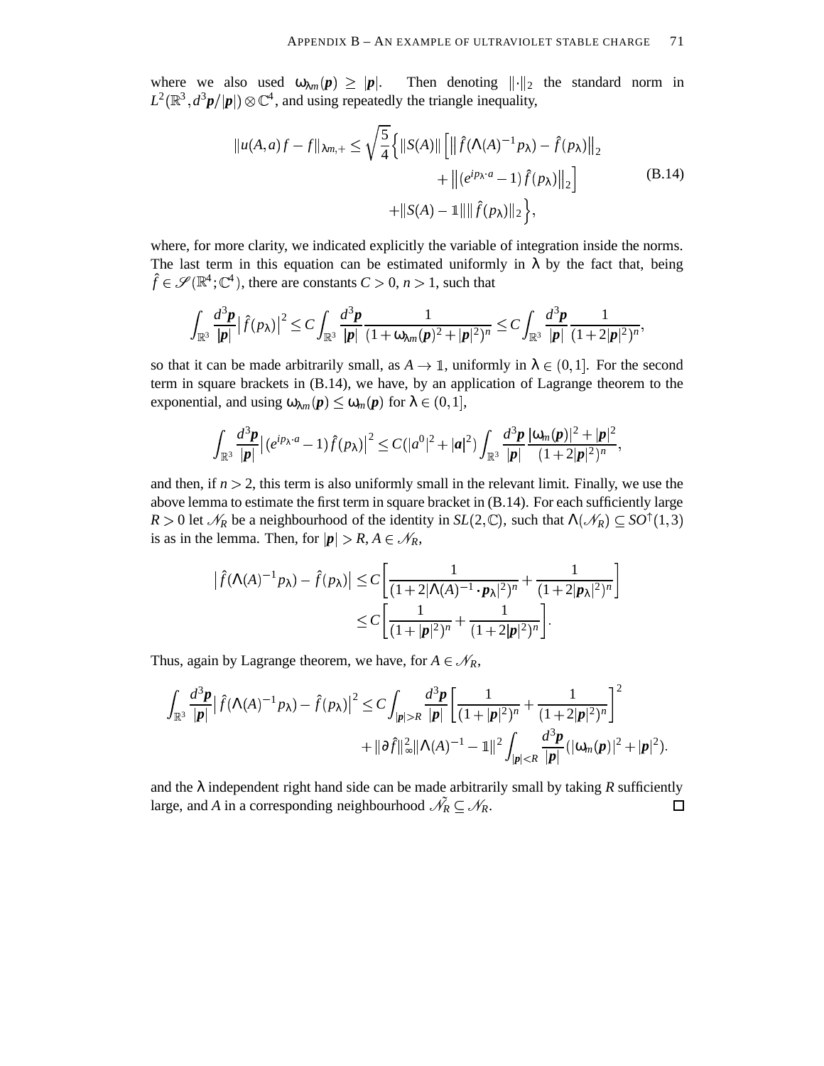where we also used $\omega_{\lambda m}(\boldsymbol{p}) \geq |\boldsymbol{p}|$. Then denoting $\|\cdot\|_2$ the standard norm in $L^2(\mathbb{R}^3, d^3\boldsymbol{p}/|\boldsymbol{p}|) \otimes \mathbb{C}^4$, and using repeatedly the triangle inequality,

$$
\begin{aligned}
\|u(A,a)f - f\|_{\lambda m,+} \leq \sqrt{\frac{5}{4}}\Big\{ \|S(A)\| \Big[ \big\| \hat{f}(\Lambda(A)^{-1}p_\lambda) - \hat{f}(p_\lambda)\big\|_2 \\
+ \big\|(e^{ip_\lambda \cdot a} - 1)\hat{f}(p_\lambda)\big\|_2 \Big] \\
+ \|S(A) - \mathbb{1}\| \|\hat{f}(p_\lambda)\|_2 \Big\},
\end{aligned}
\tag{B.14}
$$

where, for more clarity, we indicated explicitly the variable of integration inside the norms. The last term in this equation can be estimated uniformly in $\lambda$ by the fact that, being $\hat{f} \in \mathscr{S}(\mathbb{R}^4; \mathbb{C}^4)$, there are constants $C > 0$, $n > 1$, such that

$$
\int_{\mathbb{R}^3} \frac{d^3\boldsymbol{p}}{|\boldsymbol{p}|} \big|\hat{f}(p_\lambda)\big|^2 \leq C \int_{\mathbb{R}^3} \frac{d^3\boldsymbol{p}}{|\boldsymbol{p}|} \frac{1}{(1 + \omega_{\lambda m}(\boldsymbol{p})^2 + |\boldsymbol{p}|^2)^n} \leq C \int_{\mathbb{R}^3} \frac{d^3\boldsymbol{p}}{|\boldsymbol{p}|} \frac{1}{(1 + 2|\boldsymbol{p}|^2)^n},
$$

so that it can be made arbitrarily small, as $A \to \mathbb{1}$, uniformly in $\lambda \in (0,1]$. For the second term in square brackets in (B.14), we have, by an application of Lagrange theorem to the exponential, and using $\omega_{\lambda m}(\boldsymbol{p}) \leq \omega_m(\boldsymbol{p})$ for $\lambda \in (0,1]$,

$$
\int_{\mathbb{R}^3} \frac{d^3\boldsymbol{p}}{|\boldsymbol{p}|} \big|(e^{ip_\lambda \cdot a} - 1)\hat{f}(p_\lambda)\big|^2 \leq C(|a^0|^2 + |\boldsymbol{a}|^2) \int_{\mathbb{R}^3} \frac{d^3\boldsymbol{p}}{|\boldsymbol{p}|} \frac{|\omega_m(\boldsymbol{p})|^2 + |\boldsymbol{p}|^2}{(1 + 2|\boldsymbol{p}|^2)^n},
$$

and then, if $n > 2$, this term is also uniformly small in the relevant limit. Finally, we use the above lemma to estimate the first term in square bracket in (B.14). For each sufficiently large $R > 0$ let $\mathscr{N}_R$ be a neighbourhood of the identity in $SL(2,\mathbb{C})$, such that $\Lambda(\mathscr{N}_R) \subseteq SO^\uparrow(1,3)$ is as in the lemma. Then, for $|\boldsymbol{p}| > R$, $A \in \mathscr{N}_R$,

$$
\begin{aligned}
\big|\hat{f}(\Lambda(A)^{-1}p_\lambda) - \hat{f}(p_\lambda)\big| &\leq C\left[\frac{1}{(1 + 2|\Lambda(A)^{-1} \cdot \boldsymbol{p}_\lambda|^2)^n} + \frac{1}{(1 + 2|\boldsymbol{p}_\lambda|^2)^n}\right] \\
&\leq C\left[\frac{1}{(1 + |\boldsymbol{p}|^2)^n} + \frac{1}{(1 + 2|\boldsymbol{p}|^2)^n}\right].
\end{aligned}
$$

Thus, again by Lagrange theorem, we have, for $A \in \mathscr{N}_R$,

$$
\begin{aligned}
\int_{\mathbb{R}^3} \frac{d^3\boldsymbol{p}}{|\boldsymbol{p}|} \big|\hat{f}(\Lambda(A)^{-1}p_\lambda) - \hat{f}(p_\lambda)\big|^2 \leq C \int_{|\boldsymbol{p}|>R} \frac{d^3\boldsymbol{p}}{|\boldsymbol{p}|} \left[\frac{1}{(1 + |\boldsymbol{p}|^2)^n} + \frac{1}{(1 + 2|\boldsymbol{p}|^2)^n}\right]^2 \\
+ \|\partial \hat{f}\|_\infty^2 \|\Lambda(A)^{-1} - \mathbb{1}\|^2 \int_{|\boldsymbol{p}|<R} \frac{d^3\boldsymbol{p}}{|\boldsymbol{p}|} (|\omega_m(\boldsymbol{p})|^2 + |\boldsymbol{p}|^2).
\end{aligned}
$$

and the $\lambda$ independent right hand side can be made arbitrarily small by taking $R$ sufficiently large, and $A$ in a corresponding neighbourhood $\tilde{\mathscr{N}}_R \subseteq \mathscr{N}_R$. $\square$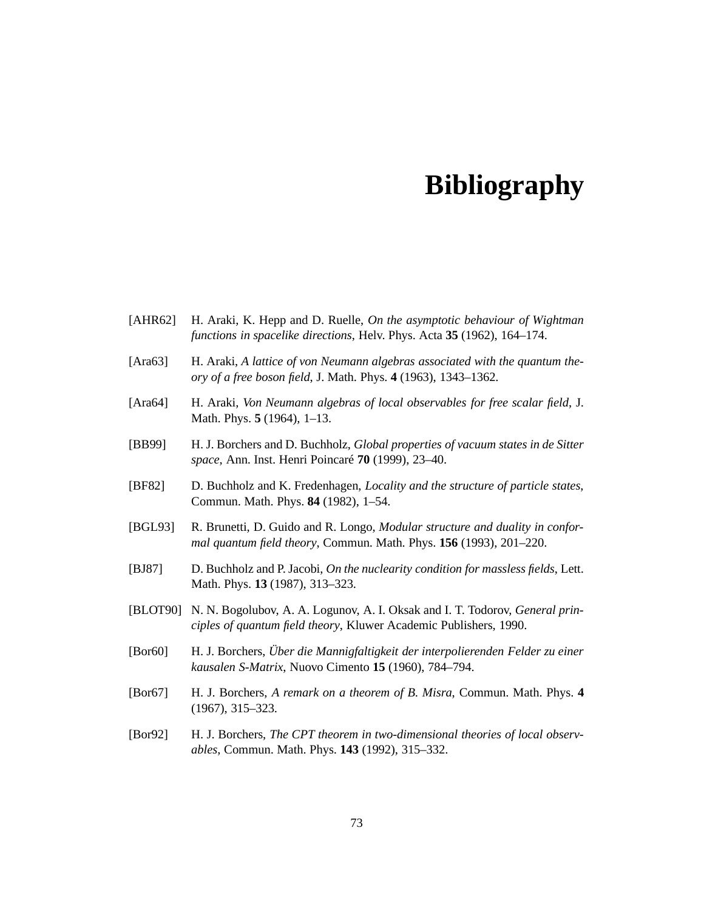# Bibliography

[AHR62] H. Araki, K. Hepp and D. Ruelle, *On the asymptotic behaviour of Wightman functions in spacelike directions*, Helv. Phys. Acta **35** (1962), 164–174.

[Ara63] H. Araki, *A lattice of von Neumann algebras associated with the quantum theory of a free boson field*, J. Math. Phys. **4** (1963), 1343–1362.

[Ara64] H. Araki, *Von Neumann algebras of local observables for free scalar field*, J. Math. Phys. **5** (1964), 1–13.

[BB99] H. J. Borchers and D. Buchholz, *Global properties of vacuum states in de Sitter space*, Ann. Inst. Henri Poincaré **70** (1999), 23–40.

[BF82] D. Buchholz and K. Fredenhagen, *Locality and the structure of particle states*, Commun. Math. Phys. **84** (1982), 1–54.

[BGL93] R. Brunetti, D. Guido and R. Longo, *Modular structure and duality in conformal quantum field theory*, Commun. Math. Phys. **156** (1993), 201–220.

[BJ87] D. Buchholz and P. Jacobi, *On the nuclearity condition for massless fields*, Lett. Math. Phys. **13** (1987), 313–323.

[BLOT90] N. N. Bogolubov, A. A. Logunov, A. I. Oksak and I. T. Todorov, *General principles of quantum field theory*, Kluwer Academic Publishers, 1990.

[Bor60] H. J. Borchers, *Über die Mannigfaltigkeit der interpolierenden Felder zu einer kausalen S-Matrix*, Nuovo Cimento **15** (1960), 784–794.

[Bor67] H. J. Borchers, *A remark on a theorem of B. Misra*, Commun. Math. Phys. **4** (1967), 315–323.

[Bor92] H. J. Borchers, *The CPT theorem in two-dimensional theories of local observables*, Commun. Math. Phys. **143** (1992), 315–332.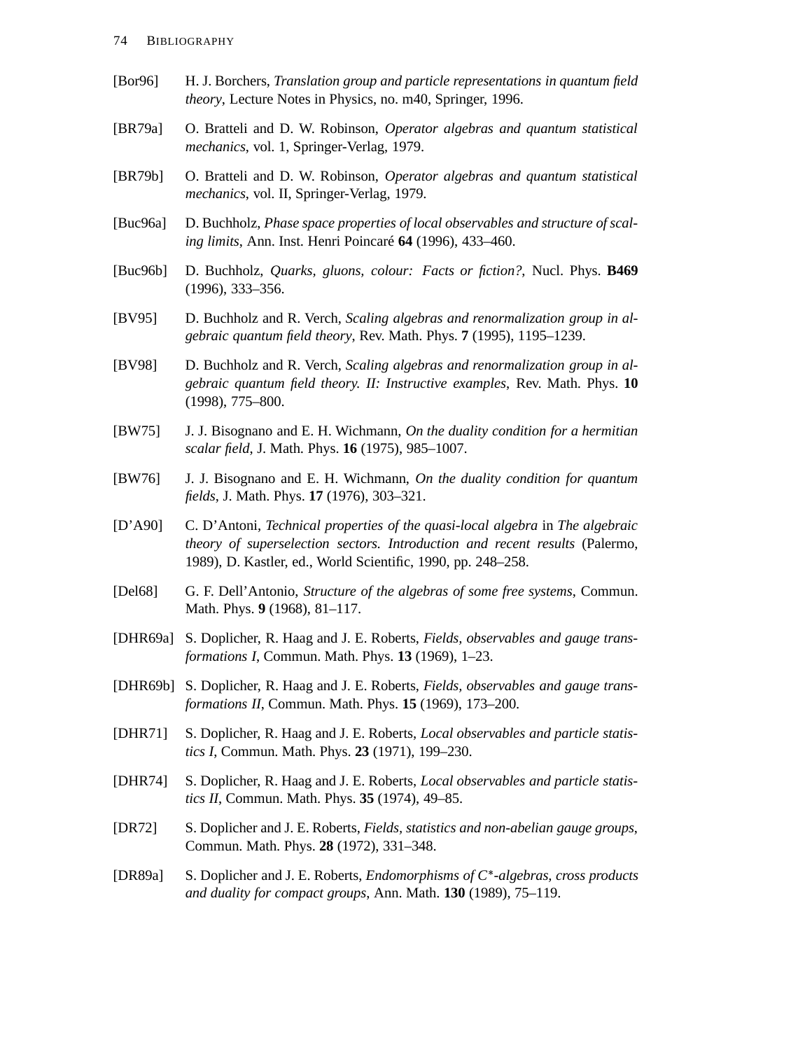[Bor96] H. J. Borchers, *Translation group and particle representations in quantum field theory*, Lecture Notes in Physics, no. m40, Springer, 1996.

[BR79a] O. Bratteli and D. W. Robinson, *Operator algebras and quantum statistical mechanics*, vol. 1, Springer-Verlag, 1979.

[BR79b] O. Bratteli and D. W. Robinson, *Operator algebras and quantum statistical mechanics*, vol. II, Springer-Verlag, 1979.

[Buc96a] D. Buchholz, *Phase space properties of local observables and structure of scaling limits*, Ann. Inst. Henri Poincaré **64** (1996), 433–460.

[Buc96b] D. Buchholz, *Quarks, gluons, colour: Facts or fiction?*, Nucl. Phys. **B469** (1996), 333–356.

[BV95] D. Buchholz and R. Verch, *Scaling algebras and renormalization group in algebraic quantum field theory*, Rev. Math. Phys. **7** (1995), 1195–1239.

[BV98] D. Buchholz and R. Verch, *Scaling algebras and renormalization group in algebraic quantum field theory. II: Instructive examples*, Rev. Math. Phys. **10** (1998), 775–800.

[BW75] J. J. Bisognano and E. H. Wichmann, *On the duality condition for a hermitian scalar field*, J. Math. Phys. **16** (1975), 985–1007.

[BW76] J. J. Bisognano and E. H. Wichmann, *On the duality condition for quantum fields*, J. Math. Phys. **17** (1976), 303–321.

[D'A90] C. D'Antoni, *Technical properties of the quasi-local algebra* in *The algebraic theory of superselection sectors. Introduction and recent results* (Palermo, 1989), D. Kastler, ed., World Scientific, 1990, pp. 248–258.

[Del68] G. F. Dell'Antonio, *Structure of the algebras of some free systems*, Commun. Math. Phys. **9** (1968), 81–117.

[DHR69a] S. Doplicher, R. Haag and J. E. Roberts, *Fields, observables and gauge transformations I*, Commun. Math. Phys. **13** (1969), 1–23.

[DHR69b] S. Doplicher, R. Haag and J. E. Roberts, *Fields, observables and gauge transformations II*, Commun. Math. Phys. **15** (1969), 173–200.

[DHR71] S. Doplicher, R. Haag and J. E. Roberts, *Local observables and particle statistics I*, Commun. Math. Phys. **23** (1971), 199–230.

[DHR74] S. Doplicher, R. Haag and J. E. Roberts, *Local observables and particle statistics II*, Commun. Math. Phys. **35** (1974), 49–85.

[DR72] S. Doplicher and J. E. Roberts, *Fields, statistics and non-abelian gauge groups*, Commun. Math. Phys. **28** (1972), 331–348.

[DR89a] S. Doplicher and J. E. Roberts, *Endomorphisms of C\*-algebras, cross products and duality for compact groups*, Ann. Math. **130** (1989), 75–119.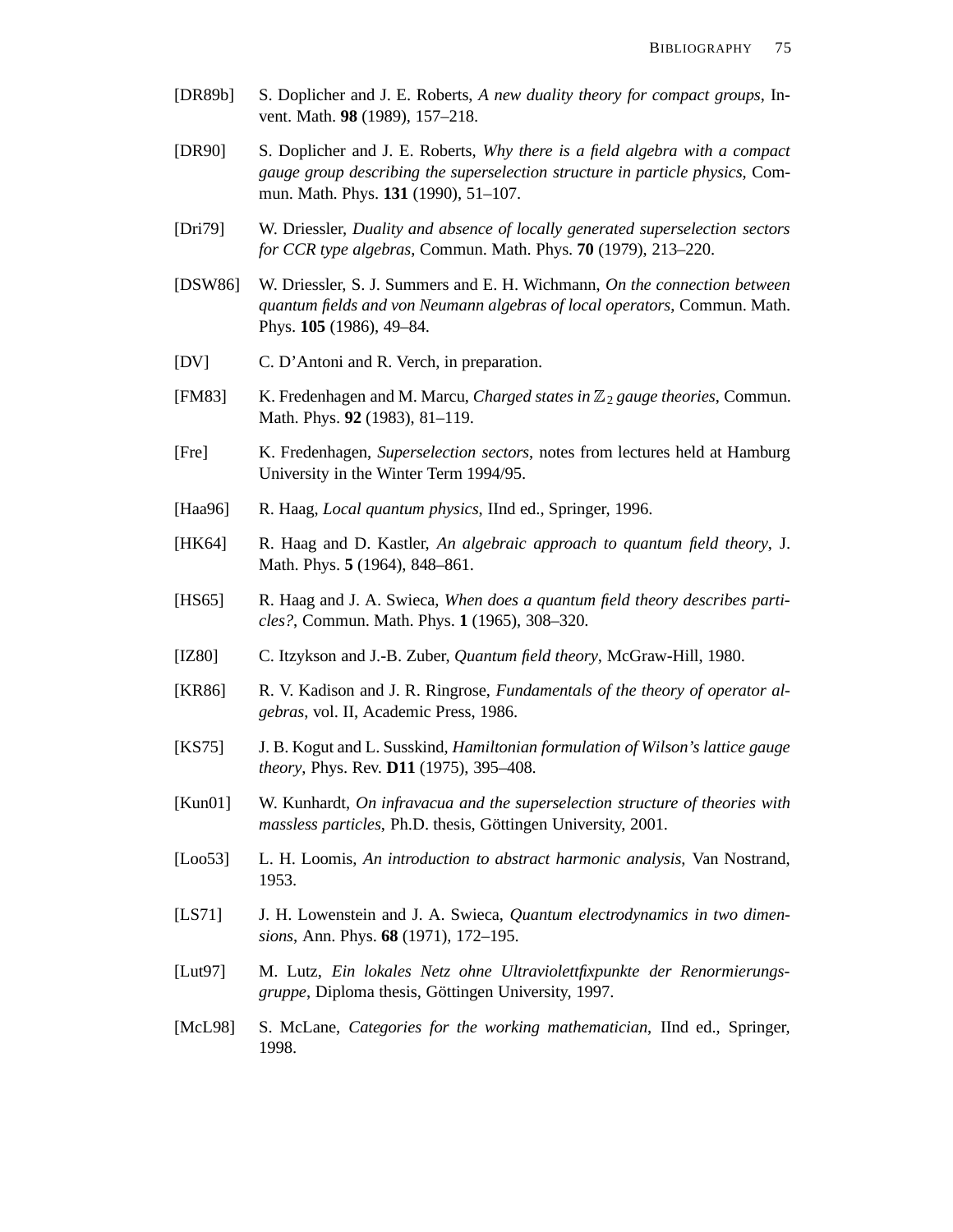[DR89b] S. Doplicher and J. E. Roberts, *A new duality theory for compact groups*, Invent. Math. **98** (1989), 157–218.

[DR90] S. Doplicher and J. E. Roberts, *Why there is a field algebra with a compact gauge group describing the superselection structure in particle physics*, Commun. Math. Phys. **131** (1990), 51–107.

[Dri79] W. Driessler, *Duality and absence of locally generated superselection sectors for CCR type algebras*, Commun. Math. Phys. **70** (1979), 213–220.

[DSW86] W. Driessler, S. J. Summers and E. H. Wichmann, *On the connection between quantum fields and von Neumann algebras of local operators*, Commun. Math. Phys. **105** (1986), 49–84.

[DV] C. D'Antoni and R. Verch, in preparation.

[FM83] K. Fredenhagen and M. Marcu, *Charged states in $\mathbb{Z}_2$ gauge theories*, Commun. Math. Phys. **92** (1983), 81–119.

[Fre] K. Fredenhagen, *Superselection sectors*, notes from lectures held at Hamburg University in the Winter Term 1994/95.

[Haa96] R. Haag, *Local quantum physics*, IInd ed., Springer, 1996.

[HK64] R. Haag and D. Kastler, *An algebraic approach to quantum field theory*, J. Math. Phys. **5** (1964), 848–861.

[HS65] R. Haag and J. A. Swieca, *When does a quantum field theory describes particles?*, Commun. Math. Phys. **1** (1965), 308–320.

[IZ80] C. Itzykson and J.-B. Zuber, *Quantum field theory*, McGraw-Hill, 1980.

[KR86] R. V. Kadison and J. R. Ringrose, *Fundamentals of the theory of operator algebras*, vol. II, Academic Press, 1986.

[KS75] J. B. Kogut and L. Susskind, *Hamiltonian formulation of Wilson's lattice gauge theory*, Phys. Rev. **D11** (1975), 395–408.

[Kun01] W. Kunhardt, *On infravacua and the superselection structure of theories with massless particles*, Ph.D. thesis, Göttingen University, 2001.

[Loo53] L. H. Loomis, *An introduction to abstract harmonic analysis*, Van Nostrand, 1953.

[LS71] J. H. Lowenstein and J. A. Swieca, *Quantum electrodynamics in two dimensions*, Ann. Phys. **68** (1971), 172–195.

[Lut97] M. Lutz, *Ein lokales Netz ohne Ultraviolettfixpunkte der Renormierungsgruppe*, Diploma thesis, Göttingen University, 1997.

[McL98] S. McLane, *Categories for the working mathematician*, IInd ed., Springer, 1998.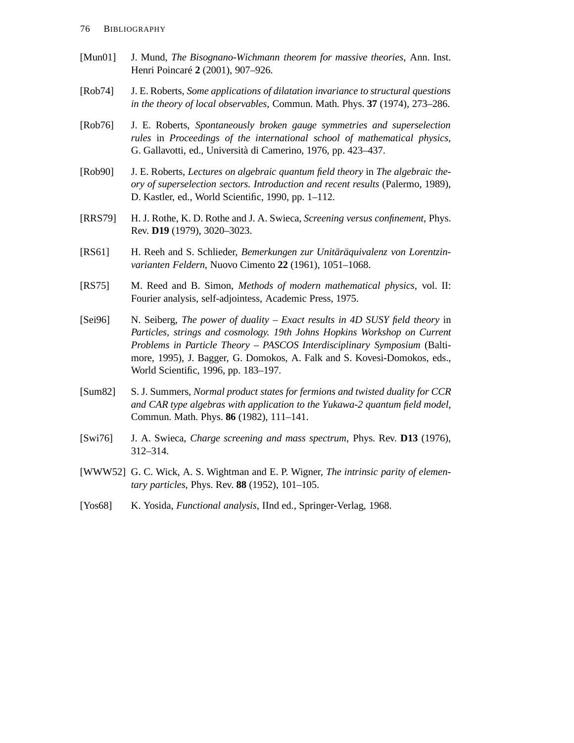[Mun01] J. Mund, *The Bisognano-Wichmann theorem for massive theories*, Ann. Inst. Henri Poincaré **2** (2001), 907–926.

[Rob74] J. E. Roberts, *Some applications of dilatation invariance to structural questions in the theory of local observables*, Commun. Math. Phys. **37** (1974), 273–286.

[Rob76] J. E. Roberts, *Spontaneously broken gauge symmetries and superselection rules* in *Proceedings of the international school of mathematical physics*, G. Gallavotti, ed., Università di Camerino, 1976, pp. 423–437.

[Rob90] J. E. Roberts, *Lectures on algebraic quantum field theory* in *The algebraic theory of superselection sectors. Introduction and recent results* (Palermo, 1989), D. Kastler, ed., World Scientific, 1990, pp. 1–112.

[RRS79] H. J. Rothe, K. D. Rothe and J. A. Swieca, *Screening versus confinement*, Phys. Rev. **D19** (1979), 3020–3023.

[RS61] H. Reeh and S. Schlieder, *Bemerkungen zur Unitäräquivalenz von Lorentzinvarianten Feldern*, Nuovo Cimento **22** (1961), 1051–1068.

[RS75] M. Reed and B. Simon, *Methods of modern mathematical physics*, vol. II: Fourier analysis, self-adjointess, Academic Press, 1975.

[Sei96] N. Seiberg, *The power of duality – Exact results in 4D SUSY field theory* in *Particles, strings and cosmology. 19th Johns Hopkins Workshop on Current Problems in Particle Theory – PASCOS Interdisciplinary Symposium* (Baltimore, 1995), J. Bagger, G. Domokos, A. Falk and S. Kovesi-Domokos, eds., World Scientific, 1996, pp. 183–197.

[Sum82] S. J. Summers, *Normal product states for fermions and twisted duality for CCR and CAR type algebras with application to the Yukawa-2 quantum field model*, Commun. Math. Phys. **86** (1982), 111–141.

[Swi76] J. A. Swieca, *Charge screening and mass spectrum*, Phys. Rev. **D13** (1976), 312–314.

[WWW52] G. C. Wick, A. S. Wightman and E. P. Wigner, *The intrinsic parity of elementary particles*, Phys. Rev. **88** (1952), 101–105.

[Yos68] K. Yosida, *Functional analysis*, IInd ed., Springer-Verlag, 1968.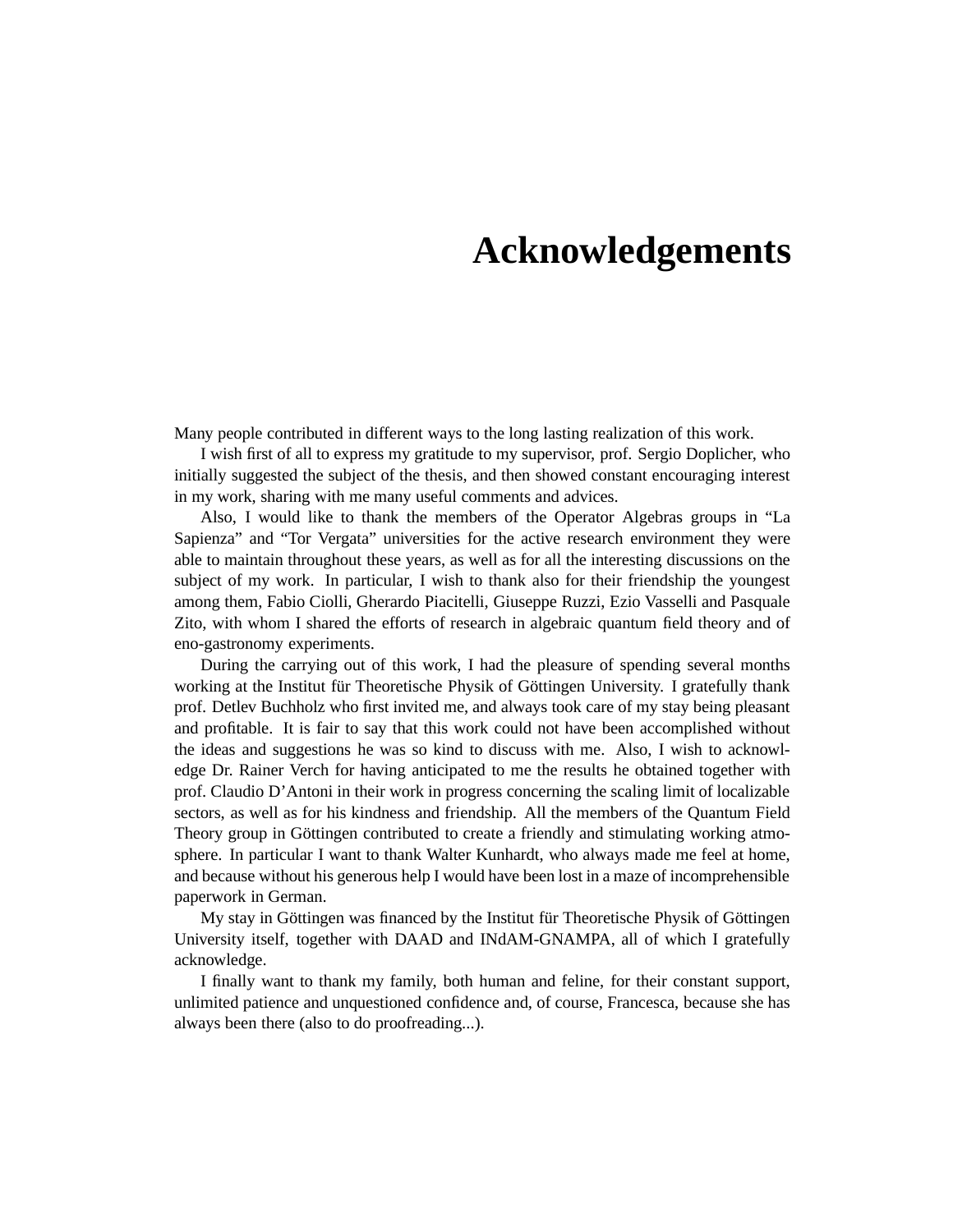# Acknowledgements

Many people contributed in different ways to the long lasting realization of this work.

I wish first of all to express my gratitude to my supervisor, prof. Sergio Doplicher, who initially suggested the subject of the thesis, and then showed constant encouraging interest in my work, sharing with me many useful comments and advices.

Also, I would like to thank the members of the Operator Algebras groups in "La Sapienza" and "Tor Vergata" universities for the active research environment they were able to maintain throughout these years, as well as for all the interesting discussions on the subject of my work. In particular, I wish to thank also for their friendship the youngest among them, Fabio Ciolli, Gherardo Piacitelli, Giuseppe Ruzzi, Ezio Vasselli and Pasquale Zito, with whom I shared the efforts of research in algebraic quantum field theory and of eno-gastronomy experiments.

During the carrying out of this work, I had the pleasure of spending several months working at the Institut für Theoretische Physik of Göttingen University. I gratefully thank prof. Detlev Buchholz who first invited me, and always took care of my stay being pleasant and profitable. It is fair to say that this work could not have been accomplished without the ideas and suggestions he was so kind to discuss with me. Also, I wish to acknowledge Dr. Rainer Verch for having anticipated to me the results he obtained together with prof. Claudio D'Antoni in their work in progress concerning the scaling limit of localizable sectors, as well as for his kindness and friendship. All the members of the Quantum Field Theory group in Göttingen contributed to create a friendly and stimulating working atmosphere. In particular I want to thank Walter Kunhardt, who always made me feel at home, and because without his generous help I would have been lost in a maze of incomprehensible paperwork in German.

My stay in Göttingen was financed by the Institut für Theoretische Physik of Göttingen University itself, together with DAAD and INdAM-GNAMPA, all of which I gratefully acknowledge.

I finally want to thank my family, both human and feline, for their constant support, unlimited patience and unquestioned confidence and, of course, Francesca, because she has always been there (also to do proofreading...).